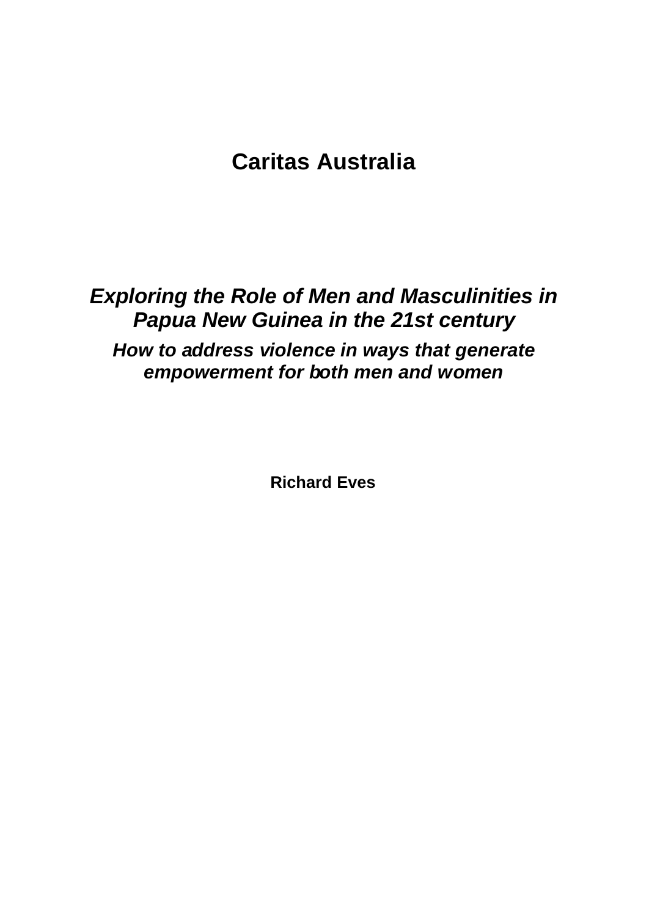# Caritas Australia

## *Exploring the Role of Men and Masculinities in Papua New Guinea in the 21st century*

### *How to address violence in ways that generate empowerment for both men and women*

**Richard Eves**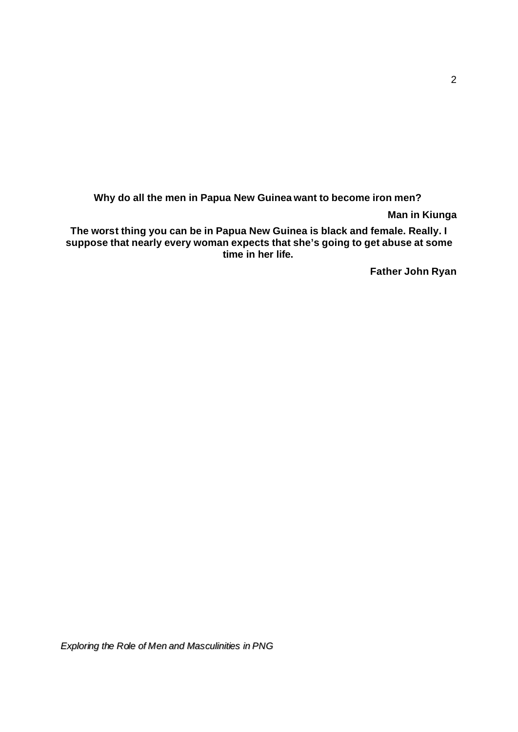**Why do all the men in Papua New Guinea want to become iron men?**

**Man in Kiunga**

**The worst thing you can be in Papua New Guinea is black and female. Really. I suppose that nearly every woman expects that she's going to get abuse at some time in her life.**

**Father John Ryan**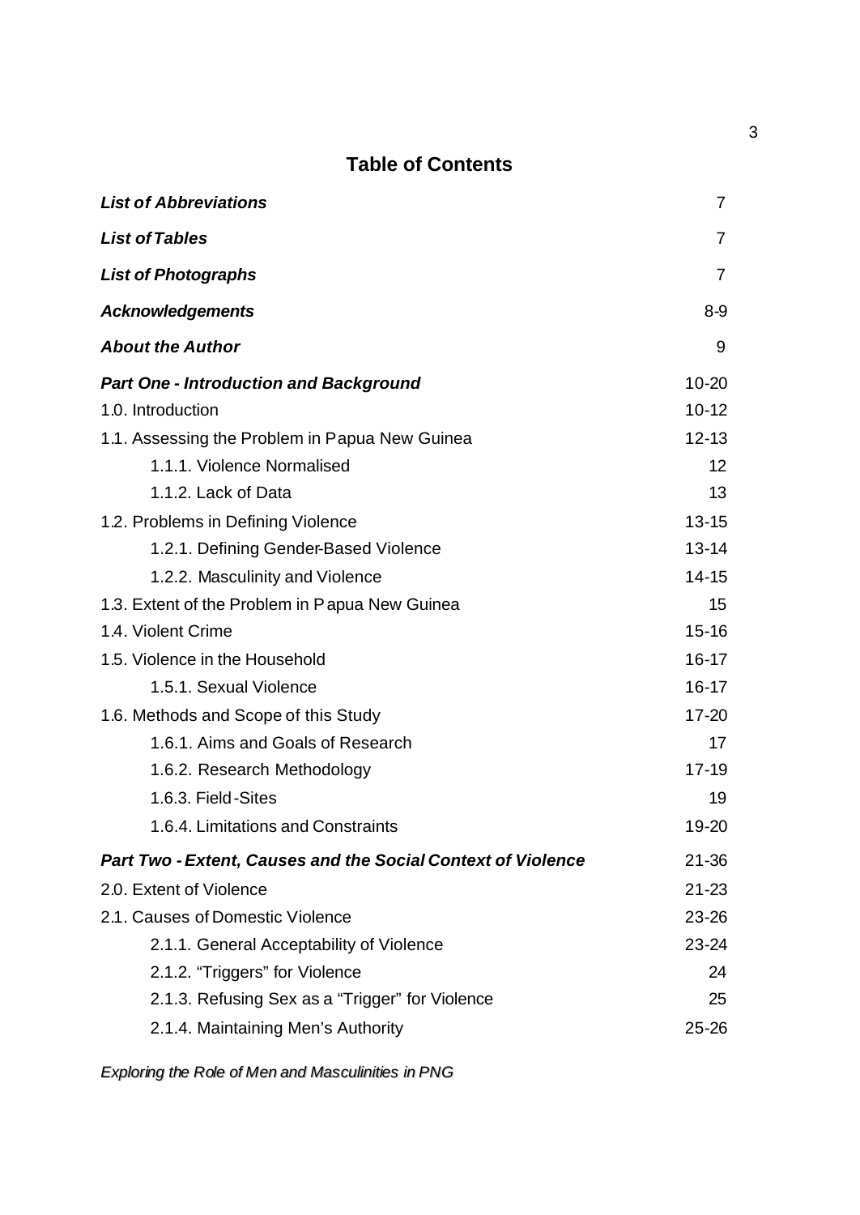## Table of Contents

| | |
|---|---|
| ***List of Abbreviations*** | 7 |
| ***List of Tables*** | 7 |
| ***List of Photographs*** | 7 |
| ***Acknowledgements*** | 8-9 |
| ***About the Author*** | 9 |
| ***Part One - Introduction and Background*** | 10-20 |
| 1.0. Introduction | 10-12 |
| 1.1. Assessing the Problem in Papua New Guinea | 12-13 |
| &nbsp;&nbsp;&nbsp;&nbsp;1.1.1. Violence Normalised | 12 |
| &nbsp;&nbsp;&nbsp;&nbsp;1.1.2. Lack of Data | 13 |
| 1.2. Problems in Defining Violence | 13-15 |
| &nbsp;&nbsp;&nbsp;&nbsp;1.2.1. Defining Gender-Based Violence | 13-14 |
| &nbsp;&nbsp;&nbsp;&nbsp;1.2.2. Masculinity and Violence | 14-15 |
| 1.3. Extent of the Problem in Papua New Guinea | 15 |
| 1.4. Violent Crime | 15-16 |
| 1.5. Violence in the Household | 16-17 |
| &nbsp;&nbsp;&nbsp;&nbsp;1.5.1. Sexual Violence | 16-17 |
| 1.6. Methods and Scope of this Study | 17-20 |
| &nbsp;&nbsp;&nbsp;&nbsp;1.6.1. Aims and Goals of Research | 17 |
| &nbsp;&nbsp;&nbsp;&nbsp;1.6.2. Research Methodology | 17-19 |
| &nbsp;&nbsp;&nbsp;&nbsp;1.6.3. Field-Sites | 19 |
| &nbsp;&nbsp;&nbsp;&nbsp;1.6.4. Limitations and Constraints | 19-20 |
| ***Part Two - Extent, Causes and the Social Context of Violence*** | 21-36 |
| 2.0. Extent of Violence | 21-23 |
| 2.1. Causes of Domestic Violence | 23-26 |
| &nbsp;&nbsp;&nbsp;&nbsp;2.1.1. General Acceptability of Violence | 23-24 |
| &nbsp;&nbsp;&nbsp;&nbsp;2.1.2. "Triggers" for Violence | 24 |
| &nbsp;&nbsp;&nbsp;&nbsp;2.1.3. Refusing Sex as a "Trigger" for Violence | 25 |
| &nbsp;&nbsp;&nbsp;&nbsp;2.1.4. Maintaining Men's Authority | 25-26 |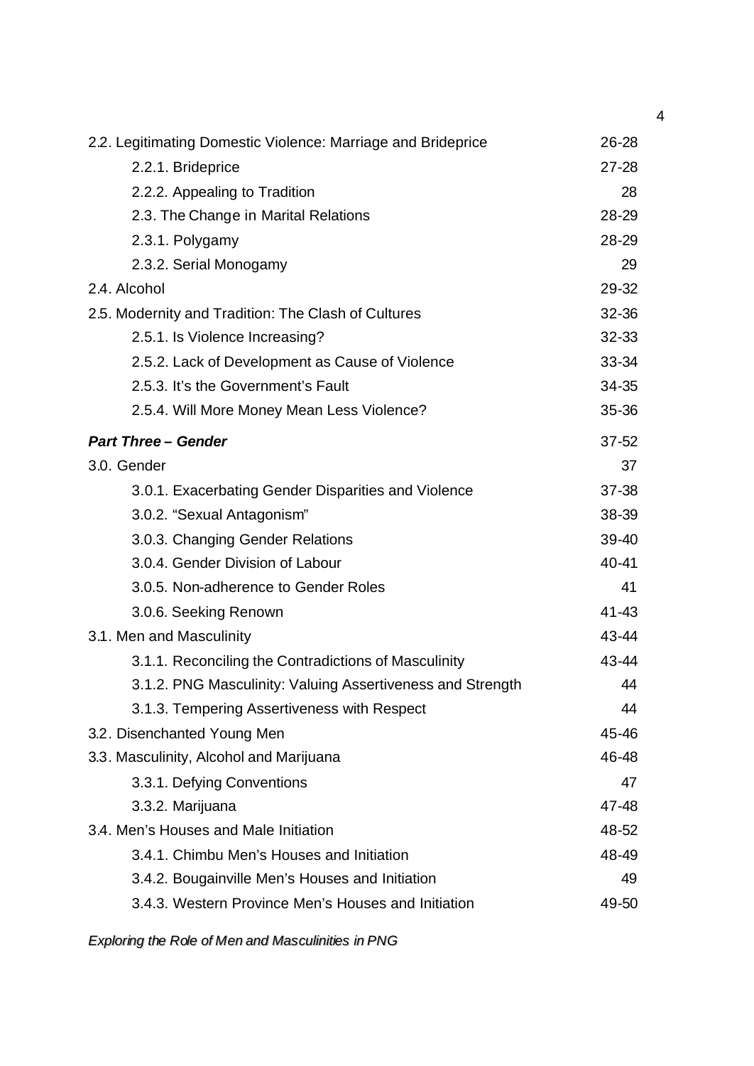| | |
|---|---|
| 2.2. Legitimating Domestic Violence: Marriage and Brideprice | 26-28 |
| 2.2.1. Brideprice | 27-28 |
| 2.2.2. Appealing to Tradition | 28 |
| 2.3. The Change in Marital Relations | 28-29 |
| 2.3.1. Polygamy | 28-29 |
| 2.3.2. Serial Monogamy | 29 |
| 2.4. Alcohol | 29-32 |
| 2.5. Modernity and Tradition: The Clash of Cultures | 32-36 |
| 2.5.1. Is Violence Increasing? | 32-33 |
| 2.5.2. Lack of Development as Cause of Violence | 33-34 |
| 2.5.3. It's the Government's Fault | 34-35 |
| 2.5.4. Will More Money Mean Less Violence? | 35-36 |
| ***Part Three – Gender*** | 37-52 |
| 3.0. Gender | 37 |
| 3.0.1. Exacerbating Gender Disparities and Violence | 37-38 |
| 3.0.2. "Sexual Antagonism" | 38-39 |
| 3.0.3. Changing Gender Relations | 39-40 |
| 3.0.4. Gender Division of Labour | 40-41 |
| 3.0.5. Non-adherence to Gender Roles | 41 |
| 3.0.6. Seeking Renown | 41-43 |
| 3.1. Men and Masculinity | 43-44 |
| 3.1.1. Reconciling the Contradictions of Masculinity | 43-44 |
| 3.1.2. PNG Masculinity: Valuing Assertiveness and Strength | 44 |
| 3.1.3. Tempering Assertiveness with Respect | 44 |
| 3.2. Disenchanted Young Men | 45-46 |
| 3.3. Masculinity, Alcohol and Marijuana | 46-48 |
| 3.3.1. Defying Conventions | 47 |
| 3.3.2. Marijuana | 47-48 |
| 3.4. Men's Houses and Male Initiation | 48-52 |
| 3.4.1. Chimbu Men's Houses and Initiation | 48-49 |
| 3.4.2. Bougainville Men's Houses and Initiation | 49 |
| 3.4.3. Western Province Men's Houses and Initiation | 49-50 |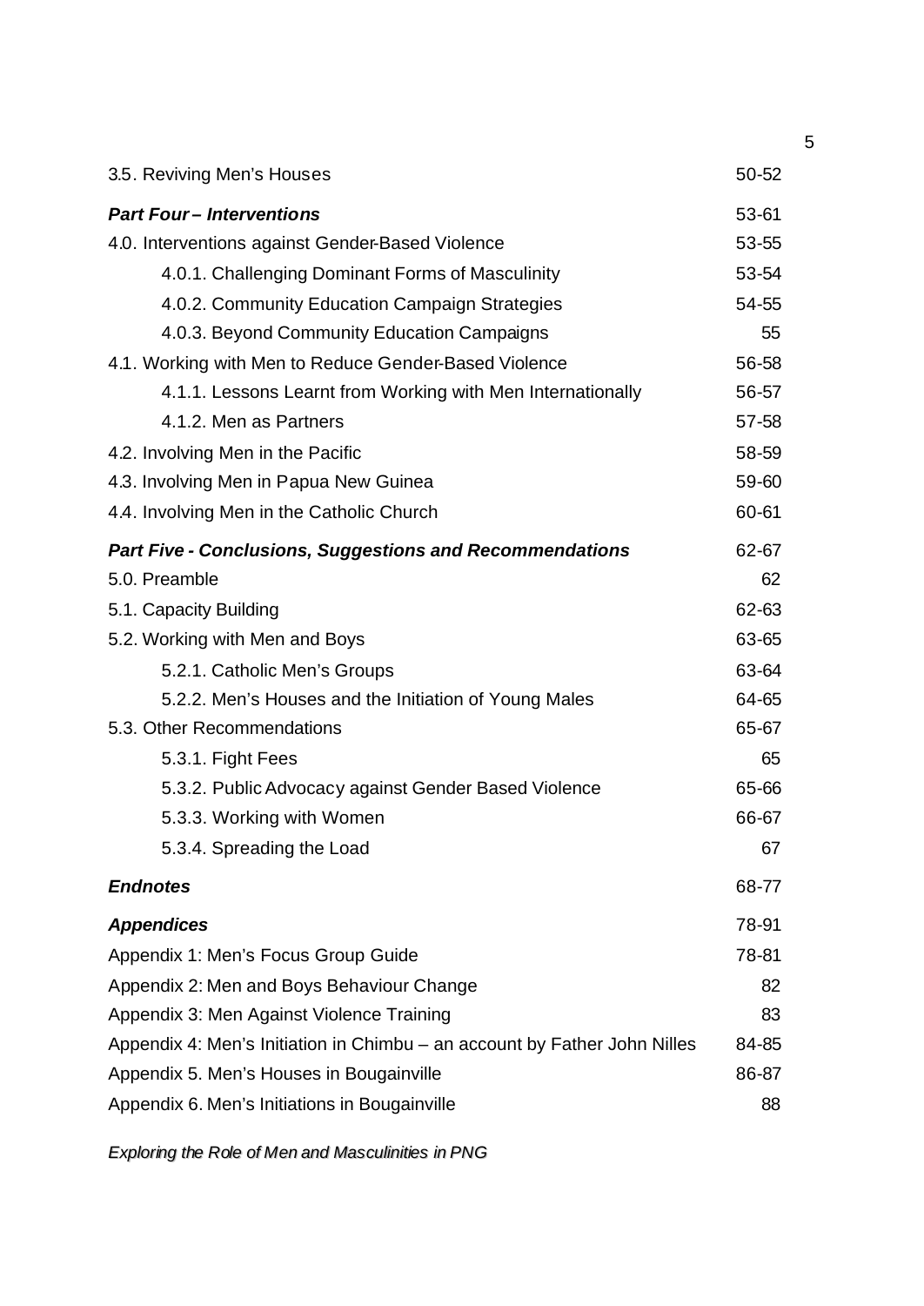| | |
|---|---|
| 3.5. Reviving Men's Houses | 50-52 |
| ***Part Four – Interventions*** | 53-61 |
| 4.0. Interventions against Gender-Based Violence | 53-55 |
| 4.0.1. Challenging Dominant Forms of Masculinity | 53-54 |
| 4.0.2. Community Education Campaign Strategies | 54-55 |
| 4.0.3. Beyond Community Education Campaigns | 55 |
| 4.1. Working with Men to Reduce Gender-Based Violence | 56-58 |
| 4.1.1. Lessons Learnt from Working with Men Internationally | 56-57 |
| 4.1.2. Men as Partners | 57-58 |
| 4.2. Involving Men in the Pacific | 58-59 |
| 4.3. Involving Men in Papua New Guinea | 59-60 |
| 4.4. Involving Men in the Catholic Church | 60-61 |
| ***Part Five - Conclusions, Suggestions and Recommendations*** | 62-67 |
| 5.0. Preamble | 62 |
| 5.1. Capacity Building | 62-63 |
| 5.2. Working with Men and Boys | 63-65 |
| 5.2.1. Catholic Men's Groups | 63-64 |
| 5.2.2. Men's Houses and the Initiation of Young Males | 64-65 |
| 5.3. Other Recommendations | 65-67 |
| 5.3.1. Fight Fees | 65 |
| 5.3.2. Public Advocacy against Gender Based Violence | 65-66 |
| 5.3.3. Working with Women | 66-67 |
| 5.3.4. Spreading the Load | 67 |
| ***Endnotes*** | 68-77 |
| ***Appendices*** | 78-91 |
| Appendix 1: Men's Focus Group Guide | 78-81 |
| Appendix 2: Men and Boys Behaviour Change | 82 |
| Appendix 3: Men Against Violence Training | 83 |
| Appendix 4: Men's Initiation in Chimbu – an account by Father John Nilles | 84-85 |
| Appendix 5. Men's Houses in Bougainville | 86-87 |
| Appendix 6. Men's Initiations in Bougainville | 88 |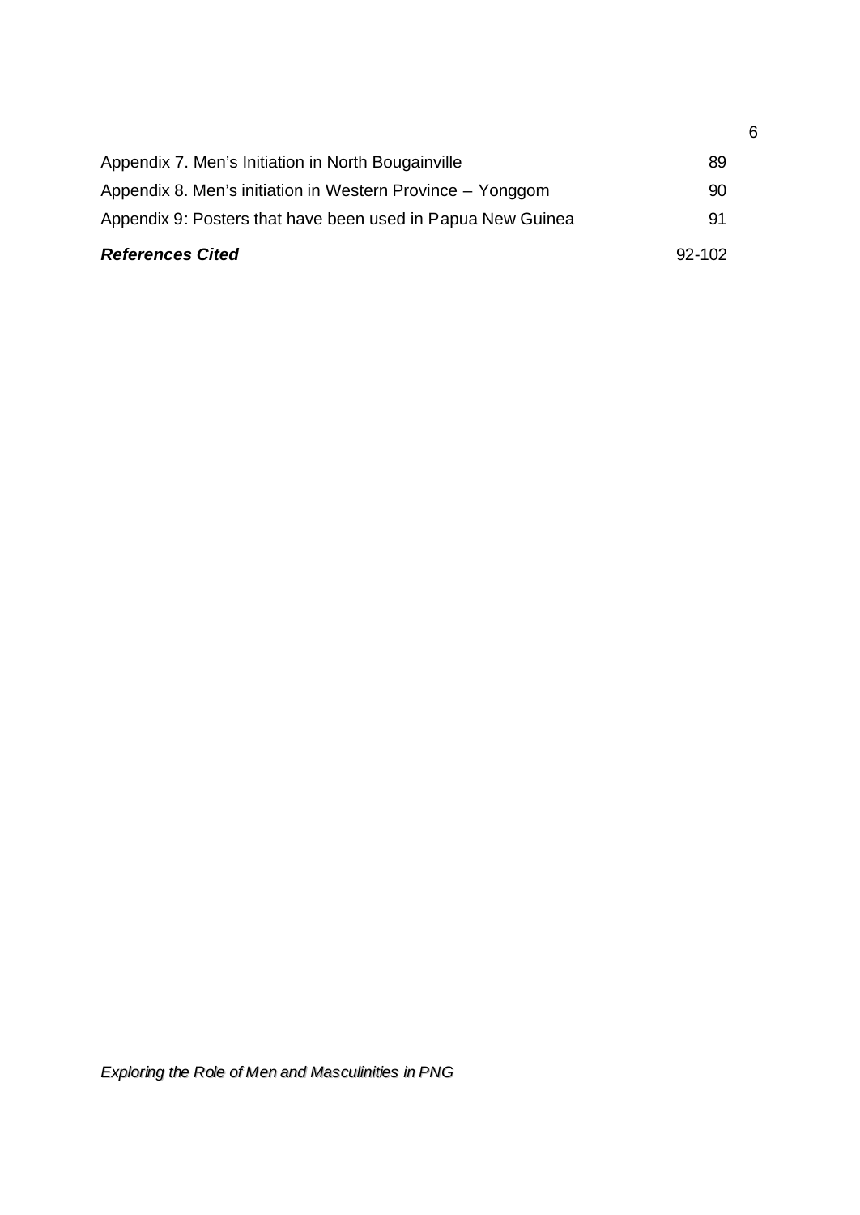Appendix 7. Men's Initiation in North Bougainville 89

Appendix 8. Men's initiation in Western Province – Yonggom 90

Appendix 9: Posters that have been used in Papua New Guinea 91

***References Cited*** 92-102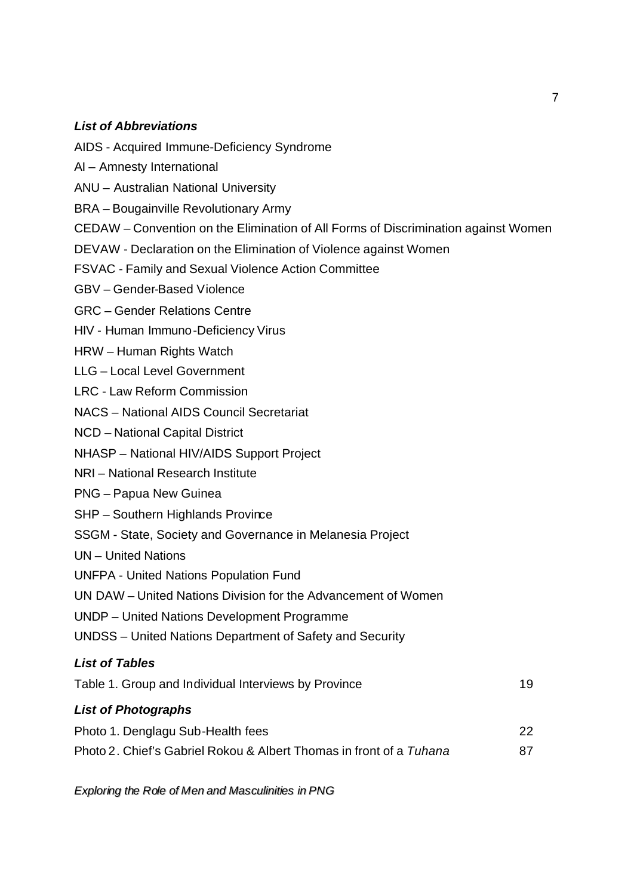### *List of Abbreviations*

AIDS - Acquired Immune-Deficiency Syndrome

AI – Amnesty International

ANU – Australian National University

BRA – Bougainville Revolutionary Army

CEDAW – Convention on the Elimination of All Forms of Discrimination against Women

DEVAW - Declaration on the Elimination of Violence against Women

FSVAC - Family and Sexual Violence Action Committee

GBV – Gender-Based Violence

GRC – Gender Relations Centre

HIV - Human Immuno-Deficiency Virus

HRW – Human Rights Watch

LLG – Local Level Government

LRC - Law Reform Commission

NACS – National AIDS Council Secretariat

NCD – National Capital District

NHASP – National HIV/AIDS Support Project

NRI – National Research Institute

PNG – Papua New Guinea

SHP – Southern Highlands Province

SSGM - State, Society and Governance in Melanesia Project

UN – United Nations

UNFPA - United Nations Population Fund

UN DAW – United Nations Division for the Advancement of Women

UNDP – United Nations Development Programme

UNDSS – United Nations Department of Safety and Security

### *List of Tables*

Table 1. Group and Individual Interviews by Province 19

### *List of Photographs*

Photo 1. Denglagu Sub-Health fees 22

Photo 2. Chief's Gabriel Rokou & Albert Thomas in front of a *Tuhana* 87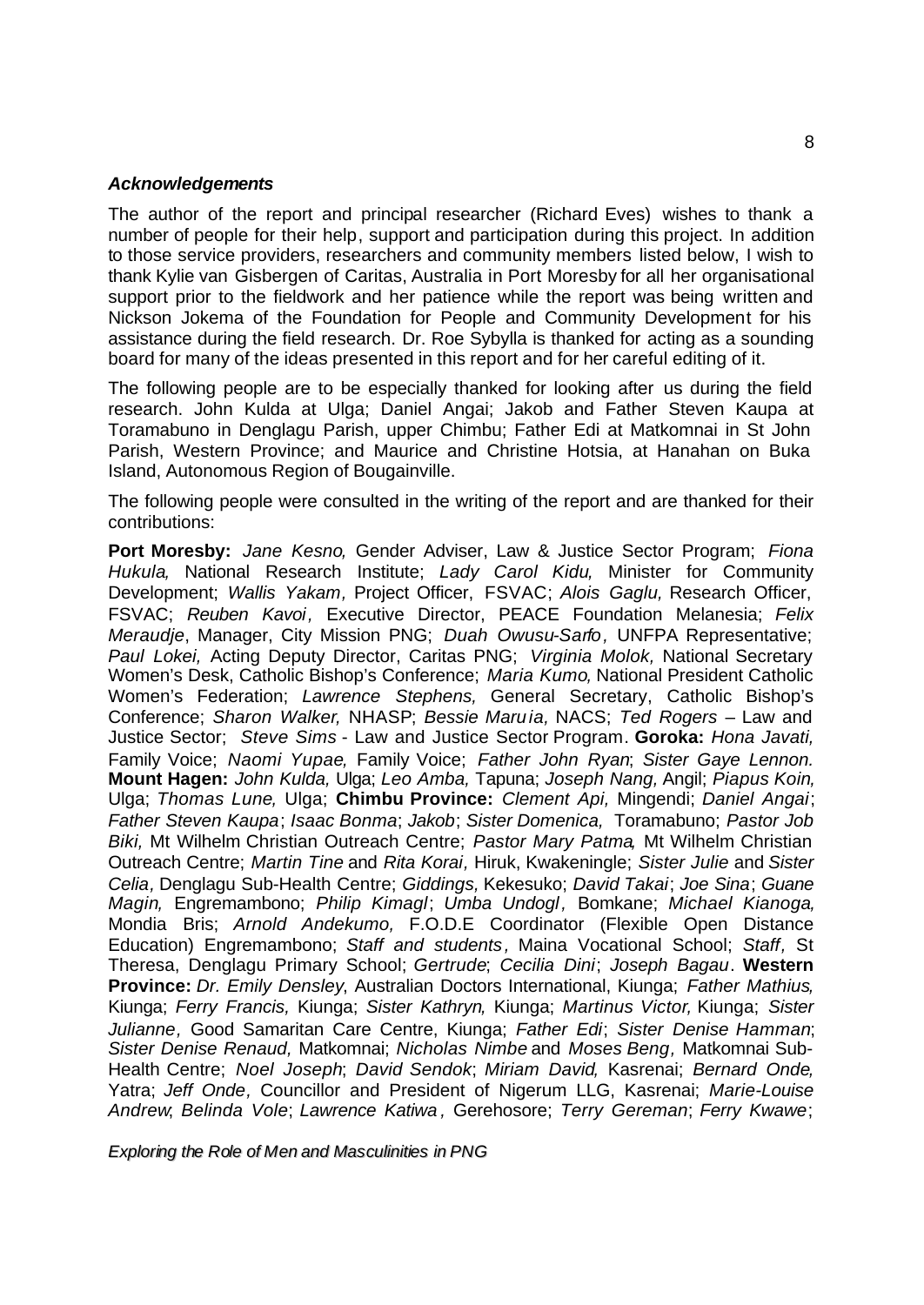### *Acknowledgements*

The author of the report and principal researcher (Richard Eves) wishes to thank a number of people for their help, support and participation during this project. In addition to those service providers, researchers and community members listed below, I wish to thank Kylie van Gisbergen of Caritas, Australia in Port Moresby for all her organisational support prior to the fieldwork and her patience while the report was being written and Nickson Jokema of the Foundation for People and Community Development for his assistance during the field research. Dr. Roe Sybylla is thanked for acting as a sounding board for many of the ideas presented in this report and for her careful editing of it.

The following people are to be especially thanked for looking after us during the field research. John Kulda at Ulga; Daniel Angai; Jakob and Father Steven Kaupa at Toramabuno in Denglagu Parish, upper Chimbu; Father Edi at Matkomnai in St John Parish, Western Province; and Maurice and Christine Hotsia, at Hanahan on Buka Island, Autonomous Region of Bougainville.

The following people were consulted in the writing of the report and are thanked for their contributions:

**Port Moresby:** *Jane Kesno,* Gender Adviser, Law & Justice Sector Program; *Fiona Hukula,* National Research Institute; *Lady Carol Kidu,* Minister for Community Development; *Wallis Yakam,* Project Officer, FSVAC; *Alois Gaglu,* Research Officer, FSVAC; *Reuben Kavoi*, Executive Director, PEACE Foundation Melanesia; *Felix Meraudje*, Manager, City Mission PNG; *Duah Owusu-Sarfo*, UNFPA Representative; *Paul Lokei,* Acting Deputy Director, Caritas PNG; *Virginia Molok,* National Secretary Women's Desk, Catholic Bishop's Conference; *Maria Kumo,* National President Catholic Women's Federation; *Lawrence Stephens,* General Secretary, Catholic Bishop's Conference; *Sharon Walker,* NHASP; *Bessie Maruia,* NACS; *Ted Rogers* – Law and Justice Sector; *Steve Sims* - Law and Justice Sector Program. **Goroka:** *Hona Javati,* Family Voice; *Naomi Yupae,* Family Voice; *Father John Ryan*; *Sister Gaye Lennon.* **Mount Hagen:** *John Kulda,* Ulga; *Leo Amba,* Tapuna; *Joseph Nang,* Angil; *Piapus Koin,* Ulga; *Thomas Lune,* Ulga; **Chimbu Province:** *Clement Api,* Mingendi; *Daniel Angai*; *Father Steven Kaupa*; *Isaac Bonma*; *Jakob*; *Sister Domenica,* Toramabuno; *Pastor Job Biki,* Mt Wilhelm Christian Outreach Centre; *Pastor Mary Patma,* Mt Wilhelm Christian Outreach Centre; *Martin Tine* and *Rita Korai,* Hiruk, Kwakeningle; *Sister Julie* and *Sister Celia,* Denglagu Sub-Health Centre; *Giddings,* Kekesuko; *David Takai*; *Joe Sina*; *Guane Magin,* Engremambono; *Philip Kimagl*; *Umba Undogl,* Bomkane; *Michael Kianoga,* Mondia Bris; *Arnold Andekumo,* F.O.D.E Coordinator (Flexible Open Distance Education) Engremambono; *Staff and students*, Maina Vocational School; *Staff,* St Theresa, Denglagu Primary School; *Gertrude*; *Cecilia Dini*; *Joseph Bagau*. **Western Province:** *Dr. Emily Densley*, Australian Doctors International, Kiunga; *Father Mathius,* Kiunga; *Ferry Francis,* Kiunga; *Sister Kathryn,* Kiunga; *Martinus Victor,* Kiunga; *Sister Julianne,* Good Samaritan Care Centre, Kiunga; *Father Edi*; *Sister Denise Hamman*; *Sister Denise Renaud,* Matkomnai; *Nicholas Nimbe* and *Moses Beng,* Matkomnai Sub-Health Centre; *Noel Joseph*; *David Sendok*; *Miriam David,* Kasrenai; *Bernard Onde,* Yatra; *Jeff Onde,* Councillor and President of Nigerum LLG, Kasrenai; *Marie-Louise Andrew*; *Belinda Vole*; *Lawrence Katiwa*, Gerehosore; *Terry Gereman*; *Ferry Kwawe*;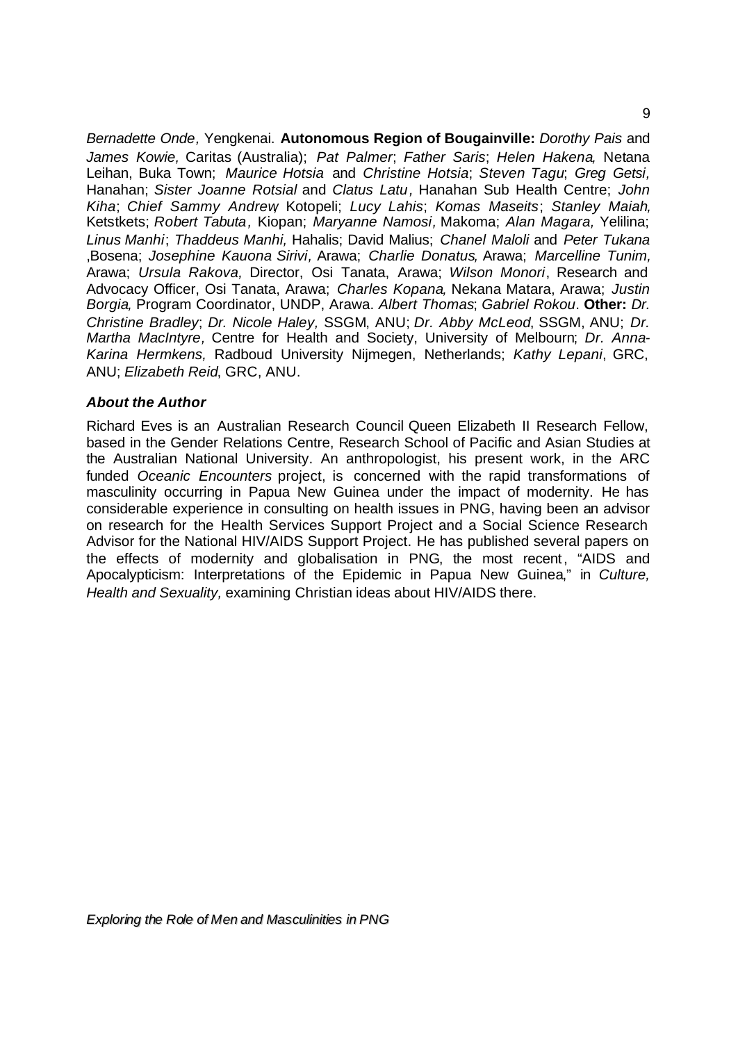*Bernadette Onde,* Yengkenai. **Autonomous Region of Bougainville:** *Dorothy Pais* and *James Kowie,* Caritas (Australia); *Pat Palmer*; *Father Saris*; *Helen Hakena,* Netana Leihan, Buka Town; *Maurice Hotsia* and *Christine Hotsia*; *Steven Tagu*; *Greg Getsi,* Hanahan; *Sister Joanne Rotsial* and *Clatus Latu*, Hanahan Sub Health Centre; *John Kiha*; *Chief Sammy Andrew,* Kotopeli; *Lucy Lahis*; *Komas Maseits*; *Stanley Maiah,* Ketstkets; *Robert Tabuta*, Kiopan; *Maryanne Namosi*, Makoma; *Alan Magara,* Yelilina; *Linus Manhi*; *Thaddeus Manhi,* Hahalis; David Malius; *Chanel Maloli* and *Peter Tukana* ,Bosena; *Josephine Kauona Sirivi*, Arawa; *Charlie Donatus,* Arawa; *Marcelline Tunim,* Arawa; *Ursula Rakova,* Director, Osi Tanata, Arawa; *Wilson Monori*, Research and Advocacy Officer, Osi Tanata, Arawa; *Charles Kopana,* Nekana Matara, Arawa; *Justin Borgia,* Program Coordinator, UNDP, Arawa. *Albert Thomas*; *Gabriel Rokou*. **Other:** *Dr. Christine Bradley*; *Dr. Nicole Haley,* SSGM, ANU; *Dr. Abby McLeod*, SSGM, ANU; *Dr. Martha MacIntyre*, Centre for Health and Society, University of Melbourn; *Dr. Anna-Karina Hermkens,* Radboud University Nijmegen, Netherlands; *Kathy Lepani*, GRC, ANU; *Elizabeth Reid*, GRC, ANU.

### *About the Author*

Richard Eves is an Australian Research Council Queen Elizabeth II Research Fellow, based in the Gender Relations Centre, Research School of Pacific and Asian Studies at the Australian National University. An anthropologist, his present work, in the ARC funded *Oceanic Encounters* project, is concerned with the rapid transformations of masculinity occurring in Papua New Guinea under the impact of modernity. He has considerable experience in consulting on health issues in PNG, having been an advisor on research for the Health Services Support Project and a Social Science Research Advisor for the National HIV/AIDS Support Project. He has published several papers on the effects of modernity and globalisation in PNG, the most recent, "AIDS and Apocalypticism: Interpretations of the Epidemic in Papua New Guinea," in *Culture, Health and Sexuality,* examining Christian ideas about HIV/AIDS there.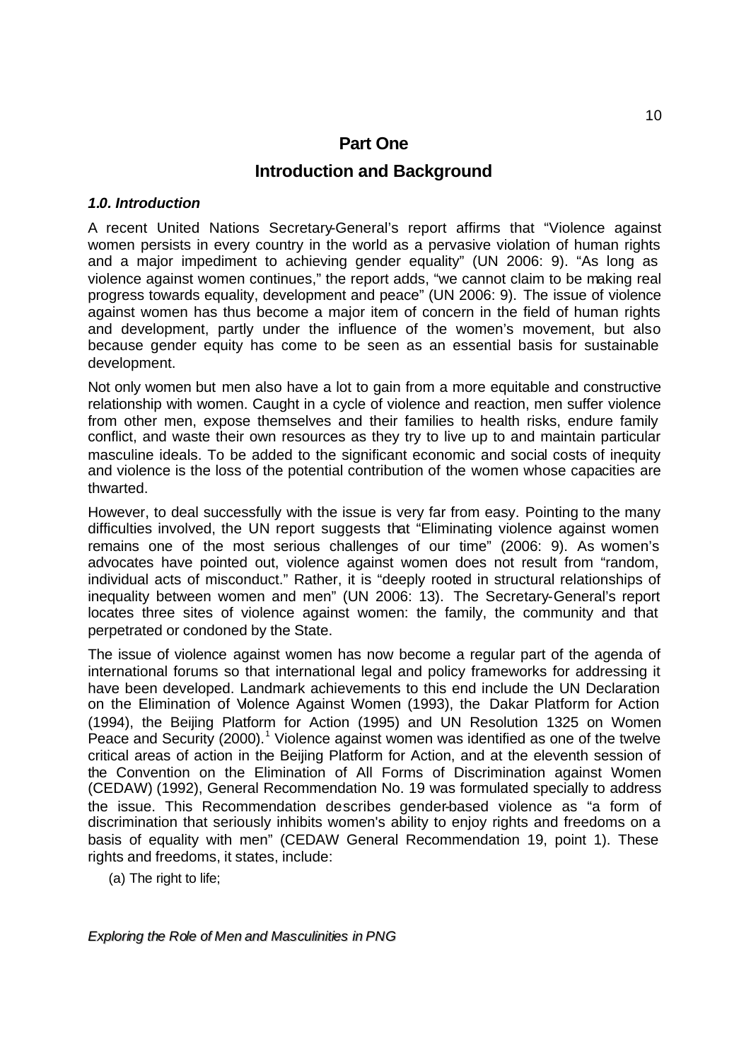# Part One

## Introduction and Background

### *1.0. Introduction*

A recent United Nations Secretary-General's report affirms that "Violence against women persists in every country in the world as a pervasive violation of human rights and a major impediment to achieving gender equality" (UN 2006: 9). "As long as violence against women continues," the report adds, "we cannot claim to be making real progress towards equality, development and peace" (UN 2006: 9). The issue of violence against women has thus become a major item of concern in the field of human rights and development, partly under the influence of the women's movement, but also because gender equity has come to be seen as an essential basis for sustainable development.

Not only women but men also have a lot to gain from a more equitable and constructive relationship with women. Caught in a cycle of violence and reaction, men suffer violence from other men, expose themselves and their families to health risks, endure family conflict, and waste their own resources as they try to live up to and maintain particular masculine ideals. To be added to the significant economic and social costs of inequity and violence is the loss of the potential contribution of the women whose capacities are thwarted.

However, to deal successfully with the issue is very far from easy. Pointing to the many difficulties involved, the UN report suggests that "Eliminating violence against women remains one of the most serious challenges of our time" (2006: 9). As women's advocates have pointed out, violence against women does not result from "random, individual acts of misconduct." Rather, it is "deeply rooted in structural relationships of inequality between women and men" (UN 2006: 13). The Secretary-General's report locates three sites of violence against women: the family, the community and that perpetrated or condoned by the State.

The issue of violence against women has now become a regular part of the agenda of international forums so that international legal and policy frameworks for addressing it have been developed. Landmark achievements to this end include the UN Declaration on the Elimination of Violence Against Women (1993), the Dakar Platform for Action (1994), the Beijing Platform for Action (1995) and UN Resolution 1325 on Women Peace and Security (2000).[1] Violence against women was identified as one of the twelve critical areas of action in the Beijing Platform for Action, and at the eleventh session of the Convention on the Elimination of All Forms of Discrimination against Women (CEDAW) (1992), General Recommendation No. 19 was formulated specially to address the issue. This Recommendation describes gender-based violence as "a form of discrimination that seriously inhibits women's ability to enjoy rights and freedoms on a basis of equality with men" (CEDAW General Recommendation 19, point 1). These rights and freedoms, it states, include:

(a) The right to life;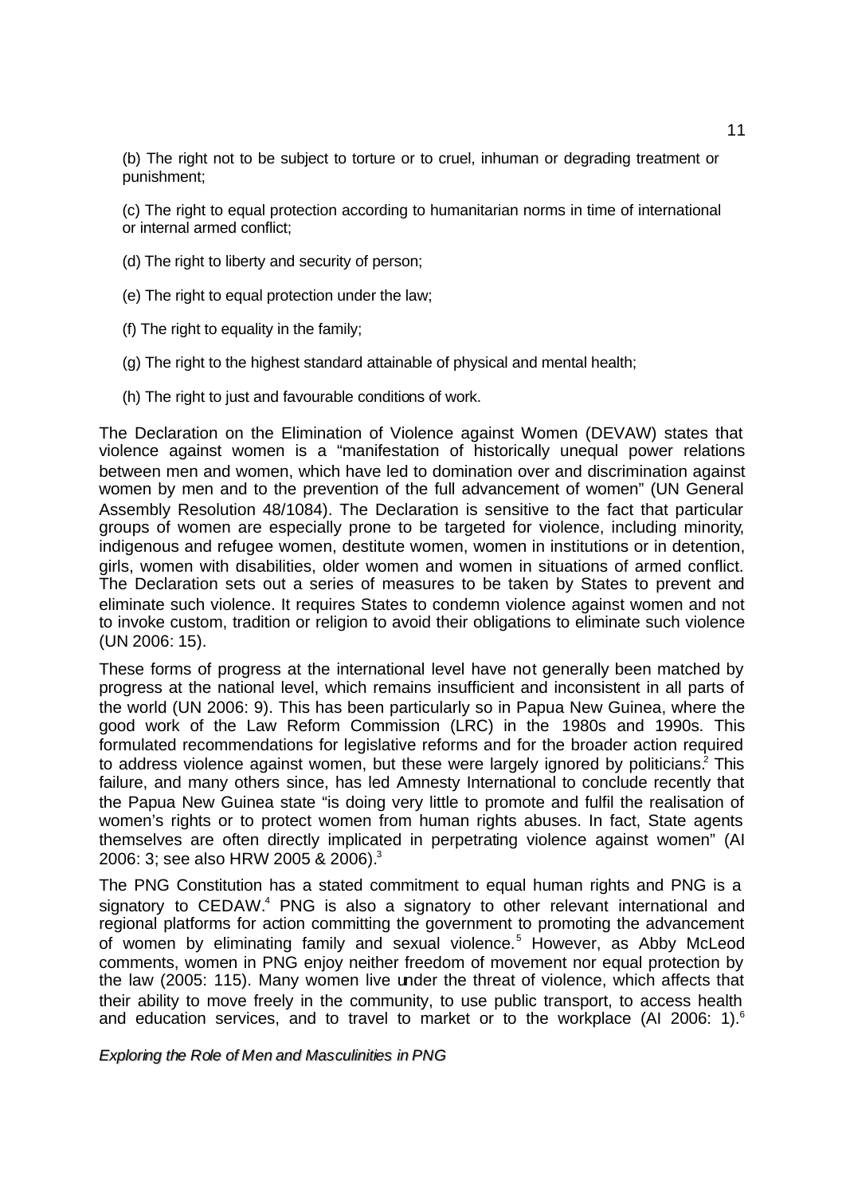(b) The right not to be subject to torture or to cruel, inhuman or degrading treatment or punishment;

(c) The right to equal protection according to humanitarian norms in time of international or internal armed conflict;

(d) The right to liberty and security of person;

(e) The right to equal protection under the law;

(f) The right to equality in the family;

(g) The right to the highest standard attainable of physical and mental health;

(h) The right to just and favourable conditions of work.

The Declaration on the Elimination of Violence against Women (DEVAW) states that violence against women is a "manifestation of historically unequal power relations between men and women, which have led to domination over and discrimination against women by men and to the prevention of the full advancement of women" (UN General Assembly Resolution 48/1084). The Declaration is sensitive to the fact that particular groups of women are especially prone to be targeted for violence, including minority, indigenous and refugee women, destitute women, women in institutions or in detention, girls, women with disabilities, older women and women in situations of armed conflict. The Declaration sets out a series of measures to be taken by States to prevent and eliminate such violence. It requires States to condemn violence against women and not to invoke custom, tradition or religion to avoid their obligations to eliminate such violence (UN 2006: 15).

These forms of progress at the international level have not generally been matched by progress at the national level, which remains insufficient and inconsistent in all parts of the world (UN 2006: 9). This has been particularly so in Papua New Guinea, where the good work of the Law Reform Commission (LRC) in the 1980s and 1990s. This formulated recommendations for legislative reforms and for the broader action required to address violence against women, but these were largely ignored by politicians.[2] This failure, and many others since, has led Amnesty International to conclude recently that the Papua New Guinea state "is doing very little to promote and fulfil the realisation of women's rights or to protect women from human rights abuses. In fact, State agents themselves are often directly implicated in perpetrating violence against women" (AI 2006: 3; see also HRW 2005 & 2006).[3]

The PNG Constitution has a stated commitment to equal human rights and PNG is a signatory to CEDAW.[4] PNG is also a signatory to other relevant international and regional platforms for action committing the government to promoting the advancement of women by eliminating family and sexual violence.[5] However, as Abby McLeod comments, women in PNG enjoy neither freedom of movement nor equal protection by the law (2005: 115). Many women live under the threat of violence, which affects that their ability to move freely in the community, to use public transport, to access health and education services, and to travel to market or to the workplace (AI 2006: 1).[6]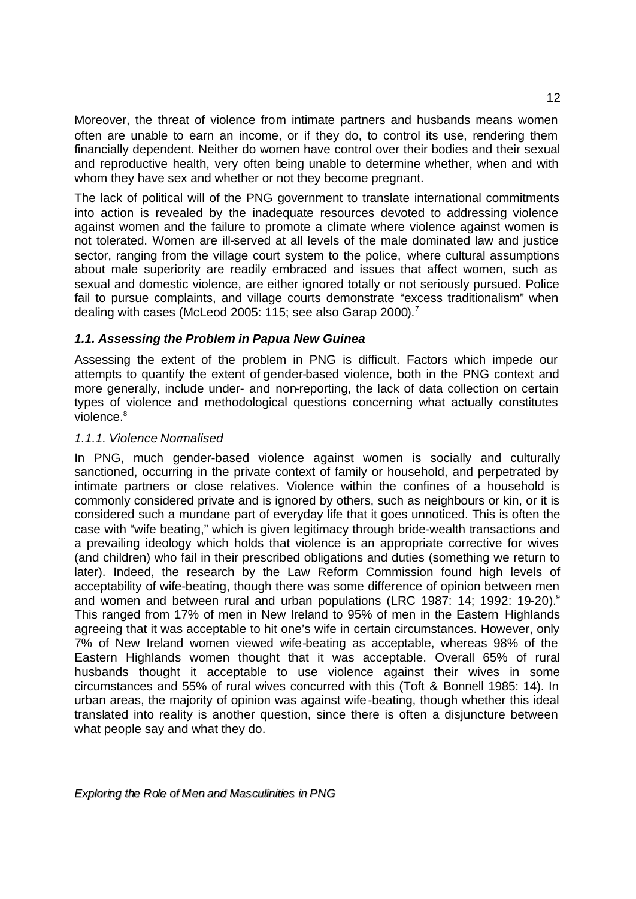Moreover, the threat of violence from intimate partners and husbands means women often are unable to earn an income, or if they do, to control its use, rendering them financially dependent. Neither do women have control over their bodies and their sexual and reproductive health, very often being unable to determine whether, when and with whom they have sex and whether or not they become pregnant.

The lack of political will of the PNG government to translate international commitments into action is revealed by the inadequate resources devoted to addressing violence against women and the failure to promote a climate where violence against women is not tolerated. Women are ill-served at all levels of the male dominated law and justice sector, ranging from the village court system to the police, where cultural assumptions about male superiority are readily embraced and issues that affect women, such as sexual and domestic violence, are either ignored totally or not seriously pursued. Police fail to pursue complaints, and village courts demonstrate "excess traditionalism" when dealing with cases (McLeod 2005: 115; see also Garap 2000).[7]

### *1.1. Assessing the Problem in Papua New Guinea*

Assessing the extent of the problem in PNG is difficult. Factors which impede our attempts to quantify the extent of gender-based violence, both in the PNG context and more generally, include under- and non-reporting, the lack of data collection on certain types of violence and methodological questions concerning what actually constitutes violence.[8]

#### *1.1.1. Violence Normalised*

In PNG, much gender-based violence against women is socially and culturally sanctioned, occurring in the private context of family or household, and perpetrated by intimate partners or close relatives. Violence within the confines of a household is commonly considered private and is ignored by others, such as neighbours or kin, or it is considered such a mundane part of everyday life that it goes unnoticed. This is often the case with "wife beating," which is given legitimacy through bride-wealth transactions and a prevailing ideology which holds that violence is an appropriate corrective for wives (and children) who fail in their prescribed obligations and duties (something we return to later). Indeed, the research by the Law Reform Commission found high levels of acceptability of wife-beating, though there was some difference of opinion between men and women and between rural and urban populations (LRC 1987: 14; 1992: 19-20).[9] This ranged from 17% of men in New Ireland to 95% of men in the Eastern Highlands agreeing that it was acceptable to hit one's wife in certain circumstances. However, only 7% of New Ireland women viewed wife-beating as acceptable, whereas 98% of the Eastern Highlands women thought that it was acceptable. Overall 65% of rural husbands thought it acceptable to use violence against their wives in some circumstances and 55% of rural wives concurred with this (Toft & Bonnell 1985: 14). In urban areas, the majority of opinion was against wife-beating, though whether this ideal translated into reality is another question, since there is often a disjuncture between what people say and what they do.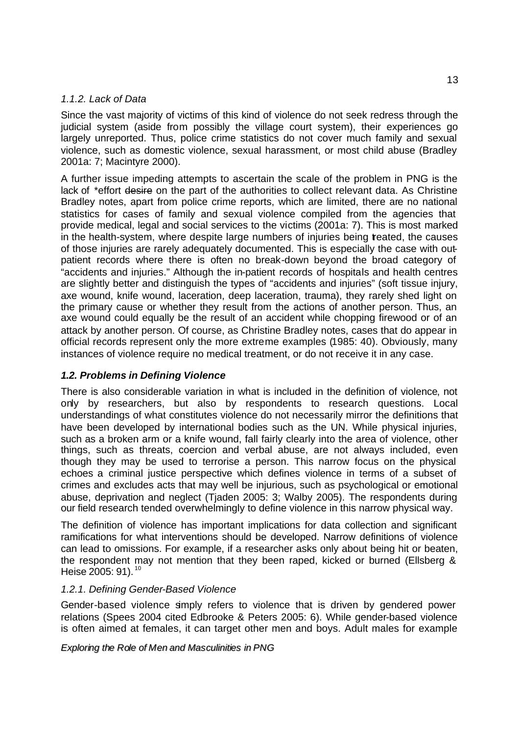### *1.1.2. Lack of Data*

Since the vast majority of victims of this kind of violence do not seek redress through the judicial system (aside from possibly the village court system), their experiences go largely unreported. Thus, police crime statistics do not cover much family and sexual violence, such as domestic violence, sexual harassment, or most child abuse (Bradley 2001a: 7; Macintyre 2000).

A further issue impeding attempts to ascertain the scale of the problem in PNG is the lack of *effort ~~desire~~ on the part of the authorities to collect relevant data. As Christine Bradley notes, apart from police crime reports, which are limited, there are no national statistics for cases of family and sexual violence compiled from the agencies that provide medical, legal and social services to the victims (2001a: 7). This is most marked in the health-system, where despite large numbers of injuries being treated, the causes of those injuries are rarely adequately documented. This is especially the case with out-patient records where there is often no break-down beyond the broad category of "accidents and injuries." Although the in-patient records of hospitals and health centres are slightly better and distinguish the types of "accidents and injuries" (soft tissue injury, axe wound, knife wound, laceration, deep laceration, trauma), they rarely shed light on the primary cause or whether they result from the actions of another person. Thus, an axe wound could equally be the result of an accident while chopping firewood or of an attack by another person. Of course, as Christine Bradley notes, cases that do appear in official records represent only the more extreme examples (1985: 40). Obviously, many instances of violence require no medical treatment, or do not receive it in any case.

## ***1.2. Problems in Defining Violence***

There is also considerable variation in what is included in the definition of violence, not only by researchers, but also by respondents to research questions. Local understandings of what constitutes violence do not necessarily mirror the definitions that have been developed by international bodies such as the UN. While physical injuries, such as a broken arm or a knife wound, fall fairly clearly into the area of violence, other things, such as threats, coercion and verbal abuse, are not always included, even though they may be used to terrorise a person. This narrow focus on the physical echoes a criminal justice perspective which defines violence in terms of a subset of crimes and excludes acts that may well be injurious, such as psychological or emotional abuse, deprivation and neglect (Tjaden 2005: 3; Walby 2005). The respondents during our field research tended overwhelmingly to define violence in this narrow physical way.

The definition of violence has important implications for data collection and significant ramifications for what interventions should be developed. Narrow definitions of violence can lead to omissions. For example, if a researcher asks only about being hit or beaten, the respondent may not mention that they been raped, kicked or burned (Ellsberg & Heise 2005: 91).[10]

### *1.2.1. Defining Gender-Based Violence*

Gender-based violence simply refers to violence that is driven by gendered power relations (Spees 2004 cited Edbrooke & Peters 2005: 6). While gender-based violence is often aimed at females, it can target other men and boys. Adult males for example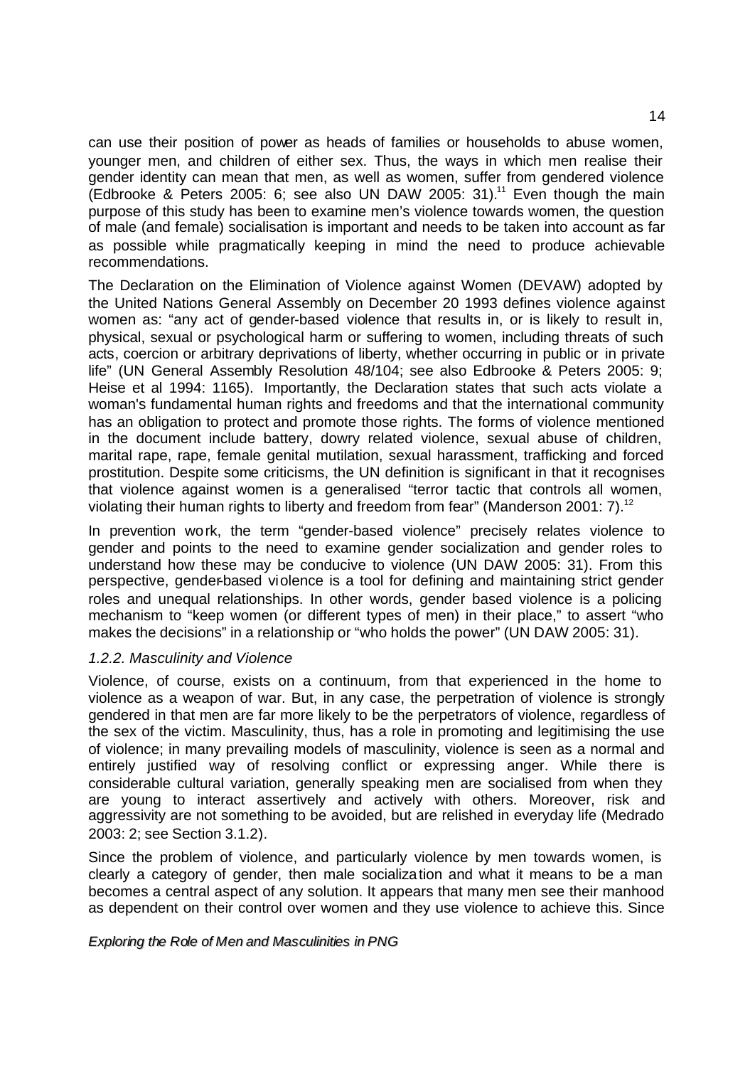can use their position of power as heads of families or households to abuse women, younger men, and children of either sex. Thus, the ways in which men realise their gender identity can mean that men, as well as women, suffer from gendered violence (Edbrooke & Peters 2005: 6; see also UN DAW 2005: 31).[11] Even though the main purpose of this study has been to examine men's violence towards women, the question of male (and female) socialisation is important and needs to be taken into account as far as possible while pragmatically keeping in mind the need to produce achievable recommendations.

The Declaration on the Elimination of Violence against Women (DEVAW) adopted by the United Nations General Assembly on December 20 1993 defines violence against women as: "any act of gender-based violence that results in, or is likely to result in, physical, sexual or psychological harm or suffering to women, including threats of such acts, coercion or arbitrary deprivations of liberty, whether occurring in public or in private life" (UN General Assembly Resolution 48/104; see also Edbrooke & Peters 2005: 9; Heise et al 1994: 1165). Importantly, the Declaration states that such acts violate a woman's fundamental human rights and freedoms and that the international community has an obligation to protect and promote those rights. The forms of violence mentioned in the document include battery, dowry related violence, sexual abuse of children, marital rape, rape, female genital mutilation, sexual harassment, trafficking and forced prostitution. Despite some criticisms, the UN definition is significant in that it recognises that violence against women is a generalised "terror tactic that controls all women, violating their human rights to liberty and freedom from fear" (Manderson 2001: 7).[12]

In prevention work, the term "gender-based violence" precisely relates violence to gender and points to the need to examine gender socialization and gender roles to understand how these may be conducive to violence (UN DAW 2005: 31). From this perspective, gender-based violence is a tool for defining and maintaining strict gender roles and unequal relationships. In other words, gender based violence is a policing mechanism to "keep women (or different types of men) in their place," to assert "who makes the decisions" in a relationship or "who holds the power" (UN DAW 2005: 31).

### *1.2.2. Masculinity and Violence*

Violence, of course, exists on a continuum, from that experienced in the home to violence as a weapon of war. But, in any case, the perpetration of violence is strongly gendered in that men are far more likely to be the perpetrators of violence, regardless of the sex of the victim. Masculinity, thus, has a role in promoting and legitimising the use of violence; in many prevailing models of masculinity, violence is seen as a normal and entirely justified way of resolving conflict or expressing anger. While there is considerable cultural variation, generally speaking men are socialised from when they are young to interact assertively and actively with others. Moreover, risk and aggressivity are not something to be avoided, but are relished in everyday life (Medrado 2003: 2; see Section 3.1.2).

Since the problem of violence, and particularly violence by men towards women, is clearly a category of gender, then male socialization and what it means to be a man becomes a central aspect of any solution. It appears that many men see their manhood as dependent on their control over women and they use violence to achieve this. Since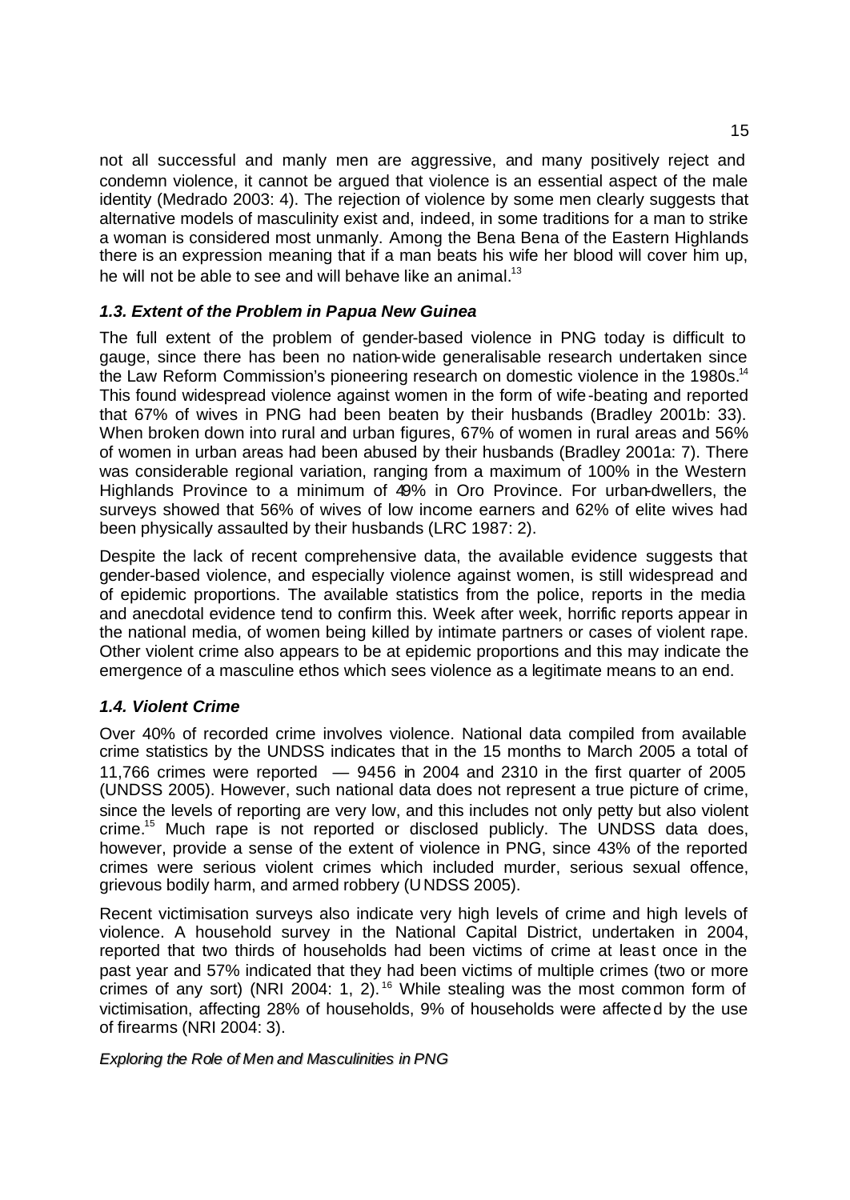not all successful and manly men are aggressive, and many positively reject and condemn violence, it cannot be argued that violence is an essential aspect of the male identity (Medrado 2003: 4). The rejection of violence by some men clearly suggests that alternative models of masculinity exist and, indeed, in some traditions for a man to strike a woman is considered most unmanly. Among the Bena Bena of the Eastern Highlands there is an expression meaning that if a man beats his wife her blood will cover him up, he will not be able to see and will behave like an animal.[13]

### *1.3. Extent of the Problem in Papua New Guinea*

The full extent of the problem of gender-based violence in PNG today is difficult to gauge, since there has been no nation-wide generalisable research undertaken since the Law Reform Commission's pioneering research on domestic violence in the 1980s.[14] This found widespread violence against women in the form of wife-beating and reported that 67% of wives in PNG had been beaten by their husbands (Bradley 2001b: 33). When broken down into rural and urban figures, 67% of women in rural areas and 56% of women in urban areas had been abused by their husbands (Bradley 2001a: 7). There was considerable regional variation, ranging from a maximum of 100% in the Western Highlands Province to a minimum of 49% in Oro Province. For urban-dwellers, the surveys showed that 56% of wives of low income earners and 62% of elite wives had been physically assaulted by their husbands (LRC 1987: 2).

Despite the lack of recent comprehensive data, the available evidence suggests that gender-based violence, and especially violence against women, is still widespread and of epidemic proportions. The available statistics from the police, reports in the media and anecdotal evidence tend to confirm this. Week after week, horrific reports appear in the national media, of women being killed by intimate partners or cases of violent rape. Other violent crime also appears to be at epidemic proportions and this may indicate the emergence of a masculine ethos which sees violence as a legitimate means to an end.

### *1.4. Violent Crime*

Over 40% of recorded crime involves violence. National data compiled from available crime statistics by the UNDSS indicates that in the 15 months to March 2005 a total of 11,766 crimes were reported — 9456 in 2004 and 2310 in the first quarter of 2005 (UNDSS 2005). However, such national data does not represent a true picture of crime, since the levels of reporting are very low, and this includes not only petty but also violent crime.[15] Much rape is not reported or disclosed publicly. The UNDSS data does, however, provide a sense of the extent of violence in PNG, since 43% of the reported crimes were serious violent crimes which included murder, serious sexual offence, grievous bodily harm, and armed robbery (UNDSS 2005).

Recent victimisation surveys also indicate very high levels of crime and high levels of violence. A household survey in the National Capital District, undertaken in 2004, reported that two thirds of households had been victims of crime at least once in the past year and 57% indicated that they had been victims of multiple crimes (two or more crimes of any sort) (NRI 2004: 1, 2).[16] While stealing was the most common form of victimisation, affecting 28% of households, 9% of households were affected by the use of firearms (NRI 2004: 3).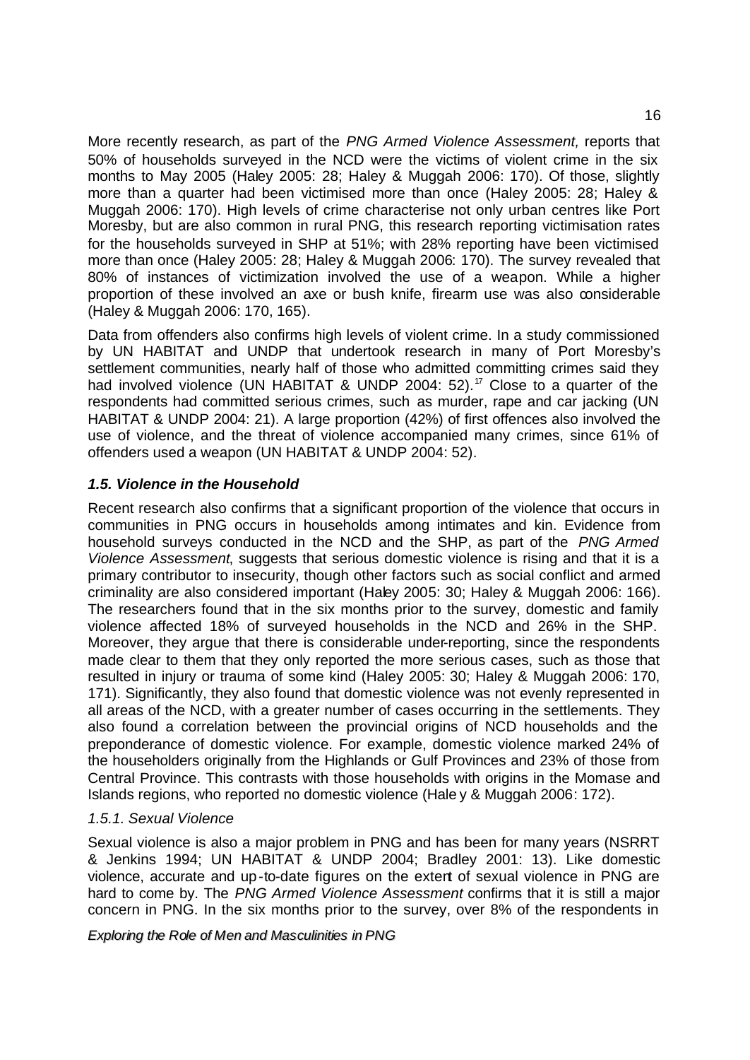More recently research, as part of the *PNG Armed Violence Assessment,* reports that 50% of households surveyed in the NCD were the victims of violent crime in the six months to May 2005 (Haley 2005: 28; Haley & Muggah 2006: 170). Of those, slightly more than a quarter had been victimised more than once (Haley 2005: 28; Haley & Muggah 2006: 170). High levels of crime characterise not only urban centres like Port Moresby, but are also common in rural PNG, this research reporting victimisation rates for the households surveyed in SHP at 51%; with 28% reporting have been victimised more than once (Haley 2005: 28; Haley & Muggah 2006: 170). The survey revealed that 80% of instances of victimization involved the use of a weapon. While a higher proportion of these involved an axe or bush knife, firearm use was also considerable (Haley & Muggah 2006: 170, 165).

Data from offenders also confirms high levels of violent crime. In a study commissioned by UN HABITAT and UNDP that undertook research in many of Port Moresby's settlement communities, nearly half of those who admitted committing crimes said they had involved violence (UN HABITAT & UNDP 2004: 52).[17] Close to a quarter of the respondents had committed serious crimes, such as murder, rape and car jacking (UN HABITAT & UNDP 2004: 21). A large proportion (42%) of first offences also involved the use of violence, and the threat of violence accompanied many crimes, since 61% of offenders used a weapon (UN HABITAT & UNDP 2004: 52).

### *1.5. Violence in the Household*

Recent research also confirms that a significant proportion of the violence that occurs in communities in PNG occurs in households among intimates and kin. Evidence from household surveys conducted in the NCD and the SHP, as part of the *PNG Armed Violence Assessment*, suggests that serious domestic violence is rising and that it is a primary contributor to insecurity, though other factors such as social conflict and armed criminality are also considered important (Haley 2005: 30; Haley & Muggah 2006: 166). The researchers found that in the six months prior to the survey, domestic and family violence affected 18% of surveyed households in the NCD and 26% in the SHP. Moreover, they argue that there is considerable under-reporting, since the respondents made clear to them that they only reported the more serious cases, such as those that resulted in injury or trauma of some kind (Haley 2005: 30; Haley & Muggah 2006: 170, 171). Significantly, they also found that domestic violence was not evenly represented in all areas of the NCD, with a greater number of cases occurring in the settlements. They also found a correlation between the provincial origins of NCD households and the preponderance of domestic violence. For example, domestic violence marked 24% of the householders originally from the Highlands or Gulf Provinces and 23% of those from Central Province. This contrasts with those households with origins in the Momase and Islands regions, who reported no domestic violence (Haley & Muggah 2006: 172).

#### *1.5.1. Sexual Violence*

Sexual violence is also a major problem in PNG and has been for many years (NSRRT & Jenkins 1994; UN HABITAT & UNDP 2004; Bradley 2001: 13). Like domestic violence, accurate and up-to-date figures on the extent of sexual violence in PNG are hard to come by. The *PNG Armed Violence Assessment* confirms that it is still a major concern in PNG. In the six months prior to the survey, over 8% of the respondents in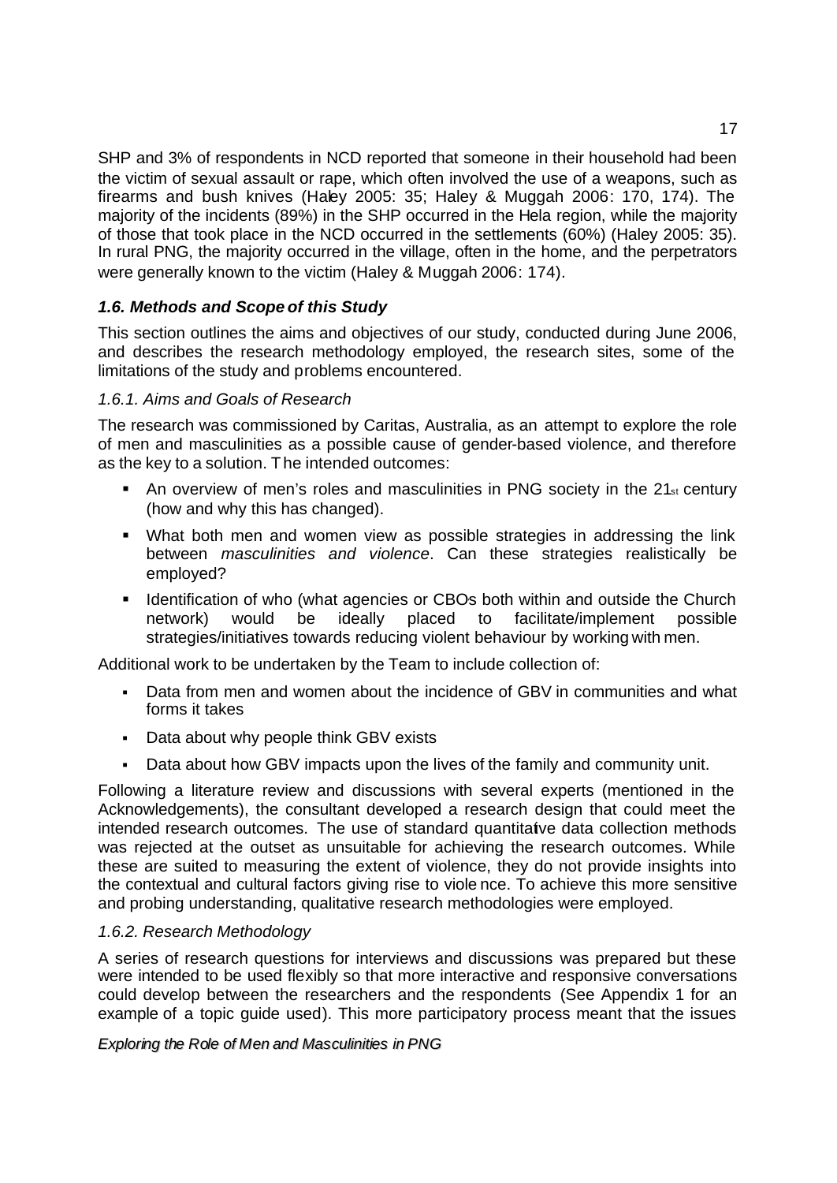SHP and 3% of respondents in NCD reported that someone in their household had been the victim of sexual assault or rape, which often involved the use of a weapons, such as firearms and bush knives (Haley 2005: 35; Haley & Muggah 2006: 170, 174). The majority of the incidents (89%) in the SHP occurred in the Hela region, while the majority of those that took place in the NCD occurred in the settlements (60%) (Haley 2005: 35). In rural PNG, the majority occurred in the village, often in the home, and the perpetrators were generally known to the victim (Haley & Muggah 2006: 174).

### *1.6. Methods and Scope of this Study*

This section outlines the aims and objectives of our study, conducted during June 2006, and describes the research methodology employed, the research sites, some of the limitations of the study and problems encountered.

#### *1.6.1. Aims and Goals of Research*

The research was commissioned by Caritas, Australia, as an attempt to explore the role of men and masculinities as a possible cause of gender-based violence, and therefore as the key to a solution. The intended outcomes:

- An overview of men's roles and masculinities in PNG society in the 21st century (how and why this has changed).
- What both men and women view as possible strategies in addressing the link between *masculinities and violence*. Can these strategies realistically be employed?
- Identification of who (what agencies or CBOs both within and outside the Church network) would be ideally placed to facilitate/implement possible strategies/initiatives towards reducing violent behaviour by working with men.

Additional work to be undertaken by the Team to include collection of:

- Data from men and women about the incidence of GBV in communities and what forms it takes
- Data about why people think GBV exists
- Data about how GBV impacts upon the lives of the family and community unit.

Following a literature review and discussions with several experts (mentioned in the Acknowledgements), the consultant developed a research design that could meet the intended research outcomes. The use of standard quantitative data collection methods was rejected at the outset as unsuitable for achieving the research outcomes. While these are suited to measuring the extent of violence, they do not provide insights into the contextual and cultural factors giving rise to violence. To achieve this more sensitive and probing understanding, qualitative research methodologies were employed.

#### *1.6.2. Research Methodology*

A series of research questions for interviews and discussions was prepared but these were intended to be used flexibly so that more interactive and responsive conversations could develop between the researchers and the respondents (See Appendix 1 for an example of a topic guide used). This more participatory process meant that the issues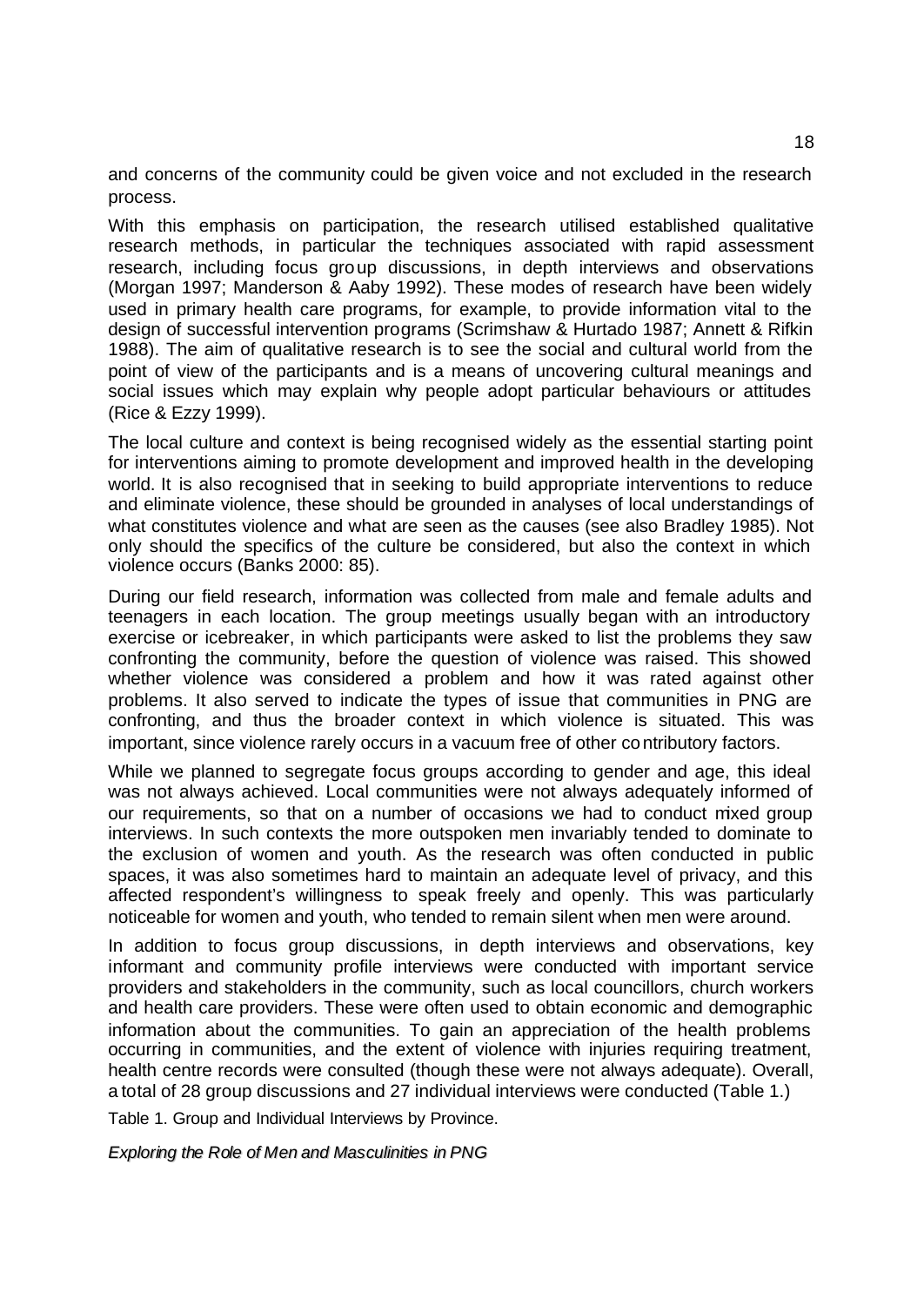and concerns of the community could be given voice and not excluded in the research process.

With this emphasis on participation, the research utilised established qualitative research methods, in particular the techniques associated with rapid assessment research, including focus group discussions, in depth interviews and observations (Morgan 1997; Manderson & Aaby 1992). These modes of research have been widely used in primary health care programs, for example, to provide information vital to the design of successful intervention programs (Scrimshaw & Hurtado 1987; Annett & Rifkin 1988). The aim of qualitative research is to see the social and cultural world from the point of view of the participants and is a means of uncovering cultural meanings and social issues which may explain why people adopt particular behaviours or attitudes (Rice & Ezzy 1999).

The local culture and context is being recognised widely as the essential starting point for interventions aiming to promote development and improved health in the developing world. It is also recognised that in seeking to build appropriate interventions to reduce and eliminate violence, these should be grounded in analyses of local understandings of what constitutes violence and what are seen as the causes (see also Bradley 1985). Not only should the specifics of the culture be considered, but also the context in which violence occurs (Banks 2000: 85).

During our field research, information was collected from male and female adults and teenagers in each location. The group meetings usually began with an introductory exercise or icebreaker, in which participants were asked to list the problems they saw confronting the community, before the question of violence was raised. This showed whether violence was considered a problem and how it was rated against other problems. It also served to indicate the types of issue that communities in PNG are confronting, and thus the broader context in which violence is situated. This was important, since violence rarely occurs in a vacuum free of other contributory factors.

While we planned to segregate focus groups according to gender and age, this ideal was not always achieved. Local communities were not always adequately informed of our requirements, so that on a number of occasions we had to conduct mixed group interviews. In such contexts the more outspoken men invariably tended to dominate to the exclusion of women and youth. As the research was often conducted in public spaces, it was also sometimes hard to maintain an adequate level of privacy, and this affected respondent's willingness to speak freely and openly. This was particularly noticeable for women and youth, who tended to remain silent when men were around.

In addition to focus group discussions, in depth interviews and observations, key informant and community profile interviews were conducted with important service providers and stakeholders in the community, such as local councillors, church workers and health care providers. These were often used to obtain economic and demographic information about the communities. To gain an appreciation of the health problems occurring in communities, and the extent of violence with injuries requiring treatment, health centre records were consulted (though these were not always adequate). Overall, a total of 28 group discussions and 27 individual interviews were conducted (Table 1.)

Table 1. Group and Individual Interviews by Province.

*Exploring the Role of Men and Masculinities in PNG*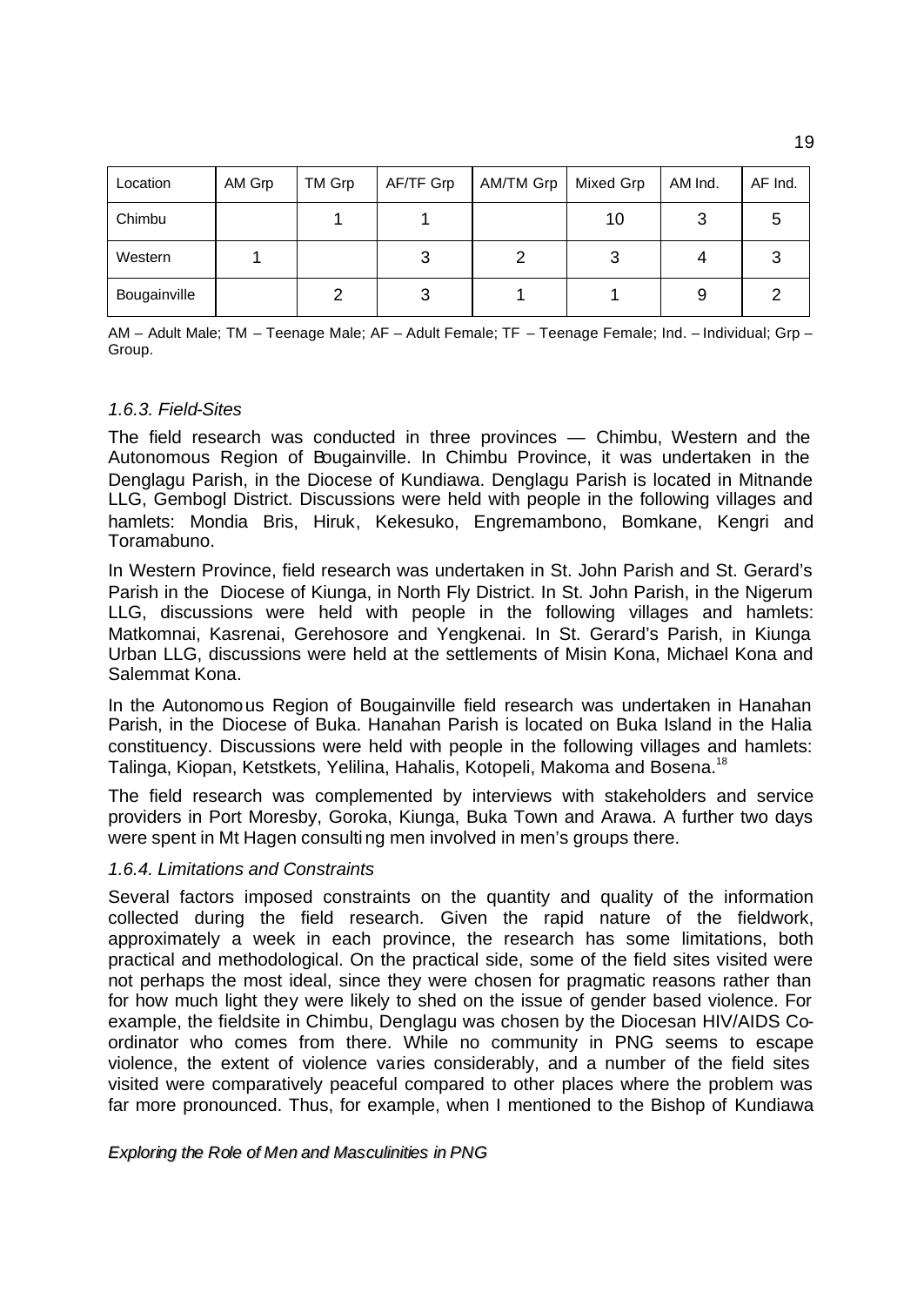| Location | AM Grp | TM Grp | AF/TF Grp | AM/TM Grp | Mixed Grp | AM Ind. | AF Ind. |
|---|---|---|---|---|---|---|---|
| Chimbu | | 1 | 1 | | 10 | 3 | 5 |
| Western | 1 | | 3 | 2 | 3 | 4 | 3 |
| Bougainville | | 2 | 3 | 1 | 1 | 9 | 2 |

AM – Adult Male; TM – Teenage Male; AF – Adult Female; TF – Teenage Female; Ind. – Individual; Grp – Group.

### *1.6.3. Field-Sites*

The field research was conducted in three provinces — Chimbu, Western and the Autonomous Region of Bougainville. In Chimbu Province, it was undertaken in the Denglagu Parish, in the Diocese of Kundiawa. Denglagu Parish is located in Mitnande LLG, Gembogl District. Discussions were held with people in the following villages and hamlets: Mondia Bris, Hiruk, Kekesuko, Engremambono, Bomkane, Kengri and Toramabuno.

In Western Province, field research was undertaken in St. John Parish and St. Gerard's Parish in the Diocese of Kiunga, in North Fly District. In St. John Parish, in the Nigerum LLG, discussions were held with people in the following villages and hamlets: Matkomnai, Kasrenai, Gerehosore and Yengkenai. In St. Gerard's Parish, in Kiunga Urban LLG, discussions were held at the settlements of Misin Kona, Michael Kona and Salemmat Kona.

In the Autonomous Region of Bougainville field research was undertaken in Hanahan Parish, in the Diocese of Buka. Hanahan Parish is located on Buka Island in the Halia constituency. Discussions were held with people in the following villages and hamlets: Talinga, Kiopan, Ketstkets, Yelilina, Hahalis, Kotopeli, Makoma and Bosena.[18]

The field research was complemented by interviews with stakeholders and service providers in Port Moresby, Goroka, Kiunga, Buka Town and Arawa. A further two days were spent in Mt Hagen consulting men involved in men's groups there.

### *1.6.4. Limitations and Constraints*

Several factors imposed constraints on the quantity and quality of the information collected during the field research. Given the rapid nature of the fieldwork, approximately a week in each province, the research has some limitations, both practical and methodological. On the practical side, some of the field sites visited were not perhaps the most ideal, since they were chosen for pragmatic reasons rather than for how much light they were likely to shed on the issue of gender based violence. For example, the fieldsite in Chimbu, Denglagu was chosen by the Diocesan HIV/AIDS Co-ordinator who comes from there. While no community in PNG seems to escape violence, the extent of violence varies considerably, and a number of the field sites visited were comparatively peaceful compared to other places where the problem was far more pronounced. Thus, for example, when I mentioned to the Bishop of Kundiawa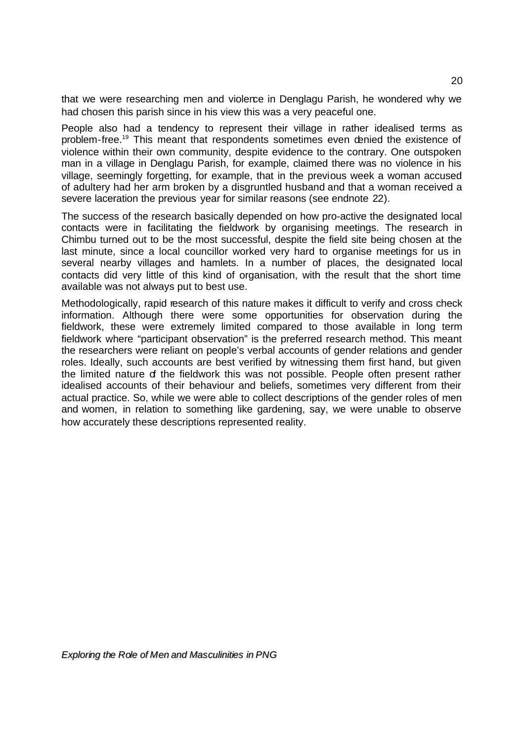that we were researching men and violence in Denglagu Parish, he wondered why we had chosen this parish since in his view this was a very peaceful one.

People also had a tendency to represent their village in rather idealised terms as problem-free.[19] This meant that respondents sometimes even denied the existence of violence within their own community, despite evidence to the contrary. One outspoken man in a village in Denglagu Parish, for example, claimed there was no violence in his village, seemingly forgetting, for example, that in the previous week a woman accused of adultery had her arm broken by a disgruntled husband and that a woman received a severe laceration the previous year for similar reasons (see endnote 22).

The success of the research basically depended on how pro-active the designated local contacts were in facilitating the fieldwork by organising meetings. The research in Chimbu turned out to be the most successful, despite the field site being chosen at the last minute, since a local councillor worked very hard to organise meetings for us in several nearby villages and hamlets. In a number of places, the designated local contacts did very little of this kind of organisation, with the result that the short time available was not always put to best use.

Methodologically, rapid research of this nature makes it difficult to verify and cross check information. Although there were some opportunities for observation during the fieldwork, these were extremely limited compared to those available in long term fieldwork where "participant observation" is the preferred research method. This meant the researchers were reliant on people's verbal accounts of gender relations and gender roles. Ideally, such accounts are best verified by witnessing them first hand, but given the limited nature of the fieldwork this was not possible. People often present rather idealised accounts of their behaviour and beliefs, sometimes very different from their actual practice. So, while we were able to collect descriptions of the gender roles of men and women, in relation to something like gardening, say, we were unable to observe how accurately these descriptions represented reality.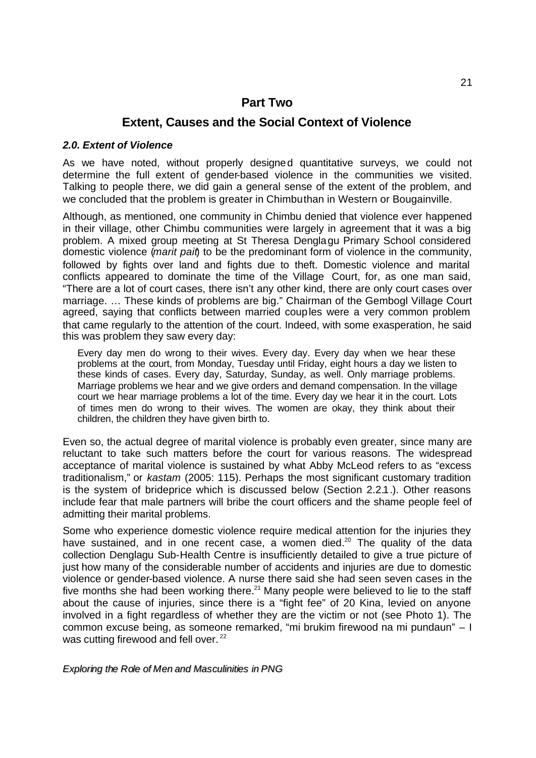# Part Two

## Extent, Causes and the Social Context of Violence

### *2.0. Extent of Violence*

As we have noted, without properly designed quantitative surveys, we could not determine the full extent of gender-based violence in the communities we visited. Talking to people there, we did gain a general sense of the extent of the problem, and we concluded that the problem is greater in Chimbu than in Western or Bougainville.

Although, as mentioned, one community in Chimbu denied that violence ever happened in their village, other Chimbu communities were largely in agreement that it was a big problem. A mixed group meeting at St Theresa Denglagu Primary School considered domestic violence (*marit pait*) to be the predominant form of violence in the community, followed by fights over land and fights due to theft. Domestic violence and marital conflicts appeared to dominate the time of the Village Court, for, as one man said, "There are a lot of court cases, there isn't any other kind, there are only court cases over marriage. … These kinds of problems are big." Chairman of the Gembogl Village Court agreed, saying that conflicts between married couples were a very common problem that came regularly to the attention of the court. Indeed, with some exasperation, he said this was problem they saw every day:

> Every day men do wrong to their wives. Every day. Every day when we hear these problems at the court, from Monday, Tuesday until Friday, eight hours a day we listen to these kinds of cases. Every day, Saturday, Sunday, as well. Only marriage problems. Marriage problems we hear and we give orders and demand compensation. In the village court we hear marriage problems a lot of the time. Every day we hear it in the court. Lots of times men do wrong to their wives. The women are okay, they think about their children, the children they have given birth to.

Even so, the actual degree of marital violence is probably even greater, since many are reluctant to take such matters before the court for various reasons. The widespread acceptance of marital violence is sustained by what Abby McLeod refers to as "excess traditionalism," or *kastam* (2005: 115). Perhaps the most significant customary tradition is the system of brideprice which is discussed below (Section 2.2.1.). Other reasons include fear that male partners will bribe the court officers and the shame people feel of admitting their marital problems.

Some who experience domestic violence require medical attention for the injuries they have sustained, and in one recent case, a women died.[20] The quality of the data collection Denglagu Sub-Health Centre is insufficiently detailed to give a true picture of just how many of the considerable number of accidents and injuries are due to domestic violence or gender-based violence. A nurse there said she had seen seven cases in the five months she had been working there.[21] Many people were believed to lie to the staff about the cause of injuries, since there is a "fight fee" of 20 Kina, levied on anyone involved in a fight regardless of whether they are the victim or not (see Photo 1). The common excuse being, as someone remarked, "mi brukim firewood na mi pundaun" – I was cutting firewood and fell over.[22]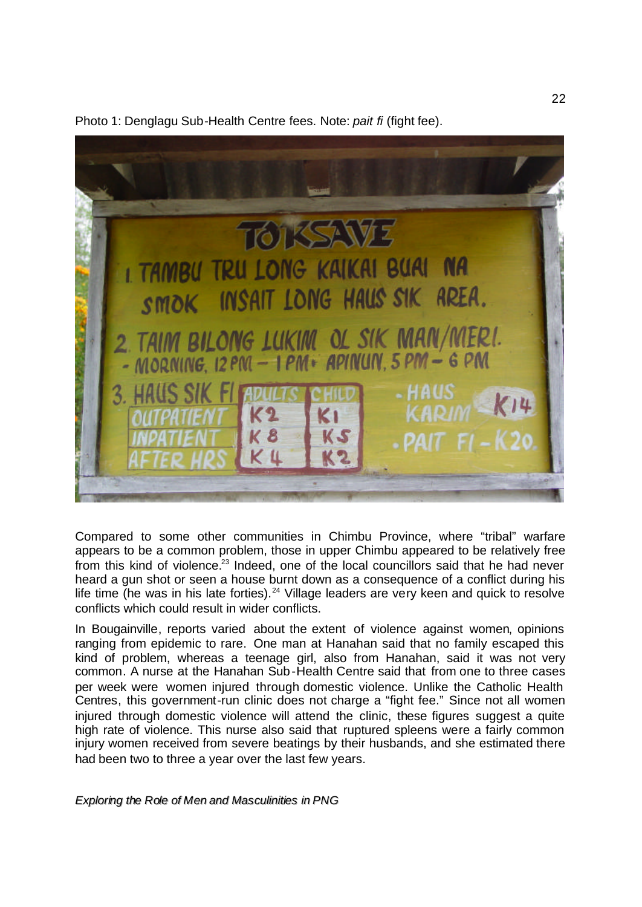Photo 1: Denglagu Sub-Health Centre fees. Note: *pait fi* (fight fee).

Compared to some other communities in Chimbu Province, where "tribal" warfare appears to be a common problem, those in upper Chimbu appeared to be relatively free from this kind of violence.[23] Indeed, one of the local councillors said that he had never heard a gun shot or seen a house burnt down as a consequence of a conflict during his life time (he was in his late forties).[24] Village leaders are very keen and quick to resolve conflicts which could result in wider conflicts.

In Bougainville, reports varied about the extent of violence against women, opinions ranging from epidemic to rare. One man at Hanahan said that no family escaped this kind of problem, whereas a teenage girl, also from Hanahan, said it was not very common. A nurse at the Hanahan Sub-Health Centre said that from one to three cases per week were women injured through domestic violence. Unlike the Catholic Health Centres, this government-run clinic does not charge a "fight fee." Since not all women injured through domestic violence will attend the clinic, these figures suggest a quite high rate of violence. This nurse also said that ruptured spleens were a fairly common injury women received from severe beatings by their husbands, and she estimated there had been two to three a year over the last few years.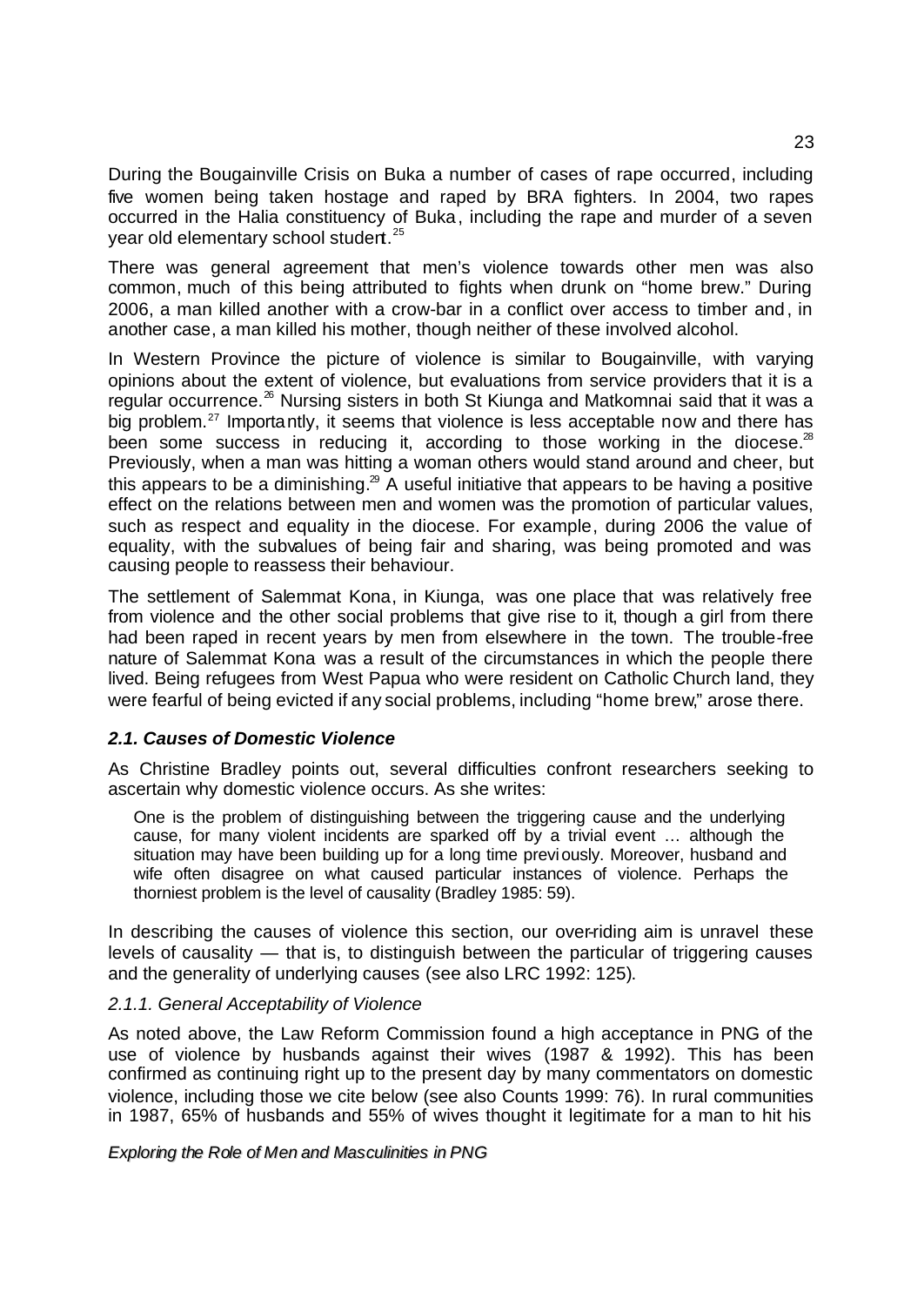During the Bougainville Crisis on Buka a number of cases of rape occurred, including five women being taken hostage and raped by BRA fighters. In 2004, two rapes occurred in the Halia constituency of Buka, including the rape and murder of a seven year old elementary school student.[25]

There was general agreement that men's violence towards other men was also common, much of this being attributed to fights when drunk on "home brew." During 2006, a man killed another with a crow-bar in a conflict over access to timber and, in another case, a man killed his mother, though neither of these involved alcohol.

In Western Province the picture of violence is similar to Bougainville, with varying opinions about the extent of violence, but evaluations from service providers that it is a regular occurrence.[26] Nursing sisters in both St Kiunga and Matkomnai said that it was a big problem.[27] Importantly, it seems that violence is less acceptable now and there has been some success in reducing it, according to those working in the diocese.[28] Previously, when a man was hitting a woman others would stand around and cheer, but this appears to be a diminishing.[29] A useful initiative that appears to be having a positive effect on the relations between men and women was the promotion of particular values, such as respect and equality in the diocese. For example, during 2006 the value of equality, with the subvalues of being fair and sharing, was being promoted and was causing people to reassess their behaviour.

The settlement of Salemmat Kona, in Kiunga, was one place that was relatively free from violence and the other social problems that give rise to it, though a girl from there had been raped in recent years by men from elsewhere in the town. The trouble-free nature of Salemmat Kona was a result of the circumstances in which the people there lived. Being refugees from West Papua who were resident on Catholic Church land, they were fearful of being evicted if any social problems, including "home brew," arose there.

### *2.1. Causes of Domestic Violence*

As Christine Bradley points out, several difficulties confront researchers seeking to ascertain why domestic violence occurs. As she writes:

> One is the problem of distinguishing between the triggering cause and the underlying cause, for many violent incidents are sparked off by a trivial event … although the situation may have been building up for a long time previously. Moreover, husband and wife often disagree on what caused particular instances of violence. Perhaps the thorniest problem is the level of causality (Bradley 1985: 59).

In describing the causes of violence this section, our over-riding aim is unravel these levels of causality — that is, to distinguish between the particular of triggering causes and the generality of underlying causes (see also LRC 1992: 125).

#### *2.1.1. General Acceptability of Violence*

As noted above, the Law Reform Commission found a high acceptance in PNG of the use of violence by husbands against their wives (1987 & 1992). This has been confirmed as continuing right up to the present day by many commentators on domestic violence, including those we cite below (see also Counts 1999: 76). In rural communities in 1987, 65% of husbands and 55% of wives thought it legitimate for a man to hit his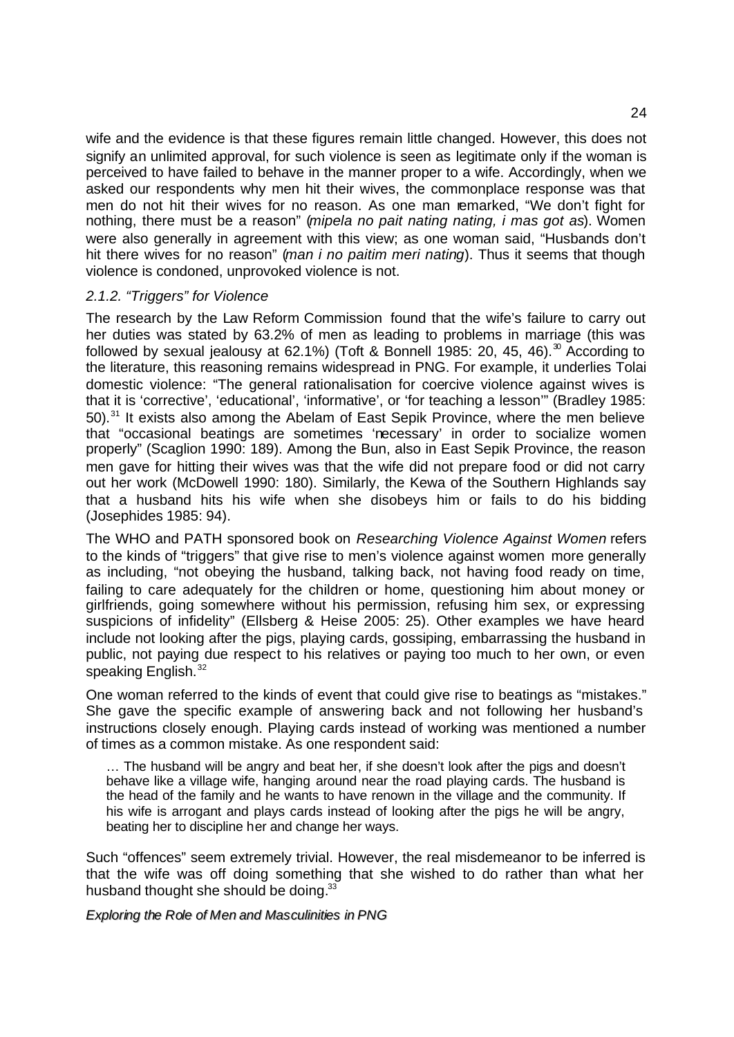wife and the evidence is that these figures remain little changed. However, this does not signify an unlimited approval, for such violence is seen as legitimate only if the woman is perceived to have failed to behave in the manner proper to a wife. Accordingly, when we asked our respondents why men hit their wives, the commonplace response was that men do not hit their wives for no reason. As one man remarked, "We don't fight for nothing, there must be a reason" (*mipela no pait nating nating, i mas got as*). Women were also generally in agreement with this view; as one woman said, "Husbands don't hit there wives for no reason" (*man i no paitim meri nating*). Thus it seems that though violence is condoned, unprovoked violence is not.

### *2.1.2. "Triggers" for Violence*

The research by the Law Reform Commission found that the wife's failure to carry out her duties was stated by 63.2% of men as leading to problems in marriage (this was followed by sexual jealousy at 62.1%) (Toft & Bonnell 1985: 20, 45, 46).[30] According to the literature, this reasoning remains widespread in PNG. For example, it underlies Tolai domestic violence: "The general rationalisation for coercive violence against wives is that it is 'corrective', 'educational', 'informative', or 'for teaching a lesson'" (Bradley 1985: 50).[31] It exists also among the Abelam of East Sepik Province, where the men believe that "occasional beatings are sometimes 'necessary' in order to socialize women properly" (Scaglion 1990: 189). Among the Bun, also in East Sepik Province, the reason men gave for hitting their wives was that the wife did not prepare food or did not carry out her work (McDowell 1990: 180). Similarly, the Kewa of the Southern Highlands say that a husband hits his wife when she disobeys him or fails to do his bidding (Josephides 1985: 94).

The WHO and PATH sponsored book on *Researching Violence Against Women* refers to the kinds of "triggers" that give rise to men's violence against women more generally as including, "not obeying the husband, talking back, not having food ready on time, failing to care adequately for the children or home, questioning him about money or girlfriends, going somewhere without his permission, refusing him sex, or expressing suspicions of infidelity" (Ellsberg & Heise 2005: 25). Other examples we have heard include not looking after the pigs, playing cards, gossiping, embarrassing the husband in public, not paying due respect to his relatives or paying too much to her own, or even speaking English.[32]

One woman referred to the kinds of event that could give rise to beatings as "mistakes." She gave the specific example of answering back and not following her husband's instructions closely enough. Playing cards instead of working was mentioned a number of times as a common mistake. As one respondent said:

> … The husband will be angry and beat her, if she doesn't look after the pigs and doesn't behave like a village wife, hanging around near the road playing cards. The husband is the head of the family and he wants to have renown in the village and the community. If his wife is arrogant and plays cards instead of looking after the pigs he will be angry, beating her to discipline her and change her ways.

Such "offences" seem extremely trivial. However, the real misdemeanor to be inferred is that the wife was off doing something that she wished to do rather than what her husband thought she should be doing.[33]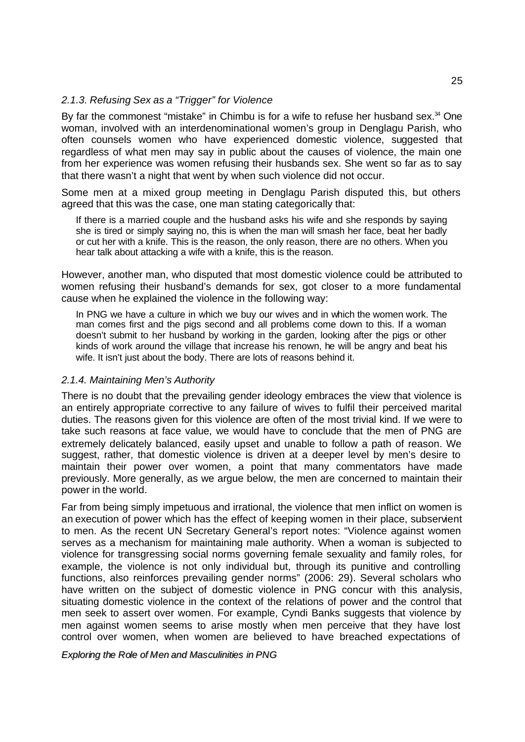### *2.1.3. Refusing Sex as a "Trigger" for Violence*

By far the commonest "mistake" in Chimbu is for a wife to refuse her husband sex.[34] One woman, involved with an interdenominational women's group in Denglagu Parish, who often counsels women who have experienced domestic violence, suggested that regardless of what men may say in public about the causes of violence, the main one from her experience was women refusing their husbands sex. She went so far as to say that there wasn't a night that went by when such violence did not occur.

Some men at a mixed group meeting in Denglagu Parish disputed this, but others agreed that this was the case, one man stating categorically that:

> If there is a married couple and the husband asks his wife and she responds by saying she is tired or simply saying no, this is when the man will smash her face, beat her badly or cut her with a knife. This is the reason, the only reason, there are no others. When you hear talk about attacking a wife with a knife, this is the reason.

However, another man, who disputed that most domestic violence could be attributed to women refusing their husband's demands for sex, got closer to a more fundamental cause when he explained the violence in the following way:

> In PNG we have a culture in which we buy our wives and in which the women work. The man comes first and the pigs second and all problems come down to this. If a woman doesn't submit to her husband by working in the garden, looking after the pigs or other kinds of work around the village that increase his renown, he will be angry and beat his wife. It isn't just about the body. There are lots of reasons behind it.

### *2.1.4. Maintaining Men's Authority*

There is no doubt that the prevailing gender ideology embraces the view that violence is an entirely appropriate corrective to any failure of wives to fulfil their perceived marital duties. The reasons given for this violence are often of the most trivial kind. If we were to take such reasons at face value, we would have to conclude that the men of PNG are extremely delicately balanced, easily upset and unable to follow a path of reason. We suggest, rather, that domestic violence is driven at a deeper level by men's desire to maintain their power over women, a point that many commentators have made previously. More generally, as we argue below, the men are concerned to maintain their power in the world.

Far from being simply impetuous and irrational, the violence that men inflict on women is an execution of power which has the effect of keeping women in their place, subservient to men. As the recent UN Secretary General's report notes: "Violence against women serves as a mechanism for maintaining male authority. When a woman is subjected to violence for transgressing social norms governing female sexuality and family roles, for example, the violence is not only individual but, through its punitive and controlling functions, also reinforces prevailing gender norms" (2006: 29). Several scholars who have written on the subject of domestic violence in PNG concur with this analysis, situating domestic violence in the context of the relations of power and the control that men seek to assert over women. For example, Cyndi Banks suggests that violence by men against women seems to arise mostly when men perceive that they have lost control over women, when women are believed to have breached expectations of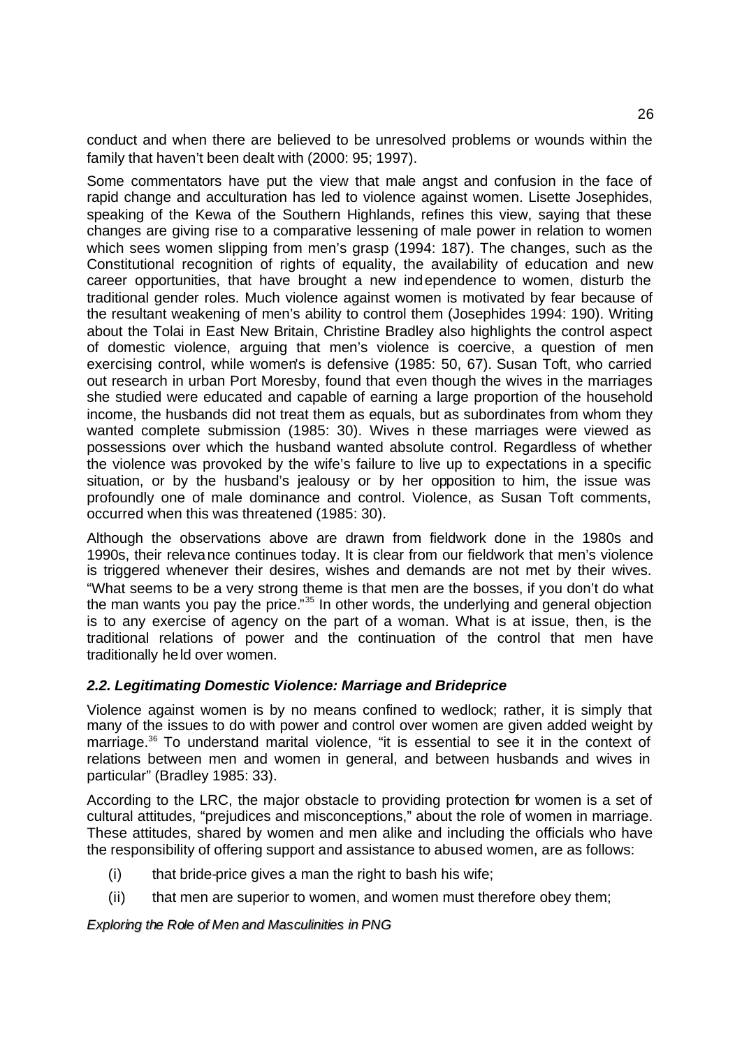conduct and when there are believed to be unresolved problems or wounds within the family that haven't been dealt with (2000: 95; 1997).

Some commentators have put the view that male angst and confusion in the face of rapid change and acculturation has led to violence against women. Lisette Josephides, speaking of the Kewa of the Southern Highlands, refines this view, saying that these changes are giving rise to a comparative lessening of male power in relation to women which sees women slipping from men's grasp (1994: 187). The changes, such as the Constitutional recognition of rights of equality, the availability of education and new career opportunities, that have brought a new independence to women, disturb the traditional gender roles. Much violence against women is motivated by fear because of the resultant weakening of men's ability to control them (Josephides 1994: 190). Writing about the Tolai in East New Britain, Christine Bradley also highlights the control aspect of domestic violence, arguing that men's violence is coercive, a question of men exercising control, while women's is defensive (1985: 50, 67). Susan Toft, who carried out research in urban Port Moresby, found that even though the wives in the marriages she studied were educated and capable of earning a large proportion of the household income, the husbands did not treat them as equals, but as subordinates from whom they wanted complete submission (1985: 30). Wives in these marriages were viewed as possessions over which the husband wanted absolute control. Regardless of whether the violence was provoked by the wife's failure to live up to expectations in a specific situation, or by the husband's jealousy or by her opposition to him, the issue was profoundly one of male dominance and control. Violence, as Susan Toft comments, occurred when this was threatened (1985: 30).

Although the observations above are drawn from fieldwork done in the 1980s and 1990s, their relevance continues today. It is clear from our fieldwork that men's violence is triggered whenever their desires, wishes and demands are not met by their wives. "What seems to be a very strong theme is that men are the bosses, if you don't do what the man wants you pay the price."[35] In other words, the underlying and general objection is to any exercise of agency on the part of a woman. What is at issue, then, is the traditional relations of power and the continuation of the control that men have traditionally held over women.

### *2.2. Legitimating Domestic Violence: Marriage and Brideprice*

Violence against women is by no means confined to wedlock; rather, it is simply that many of the issues to do with power and control over women are given added weight by marriage.[36] To understand marital violence, "it is essential to see it in the context of relations between men and women in general, and between husbands and wives in particular" (Bradley 1985: 33).

According to the LRC, the major obstacle to providing protection for women is a set of cultural attitudes, "prejudices and misconceptions," about the role of women in marriage. These attitudes, shared by women and men alike and including the officials who have the responsibility of offering support and assistance to abused women, are as follows:

(i) that bride-price gives a man the right to bash his wife;

(ii) that men are superior to women, and women must therefore obey them;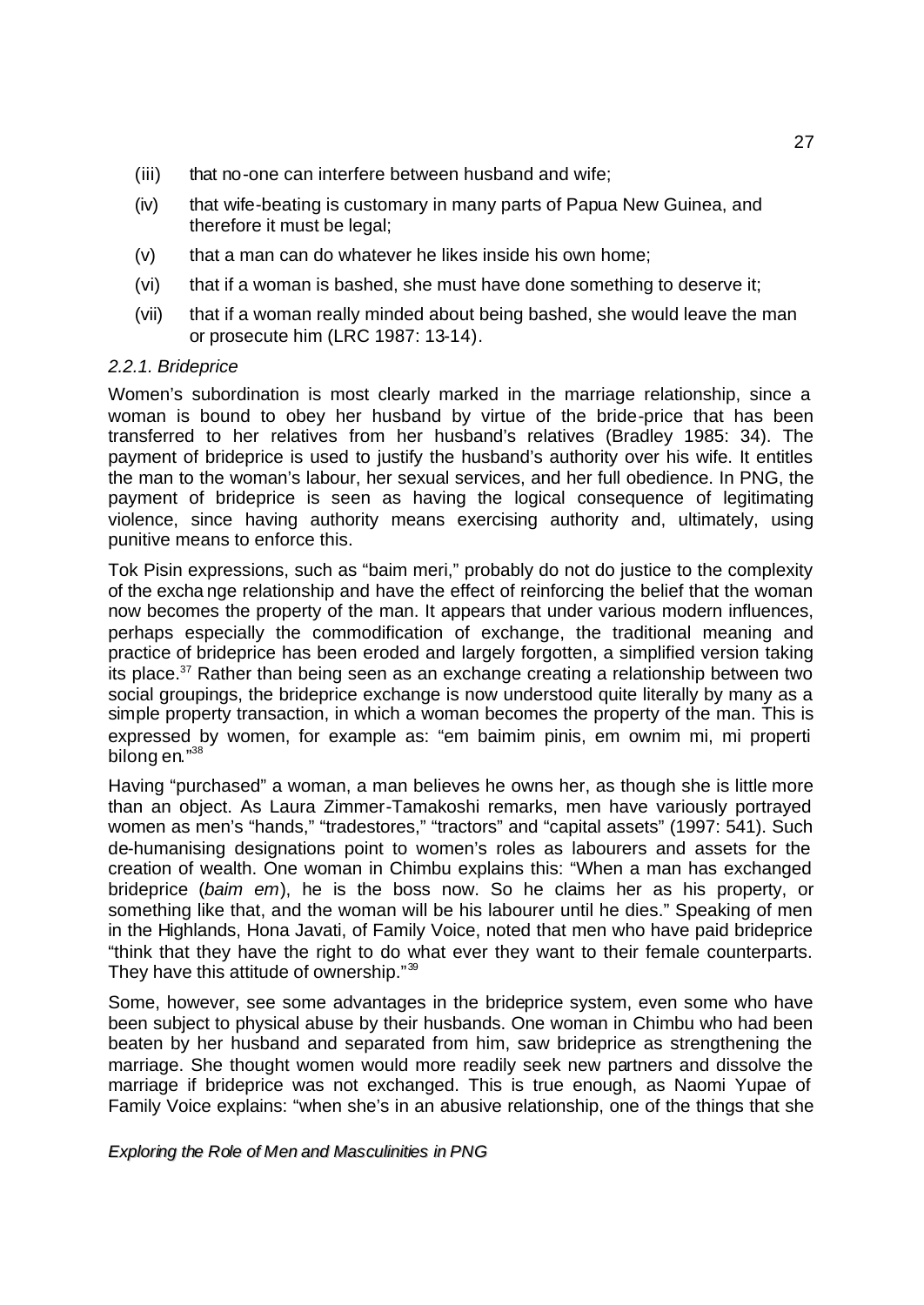(iii) that no-one can interfere between husband and wife;

(iv) that wife-beating is customary in many parts of Papua New Guinea, and therefore it must be legal;

(v) that a man can do whatever he likes inside his own home;

(vi) that if a woman is bashed, she must have done something to deserve it;

(vii) that if a woman really minded about being bashed, she would leave the man or prosecute him (LRC 1987: 13-14).

### *2.2.1. Brideprice*

Women's subordination is most clearly marked in the marriage relationship, since a woman is bound to obey her husband by virtue of the bride-price that has been transferred to her relatives from her husband's relatives (Bradley 1985: 34). The payment of brideprice is used to justify the husband's authority over his wife. It entitles the man to the woman's labour, her sexual services, and her full obedience. In PNG, the payment of brideprice is seen as having the logical consequence of legitimating violence, since having authority means exercising authority and, ultimately, using punitive means to enforce this.

Tok Pisin expressions, such as "baim meri," probably do not do justice to the complexity of the exchange relationship and have the effect of reinforcing the belief that the woman now becomes the property of the man. It appears that under various modern influences, perhaps especially the commodification of exchange, the traditional meaning and practice of brideprice has been eroded and largely forgotten, a simplified version taking its place.[37] Rather than being seen as an exchange creating a relationship between two social groupings, the brideprice exchange is now understood quite literally by many as a simple property transaction, in which a woman becomes the property of the man. This is expressed by women, for example as: "em baimim pinis, em ownim mi, mi properti bilong en."[38]

Having "purchased" a woman, a man believes he owns her, as though she is little more than an object. As Laura Zimmer-Tamakoshi remarks, men have variously portrayed women as men's "hands," "tradestores," "tractors" and "capital assets" (1997: 541). Such de-humanising designations point to women's roles as labourers and assets for the creation of wealth. One woman in Chimbu explains this: "When a man has exchanged brideprice (*baim em*), he is the boss now. So he claims her as his property, or something like that, and the woman will be his labourer until he dies." Speaking of men in the Highlands, Hona Javati, of Family Voice, noted that men who have paid brideprice "think that they have the right to do what ever they want to their female counterparts. They have this attitude of ownership."[39]

Some, however, see some advantages in the brideprice system, even some who have been subject to physical abuse by their husbands. One woman in Chimbu who had been beaten by her husband and separated from him, saw brideprice as strengthening the marriage. She thought women would more readily seek new partners and dissolve the marriage if brideprice was not exchanged. This is true enough, as Naomi Yupae of Family Voice explains: "when she's in an abusive relationship, one of the things that she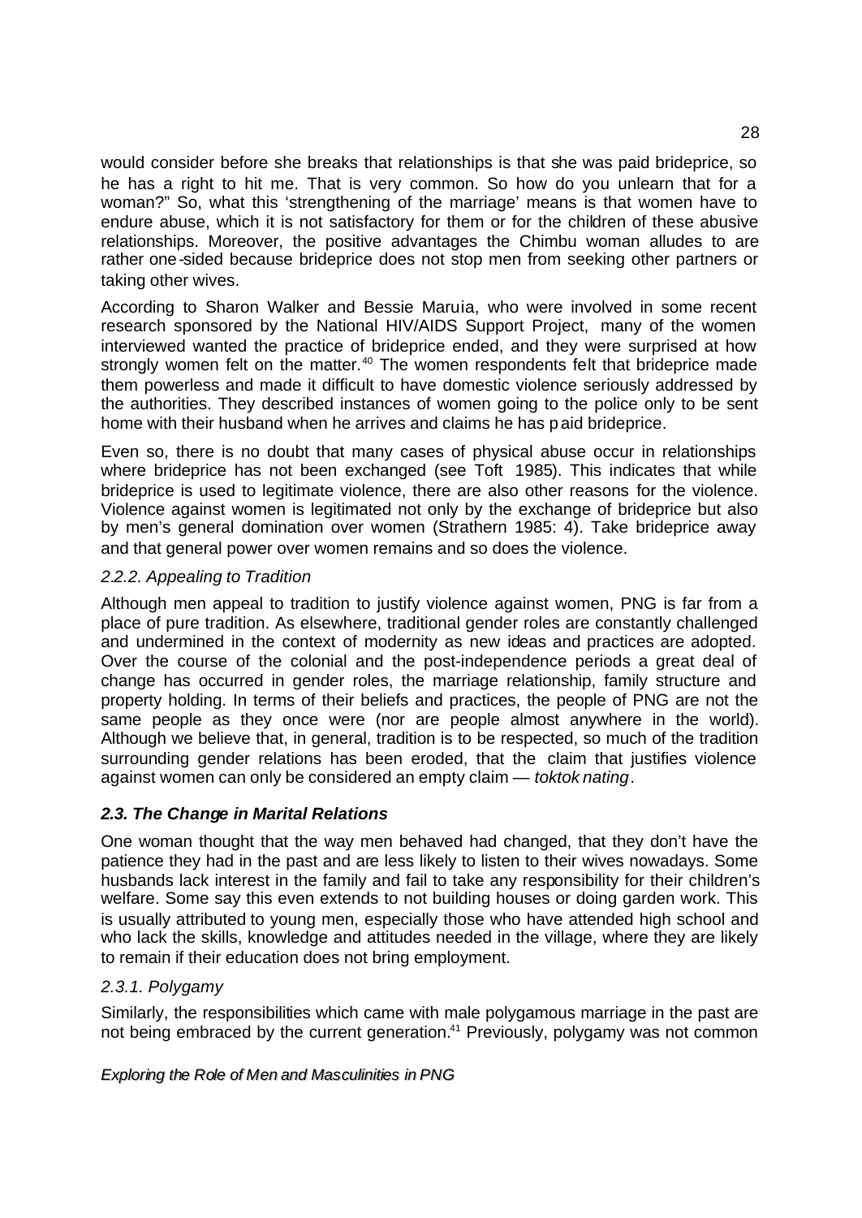would consider before she breaks that relationships is that she was paid brideprice, so he has a right to hit me. That is very common. So how do you unlearn that for a woman?" So, what this 'strengthening of the marriage' means is that women have to endure abuse, which it is not satisfactory for them or for the children of these abusive relationships. Moreover, the positive advantages the Chimbu woman alludes to are rather one-sided because brideprice does not stop men from seeking other partners or taking other wives.

According to Sharon Walker and Bessie Maruia, who were involved in some recent research sponsored by the National HIV/AIDS Support Project, many of the women interviewed wanted the practice of brideprice ended, and they were surprised at how strongly women felt on the matter.[40] The women respondents felt that brideprice made them powerless and made it difficult to have domestic violence seriously addressed by the authorities. They described instances of women going to the police only to be sent home with their husband when he arrives and claims he has paid brideprice.

Even so, there is no doubt that many cases of physical abuse occur in relationships where brideprice has not been exchanged (see Toft 1985). This indicates that while brideprice is used to legitimate violence, there are also other reasons for the violence. Violence against women is legitimated not only by the exchange of brideprice but also by men's general domination over women (Strathern 1985: 4). Take brideprice away and that general power over women remains and so does the violence.

#### *2.2.2. Appealing to Tradition*

Although men appeal to tradition to justify violence against women, PNG is far from a place of pure tradition. As elsewhere, traditional gender roles are constantly challenged and undermined in the context of modernity as new ideas and practices are adopted. Over the course of the colonial and the post-independence periods a great deal of change has occurred in gender roles, the marriage relationship, family structure and property holding. In terms of their beliefs and practices, the people of PNG are not the same people as they once were (nor are people almost anywhere in the world). Although we believe that, in general, tradition is to be respected, so much of the tradition surrounding gender relations has been eroded, that the claim that justifies violence against women can only be considered an empty claim — *toktok nating*.

### ***2.3. The Change in Marital Relations***

One woman thought that the way men behaved had changed, that they don't have the patience they had in the past and are less likely to listen to their wives nowadays. Some husbands lack interest in the family and fail to take any responsibility for their children's welfare. Some say this even extends to not building houses or doing garden work. This is usually attributed to young men, especially those who have attended high school and who lack the skills, knowledge and attitudes needed in the village, where they are likely to remain if their education does not bring employment.

#### *2.3.1. Polygamy*

Similarly, the responsibilities which came with male polygamous marriage in the past are not being embraced by the current generation.[41] Previously, polygamy was not common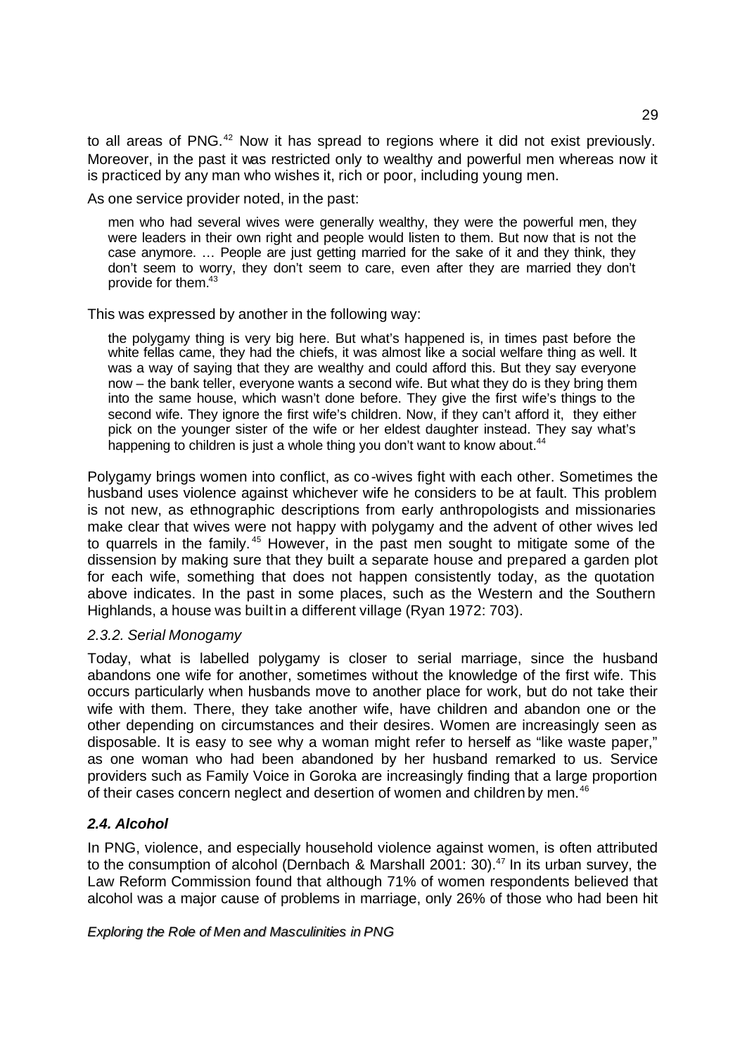to all areas of PNG.[42] Now it has spread to regions where it did not exist previously. Moreover, in the past it was restricted only to wealthy and powerful men whereas now it is practiced by any man who wishes it, rich or poor, including young men.

As one service provider noted, in the past:

> men who had several wives were generally wealthy, they were the powerful men, they were leaders in their own right and people would listen to them. But now that is not the case anymore. … People are just getting married for the sake of it and they think, they don't seem to worry, they don't seem to care, even after they are married they don't provide for them.[43]

This was expressed by another in the following way:

> the polygamy thing is very big here. But what's happened is, in times past before the white fellas came, they had the chiefs, it was almost like a social welfare thing as well. It was a way of saying that they are wealthy and could afford this. But they say everyone now – the bank teller, everyone wants a second wife. But what they do is they bring them into the same house, which wasn't done before. They give the first wife's things to the second wife. They ignore the first wife's children. Now, if they can't afford it, they either pick on the younger sister of the wife or her eldest daughter instead. They say what's happening to children is just a whole thing you don't want to know about.[44]

Polygamy brings women into conflict, as co-wives fight with each other. Sometimes the husband uses violence against whichever wife he considers to be at fault. This problem is not new, as ethnographic descriptions from early anthropologists and missionaries make clear that wives were not happy with polygamy and the advent of other wives led to quarrels in the family.[45] However, in the past men sought to mitigate some of the dissension by making sure that they built a separate house and prepared a garden plot for each wife, something that does not happen consistently today, as the quotation above indicates. In the past in some places, such as the Western and the Southern Highlands, a house was built in a different village (Ryan 1972: 703).

### *2.3.2. Serial Monogamy*

Today, what is labelled polygamy is closer to serial marriage, since the husband abandons one wife for another, sometimes without the knowledge of the first wife. This occurs particularly when husbands move to another place for work, but do not take their wife with them. There, they take another wife, have children and abandon one or the other depending on circumstances and their desires. Women are increasingly seen as disposable. It is easy to see why a woman might refer to herself as "like waste paper," as one woman who had been abandoned by her husband remarked to us. Service providers such as Family Voice in Goroka are increasingly finding that a large proportion of their cases concern neglect and desertion of women and children by men.[46]

## *2.4. Alcohol*

In PNG, violence, and especially household violence against women, is often attributed to the consumption of alcohol (Dernbach & Marshall 2001: 30).[47] In its urban survey, the Law Reform Commission found that although 71% of women respondents believed that alcohol was a major cause of problems in marriage, only 26% of those who had been hit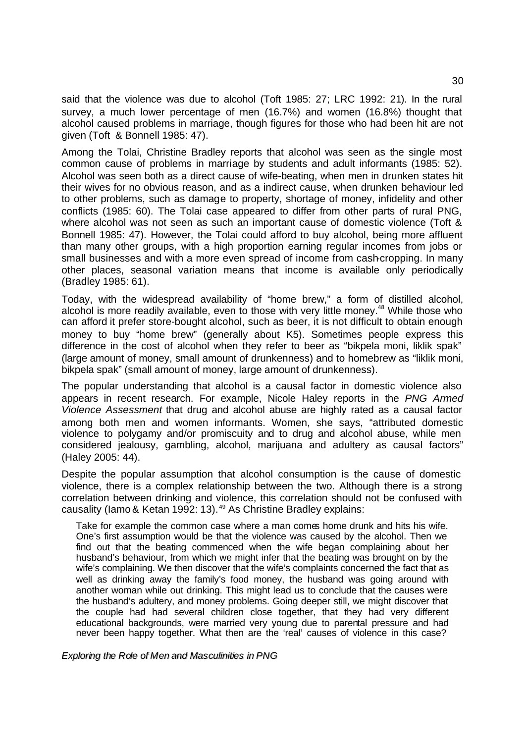said that the violence was due to alcohol (Toft 1985: 27; LRC 1992: 21). In the rural survey, a much lower percentage of men (16.7%) and women (16.8%) thought that alcohol caused problems in marriage, though figures for those who had been hit are not given (Toft & Bonnell 1985: 47).

Among the Tolai, Christine Bradley reports that alcohol was seen as the single most common cause of problems in marriage by students and adult informants (1985: 52). Alcohol was seen both as a direct cause of wife-beating, when men in drunken states hit their wives for no obvious reason, and as a indirect cause, when drunken behaviour led to other problems, such as damage to property, shortage of money, infidelity and other conflicts (1985: 60). The Tolai case appeared to differ from other parts of rural PNG, where alcohol was not seen as such an important cause of domestic violence (Toft & Bonnell 1985: 47). However, the Tolai could afford to buy alcohol, being more affluent than many other groups, with a high proportion earning regular incomes from jobs or small businesses and with a more even spread of income from cash-cropping. In many other places, seasonal variation means that income is available only periodically (Bradley 1985: 61).

Today, with the widespread availability of "home brew," a form of distilled alcohol, alcohol is more readily available, even to those with very little money.[48] While those who can afford it prefer store-bought alcohol, such as beer, it is not difficult to obtain enough money to buy "home brew" (generally about K5). Sometimes people express this difference in the cost of alcohol when they refer to beer as "bikpela moni, liklik spak" (large amount of money, small amount of drunkenness) and to homebrew as "liklik moni, bikpela spak" (small amount of money, large amount of drunkenness).

The popular understanding that alcohol is a causal factor in domestic violence also appears in recent research. For example, Nicole Haley reports in the *PNG Armed Violence Assessment* that drug and alcohol abuse are highly rated as a causal factor among both men and women informants. Women, she says, "attributed domestic violence to polygamy and/or promiscuity and to drug and alcohol abuse, while men considered jealousy, gambling, alcohol, marijuana and adultery as causal factors" (Haley 2005: 44).

Despite the popular assumption that alcohol consumption is the cause of domestic violence, there is a complex relationship between the two. Although there is a strong correlation between drinking and violence, this correlation should not be confused with causality (Iamo & Ketan 1992: 13).[49] As Christine Bradley explains:

> Take for example the common case where a man comes home drunk and hits his wife. One's first assumption would be that the violence was caused by the alcohol. Then we find out that the beating commenced when the wife began complaining about her husband's behaviour, from which we might infer that the beating was brought on by the wife's complaining. We then discover that the wife's complaints concerned the fact that as well as drinking away the family's food money, the husband was going around with another woman while out drinking. This might lead us to conclude that the causes were the husband's adultery, and money problems. Going deeper still, we might discover that the couple had had several children close together, that they had very different educational backgrounds, were married very young due to parental pressure and had never been happy together. What then are the 'real' causes of violence in this case?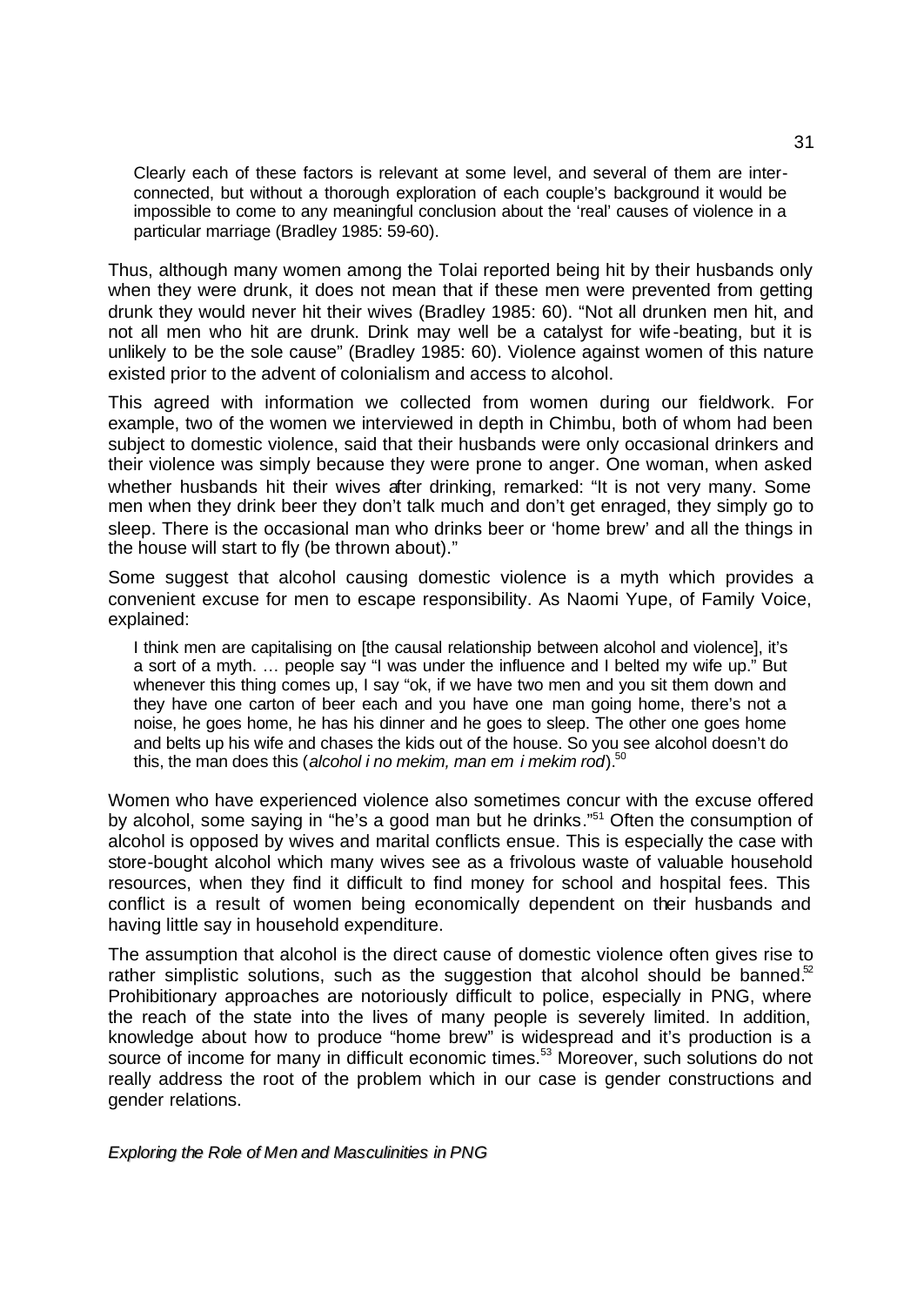> Clearly each of these factors is relevant at some level, and several of them are interconnected, but without a thorough exploration of each couple's background it would be impossible to come to any meaningful conclusion about the 'real' causes of violence in a particular marriage (Bradley 1985: 59-60).

Thus, although many women among the Tolai reported being hit by their husbands only when they were drunk, it does not mean that if these men were prevented from getting drunk they would never hit their wives (Bradley 1985: 60). "Not all drunken men hit, and not all men who hit are drunk. Drink may well be a catalyst for wife-beating, but it is unlikely to be the sole cause" (Bradley 1985: 60). Violence against women of this nature existed prior to the advent of colonialism and access to alcohol.

This agreed with information we collected from women during our fieldwork. For example, two of the women we interviewed in depth in Chimbu, both of whom had been subject to domestic violence, said that their husbands were only occasional drinkers and their violence was simply because they were prone to anger. One woman, when asked whether husbands hit their wives after drinking, remarked: "It is not very many. Some men when they drink beer they don't talk much and don't get enraged, they simply go to sleep. There is the occasional man who drinks beer or 'home brew' and all the things in the house will start to fly (be thrown about)."

Some suggest that alcohol causing domestic violence is a myth which provides a convenient excuse for men to escape responsibility. As Naomi Yupe, of Family Voice, explained:

> I think men are capitalising on [the causal relationship between alcohol and violence], it's a sort of a myth. … people say "I was under the influence and I belted my wife up." But whenever this thing comes up, I say "ok, if we have two men and you sit them down and they have one carton of beer each and you have one man going home, there's not a noise, he goes home, he has his dinner and he goes to sleep. The other one goes home and belts up his wife and chases the kids out of the house. So you see alcohol doesn't do this, the man does this (*alcohol i no mekim, man em i mekim rod*).[50]

Women who have experienced violence also sometimes concur with the excuse offered by alcohol, some saying in "he's a good man but he drinks."[51] Often the consumption of alcohol is opposed by wives and marital conflicts ensue. This is especially the case with store-bought alcohol which many wives see as a frivolous waste of valuable household resources, when they find it difficult to find money for school and hospital fees. This conflict is a result of women being economically dependent on their husbands and having little say in household expenditure.

The assumption that alcohol is the direct cause of domestic violence often gives rise to rather simplistic solutions, such as the suggestion that alcohol should be banned.[52] Prohibitionary approaches are notoriously difficult to police, especially in PNG, where the reach of the state into the lives of many people is severely limited. In addition, knowledge about how to produce "home brew" is widespread and it's production is a source of income for many in difficult economic times.[53] Moreover, such solutions do not really address the root of the problem which in our case is gender constructions and gender relations.

### *Exploring the Role of Men and Masculinities in PNG*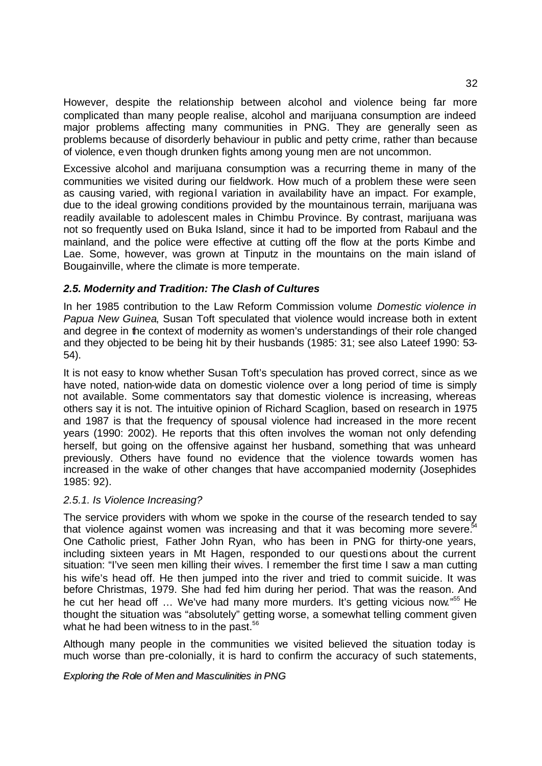However, despite the relationship between alcohol and violence being far more complicated than many people realise, alcohol and marijuana consumption are indeed major problems affecting many communities in PNG. They are generally seen as problems because of disorderly behaviour in public and petty crime, rather than because of violence, even though drunken fights among young men are not uncommon.

Excessive alcohol and marijuana consumption was a recurring theme in many of the communities we visited during our fieldwork. How much of a problem these were seen as causing varied, with regional variation in availability have an impact. For example, due to the ideal growing conditions provided by the mountainous terrain, marijuana was readily available to adolescent males in Chimbu Province. By contrast, marijuana was not so frequently used on Buka Island, since it had to be imported from Rabaul and the mainland, and the police were effective at cutting off the flow at the ports Kimbe and Lae. Some, however, was grown at Tinputz in the mountains on the main island of Bougainville, where the climate is more temperate.

### *2.5. Modernity and Tradition: The Clash of Cultures*

In her 1985 contribution to the Law Reform Commission volume *Domestic violence in Papua New Guinea*, Susan Toft speculated that violence would increase both in extent and degree in the context of modernity as women's understandings of their role changed and they objected to be being hit by their husbands (1985: 31; see also Lateef 1990: 53-54).

It is not easy to know whether Susan Toft's speculation has proved correct, since as we have noted, nation-wide data on domestic violence over a long period of time is simply not available. Some commentators say that domestic violence is increasing, whereas others say it is not. The intuitive opinion of Richard Scaglion, based on research in 1975 and 1987 is that the frequency of spousal violence had increased in the more recent years (1990: 2002). He reports that this often involves the woman not only defending herself, but going on the offensive against her husband, something that was unheard previously. Others have found no evidence that the violence towards women has increased in the wake of other changes that have accompanied modernity (Josephides 1985: 92).

#### *2.5.1. Is Violence Increasing?*

The service providers with whom we spoke in the course of the research tended to say that violence against women was increasing and that it was becoming more severe.[54] One Catholic priest, Father John Ryan, who has been in PNG for thirty-one years, including sixteen years in Mt Hagen, responded to our questions about the current situation: "I've seen men killing their wives. I remember the first time I saw a man cutting his wife's head off. He then jumped into the river and tried to commit suicide. It was before Christmas, 1979. She had fed him during her period. That was the reason. And he cut her head off … We've had many more murders. It's getting vicious now."[55] He thought the situation was "absolutely" getting worse, a somewhat telling comment given what he had been witness to in the past.[56]

Although many people in the communities we visited believed the situation today is much worse than pre-colonially, it is hard to confirm the accuracy of such statements,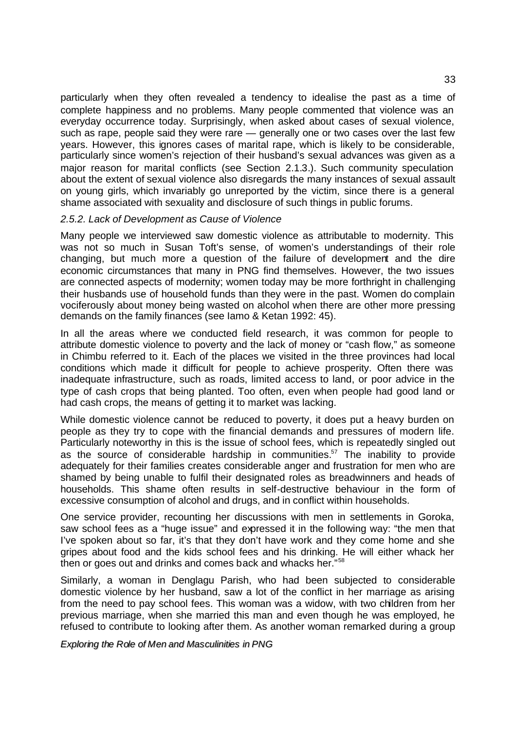particularly when they often revealed a tendency to idealise the past as a time of complete happiness and no problems. Many people commented that violence was an everyday occurrence today. Surprisingly, when asked about cases of sexual violence, such as rape, people said they were rare — generally one or two cases over the last few years. However, this ignores cases of marital rape, which is likely to be considerable, particularly since women's rejection of their husband's sexual advances was given as a major reason for marital conflicts (see Section 2.1.3.). Such community speculation about the extent of sexual violence also disregards the many instances of sexual assault on young girls, which invariably go unreported by the victim, since there is a general shame associated with sexuality and disclosure of such things in public forums.

### *2.5.2. Lack of Development as Cause of Violence*

Many people we interviewed saw domestic violence as attributable to modernity. This was not so much in Susan Toft's sense, of women's understandings of their role changing, but much more a question of the failure of development and the dire economic circumstances that many in PNG find themselves. However, the two issues are connected aspects of modernity; women today may be more forthright in challenging their husbands use of household funds than they were in the past. Women do complain vociferously about money being wasted on alcohol when there are other more pressing demands on the family finances (see Iamo & Ketan 1992: 45).

In all the areas where we conducted field research, it was common for people to attribute domestic violence to poverty and the lack of money or "cash flow," as someone in Chimbu referred to it. Each of the places we visited in the three provinces had local conditions which made it difficult for people to achieve prosperity. Often there was inadequate infrastructure, such as roads, limited access to land, or poor advice in the type of cash crops that being planted. Too often, even when people had good land or had cash crops, the means of getting it to market was lacking.

While domestic violence cannot be reduced to poverty, it does put a heavy burden on people as they try to cope with the financial demands and pressures of modern life. Particularly noteworthy in this is the issue of school fees, which is repeatedly singled out as the source of considerable hardship in communities.[57] The inability to provide adequately for their families creates considerable anger and frustration for men who are shamed by being unable to fulfil their designated roles as breadwinners and heads of households. This shame often results in self-destructive behaviour in the form of excessive consumption of alcohol and drugs, and in conflict within households.

One service provider, recounting her discussions with men in settlements in Goroka, saw school fees as a "huge issue" and expressed it in the following way: "the men that I've spoken about so far, it's that they don't have work and they come home and she gripes about food and the kids school fees and his drinking. He will either whack her then or goes out and drinks and comes back and whacks her."[58]

Similarly, a woman in Denglagu Parish, who had been subjected to considerable domestic violence by her husband, saw a lot of the conflict in her marriage as arising from the need to pay school fees. This woman was a widow, with two children from her previous marriage, when she married this man and even though he was employed, he refused to contribute to looking after them. As another woman remarked during a group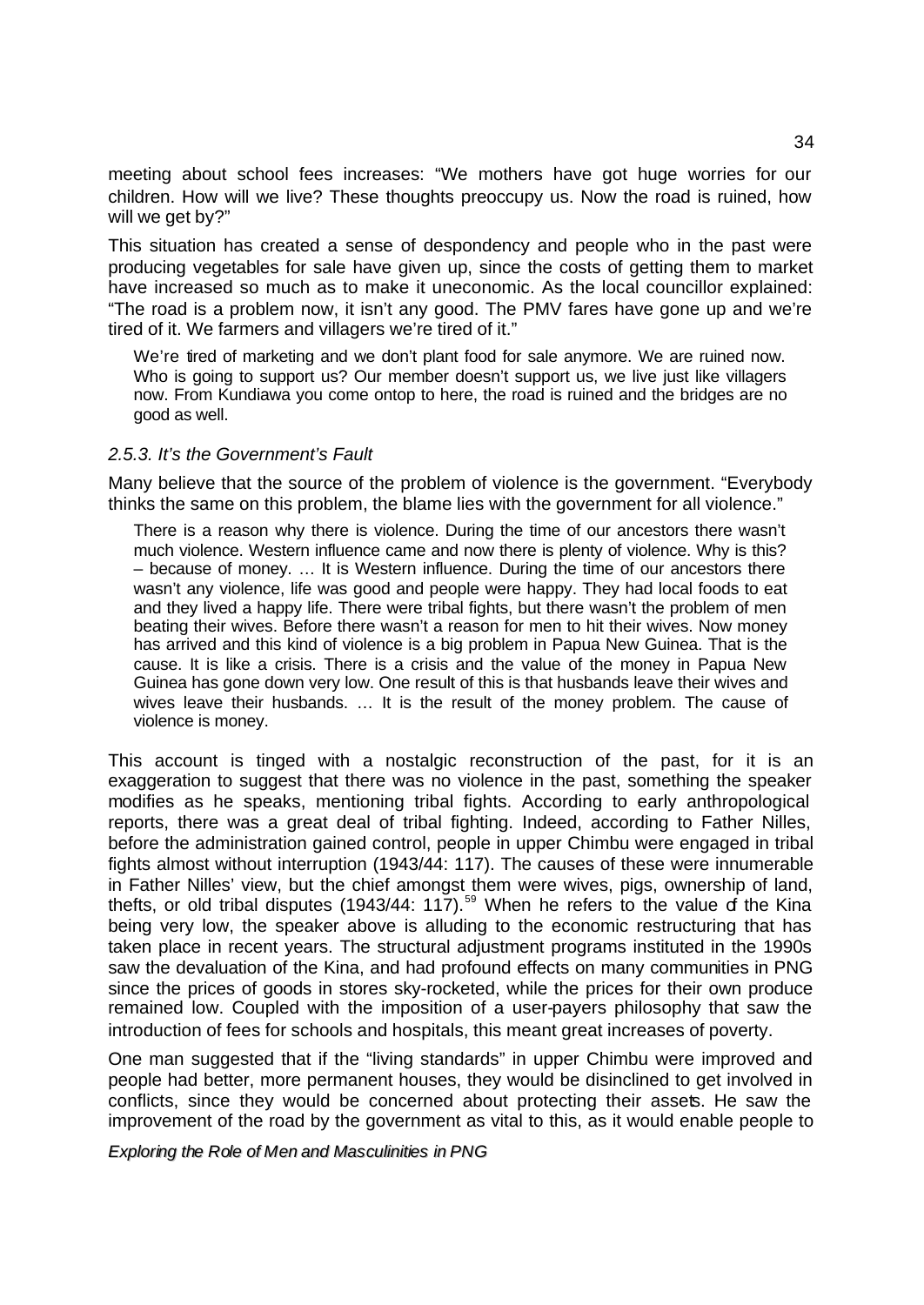meeting about school fees increases: "We mothers have got huge worries for our children. How will we live? These thoughts preoccupy us. Now the road is ruined, how will we get by?"

This situation has created a sense of despondency and people who in the past were producing vegetables for sale have given up, since the costs of getting them to market have increased so much as to make it uneconomic. As the local councillor explained: "The road is a problem now, it isn't any good. The PMV fares have gone up and we're tired of it. We farmers and villagers we're tired of it."

> We're tired of marketing and we don't plant food for sale anymore. We are ruined now. Who is going to support us? Our member doesn't support us, we live just like villagers now. From Kundiawa you come ontop to here, the road is ruined and the bridges are no good as well.

### *2.5.3. It's the Government's Fault*

Many believe that the source of the problem of violence is the government. "Everybody thinks the same on this problem, the blame lies with the government for all violence."

> There is a reason why there is violence. During the time of our ancestors there wasn't much violence. Western influence came and now there is plenty of violence. Why is this? – because of money. … It is Western influence. During the time of our ancestors there wasn't any violence, life was good and people were happy. They had local foods to eat and they lived a happy life. There were tribal fights, but there wasn't the problem of men beating their wives. Before there wasn't a reason for men to hit their wives. Now money has arrived and this kind of violence is a big problem in Papua New Guinea. That is the cause. It is like a crisis. There is a crisis and the value of the money in Papua New Guinea has gone down very low. One result of this is that husbands leave their wives and wives leave their husbands. … It is the result of the money problem. The cause of violence is money.

This account is tinged with a nostalgic reconstruction of the past, for it is an exaggeration to suggest that there was no violence in the past, something the speaker modifies as he speaks, mentioning tribal fights. According to early anthropological reports, there was a great deal of tribal fighting. Indeed, according to Father Nilles, before the administration gained control, people in upper Chimbu were engaged in tribal fights almost without interruption (1943/44: 117). The causes of these were innumerable in Father Nilles' view, but the chief amongst them were wives, pigs, ownership of land, thefts, or old tribal disputes (1943/44: 117).[59] When he refers to the value of the Kina being very low, the speaker above is alluding to the economic restructuring that has taken place in recent years. The structural adjustment programs instituted in the 1990s saw the devaluation of the Kina, and had profound effects on many communities in PNG since the prices of goods in stores sky-rocketed, while the prices for their own produce remained low. Coupled with the imposition of a user-payers philosophy that saw the introduction of fees for schools and hospitals, this meant great increases of poverty.

One man suggested that if the "living standards" in upper Chimbu were improved and people had better, more permanent houses, they would be disinclined to get involved in conflicts, since they would be concerned about protecting their assets. He saw the improvement of the road by the government as vital to this, as it would enable people to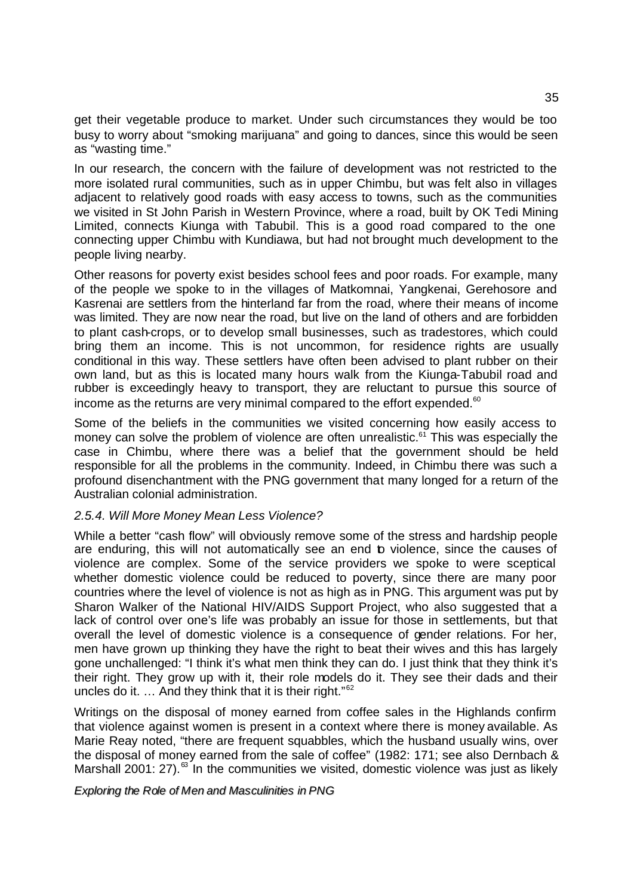get their vegetable produce to market. Under such circumstances they would be too busy to worry about "smoking marijuana" and going to dances, since this would be seen as "wasting time."

In our research, the concern with the failure of development was not restricted to the more isolated rural communities, such as in upper Chimbu, but was felt also in villages adjacent to relatively good roads with easy access to towns, such as the communities we visited in St John Parish in Western Province, where a road, built by OK Tedi Mining Limited, connects Kiunga with Tabubil. This is a good road compared to the one connecting upper Chimbu with Kundiawa, but had not brought much development to the people living nearby.

Other reasons for poverty exist besides school fees and poor roads. For example, many of the people we spoke to in the villages of Matkomnai, Yangkenai, Gerehosore and Kasrenai are settlers from the hinterland far from the road, where their means of income was limited. They are now near the road, but live on the land of others and are forbidden to plant cash-crops, or to develop small businesses, such as tradestores, which could bring them an income. This is not uncommon, for residence rights are usually conditional in this way. These settlers have often been advised to plant rubber on their own land, but as this is located many hours walk from the Kiunga-Tabubil road and rubber is exceedingly heavy to transport, they are reluctant to pursue this source of income as the returns are very minimal compared to the effort expended.[60]

Some of the beliefs in the communities we visited concerning how easily access to money can solve the problem of violence are often unrealistic.[61] This was especially the case in Chimbu, where there was a belief that the government should be held responsible for all the problems in the community. Indeed, in Chimbu there was such a profound disenchantment with the PNG government that many longed for a return of the Australian colonial administration.

### *2.5.4. Will More Money Mean Less Violence?*

While a better "cash flow" will obviously remove some of the stress and hardship people are enduring, this will not automatically see an end to violence, since the causes of violence are complex. Some of the service providers we spoke to were sceptical whether domestic violence could be reduced to poverty, since there are many poor countries where the level of violence is not as high as in PNG. This argument was put by Sharon Walker of the National HIV/AIDS Support Project, who also suggested that a lack of control over one's life was probably an issue for those in settlements, but that overall the level of domestic violence is a consequence of gender relations. For her, men have grown up thinking they have the right to beat their wives and this has largely gone unchallenged: "I think it's what men think they can do. I just think that they think it's their right. They grow up with it, their role models do it. They see their dads and their uncles do it. … And they think that it is their right."[62]

Writings on the disposal of money earned from coffee sales in the Highlands confirm that violence against women is present in a context where there is money available. As Marie Reay noted, "there are frequent squabbles, which the husband usually wins, over the disposal of money earned from the sale of coffee" (1982: 171; see also Dernbach & Marshall 2001: 27).[63] In the communities we visited, domestic violence was just as likely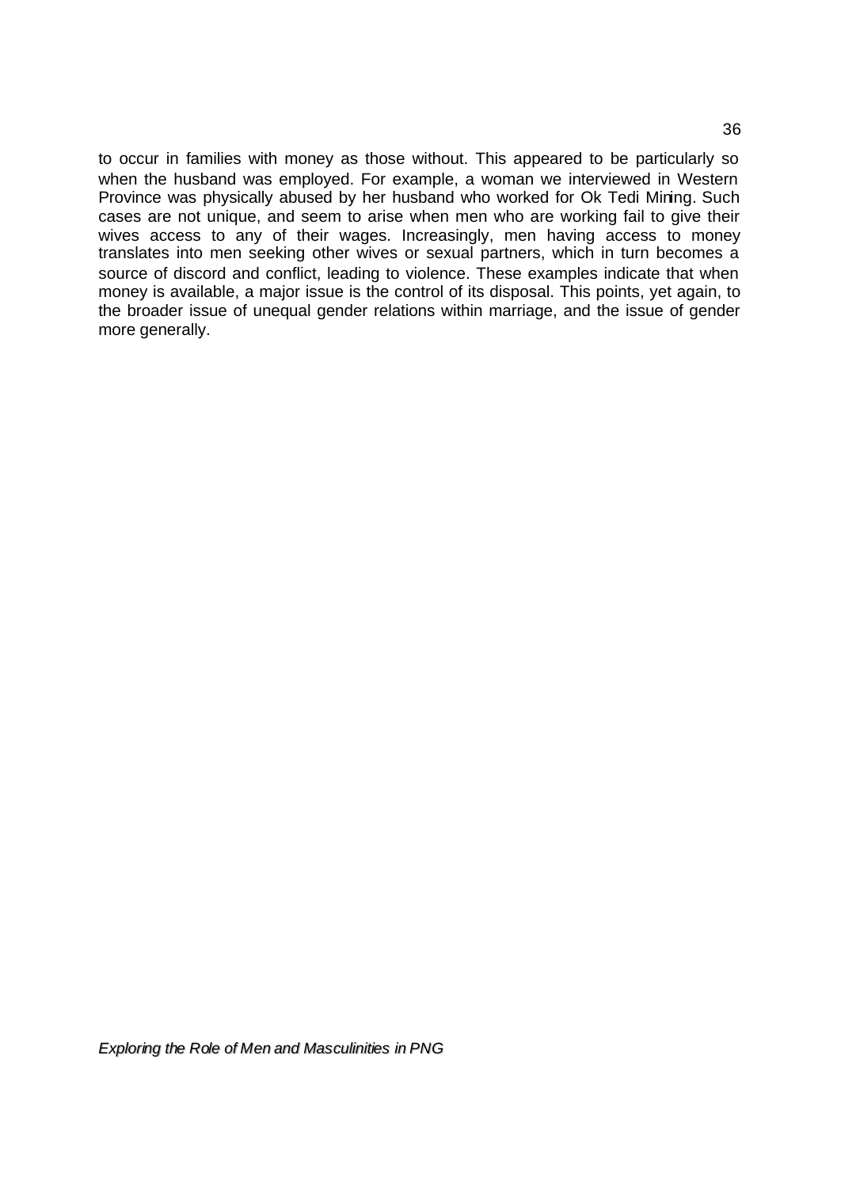to occur in families with money as those without. This appeared to be particularly so when the husband was employed. For example, a woman we interviewed in Western Province was physically abused by her husband who worked for Ok Tedi Mining. Such cases are not unique, and seem to arise when men who are working fail to give their wives access to any of their wages. Increasingly, men having access to money translates into men seeking other wives or sexual partners, which in turn becomes a source of discord and conflict, leading to violence. These examples indicate that when money is available, a major issue is the control of its disposal. This points, yet again, to the broader issue of unequal gender relations within marriage, and the issue of gender more generally.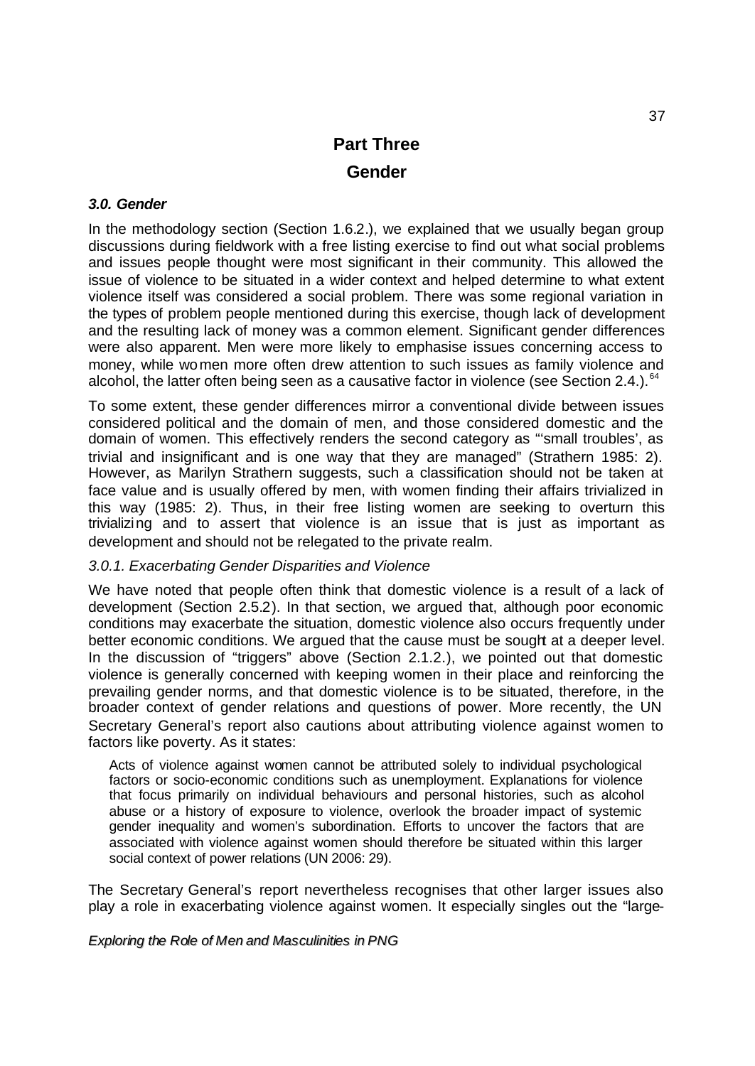# Part Three

# Gender

### *3.0. Gender*

In the methodology section (Section 1.6.2.), we explained that we usually began group discussions during fieldwork with a free listing exercise to find out what social problems and issues people thought were most significant in their community. This allowed the issue of violence to be situated in a wider context and helped determine to what extent violence itself was considered a social problem. There was some regional variation in the types of problem people mentioned during this exercise, though lack of development and the resulting lack of money was a common element. Significant gender differences were also apparent. Men were more likely to emphasise issues concerning access to money, while women more often drew attention to such issues as family violence and alcohol, the latter often being seen as a causative factor in violence (see Section 2.4.).[64]

To some extent, these gender differences mirror a conventional divide between issues considered political and the domain of men, and those considered domestic and the domain of women. This effectively renders the second category as "'small troubles', as trivial and insignificant and is one way that they are managed" (Strathern 1985: 2). However, as Marilyn Strathern suggests, such a classification should not be taken at face value and is usually offered by men, with women finding their affairs trivialized in this way (1985: 2). Thus, in their free listing women are seeking to overturn this trivializing and to assert that violence is an issue that is just as important as development and should not be relegated to the private realm.

#### *3.0.1. Exacerbating Gender Disparities and Violence*

We have noted that people often think that domestic violence is a result of a lack of development (Section 2.5.2). In that section, we argued that, although poor economic conditions may exacerbate the situation, domestic violence also occurs frequently under better economic conditions. We argued that the cause must be sought at a deeper level. In the discussion of "triggers" above (Section 2.1.2.), we pointed out that domestic violence is generally concerned with keeping women in their place and reinforcing the prevailing gender norms, and that domestic violence is to be situated, therefore, in the broader context of gender relations and questions of power. More recently, the UN Secretary General's report also cautions about attributing violence against women to factors like poverty. As it states:

> Acts of violence against women cannot be attributed solely to individual psychological factors or socio-economic conditions such as unemployment. Explanations for violence that focus primarily on individual behaviours and personal histories, such as alcohol abuse or a history of exposure to violence, overlook the broader impact of systemic gender inequality and women's subordination. Efforts to uncover the factors that are associated with violence against women should therefore be situated within this larger social context of power relations (UN 2006: 29).

The Secretary General's report nevertheless recognises that other larger issues also play a role in exacerbating violence against women. It especially singles out the "large-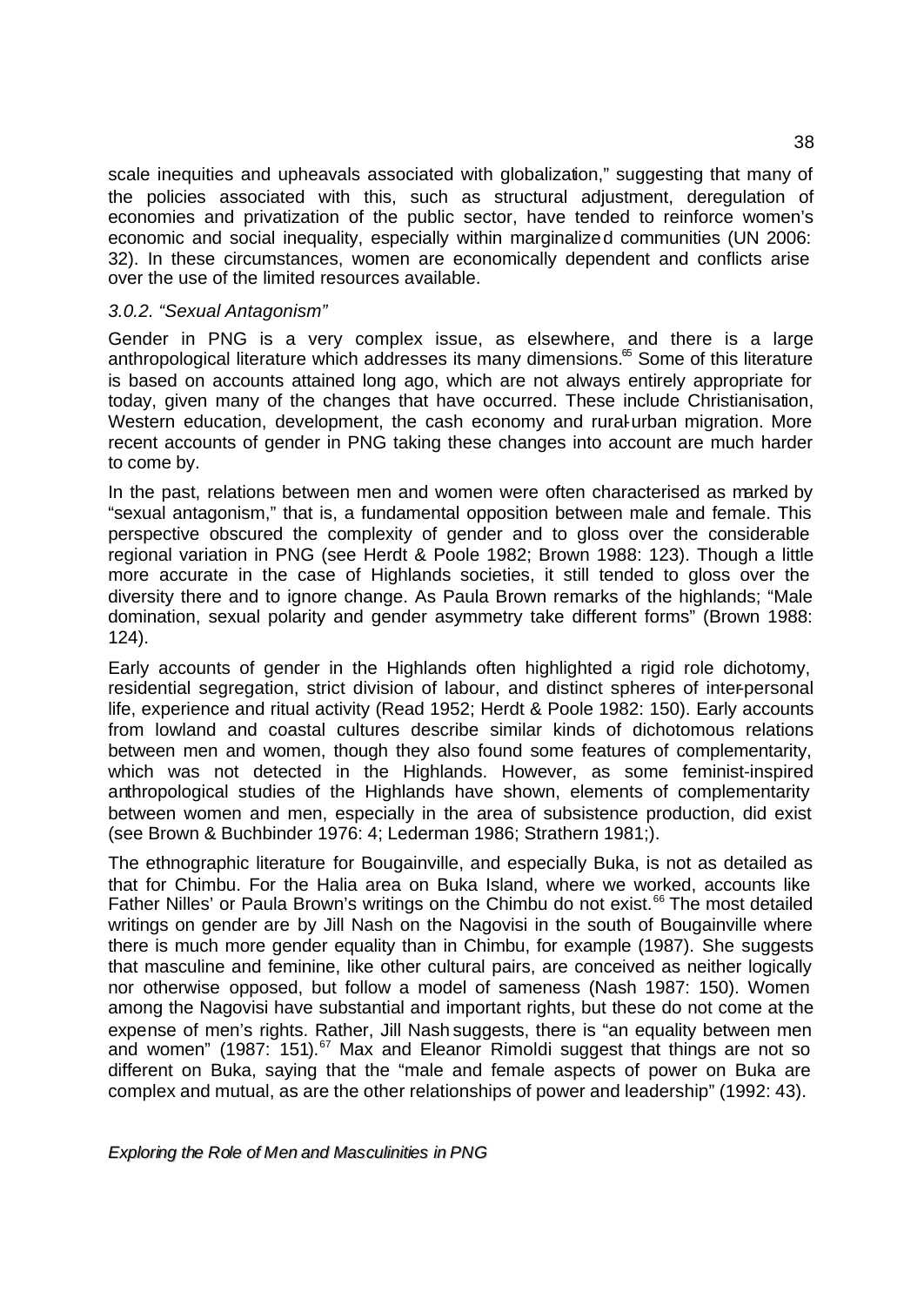scale inequities and upheavals associated with globalization," suggesting that many of the policies associated with this, such as structural adjustment, deregulation of economies and privatization of the public sector, have tended to reinforce women's economic and social inequality, especially within marginalized communities (UN 2006: 32). In these circumstances, women are economically dependent and conflicts arise over the use of the limited resources available.

### *3.0.2. "Sexual Antagonism"*

Gender in PNG is a very complex issue, as elsewhere, and there is a large anthropological literature which addresses its many dimensions.[65] Some of this literature is based on accounts attained long ago, which are not always entirely appropriate for today, given many of the changes that have occurred. These include Christianisation, Western education, development, the cash economy and rural-urban migration. More recent accounts of gender in PNG taking these changes into account are much harder to come by.

In the past, relations between men and women were often characterised as marked by "sexual antagonism," that is, a fundamental opposition between male and female. This perspective obscured the complexity of gender and to gloss over the considerable regional variation in PNG (see Herdt & Poole 1982; Brown 1988: 123). Though a little more accurate in the case of Highlands societies, it still tended to gloss over the diversity there and to ignore change. As Paula Brown remarks of the highlands; "Male domination, sexual polarity and gender asymmetry take different forms" (Brown 1988: 124).

Early accounts of gender in the Highlands often highlighted a rigid role dichotomy, residential segregation, strict division of labour, and distinct spheres of inter-personal life, experience and ritual activity (Read 1952; Herdt & Poole 1982: 150). Early accounts from lowland and coastal cultures describe similar kinds of dichotomous relations between men and women, though they also found some features of complementarity, which was not detected in the Highlands. However, as some feminist-inspired anthropological studies of the Highlands have shown, elements of complementarity between women and men, especially in the area of subsistence production, did exist (see Brown & Buchbinder 1976: 4; Lederman 1986; Strathern 1981;).

The ethnographic literature for Bougainville, and especially Buka, is not as detailed as that for Chimbu. For the Halia area on Buka Island, where we worked, accounts like Father Nilles' or Paula Brown's writings on the Chimbu do not exist.[66] The most detailed writings on gender are by Jill Nash on the Nagovisi in the south of Bougainville where there is much more gender equality than in Chimbu, for example (1987). She suggests that masculine and feminine, like other cultural pairs, are conceived as neither logically nor otherwise opposed, but follow a model of sameness (Nash 1987: 150). Women among the Nagovisi have substantial and important rights, but these do not come at the expense of men's rights. Rather, Jill Nash suggests, there is "an equality between men and women" (1987: 151).[67] Max and Eleanor Rimoldi suggest that things are not so different on Buka, saying that the "male and female aspects of power on Buka are complex and mutual, as are the other relationships of power and leadership" (1992: 43).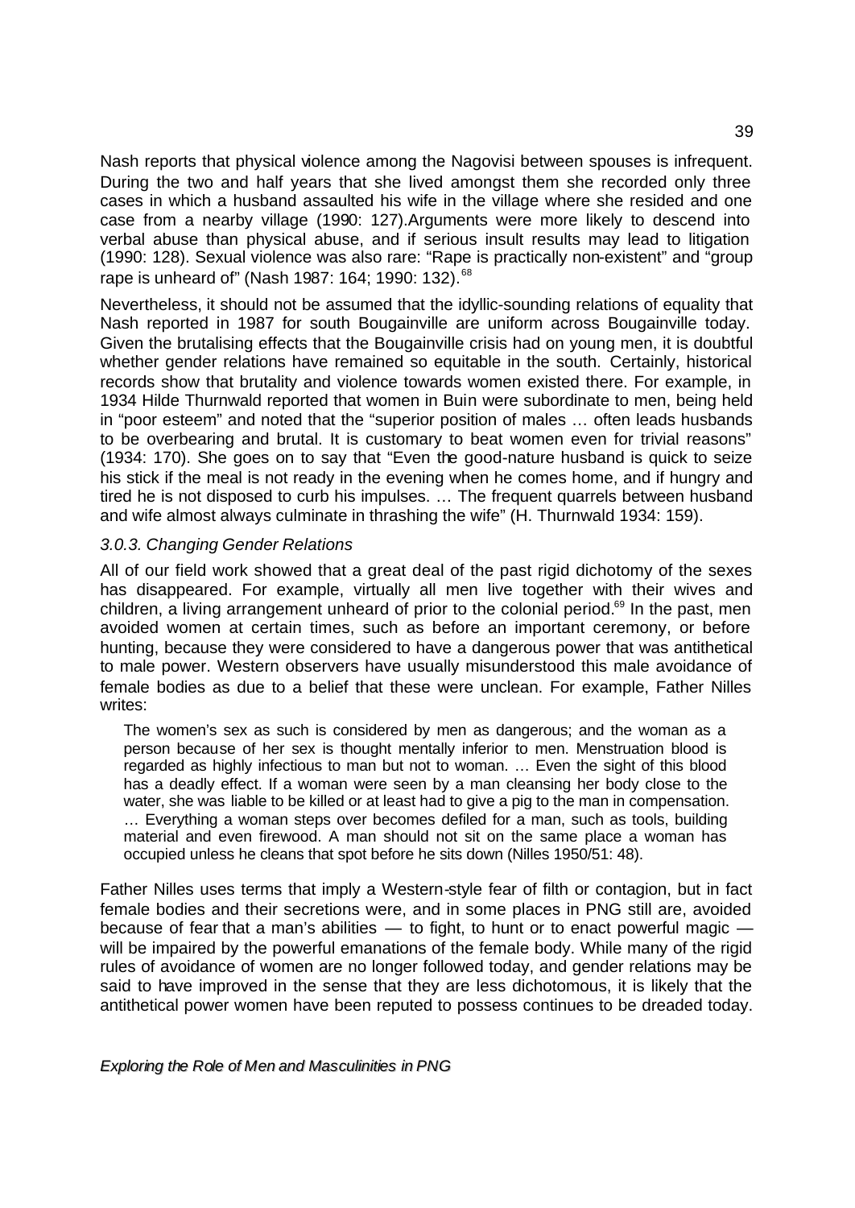Nash reports that physical violence among the Nagovisi between spouses is infrequent. During the two and half years that she lived amongst them she recorded only three cases in which a husband assaulted his wife in the village where she resided and one case from a nearby village (1990: 127).Arguments were more likely to descend into verbal abuse than physical abuse, and if serious insult results may lead to litigation (1990: 128). Sexual violence was also rare: "Rape is practically non-existent" and "group rape is unheard of" (Nash 1987: 164; 1990: 132).[68]

Nevertheless, it should not be assumed that the idyllic-sounding relations of equality that Nash reported in 1987 for south Bougainville are uniform across Bougainville today. Given the brutalising effects that the Bougainville crisis had on young men, it is doubtful whether gender relations have remained so equitable in the south. Certainly, historical records show that brutality and violence towards women existed there. For example, in 1934 Hilde Thurnwald reported that women in Buin were subordinate to men, being held in "poor esteem" and noted that the "superior position of males … often leads husbands to be overbearing and brutal. It is customary to beat women even for trivial reasons" (1934: 170). She goes on to say that "Even the good-nature husband is quick to seize his stick if the meal is not ready in the evening when he comes home, and if hungry and tired he is not disposed to curb his impulses. … The frequent quarrels between husband and wife almost always culminate in thrashing the wife" (H. Thurnwald 1934: 159).

### *3.0.3. Changing Gender Relations*

All of our field work showed that a great deal of the past rigid dichotomy of the sexes has disappeared. For example, virtually all men live together with their wives and children, a living arrangement unheard of prior to the colonial period.[69] In the past, men avoided women at certain times, such as before an important ceremony, or before hunting, because they were considered to have a dangerous power that was antithetical to male power. Western observers have usually misunderstood this male avoidance of female bodies as due to a belief that these were unclean. For example, Father Nilles writes:

> The women's sex as such is considered by men as dangerous; and the woman as a person because of her sex is thought mentally inferior to men. Menstruation blood is regarded as highly infectious to man but not to woman. … Even the sight of this blood has a deadly effect. If a woman were seen by a man cleansing her body close to the water, she was liable to be killed or at least had to give a pig to the man in compensation. … Everything a woman steps over becomes defiled for a man, such as tools, building material and even firewood. A man should not sit on the same place a woman has occupied unless he cleans that spot before he sits down (Nilles 1950/51: 48).

Father Nilles uses terms that imply a Western-style fear of filth or contagion, but in fact female bodies and their secretions were, and in some places in PNG still are, avoided because of fear that a man's abilities — to fight, to hunt or to enact powerful magic — will be impaired by the powerful emanations of the female body. While many of the rigid rules of avoidance of women are no longer followed today, and gender relations may be said to have improved in the sense that they are less dichotomous, it is likely that the antithetical power women have been reputed to possess continues to be dreaded today.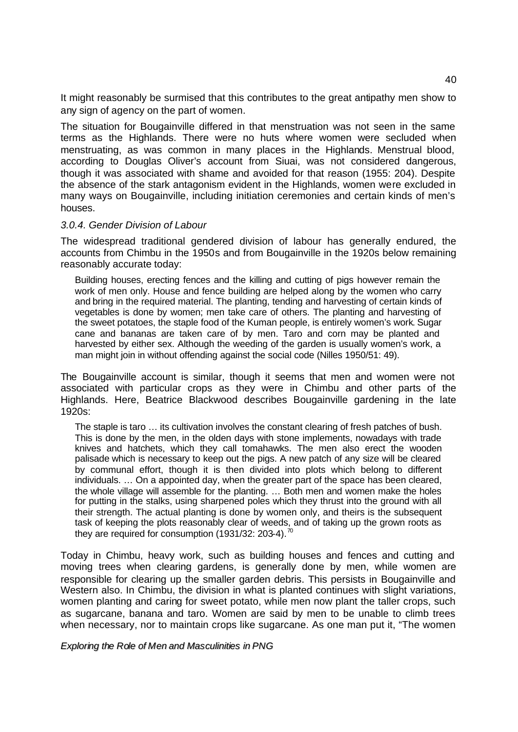It might reasonably be surmised that this contributes to the great antipathy men show to any sign of agency on the part of women.

The situation for Bougainville differed in that menstruation was not seen in the same terms as the Highlands. There were no huts where women were secluded when menstruating, as was common in many places in the Highlands. Menstrual blood, according to Douglas Oliver's account from Siuai, was not considered dangerous, though it was associated with shame and avoided for that reason (1955: 204). Despite the absence of the stark antagonism evident in the Highlands, women were excluded in many ways on Bougainville, including initiation ceremonies and certain kinds of men's houses.

### *3.0.4. Gender Division of Labour*

The widespread traditional gendered division of labour has generally endured, the accounts from Chimbu in the 1950s and from Bougainville in the 1920s below remaining reasonably accurate today:

> Building houses, erecting fences and the killing and cutting of pigs however remain the work of men only. House and fence building are helped along by the women who carry and bring in the required material. The planting, tending and harvesting of certain kinds of vegetables is done by women; men take care of others. The planting and harvesting of the sweet potatoes, the staple food of the Kuman people, is entirely women's work. Sugar cane and bananas are taken care of by men. Taro and corn may be planted and harvested by either sex. Although the weeding of the garden is usually women's work, a man might join in without offending against the social code (Nilles 1950/51: 49).

The Bougainville account is similar, though it seems that men and women were not associated with particular crops as they were in Chimbu and other parts of the Highlands. Here, Beatrice Blackwood describes Bougainville gardening in the late 1920s:

> The staple is taro … its cultivation involves the constant clearing of fresh patches of bush. This is done by the men, in the olden days with stone implements, nowadays with trade knives and hatchets, which they call tomahawks. The men also erect the wooden palisade which is necessary to keep out the pigs. A new patch of any size will be cleared by communal effort, though it is then divided into plots which belong to different individuals. … On a appointed day, when the greater part of the space has been cleared, the whole village will assemble for the planting. … Both men and women make the holes for putting in the stalks, using sharpened poles which they thrust into the ground with all their strength. The actual planting is done by women only, and theirs is the subsequent task of keeping the plots reasonably clear of weeds, and of taking up the grown roots as they are required for consumption (1931/32: 203-4).[70]

Today in Chimbu, heavy work, such as building houses and fences and cutting and moving trees when clearing gardens, is generally done by men, while women are responsible for clearing up the smaller garden debris. This persists in Bougainville and Western also. In Chimbu, the division in what is planted continues with slight variations, women planting and caring for sweet potato, while men now plant the taller crops, such as sugarcane, banana and taro. Women are said by men to be unable to climb trees when necessary, nor to maintain crops like sugarcane. As one man put it, "The women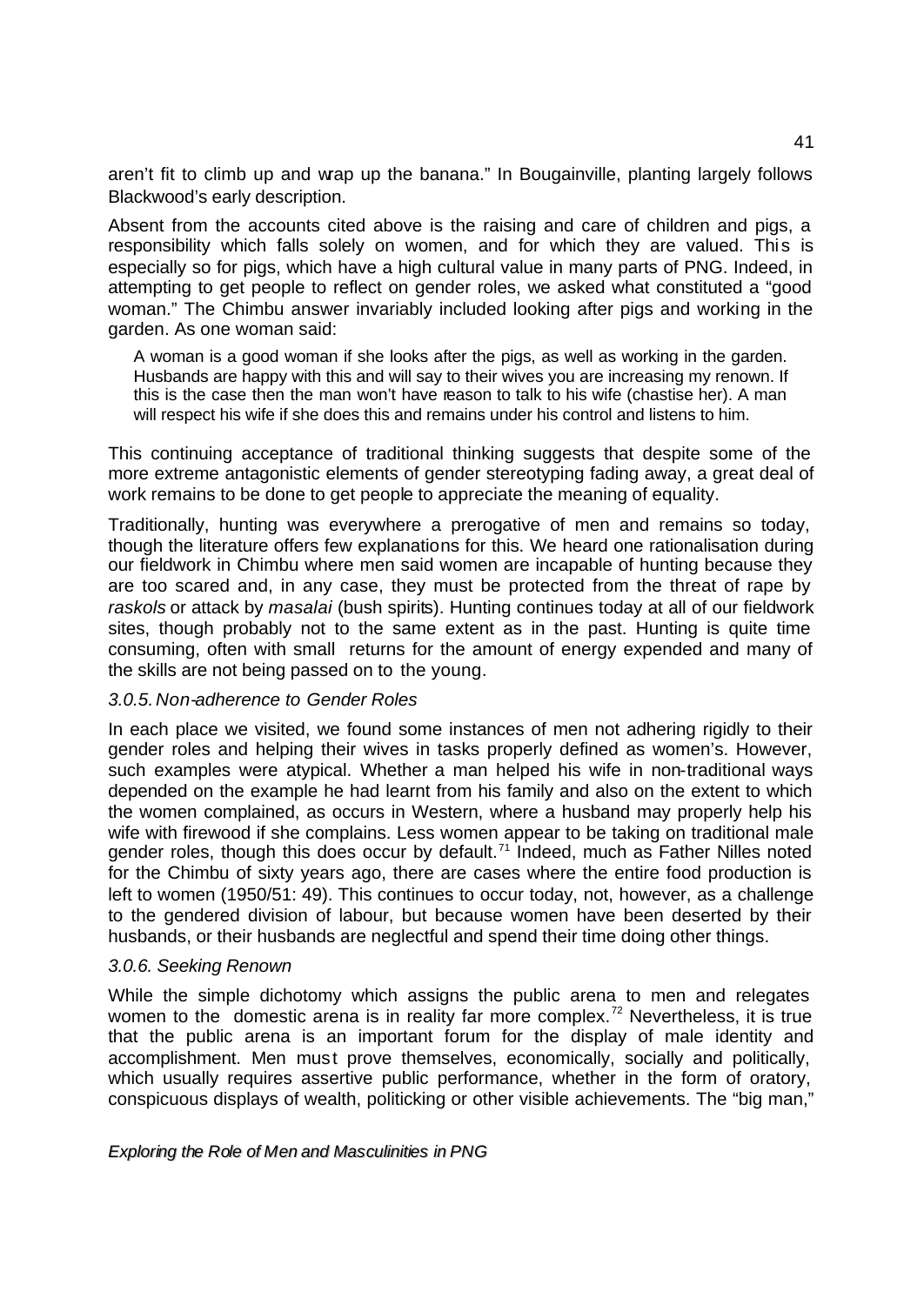aren't fit to climb up and wrap up the banana." In Bougainville, planting largely follows Blackwood's early description.

Absent from the accounts cited above is the raising and care of children and pigs, a responsibility which falls solely on women, and for which they are valued. This is especially so for pigs, which have a high cultural value in many parts of PNG. Indeed, in attempting to get people to reflect on gender roles, we asked what constituted a "good woman." The Chimbu answer invariably included looking after pigs and working in the garden. As one woman said:

> A woman is a good woman if she looks after the pigs, as well as working in the garden. Husbands are happy with this and will say to their wives you are increasing my renown. If this is the case then the man won't have reason to talk to his wife (chastise her). A man will respect his wife if she does this and remains under his control and listens to him.

This continuing acceptance of traditional thinking suggests that despite some of the more extreme antagonistic elements of gender stereotyping fading away, a great deal of work remains to be done to get people to appreciate the meaning of equality.

Traditionally, hunting was everywhere a prerogative of men and remains so today, though the literature offers few explanations for this. We heard one rationalisation during our fieldwork in Chimbu where men said women are incapable of hunting because they are too scared and, in any case, they must be protected from the threat of rape by *raskols* or attack by *masalai* (bush spirits). Hunting continues today at all of our fieldwork sites, though probably not to the same extent as in the past. Hunting is quite time consuming, often with small returns for the amount of energy expended and many of the skills are not being passed on to the young.

### *3.0.5. Non-adherence to Gender Roles*

In each place we visited, we found some instances of men not adhering rigidly to their gender roles and helping their wives in tasks properly defined as women's. However, such examples were atypical. Whether a man helped his wife in non-traditional ways depended on the example he had learnt from his family and also on the extent to which the women complained, as occurs in Western, where a husband may properly help his wife with firewood if she complains. Less women appear to be taking on traditional male gender roles, though this does occur by default.[71] Indeed, much as Father Nilles noted for the Chimbu of sixty years ago, there are cases where the entire food production is left to women (1950/51: 49). This continues to occur today, not, however, as a challenge to the gendered division of labour, but because women have been deserted by their husbands, or their husbands are neglectful and spend their time doing other things.

### *3.0.6. Seeking Renown*

While the simple dichotomy which assigns the public arena to men and relegates women to the domestic arena is in reality far more complex.[72] Nevertheless, it is true that the public arena is an important forum for the display of male identity and accomplishment. Men must prove themselves, economically, socially and politically, which usually requires assertive public performance, whether in the form of oratory, conspicuous displays of wealth, politicking or other visible achievements. The "big man,"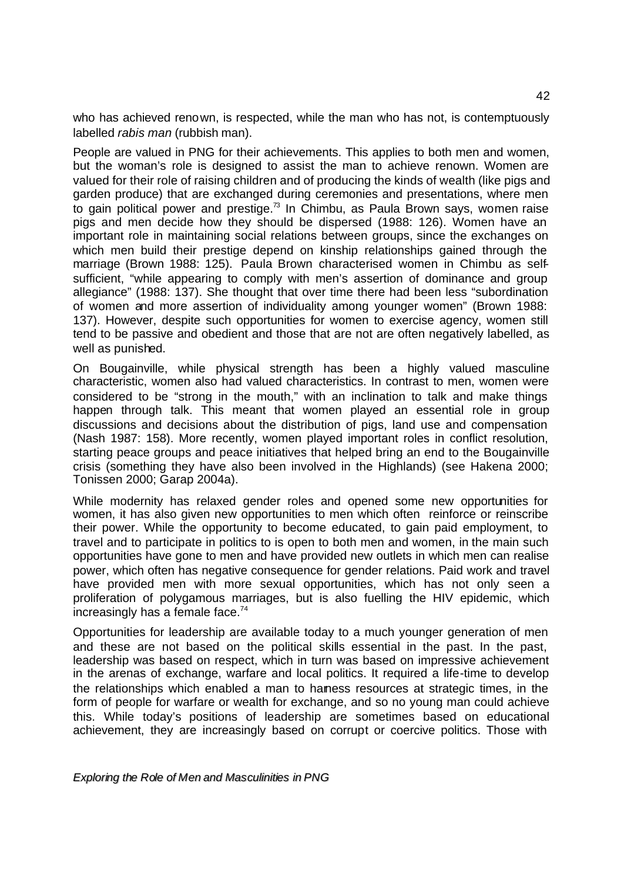who has achieved renown, is respected, while the man who has not, is contemptuously labelled *rabis man* (rubbish man).

People are valued in PNG for their achievements. This applies to both men and women, but the woman's role is designed to assist the man to achieve renown. Women are valued for their role of raising children and of producing the kinds of wealth (like pigs and garden produce) that are exchanged during ceremonies and presentations, where men to gain political power and prestige.[73] In Chimbu, as Paula Brown says, women raise pigs and men decide how they should be dispersed (1988: 126). Women have an important role in maintaining social relations between groups, since the exchanges on which men build their prestige depend on kinship relationships gained through the marriage (Brown 1988: 125). Paula Brown characterised women in Chimbu as self-sufficient, "while appearing to comply with men's assertion of dominance and group allegiance" (1988: 137). She thought that over time there had been less "subordination of women and more assertion of individuality among younger women" (Brown 1988: 137). However, despite such opportunities for women to exercise agency, women still tend to be passive and obedient and those that are not are often negatively labelled, as well as punished.

On Bougainville, while physical strength has been a highly valued masculine characteristic, women also had valued characteristics. In contrast to men, women were considered to be "strong in the mouth," with an inclination to talk and make things happen through talk. This meant that women played an essential role in group discussions and decisions about the distribution of pigs, land use and compensation (Nash 1987: 158). More recently, women played important roles in conflict resolution, starting peace groups and peace initiatives that helped bring an end to the Bougainville crisis (something they have also been involved in the Highlands) (see Hakena 2000; Tonissen 2000; Garap 2004a).

While modernity has relaxed gender roles and opened some new opportunities for women, it has also given new opportunities to men which often reinforce or reinscribe their power. While the opportunity to become educated, to gain paid employment, to travel and to participate in politics to is open to both men and women, in the main such opportunities have gone to men and have provided new outlets in which men can realise power, which often has negative consequence for gender relations. Paid work and travel have provided men with more sexual opportunities, which has not only seen a proliferation of polygamous marriages, but is also fuelling the HIV epidemic, which increasingly has a female face.[74]

Opportunities for leadership are available today to a much younger generation of men and these are not based on the political skills essential in the past. In the past, leadership was based on respect, which in turn was based on impressive achievement in the arenas of exchange, warfare and local politics. It required a life-time to develop the relationships which enabled a man to harness resources at strategic times, in the form of people for warfare or wealth for exchange, and so no young man could achieve this. While today's positions of leadership are sometimes based on educational achievement, they are increasingly based on corrupt or coercive politics. Those with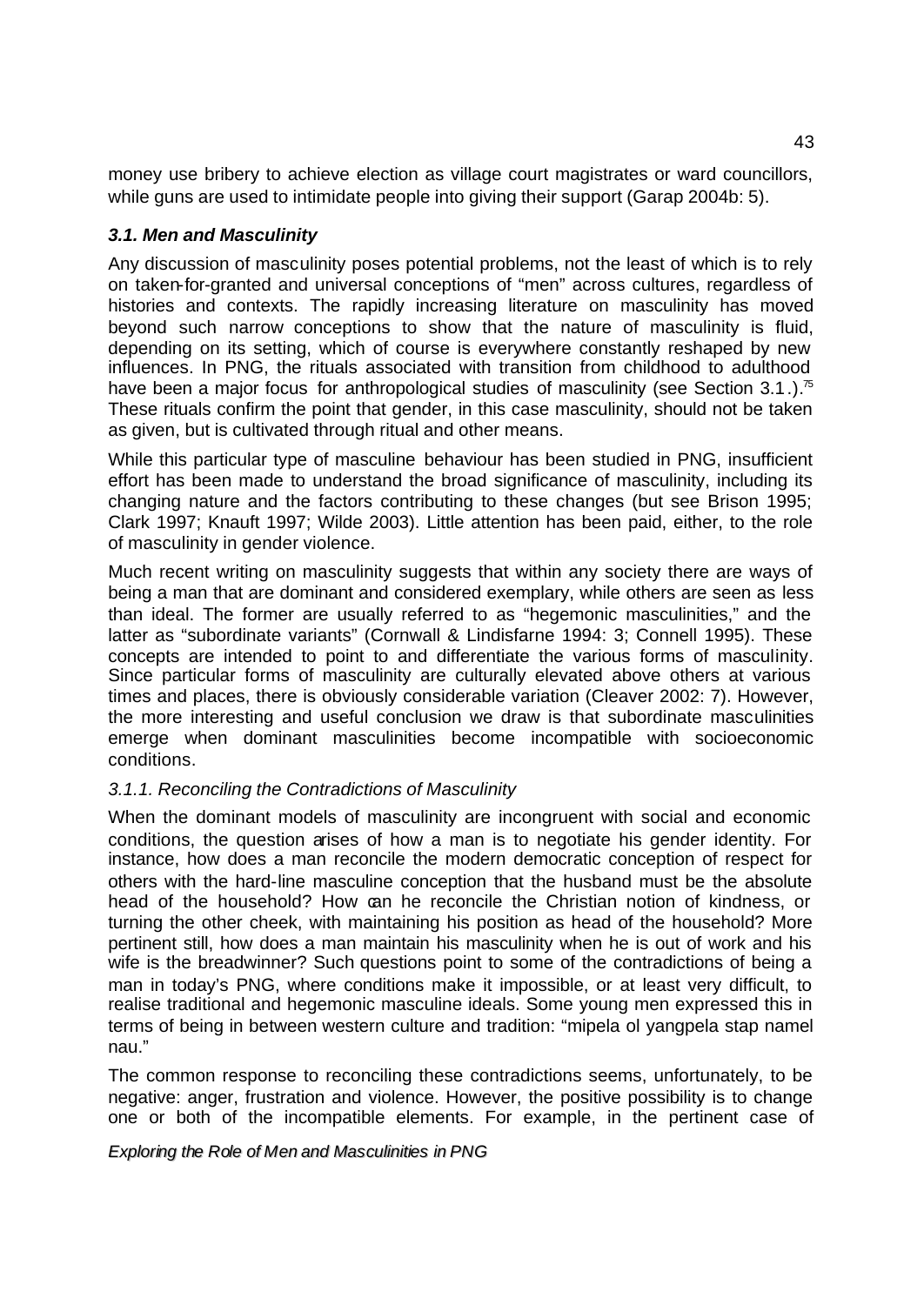money use bribery to achieve election as village court magistrates or ward councillors, while guns are used to intimidate people into giving their support (Garap 2004b: 5).

### *3.1. Men and Masculinity*

Any discussion of masculinity poses potential problems, not the least of which is to rely on taken-for-granted and universal conceptions of "men" across cultures, regardless of histories and contexts. The rapidly increasing literature on masculinity has moved beyond such narrow conceptions to show that the nature of masculinity is fluid, depending on its setting, which of course is everywhere constantly reshaped by new influences. In PNG, the rituals associated with transition from childhood to adulthood have been a major focus for anthropological studies of masculinity (see Section 3.1.).[75] These rituals confirm the point that gender, in this case masculinity, should not be taken as given, but is cultivated through ritual and other means.

While this particular type of masculine behaviour has been studied in PNG, insufficient effort has been made to understand the broad significance of masculinity, including its changing nature and the factors contributing to these changes (but see Brison 1995; Clark 1997; Knauft 1997; Wilde 2003). Little attention has been paid, either, to the role of masculinity in gender violence.

Much recent writing on masculinity suggests that within any society there are ways of being a man that are dominant and considered exemplary, while others are seen as less than ideal. The former are usually referred to as "hegemonic masculinities," and the latter as "subordinate variants" (Cornwall & Lindisfarne 1994: 3; Connell 1995). These concepts are intended to point to and differentiate the various forms of masculinity. Since particular forms of masculinity are culturally elevated above others at various times and places, there is obviously considerable variation (Cleaver 2002: 7). However, the more interesting and useful conclusion we draw is that subordinate masculinities emerge when dominant masculinities become incompatible with socioeconomic conditions.

#### *3.1.1. Reconciling the Contradictions of Masculinity*

When the dominant models of masculinity are incongruent with social and economic conditions, the question arises of how a man is to negotiate his gender identity. For instance, how does a man reconcile the modern democratic conception of respect for others with the hard-line masculine conception that the husband must be the absolute head of the household? How can he reconcile the Christian notion of kindness, or turning the other cheek, with maintaining his position as head of the household? More pertinent still, how does a man maintain his masculinity when he is out of work and his wife is the breadwinner? Such questions point to some of the contradictions of being a man in today's PNG, where conditions make it impossible, or at least very difficult, to realise traditional and hegemonic masculine ideals. Some young men expressed this in terms of being in between western culture and tradition: "mipela ol yangpela stap namel nau."

The common response to reconciling these contradictions seems, unfortunately, to be negative: anger, frustration and violence. However, the positive possibility is to change one or both of the incompatible elements. For example, in the pertinent case of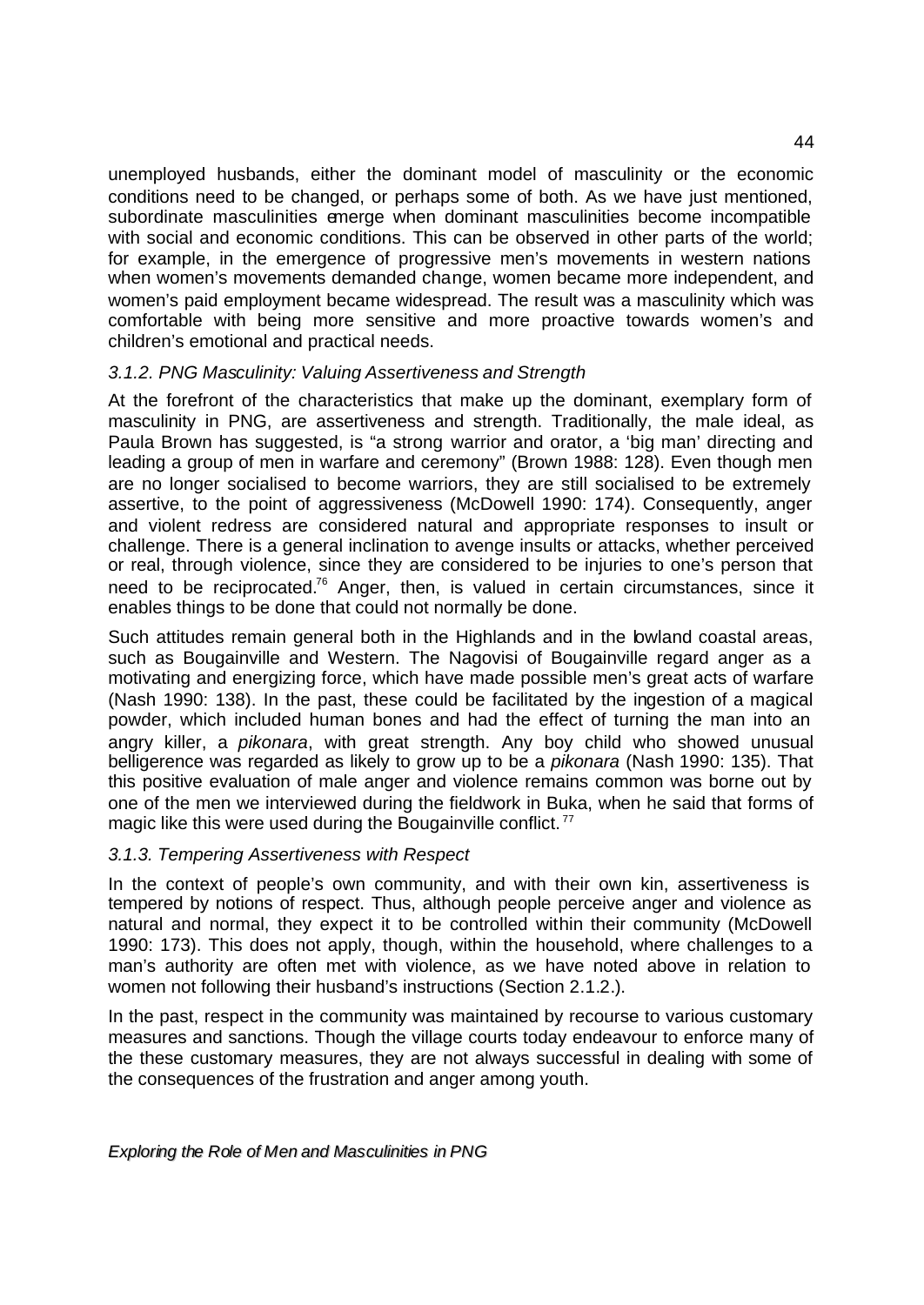unemployed husbands, either the dominant model of masculinity or the economic conditions need to be changed, or perhaps some of both. As we have just mentioned, subordinate masculinities emerge when dominant masculinities become incompatible with social and economic conditions. This can be observed in other parts of the world; for example, in the emergence of progressive men's movements in western nations when women's movements demanded change, women became more independent, and women's paid employment became widespread. The result was a masculinity which was comfortable with being more sensitive and more proactive towards women's and children's emotional and practical needs.

### *3.1.2. PNG Masculinity: Valuing Assertiveness and Strength*

At the forefront of the characteristics that make up the dominant, exemplary form of masculinity in PNG, are assertiveness and strength. Traditionally, the male ideal, as Paula Brown has suggested, is "a strong warrior and orator, a 'big man' directing and leading a group of men in warfare and ceremony" (Brown 1988: 128). Even though men are no longer socialised to become warriors, they are still socialised to be extremely assertive, to the point of aggressiveness (McDowell 1990: 174). Consequently, anger and violent redress are considered natural and appropriate responses to insult or challenge. There is a general inclination to avenge insults or attacks, whether perceived or real, through violence, since they are considered to be injuries to one's person that need to be reciprocated.[76] Anger, then, is valued in certain circumstances, since it enables things to be done that could not normally be done.

Such attitudes remain general both in the Highlands and in the lowland coastal areas, such as Bougainville and Western. The Nagovisi of Bougainville regard anger as a motivating and energizing force, which have made possible men's great acts of warfare (Nash 1990: 138). In the past, these could be facilitated by the ingestion of a magical powder, which included human bones and had the effect of turning the man into an angry killer, a *pikonara*, with great strength. Any boy child who showed unusual belligerence was regarded as likely to grow up to be a *pikonara* (Nash 1990: 135). That this positive evaluation of male anger and violence remains common was borne out by one of the men we interviewed during the fieldwork in Buka, when he said that forms of magic like this were used during the Bougainville conflict.[77]

### *3.1.3. Tempering Assertiveness with Respect*

In the context of people's own community, and with their own kin, assertiveness is tempered by notions of respect. Thus, although people perceive anger and violence as natural and normal, they expect it to be controlled within their community (McDowell 1990: 173). This does not apply, though, within the household, where challenges to a man's authority are often met with violence, as we have noted above in relation to women not following their husband's instructions (Section 2.1.2.).

In the past, respect in the community was maintained by recourse to various customary measures and sanctions. Though the village courts today endeavour to enforce many of the these customary measures, they are not always successful in dealing with some of the consequences of the frustration and anger among youth.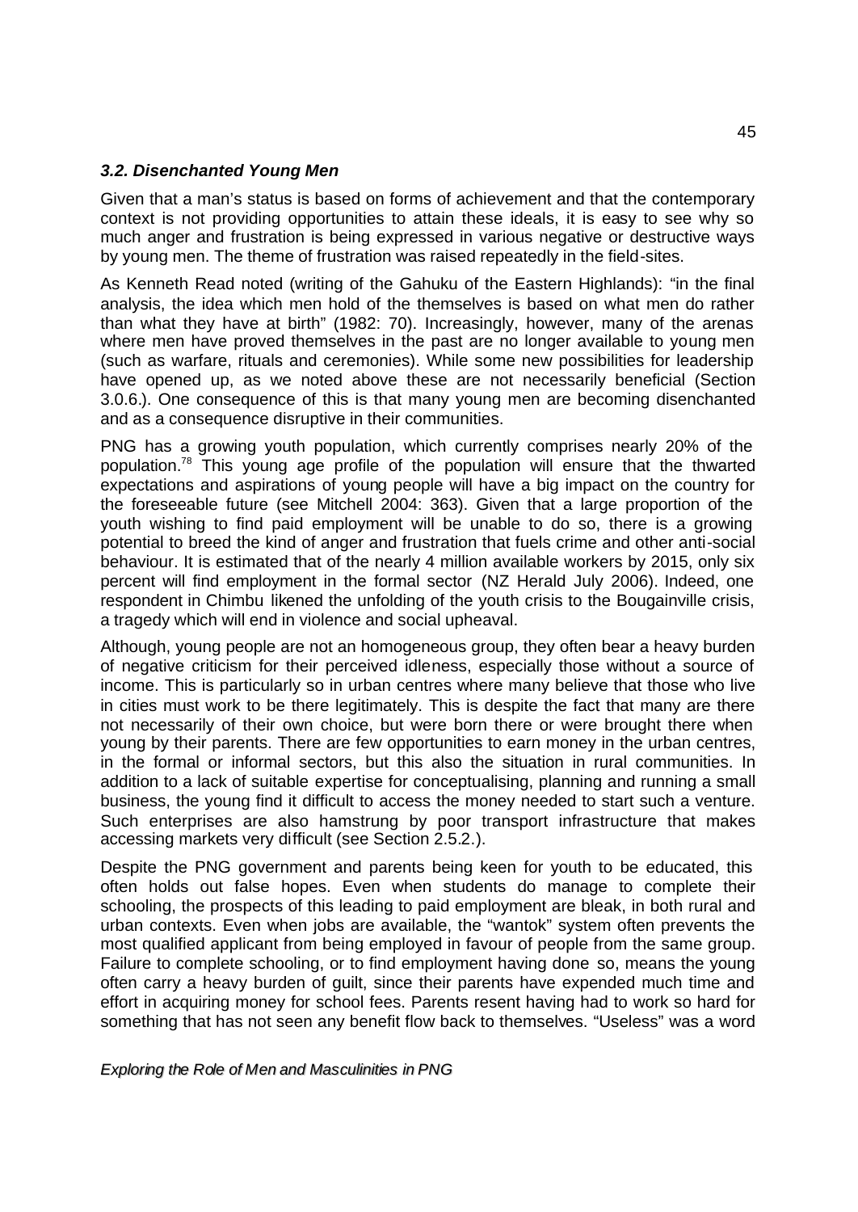### *3.2. Disenchanted Young Men*

Given that a man's status is based on forms of achievement and that the contemporary context is not providing opportunities to attain these ideals, it is easy to see why so much anger and frustration is being expressed in various negative or destructive ways by young men. The theme of frustration was raised repeatedly in the field-sites.

As Kenneth Read noted (writing of the Gahuku of the Eastern Highlands): "in the final analysis, the idea which men hold of the themselves is based on what men do rather than what they have at birth" (1982: 70). Increasingly, however, many of the arenas where men have proved themselves in the past are no longer available to young men (such as warfare, rituals and ceremonies). While some new possibilities for leadership have opened up, as we noted above these are not necessarily beneficial (Section 3.0.6.). One consequence of this is that many young men are becoming disenchanted and as a consequence disruptive in their communities.

PNG has a growing youth population, which currently comprises nearly 20% of the population.[78] This young age profile of the population will ensure that the thwarted expectations and aspirations of young people will have a big impact on the country for the foreseeable future (see Mitchell 2004: 363). Given that a large proportion of the youth wishing to find paid employment will be unable to do so, there is a growing potential to breed the kind of anger and frustration that fuels crime and other anti-social behaviour. It is estimated that of the nearly 4 million available workers by 2015, only six percent will find employment in the formal sector (NZ Herald July 2006). Indeed, one respondent in Chimbu likened the unfolding of the youth crisis to the Bougainville crisis, a tragedy which will end in violence and social upheaval.

Although, young people are not an homogeneous group, they often bear a heavy burden of negative criticism for their perceived idleness, especially those without a source of income. This is particularly so in urban centres where many believe that those who live in cities must work to be there legitimately. This is despite the fact that many are there not necessarily of their own choice, but were born there or were brought there when young by their parents. There are few opportunities to earn money in the urban centres, in the formal or informal sectors, but this also the situation in rural communities. In addition to a lack of suitable expertise for conceptualising, planning and running a small business, the young find it difficult to access the money needed to start such a venture. Such enterprises are also hamstrung by poor transport infrastructure that makes accessing markets very difficult (see Section 2.5.2.).

Despite the PNG government and parents being keen for youth to be educated, this often holds out false hopes. Even when students do manage to complete their schooling, the prospects of this leading to paid employment are bleak, in both rural and urban contexts. Even when jobs are available, the "wantok" system often prevents the most qualified applicant from being employed in favour of people from the same group. Failure to complete schooling, or to find employment having done so, means the young often carry a heavy burden of guilt, since their parents have expended much time and effort in acquiring money for school fees. Parents resent having had to work so hard for something that has not seen any benefit flow back to themselves. "Useless" was a word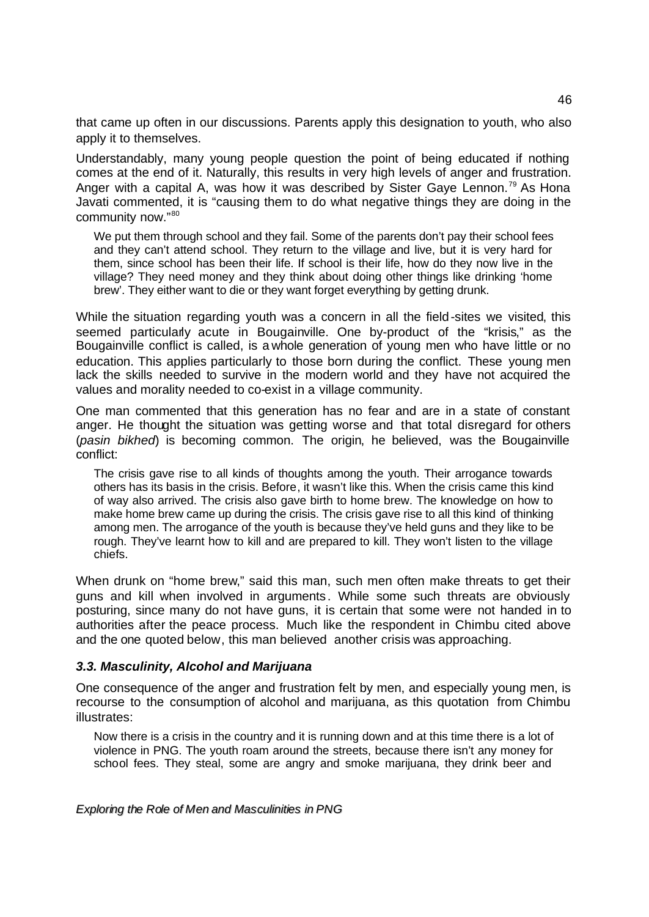that came up often in our discussions. Parents apply this designation to youth, who also apply it to themselves.

Understandably, many young people question the point of being educated if nothing comes at the end of it. Naturally, this results in very high levels of anger and frustration. Anger with a capital A, was how it was described by Sister Gaye Lennon.[79] As Hona Javati commented, it is "causing them to do what negative things they are doing in the community now."[80]

> We put them through school and they fail. Some of the parents don't pay their school fees and they can't attend school. They return to the village and live, but it is very hard for them, since school has been their life. If school is their life, how do they now live in the village? They need money and they think about doing other things like drinking 'home brew'. They either want to die or they want forget everything by getting drunk.

While the situation regarding youth was a concern in all the field-sites we visited, this seemed particularly acute in Bougainville. One by-product of the "krisis," as the Bougainville conflict is called, is a whole generation of young men who have little or no education. This applies particularly to those born during the conflict. These young men lack the skills needed to survive in the modern world and they have not acquired the values and morality needed to co-exist in a village community.

One man commented that this generation has no fear and are in a state of constant anger. He thought the situation was getting worse and that total disregard for others (*pasin bikhed*) is becoming common. The origin, he believed, was the Bougainville conflict:

> The crisis gave rise to all kinds of thoughts among the youth. Their arrogance towards others has its basis in the crisis. Before, it wasn't like this. When the crisis came this kind of way also arrived. The crisis also gave birth to home brew. The knowledge on how to make home brew came up during the crisis. The crisis gave rise to all this kind of thinking among men. The arrogance of the youth is because they've held guns and they like to be rough. They've learnt how to kill and are prepared to kill. They won't listen to the village chiefs.

When drunk on "home brew," said this man, such men often make threats to get their guns and kill when involved in arguments. While some such threats are obviously posturing, since many do not have guns, it is certain that some were not handed in to authorities after the peace process. Much like the respondent in Chimbu cited above and the one quoted below, this man believed another crisis was approaching.

### *3.3. Masculinity, Alcohol and Marijuana*

One consequence of the anger and frustration felt by men, and especially young men, is recourse to the consumption of alcohol and marijuana, as this quotation from Chimbu illustrates:

> Now there is a crisis in the country and it is running down and at this time there is a lot of violence in PNG. The youth roam around the streets, because there isn't any money for school fees. They steal, some are angry and smoke marijuana, they drink beer and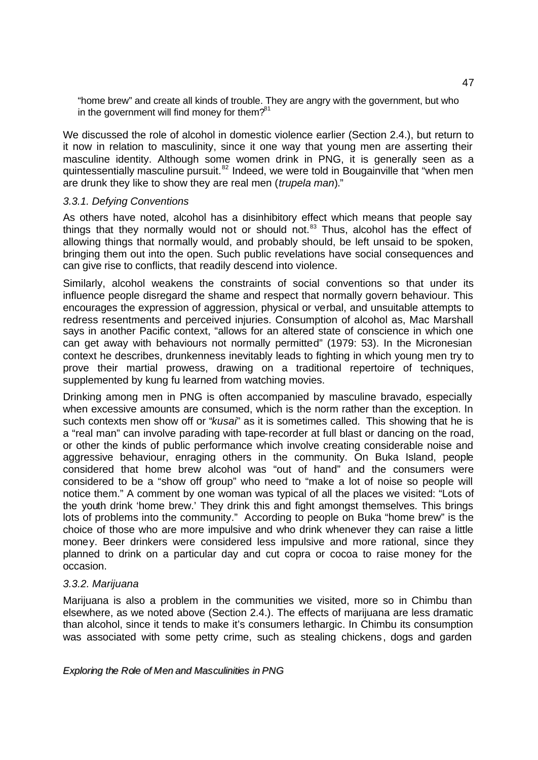"home brew" and create all kinds of trouble. They are angry with the government, but who in the government will find money for them?[81]

We discussed the role of alcohol in domestic violence earlier (Section 2.4.), but return to it now in relation to masculinity, since it one way that young men are asserting their masculine identity. Although some women drink in PNG, it is generally seen as a quintessentially masculine pursuit.[82] Indeed, we were told in Bougainville that "when men are drunk they like to show they are real men (*trupela man*)."

### *3.3.1. Defying Conventions*

As others have noted, alcohol has a disinhibitory effect which means that people say things that they normally would not or should not.[83] Thus, alcohol has the effect of allowing things that normally would, and probably should, be left unsaid to be spoken, bringing them out into the open. Such public revelations have social consequences and can give rise to conflicts, that readily descend into violence.

Similarly, alcohol weakens the constraints of social conventions so that under its influence people disregard the shame and respect that normally govern behaviour. This encourages the expression of aggression, physical or verbal, and unsuitable attempts to redress resentments and perceived injuries. Consumption of alcohol as, Mac Marshall says in another Pacific context, "allows for an altered state of conscience in which one can get away with behaviours not normally permitted" (1979: 53). In the Micronesian context he describes, drunkenness inevitably leads to fighting in which young men try to prove their martial prowess, drawing on a traditional repertoire of techniques, supplemented by kung fu learned from watching movies.

Drinking among men in PNG is often accompanied by masculine bravado, especially when excessive amounts are consumed, which is the norm rather than the exception. In such contexts men show off or "*kusai*" as it is sometimes called. This showing that he is a "real man" can involve parading with tape-recorder at full blast or dancing on the road, or other the kinds of public performance which involve creating considerable noise and aggressive behaviour, enraging others in the community. On Buka Island, people considered that home brew alcohol was "out of hand" and the consumers were considered to be a "show off group" who need to "make a lot of noise so people will notice them." A comment by one woman was typical of all the places we visited: "Lots of the youth drink 'home brew.' They drink this and fight amongst themselves. This brings lots of problems into the community." According to people on Buka "home brew" is the choice of those who are more impulsive and who drink whenever they can raise a little money. Beer drinkers were considered less impulsive and more rational, since they planned to drink on a particular day and cut copra or cocoa to raise money for the occasion.

### *3.3.2. Marijuana*

Marijuana is also a problem in the communities we visited, more so in Chimbu than elsewhere, as we noted above (Section 2.4.). The effects of marijuana are less dramatic than alcohol, since it tends to make it's consumers lethargic. In Chimbu its consumption was associated with some petty crime, such as stealing chickens, dogs and garden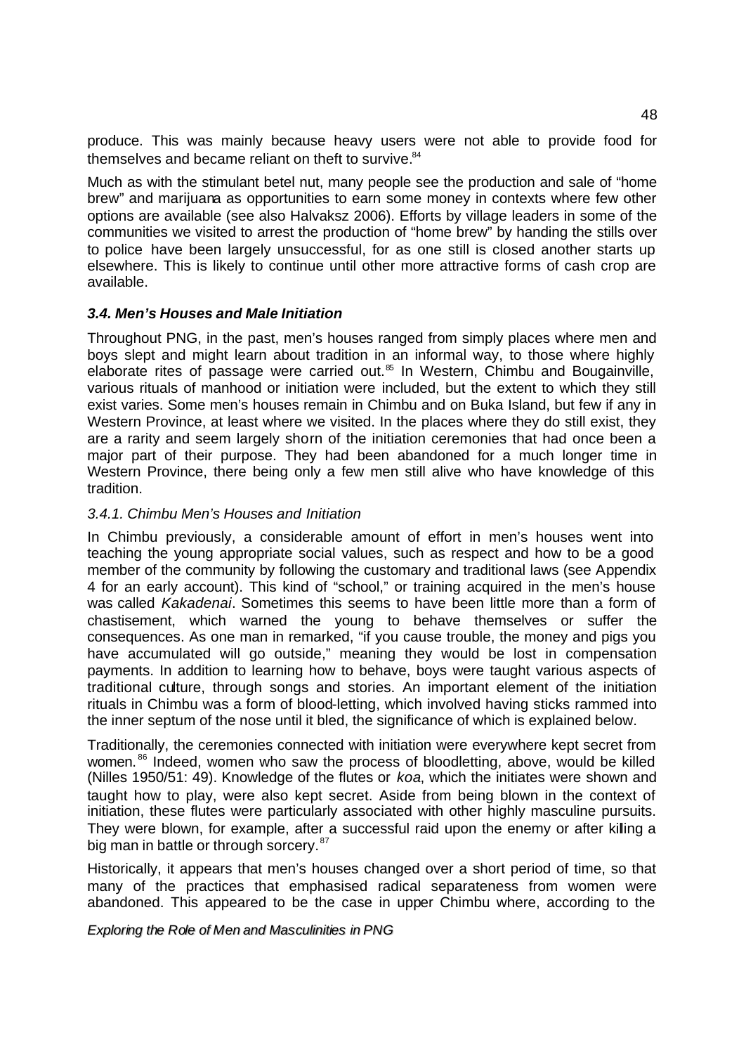produce. This was mainly because heavy users were not able to provide food for themselves and became reliant on theft to survive.[84]

Much as with the stimulant betel nut, many people see the production and sale of "home brew" and marijuana as opportunities to earn some money in contexts where few other options are available (see also Halvaksz 2006). Efforts by village leaders in some of the communities we visited to arrest the production of "home brew" by handing the stills over to police have been largely unsuccessful, for as one still is closed another starts up elsewhere. This is likely to continue until other more attractive forms of cash crop are available.

### *3.4. Men's Houses and Male Initiation*

Throughout PNG, in the past, men's houses ranged from simply places where men and boys slept and might learn about tradition in an informal way, to those where highly elaborate rites of passage were carried out.[85] In Western, Chimbu and Bougainville, various rituals of manhood or initiation were included, but the extent to which they still exist varies. Some men's houses remain in Chimbu and on Buka Island, but few if any in Western Province, at least where we visited. In the places where they do still exist, they are a rarity and seem largely shorn of the initiation ceremonies that had once been a major part of their purpose. They had been abandoned for a much longer time in Western Province, there being only a few men still alive who have knowledge of this tradition.

#### *3.4.1. Chimbu Men's Houses and Initiation*

In Chimbu previously, a considerable amount of effort in men's houses went into teaching the young appropriate social values, such as respect and how to be a good member of the community by following the customary and traditional laws (see Appendix 4 for an early account). This kind of "school," or training acquired in the men's house was called *Kakadenai*. Sometimes this seems to have been little more than a form of chastisement, which warned the young to behave themselves or suffer the consequences. As one man in remarked, "if you cause trouble, the money and pigs you have accumulated will go outside," meaning they would be lost in compensation payments. In addition to learning how to behave, boys were taught various aspects of traditional culture, through songs and stories. An important element of the initiation rituals in Chimbu was a form of blood-letting, which involved having sticks rammed into the inner septum of the nose until it bled, the significance of which is explained below.

Traditionally, the ceremonies connected with initiation were everywhere kept secret from women.[86] Indeed, women who saw the process of bloodletting, above, would be killed (Nilles 1950/51: 49). Knowledge of the flutes or *koa*, which the initiates were shown and taught how to play, were also kept secret. Aside from being blown in the context of initiation, these flutes were particularly associated with other highly masculine pursuits. They were blown, for example, after a successful raid upon the enemy or after killing a big man in battle or through sorcery.[87]

Historically, it appears that men's houses changed over a short period of time, so that many of the practices that emphasised radical separateness from women were abandoned. This appeared to be the case in upper Chimbu where, according to the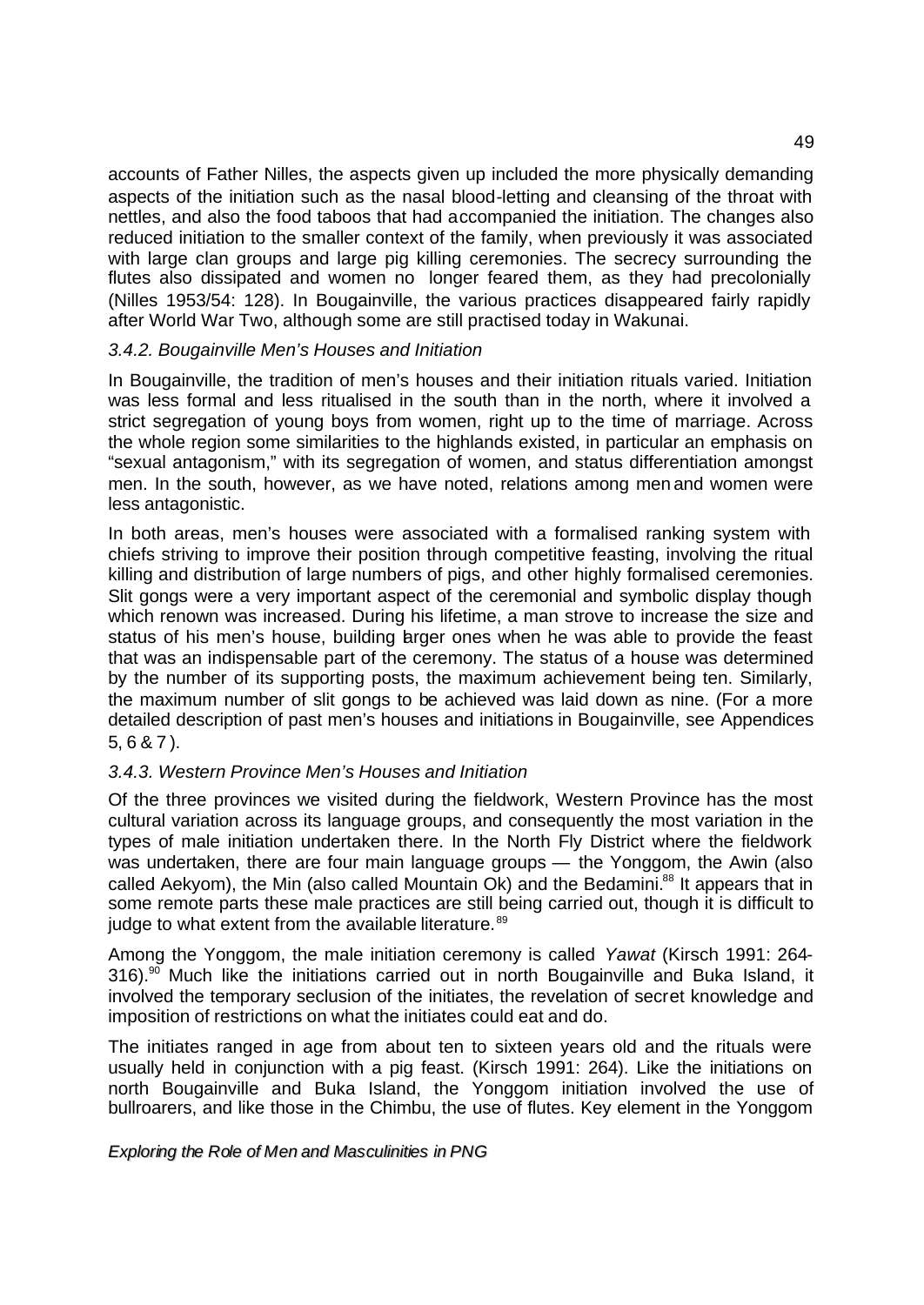accounts of Father Nilles, the aspects given up included the more physically demanding aspects of the initiation such as the nasal blood-letting and cleansing of the throat with nettles, and also the food taboos that had accompanied the initiation. The changes also reduced initiation to the smaller context of the family, when previously it was associated with large clan groups and large pig killing ceremonies. The secrecy surrounding the flutes also dissipated and women no longer feared them, as they had precolonially (Nilles 1953/54: 128). In Bougainville, the various practices disappeared fairly rapidly after World War Two, although some are still practised today in Wakunai.

### *3.4.2. Bougainville Men's Houses and Initiation*

In Bougainville, the tradition of men's houses and their initiation rituals varied. Initiation was less formal and less ritualised in the south than in the north, where it involved a strict segregation of young boys from women, right up to the time of marriage. Across the whole region some similarities to the highlands existed, in particular an emphasis on "sexual antagonism," with its segregation of women, and status differentiation amongst men. In the south, however, as we have noted, relations among men and women were less antagonistic.

In both areas, men's houses were associated with a formalised ranking system with chiefs striving to improve their position through competitive feasting, involving the ritual killing and distribution of large numbers of pigs, and other highly formalised ceremonies. Slit gongs were a very important aspect of the ceremonial and symbolic display though which renown was increased. During his lifetime, a man strove to increase the size and status of his men's house, building larger ones when he was able to provide the feast that was an indispensable part of the ceremony. The status of a house was determined by the number of its supporting posts, the maximum achievement being ten. Similarly, the maximum number of slit gongs to be achieved was laid down as nine. (For a more detailed description of past men's houses and initiations in Bougainville, see Appendices 5, 6 & 7).

### *3.4.3. Western Province Men's Houses and Initiation*

Of the three provinces we visited during the fieldwork, Western Province has the most cultural variation across its language groups, and consequently the most variation in the types of male initiation undertaken there. In the North Fly District where the fieldwork was undertaken, there are four main language groups — the Yonggom, the Awin (also called Aekyom), the Min (also called Mountain Ok) and the Bedamini.[88] It appears that in some remote parts these male practices are still being carried out, though it is difficult to judge to what extent from the available literature.[89]

Among the Yonggom, the male initiation ceremony is called *Yawat* (Kirsch 1991: 264-316).[90] Much like the initiations carried out in north Bougainville and Buka Island, it involved the temporary seclusion of the initiates, the revelation of secret knowledge and imposition of restrictions on what the initiates could eat and do.

The initiates ranged in age from about ten to sixteen years old and the rituals were usually held in conjunction with a pig feast. (Kirsch 1991: 264). Like the initiations on north Bougainville and Buka Island, the Yonggom initiation involved the use of bullroarers, and like those in the Chimbu, the use of flutes. Key element in the Yonggom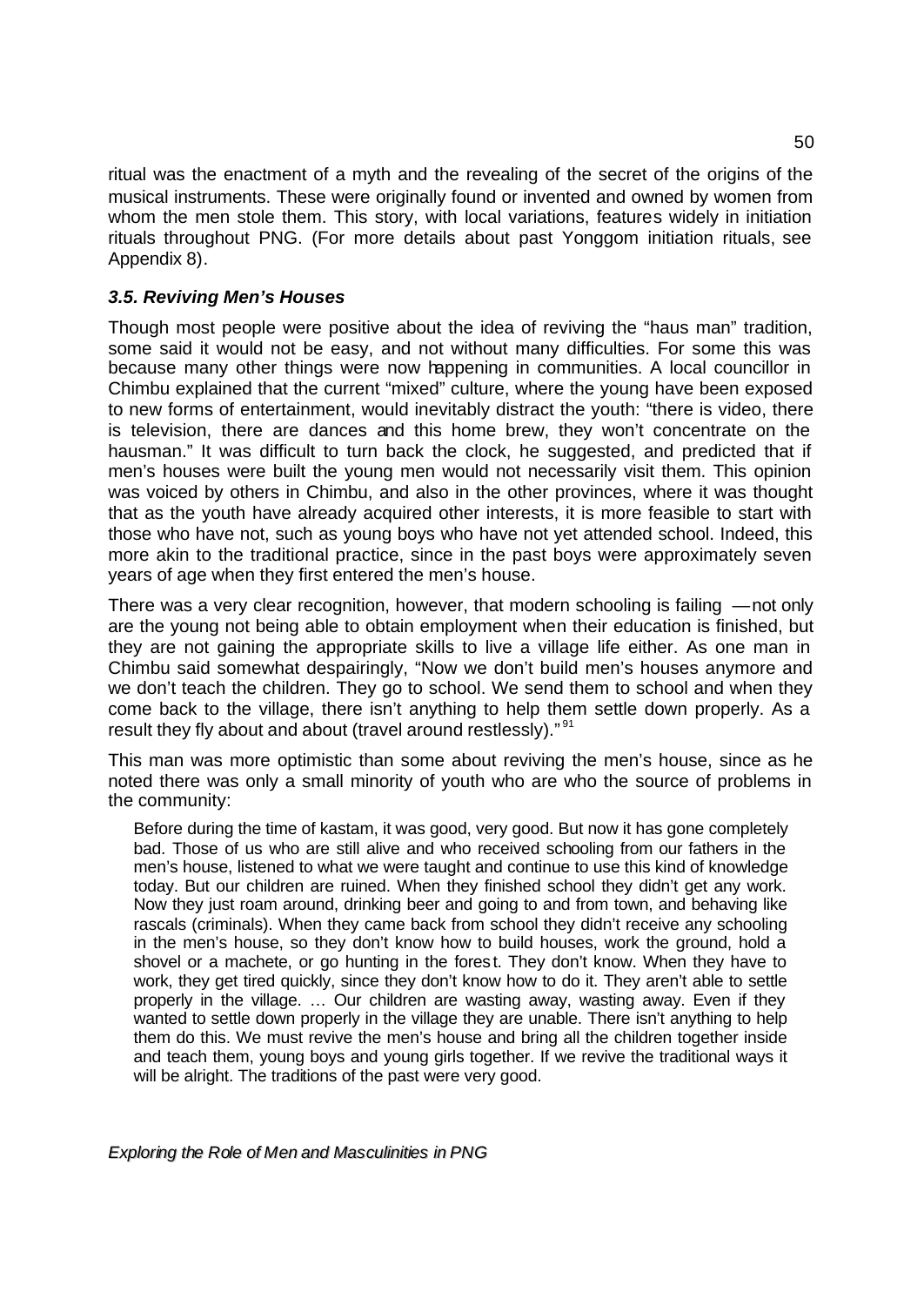ritual was the enactment of a myth and the revealing of the secret of the origins of the musical instruments. These were originally found or invented and owned by women from whom the men stole them. This story, with local variations, features widely in initiation rituals throughout PNG. (For more details about past Yonggom initiation rituals, see Appendix 8).

### *3.5. Reviving Men's Houses*

Though most people were positive about the idea of reviving the "haus man" tradition, some said it would not be easy, and not without many difficulties. For some this was because many other things were now happening in communities. A local councillor in Chimbu explained that the current "mixed" culture, where the young have been exposed to new forms of entertainment, would inevitably distract the youth: "there is video, there is television, there are dances and this home brew, they won't concentrate on the hausman." It was difficult to turn back the clock, he suggested, and predicted that if men's houses were built the young men would not necessarily visit them. This opinion was voiced by others in Chimbu, and also in the other provinces, where it was thought that as the youth have already acquired other interests, it is more feasible to start with those who have not, such as young boys who have not yet attended school. Indeed, this more akin to the traditional practice, since in the past boys were approximately seven years of age when they first entered the men's house.

There was a very clear recognition, however, that modern schooling is failing —not only are the young not being able to obtain employment when their education is finished, but they are not gaining the appropriate skills to live a village life either. As one man in Chimbu said somewhat despairingly, "Now we don't build men's houses anymore and we don't teach the children. They go to school. We send them to school and when they come back to the village, there isn't anything to help them settle down properly. As a result they fly about and about (travel around restlessly)."[91]

This man was more optimistic than some about reviving the men's house, since as he noted there was only a small minority of youth who are who the source of problems in the community:

> Before during the time of kastam, it was good, very good. But now it has gone completely bad. Those of us who are still alive and who received schooling from our fathers in the men's house, listened to what we were taught and continue to use this kind of knowledge today. But our children are ruined. When they finished school they didn't get any work. Now they just roam around, drinking beer and going to and from town, and behaving like rascals (criminals). When they came back from school they didn't receive any schooling in the men's house, so they don't know how to build houses, work the ground, hold a shovel or a machete, or go hunting in the forest. They don't know. When they have to work, they get tired quickly, since they don't know how to do it. They aren't able to settle properly in the village. … Our children are wasting away, wasting away. Even if they wanted to settle down properly in the village they are unable. There isn't anything to help them do this. We must revive the men's house and bring all the children together inside and teach them, young boys and young girls together. If we revive the traditional ways it will be alright. The traditions of the past were very good.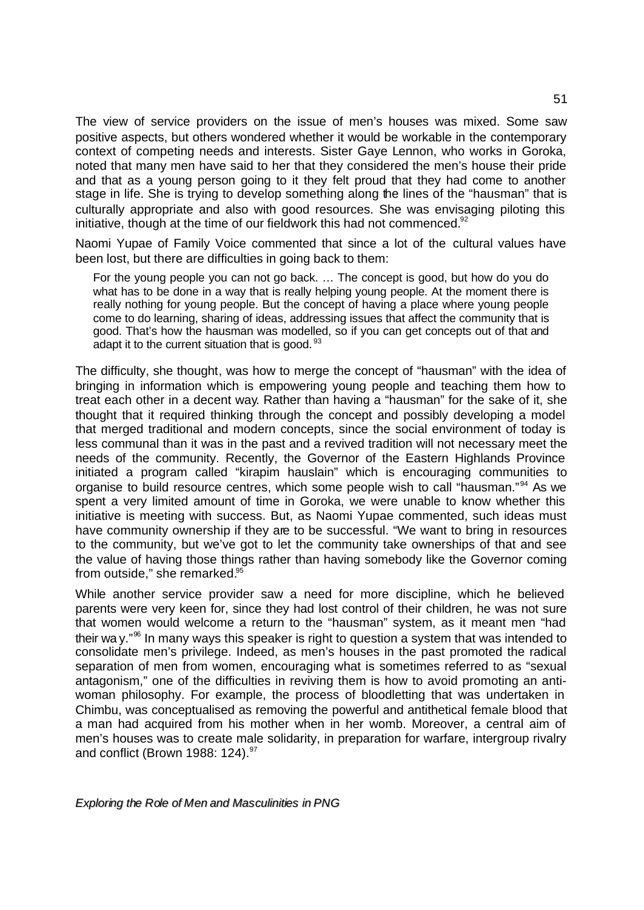The view of service providers on the issue of men's houses was mixed. Some saw positive aspects, but others wondered whether it would be workable in the contemporary context of competing needs and interests. Sister Gaye Lennon, who works in Goroka, noted that many men have said to her that they considered the men's house their pride and that as a young person going to it they felt proud that they had come to another stage in life. She is trying to develop something along the lines of the "hausman" that is culturally appropriate and also with good resources. She was envisaging piloting this initiative, though at the time of our fieldwork this had not commenced.[92]

Naomi Yupae of Family Voice commented that since a lot of the cultural values have been lost, but there are difficulties in going back to them:

> For the young people you can not go back. … The concept is good, but how do you do what has to be done in a way that is really helping young people. At the moment there is really nothing for young people. But the concept of having a place where young people come to do learning, sharing of ideas, addressing issues that affect the community that is good. That's how the hausman was modelled, so if you can get concepts out of that and adapt it to the current situation that is good.[93]

The difficulty, she thought, was how to merge the concept of "hausman" with the idea of bringing in information which is empowering young people and teaching them how to treat each other in a decent way. Rather than having a "hausman" for the sake of it, she thought that it required thinking through the concept and possibly developing a model that merged traditional and modern concepts, since the social environment of today is less communal than it was in the past and a revived tradition will not necessary meet the needs of the community. Recently, the Governor of the Eastern Highlands Province initiated a program called "kirapim hauslain" which is encouraging communities to organise to build resource centres, which some people wish to call "hausman."[94] As we spent a very limited amount of time in Goroka, we were unable to know whether this initiative is meeting with success. But, as Naomi Yupae commented, such ideas must have community ownership if they are to be successful. "We want to bring in resources to the community, but we've got to let the community take ownerships of that and see the value of having those things rather than having somebody like the Governor coming from outside," she remarked.[95]

While another service provider saw a need for more discipline, which he believed parents were very keen for, since they had lost control of their children, he was not sure that women would welcome a return to the "hausman" system, as it meant men "had their way."[96] In many ways this speaker is right to question a system that was intended to consolidate men's privilege. Indeed, as men's houses in the past promoted the radical separation of men from women, encouraging what is sometimes referred to as "sexual antagonism," one of the difficulties in reviving them is how to avoid promoting an anti-woman philosophy. For example, the process of bloodletting that was undertaken in Chimbu, was conceptualised as removing the powerful and antithetical female blood that a man had acquired from his mother when in her womb. Moreover, a central aim of men's houses was to create male solidarity, in preparation for warfare, intergroup rivalry and conflict (Brown 1988: 124).[97]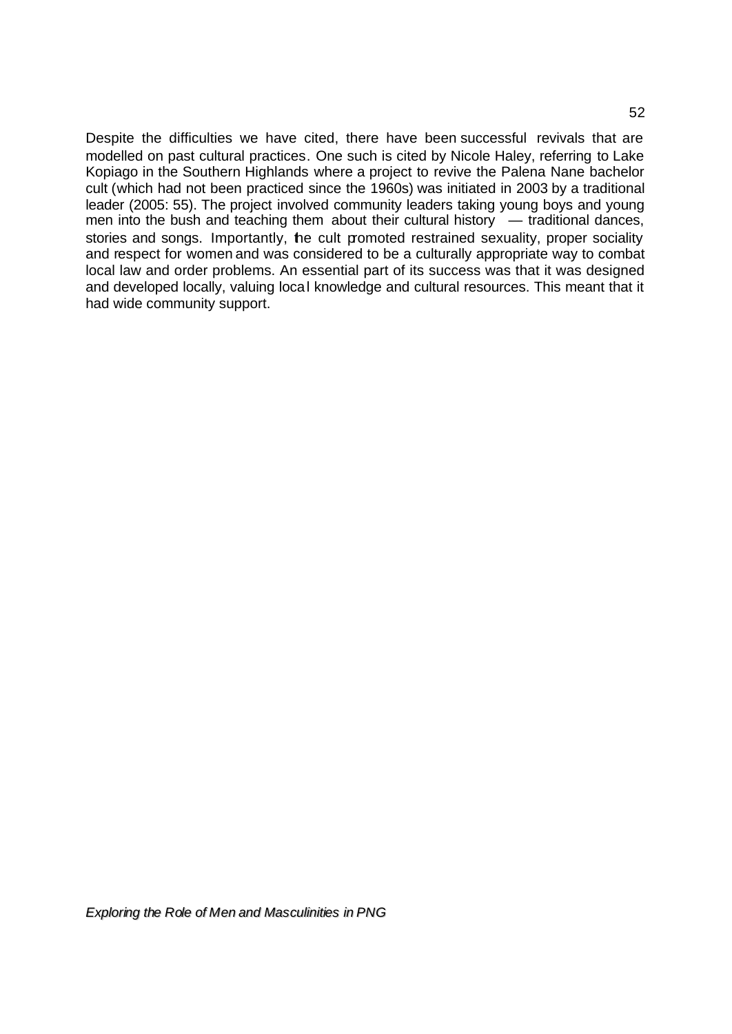Despite the difficulties we have cited, there have been successful revivals that are modelled on past cultural practices. One such is cited by Nicole Haley, referring to Lake Kopiago in the Southern Highlands where a project to revive the Palena Nane bachelor cult (which had not been practiced since the 1960s) was initiated in 2003 by a traditional leader (2005: 55). The project involved community leaders taking young boys and young men into the bush and teaching them about their cultural history — traditional dances, stories and songs. Importantly, the cult promoted restrained sexuality, proper sociality and respect for women and was considered to be a culturally appropriate way to combat local law and order problems. An essential part of its success was that it was designed and developed locally, valuing local knowledge and cultural resources. This meant that it had wide community support.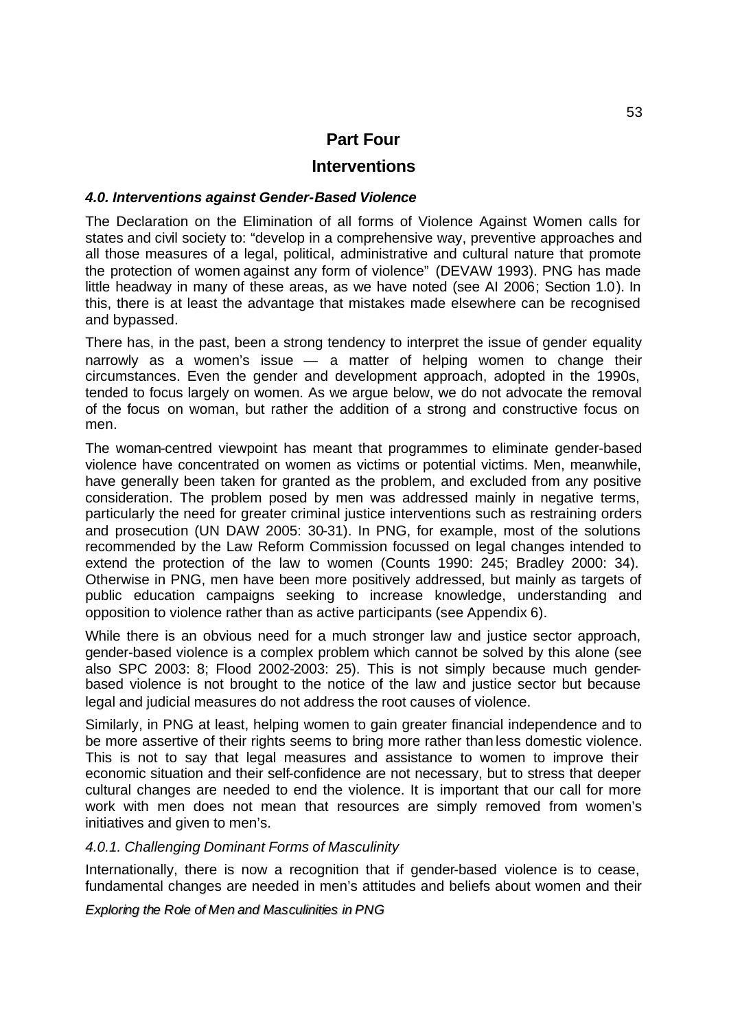# Part Four

# Interventions

### *4.0. Interventions against Gender-Based Violence*

The Declaration on the Elimination of all forms of Violence Against Women calls for states and civil society to: "develop in a comprehensive way, preventive approaches and all those measures of a legal, political, administrative and cultural nature that promote the protection of women against any form of violence" (DEVAW 1993). PNG has made little headway in many of these areas, as we have noted (see AI 2006; Section 1.0). In this, there is at least the advantage that mistakes made elsewhere can be recognised and bypassed.

There has, in the past, been a strong tendency to interpret the issue of gender equality narrowly as a women's issue — a matter of helping women to change their circumstances. Even the gender and development approach, adopted in the 1990s, tended to focus largely on women. As we argue below, we do not advocate the removal of the focus on woman, but rather the addition of a strong and constructive focus on men.

The woman-centred viewpoint has meant that programmes to eliminate gender-based violence have concentrated on women as victims or potential victims. Men, meanwhile, have generally been taken for granted as the problem, and excluded from any positive consideration. The problem posed by men was addressed mainly in negative terms, particularly the need for greater criminal justice interventions such as restraining orders and prosecution (UN DAW 2005: 30-31). In PNG, for example, most of the solutions recommended by the Law Reform Commission focussed on legal changes intended to extend the protection of the law to women (Counts 1990: 245; Bradley 2000: 34). Otherwise in PNG, men have been more positively addressed, but mainly as targets of public education campaigns seeking to increase knowledge, understanding and opposition to violence rather than as active participants (see Appendix 6).

While there is an obvious need for a much stronger law and justice sector approach, gender-based violence is a complex problem which cannot be solved by this alone (see also SPC 2003: 8; Flood 2002-2003: 25). This is not simply because much gender-based violence is not brought to the notice of the law and justice sector but because legal and judicial measures do not address the root causes of violence.

Similarly, in PNG at least, helping women to gain greater financial independence and to be more assertive of their rights seems to bring more rather than less domestic violence. This is not to say that legal measures and assistance to women to improve their economic situation and their self-confidence are not necessary, but to stress that deeper cultural changes are needed to end the violence. It is important that our call for more work with men does not mean that resources are simply removed from women's initiatives and given to men's.

#### *4.0.1. Challenging Dominant Forms of Masculinity*

Internationally, there is now a recognition that if gender-based violence is to cease, fundamental changes are needed in men's attitudes and beliefs about women and their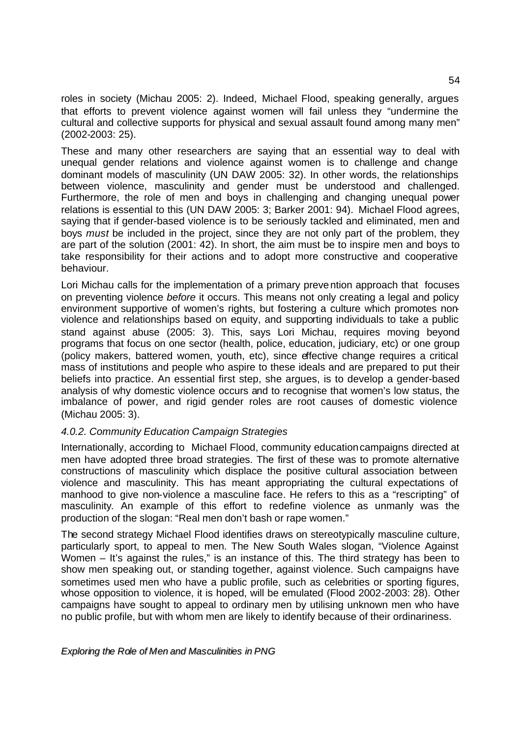roles in society (Michau 2005: 2). Indeed, Michael Flood, speaking generally, argues that efforts to prevent violence against women will fail unless they "undermine the cultural and collective supports for physical and sexual assault found among many men" (2002-2003: 25).

These and many other researchers are saying that an essential way to deal with unequal gender relations and violence against women is to challenge and change dominant models of masculinity (UN DAW 2005: 32). In other words, the relationships between violence, masculinity and gender must be understood and challenged. Furthermore, the role of men and boys in challenging and changing unequal power relations is essential to this (UN DAW 2005: 3; Barker 2001: 94). Michael Flood agrees, saying that if gender-based violence is to be seriously tackled and eliminated, men and boys *must* be included in the project, since they are not only part of the problem, they are part of the solution (2001: 42). In short, the aim must be to inspire men and boys to take responsibility for their actions and to adopt more constructive and cooperative behaviour.

Lori Michau calls for the implementation of a primary prevention approach that focuses on preventing violence *before* it occurs. This means not only creating a legal and policy environment supportive of women's rights, but fostering a culture which promotes non-violence and relationships based on equity, and supporting individuals to take a public stand against abuse (2005: 3). This, says Lori Michau, requires moving beyond programs that focus on one sector (health, police, education, judiciary, etc) or one group (policy makers, battered women, youth, etc), since effective change requires a critical mass of institutions and people who aspire to these ideals and are prepared to put their beliefs into practice. An essential first step, she argues, is to develop a gender-based analysis of why domestic violence occurs and to recognise that women's low status, the imbalance of power, and rigid gender roles are root causes of domestic violence (Michau 2005: 3).

### *4.0.2. Community Education Campaign Strategies*

Internationally, according to Michael Flood, community education campaigns directed at men have adopted three broad strategies. The first of these was to promote alternative constructions of masculinity which displace the positive cultural association between violence and masculinity. This has meant appropriating the cultural expectations of manhood to give non-violence a masculine face. He refers to this as a "rescripting" of masculinity. An example of this effort to redefine violence as unmanly was the production of the slogan: "Real men don't bash or rape women."

The second strategy Michael Flood identifies draws on stereotypically masculine culture, particularly sport, to appeal to men. The New South Wales slogan, "Violence Against Women – It's against the rules," is an instance of this. The third strategy has been to show men speaking out, or standing together, against violence. Such campaigns have sometimes used men who have a public profile, such as celebrities or sporting figures, whose opposition to violence, it is hoped, will be emulated (Flood 2002-2003: 28). Other campaigns have sought to appeal to ordinary men by utilising unknown men who have no public profile, but with whom men are likely to identify because of their ordinariness.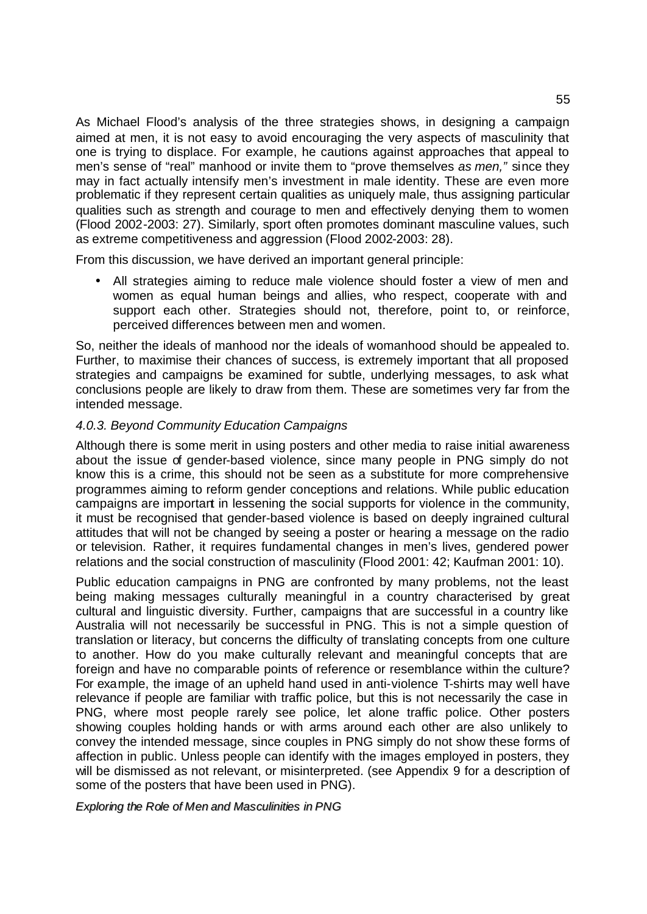As Michael Flood's analysis of the three strategies shows, in designing a campaign aimed at men, it is not easy to avoid encouraging the very aspects of masculinity that one is trying to displace. For example, he cautions against approaches that appeal to men's sense of "real" manhood or invite them to "prove themselves *as men,"* since they may in fact actually intensify men's investment in male identity. These are even more problematic if they represent certain qualities as uniquely male, thus assigning particular qualities such as strength and courage to men and effectively denying them to women (Flood 2002-2003: 27). Similarly, sport often promotes dominant masculine values, such as extreme competitiveness and aggression (Flood 2002-2003: 28).

From this discussion, we have derived an important general principle:

- All strategies aiming to reduce male violence should foster a view of men and women as equal human beings and allies, who respect, cooperate with and support each other. Strategies should not, therefore, point to, or reinforce, perceived differences between men and women.

So, neither the ideals of manhood nor the ideals of womanhood should be appealed to. Further, to maximise their chances of success, is extremely important that all proposed strategies and campaigns be examined for subtle, underlying messages, to ask what conclusions people are likely to draw from them. These are sometimes very far from the intended message.

*4.0.3. Beyond Community Education Campaigns*

Although there is some merit in using posters and other media to raise initial awareness about the issue of gender-based violence, since many people in PNG simply do not know this is a crime, this should not be seen as a substitute for more comprehensive programmes aiming to reform gender conceptions and relations. While public education campaigns are important in lessening the social supports for violence in the community, it must be recognised that gender-based violence is based on deeply ingrained cultural attitudes that will not be changed by seeing a poster or hearing a message on the radio or television. Rather, it requires fundamental changes in men's lives, gendered power relations and the social construction of masculinity (Flood 2001: 42; Kaufman 2001: 10).

Public education campaigns in PNG are confronted by many problems, not the least being making messages culturally meaningful in a country characterised by great cultural and linguistic diversity. Further, campaigns that are successful in a country like Australia will not necessarily be successful in PNG. This is not a simple question of translation or literacy, but concerns the difficulty of translating concepts from one culture to another. How do you make culturally relevant and meaningful concepts that are foreign and have no comparable points of reference or resemblance within the culture? For example, the image of an upheld hand used in anti-violence T-shirts may well have relevance if people are familiar with traffic police, but this is not necessarily the case in PNG, where most people rarely see police, let alone traffic police. Other posters showing couples holding hands or with arms around each other are also unlikely to convey the intended message, since couples in PNG simply do not show these forms of affection in public. Unless people can identify with the images employed in posters, they will be dismissed as not relevant, or misinterpreted. (see Appendix 9 for a description of some of the posters that have been used in PNG).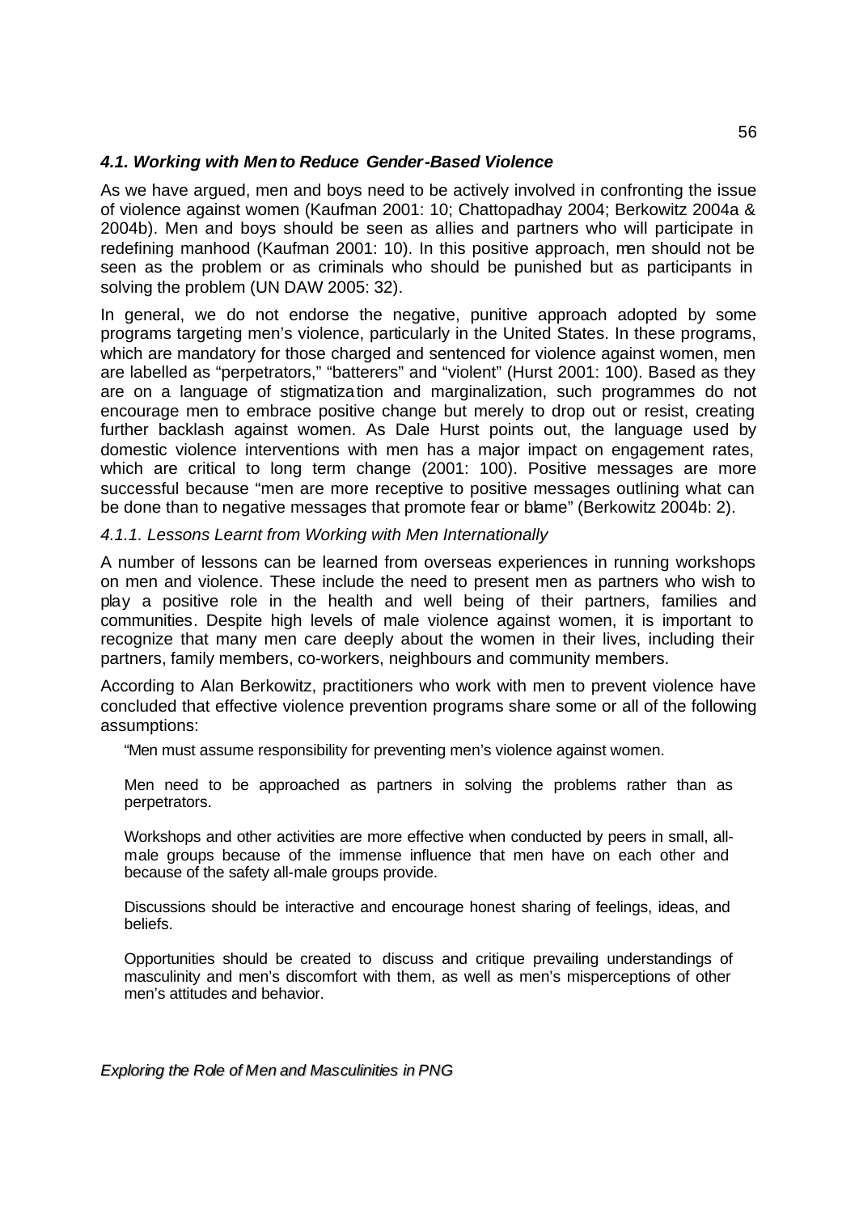### *4.1. Working with Men to Reduce Gender-Based Violence*

As we have argued, men and boys need to be actively involved in confronting the issue of violence against women (Kaufman 2001: 10; Chattopadhay 2004; Berkowitz 2004a & 2004b). Men and boys should be seen as allies and partners who will participate in redefining manhood (Kaufman 2001: 10). In this positive approach, men should not be seen as the problem or as criminals who should be punished but as participants in solving the problem (UN DAW 2005: 32).

In general, we do not endorse the negative, punitive approach adopted by some programs targeting men's violence, particularly in the United States. In these programs, which are mandatory for those charged and sentenced for violence against women, men are labelled as "perpetrators," "batterers" and "violent" (Hurst 2001: 100). Based as they are on a language of stigmatization and marginalization, such programmes do not encourage men to embrace positive change but merely to drop out or resist, creating further backlash against women. As Dale Hurst points out, the language used by domestic violence interventions with men has a major impact on engagement rates, which are critical to long term change (2001: 100). Positive messages are more successful because "men are more receptive to positive messages outlining what can be done than to negative messages that promote fear or blame" (Berkowitz 2004b: 2).

#### *4.1.1. Lessons Learnt from Working with Men Internationally*

A number of lessons can be learned from overseas experiences in running workshops on men and violence. These include the need to present men as partners who wish to play a positive role in the health and well being of their partners, families and communities. Despite high levels of male violence against women, it is important to recognize that many men care deeply about the women in their lives, including their partners, family members, co-workers, neighbours and community members.

According to Alan Berkowitz, practitioners who work with men to prevent violence have concluded that effective violence prevention programs share some or all of the following assumptions:

> "Men must assume responsibility for preventing men's violence against women.
>
> Men need to be approached as partners in solving the problems rather than as perpetrators.
>
> Workshops and other activities are more effective when conducted by peers in small, all-male groups because of the immense influence that men have on each other and because of the safety all-male groups provide.
>
> Discussions should be interactive and encourage honest sharing of feelings, ideas, and beliefs.
>
> Opportunities should be created to discuss and critique prevailing understandings of masculinity and men's discomfort with them, as well as men's misperceptions of other men's attitudes and behavior.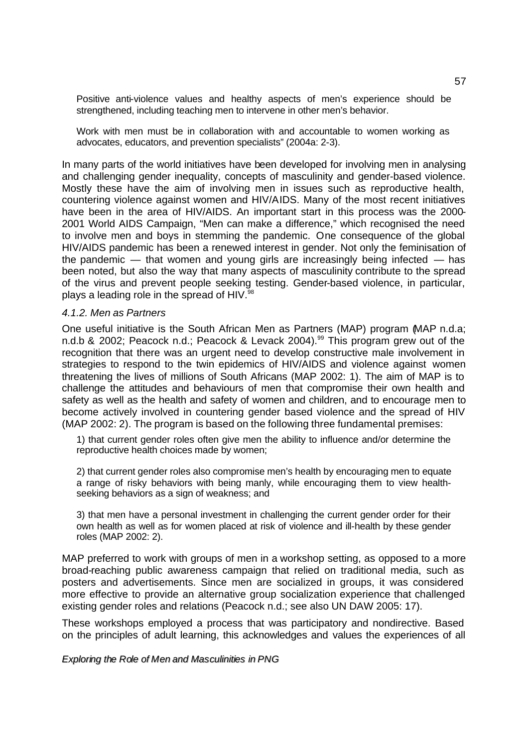> Positive anti-violence values and healthy aspects of men's experience should be strengthened, including teaching men to intervene in other men's behavior.
>
> Work with men must be in collaboration with and accountable to women working as advocates, educators, and prevention specialists" (2004a: 2-3).

In many parts of the world initiatives have been developed for involving men in analysing and challenging gender inequality, concepts of masculinity and gender-based violence. Mostly these have the aim of involving men in issues such as reproductive health, countering violence against women and HIV/AIDS. Many of the most recent initiatives have been in the area of HIV/AIDS. An important start in this process was the 2000-2001 World AIDS Campaign, "Men can make a difference," which recognised the need to involve men and boys in stemming the pandemic. One consequence of the global HIV/AIDS pandemic has been a renewed interest in gender. Not only the feminisation of the pandemic — that women and young girls are increasingly being infected — has been noted, but also the way that many aspects of masculinity contribute to the spread of the virus and prevent people seeking testing. Gender-based violence, in particular, plays a leading role in the spread of HIV.[98]

#### *4.1.2. Men as Partners*

One useful initiative is the South African Men as Partners (MAP) program (MAP n.d.a; n.d.b & 2002; Peacock n.d.; Peacock & Levack 2004).[99] This program grew out of the recognition that there was an urgent need to develop constructive male involvement in strategies to respond to the twin epidemics of HIV/AIDS and violence against women threatening the lives of millions of South Africans (MAP 2002: 1). The aim of MAP is to challenge the attitudes and behaviours of men that compromise their own health and safety as well as the health and safety of women and children, and to encourage men to become actively involved in countering gender based violence and the spread of HIV (MAP 2002: 2). The program is based on the following three fundamental premises:

> 1) that current gender roles often give men the ability to influence and/or determine the reproductive health choices made by women;
>
> 2) that current gender roles also compromise men's health by encouraging men to equate a range of risky behaviors with being manly, while encouraging them to view health-seeking behaviors as a sign of weakness; and
>
> 3) that men have a personal investment in challenging the current gender order for their own health as well as for women placed at risk of violence and ill-health by these gender roles (MAP 2002: 2).

MAP preferred to work with groups of men in a workshop setting, as opposed to a more broad-reaching public awareness campaign that relied on traditional media, such as posters and advertisements. Since men are socialized in groups, it was considered more effective to provide an alternative group socialization experience that challenged existing gender roles and relations (Peacock n.d.; see also UN DAW 2005: 17).

These workshops employed a process that was participatory and nondirective. Based on the principles of adult learning, this acknowledges and values the experiences of all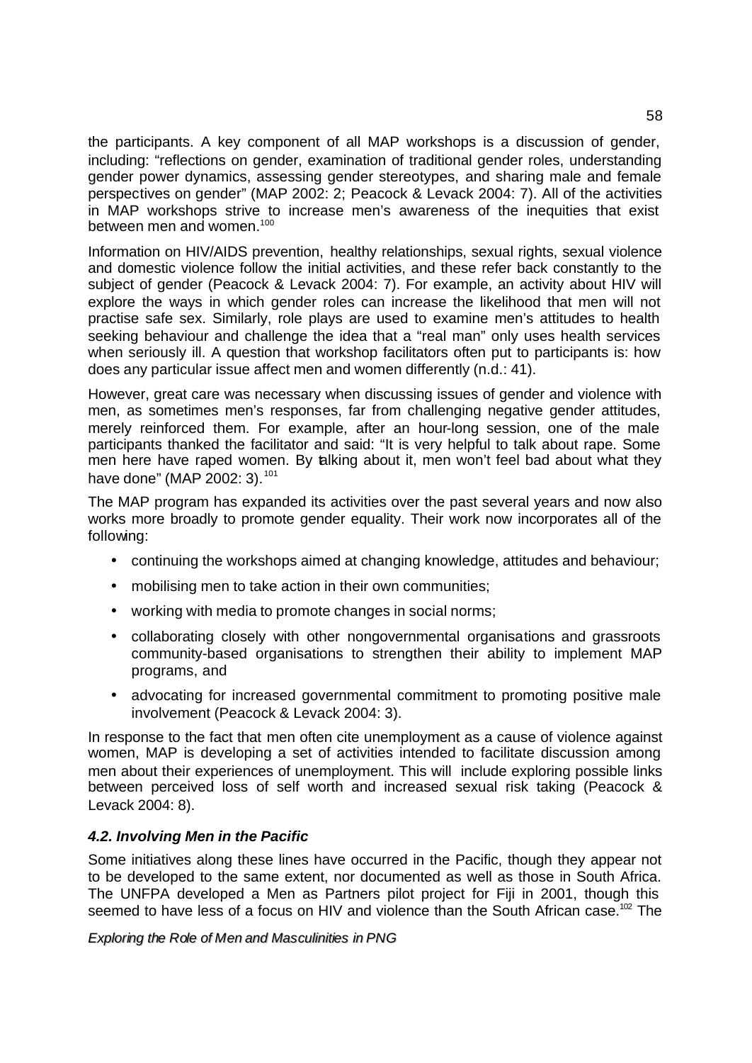the participants. A key component of all MAP workshops is a discussion of gender, including: "reflections on gender, examination of traditional gender roles, understanding gender power dynamics, assessing gender stereotypes, and sharing male and female perspectives on gender" (MAP 2002: 2; Peacock & Levack 2004: 7). All of the activities in MAP workshops strive to increase men's awareness of the inequities that exist between men and women.[100]

Information on HIV/AIDS prevention, healthy relationships, sexual rights, sexual violence and domestic violence follow the initial activities, and these refer back constantly to the subject of gender (Peacock & Levack 2004: 7). For example, an activity about HIV will explore the ways in which gender roles can increase the likelihood that men will not practise safe sex. Similarly, role plays are used to examine men's attitudes to health seeking behaviour and challenge the idea that a "real man" only uses health services when seriously ill. A question that workshop facilitators often put to participants is: how does any particular issue affect men and women differently (n.d.: 41).

However, great care was necessary when discussing issues of gender and violence with men, as sometimes men's responses, far from challenging negative gender attitudes, merely reinforced them. For example, after an hour-long session, one of the male participants thanked the facilitator and said: "It is very helpful to talk about rape. Some men here have raped women. By talking about it, men won't feel bad about what they have done" (MAP 2002: 3).[101]

The MAP program has expanded its activities over the past several years and now also works more broadly to promote gender equality. Their work now incorporates all of the following:

- continuing the workshops aimed at changing knowledge, attitudes and behaviour;
- mobilising men to take action in their own communities;
- working with media to promote changes in social norms;
- collaborating closely with other nongovernmental organisations and grassroots community-based organisations to strengthen their ability to implement MAP programs, and
- advocating for increased governmental commitment to promoting positive male involvement (Peacock & Levack 2004: 3).

In response to the fact that men often cite unemployment as a cause of violence against women, MAP is developing a set of activities intended to facilitate discussion among men about their experiences of unemployment. This will include exploring possible links between perceived loss of self worth and increased sexual risk taking (Peacock & Levack 2004: 8).

### *4.2. Involving Men in the Pacific*

Some initiatives along these lines have occurred in the Pacific, though they appear not to be developed to the same extent, nor documented as well as those in South Africa. The UNFPA developed a Men as Partners pilot project for Fiji in 2001, though this seemed to have less of a focus on HIV and violence than the South African case.[102] The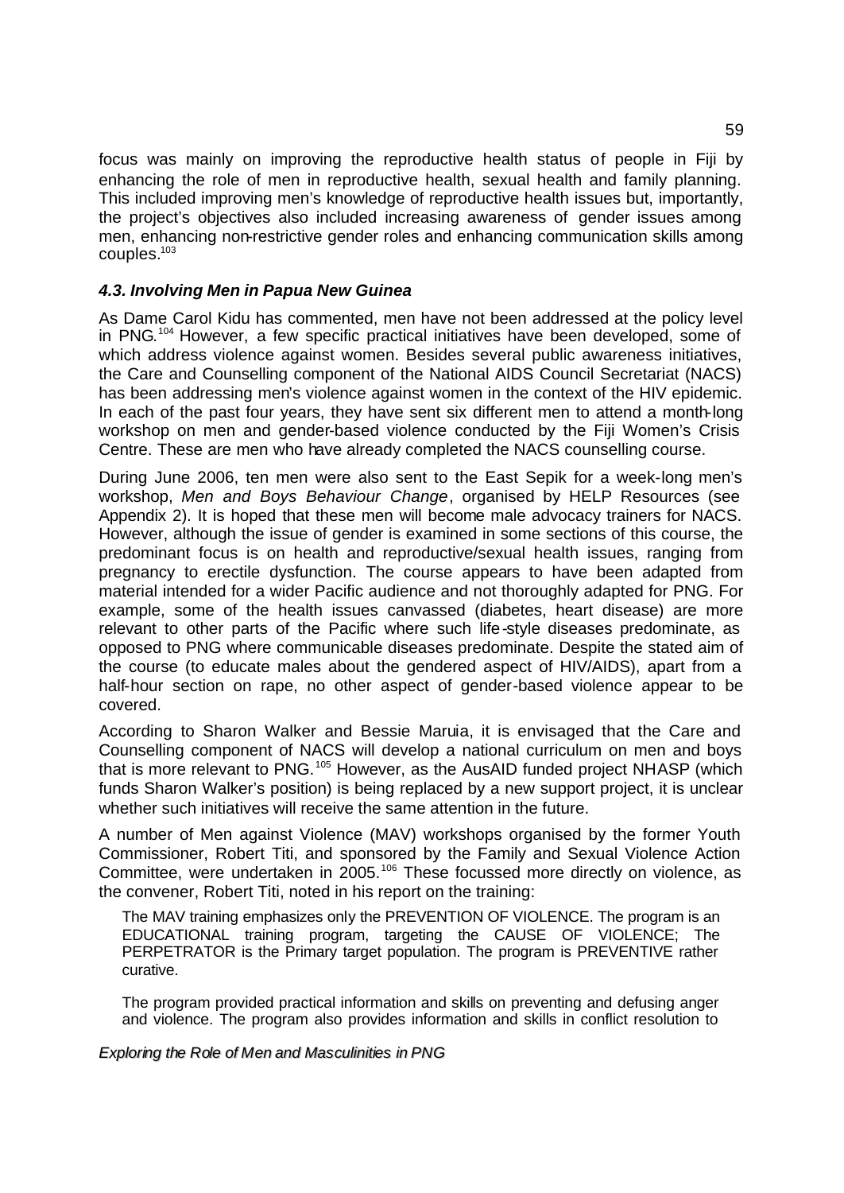focus was mainly on improving the reproductive health status of people in Fiji by enhancing the role of men in reproductive health, sexual health and family planning. This included improving men's knowledge of reproductive health issues but, importantly, the project's objectives also included increasing awareness of gender issues among men, enhancing non-restrictive gender roles and enhancing communication skills among couples.[103]

### *4.3. Involving Men in Papua New Guinea*

As Dame Carol Kidu has commented, men have not been addressed at the policy level in PNG.[104] However, a few specific practical initiatives have been developed, some of which address violence against women. Besides several public awareness initiatives, the Care and Counselling component of the National AIDS Council Secretariat (NACS) has been addressing men's violence against women in the context of the HIV epidemic. In each of the past four years, they have sent six different men to attend a month-long workshop on men and gender-based violence conducted by the Fiji Women's Crisis Centre. These are men who have already completed the NACS counselling course.

During June 2006, ten men were also sent to the East Sepik for a week-long men's workshop, *Men and Boys Behaviour Change*, organised by HELP Resources (see Appendix 2). It is hoped that these men will become male advocacy trainers for NACS. However, although the issue of gender is examined in some sections of this course, the predominant focus is on health and reproductive/sexual health issues, ranging from pregnancy to erectile dysfunction. The course appears to have been adapted from material intended for a wider Pacific audience and not thoroughly adapted for PNG. For example, some of the health issues canvassed (diabetes, heart disease) are more relevant to other parts of the Pacific where such life-style diseases predominate, as opposed to PNG where communicable diseases predominate. Despite the stated aim of the course (to educate males about the gendered aspect of HIV/AIDS), apart from a half-hour section on rape, no other aspect of gender-based violence appear to be covered.

According to Sharon Walker and Bessie Maruia, it is envisaged that the Care and Counselling component of NACS will develop a national curriculum on men and boys that is more relevant to PNG.[105] However, as the AusAID funded project NHASP (which funds Sharon Walker's position) is being replaced by a new support project, it is unclear whether such initiatives will receive the same attention in the future.

A number of Men against Violence (MAV) workshops organised by the former Youth Commissioner, Robert Titi, and sponsored by the Family and Sexual Violence Action Committee, were undertaken in 2005.[106] These focussed more directly on violence, as the convener, Robert Titi, noted in his report on the training:

> The MAV training emphasizes only the PREVENTION OF VIOLENCE. The program is an EDUCATIONAL training program, targeting the CAUSE OF VIOLENCE; The PERPETRATOR is the Primary target population. The program is PREVENTIVE rather curative.
>
> The program provided practical information and skills on preventing and defusing anger and violence. The program also provides information and skills in conflict resolution to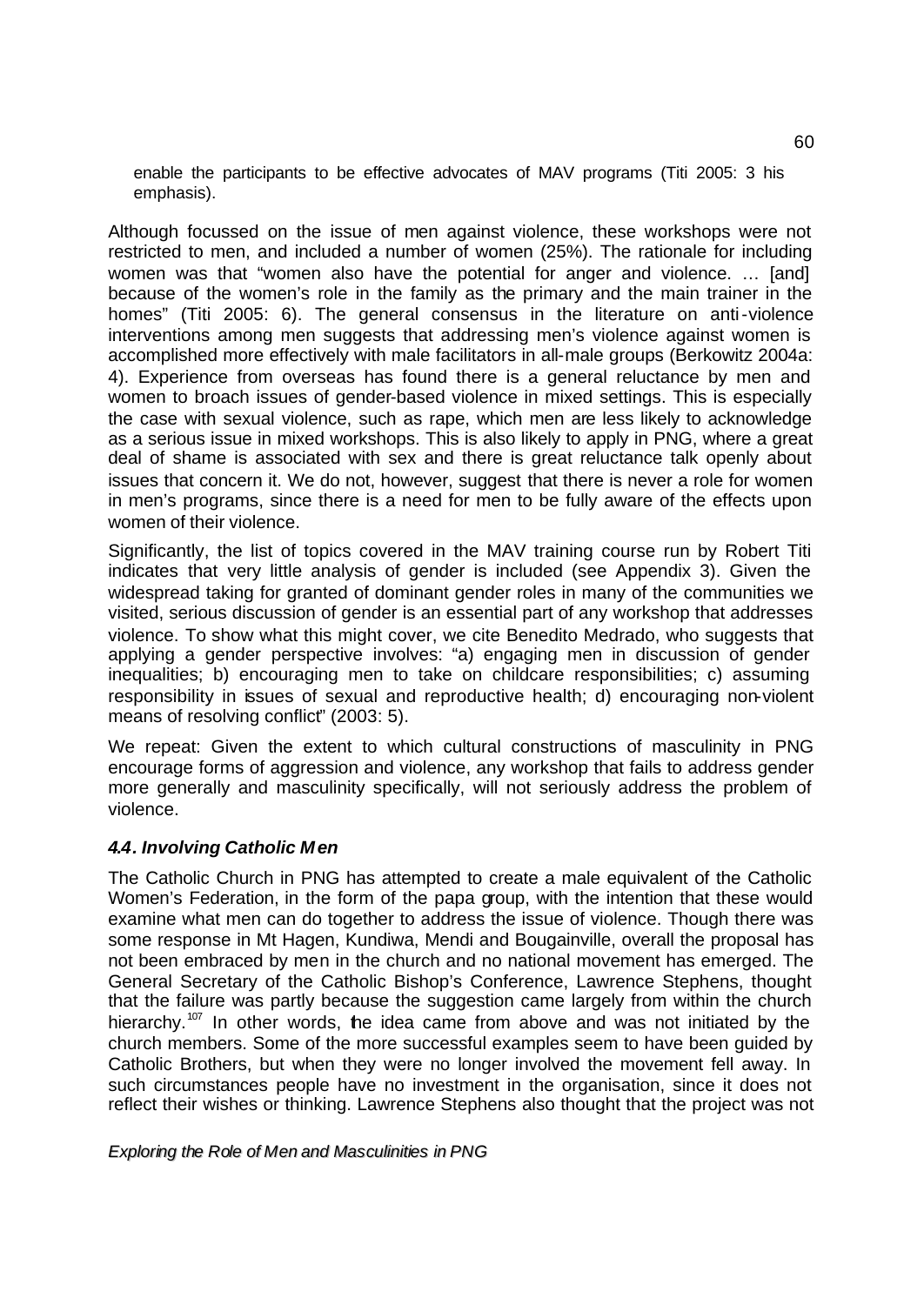enable the participants to be effective advocates of MAV programs (Titi 2005: 3 his emphasis).

Although focussed on the issue of men against violence, these workshops were not restricted to men, and included a number of women (25%). The rationale for including women was that "women also have the potential for anger and violence. … [and] because of the women's role in the family as the primary and the main trainer in the homes" (Titi 2005: 6). The general consensus in the literature on anti-violence interventions among men suggests that addressing men's violence against women is accomplished more effectively with male facilitators in all-male groups (Berkowitz 2004a: 4). Experience from overseas has found there is a general reluctance by men and women to broach issues of gender-based violence in mixed settings. This is especially the case with sexual violence, such as rape, which men are less likely to acknowledge as a serious issue in mixed workshops. This is also likely to apply in PNG, where a great deal of shame is associated with sex and there is great reluctance talk openly about issues that concern it. We do not, however, suggest that there is never a role for women in men's programs, since there is a need for men to be fully aware of the effects upon women of their violence.

Significantly, the list of topics covered in the MAV training course run by Robert Titi indicates that very little analysis of gender is included (see Appendix 3). Given the widespread taking for granted of dominant gender roles in many of the communities we visited, serious discussion of gender is an essential part of any workshop that addresses violence. To show what this might cover, we cite Benedito Medrado, who suggests that applying a gender perspective involves: "a) engaging men in discussion of gender inequalities; b) encouraging men to take on childcare responsibilities; c) assuming responsibility in issues of sexual and reproductive health; d) encouraging non-violent means of resolving conflict" (2003: 5).

We repeat: Given the extent to which cultural constructions of masculinity in PNG encourage forms of aggression and violence, any workshop that fails to address gender more generally and masculinity specifically, will not seriously address the problem of violence.

### *4.4. Involving Catholic Men*

The Catholic Church in PNG has attempted to create a male equivalent of the Catholic Women's Federation, in the form of the papa group, with the intention that these would examine what men can do together to address the issue of violence. Though there was some response in Mt Hagen, Kundiwa, Mendi and Bougainville, overall the proposal has not been embraced by men in the church and no national movement has emerged. The General Secretary of the Catholic Bishop's Conference, Lawrence Stephens, thought that the failure was partly because the suggestion came largely from within the church hierarchy.[107] In other words, the idea came from above and was not initiated by the church members. Some of the more successful examples seem to have been guided by Catholic Brothers, but when they were no longer involved the movement fell away. In such circumstances people have no investment in the organisation, since it does not reflect their wishes or thinking. Lawrence Stephens also thought that the project was not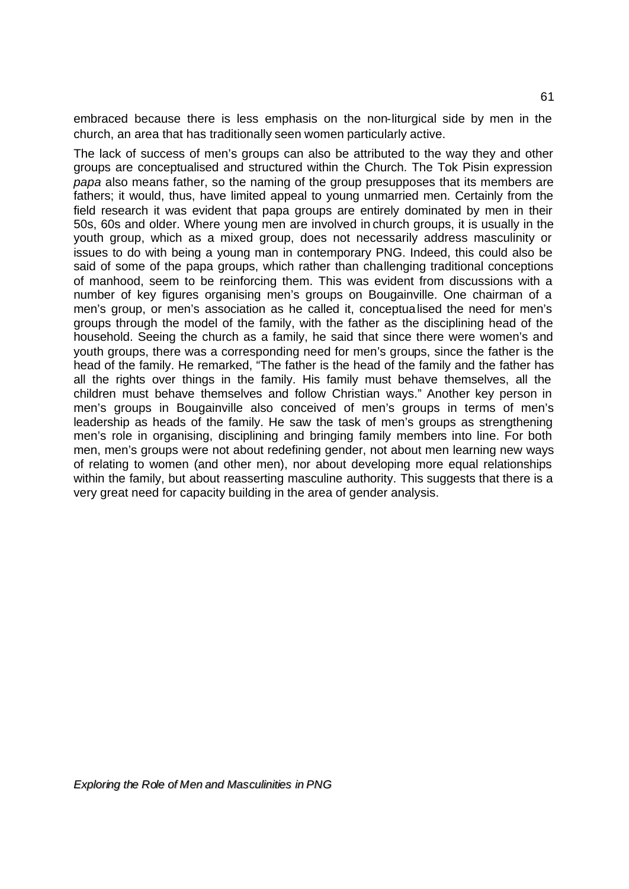embraced because there is less emphasis on the non-liturgical side by men in the church, an area that has traditionally seen women particularly active.

The lack of success of men's groups can also be attributed to the way they and other groups are conceptualised and structured within the Church. The Tok Pisin expression *papa* also means father, so the naming of the group presupposes that its members are fathers; it would, thus, have limited appeal to young unmarried men. Certainly from the field research it was evident that papa groups are entirely dominated by men in their 50s, 60s and older. Where young men are involved in church groups, it is usually in the youth group, which as a mixed group, does not necessarily address masculinity or issues to do with being a young man in contemporary PNG. Indeed, this could also be said of some of the papa groups, which rather than challenging traditional conceptions of manhood, seem to be reinforcing them. This was evident from discussions with a number of key figures organising men's groups on Bougainville. One chairman of a men's group, or men's association as he called it, conceptualised the need for men's groups through the model of the family, with the father as the disciplining head of the household. Seeing the church as a family, he said that since there were women's and youth groups, there was a corresponding need for men's groups, since the father is the head of the family. He remarked, "The father is the head of the family and the father has all the rights over things in the family. His family must behave themselves, all the children must behave themselves and follow Christian ways." Another key person in men's groups in Bougainville also conceived of men's groups in terms of men's leadership as heads of the family. He saw the task of men's groups as strengthening men's role in organising, disciplining and bringing family members into line. For both men, men's groups were not about redefining gender, not about men learning new ways of relating to women (and other men), nor about developing more equal relationships within the family, but about reasserting masculine authority. This suggests that there is a very great need for capacity building in the area of gender analysis.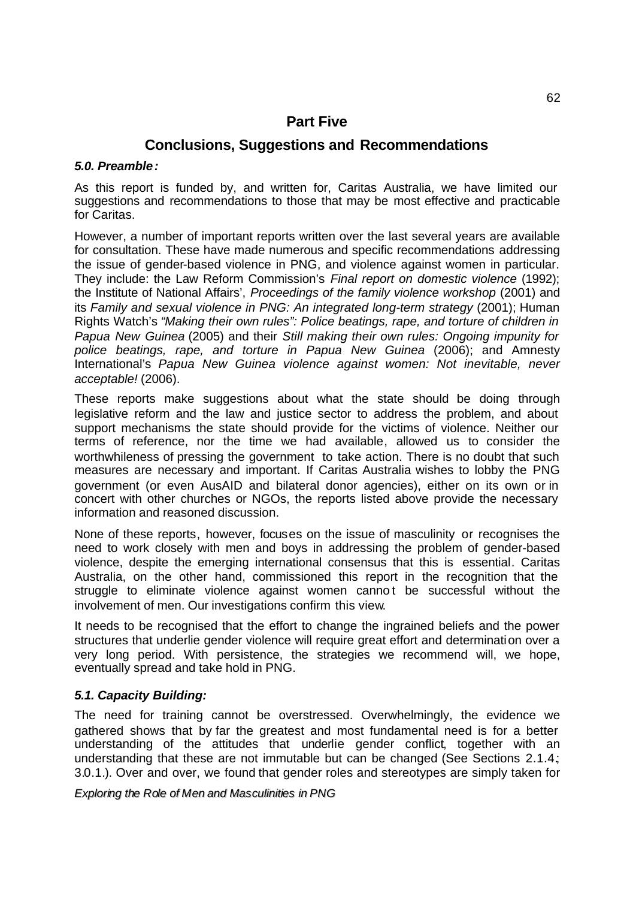## Part Five

## Conclusions, Suggestions and Recommendations

### *5.0. Preamble:*

As this report is funded by, and written for, Caritas Australia, we have limited our suggestions and recommendations to those that may be most effective and practicable for Caritas.

However, a number of important reports written over the last several years are available for consultation. These have made numerous and specific recommendations addressing the issue of gender-based violence in PNG, and violence against women in particular. They include: the Law Reform Commission's *Final report on domestic violence* (1992); the Institute of National Affairs', *Proceedings of the family violence workshop* (2001) and its *Family and sexual violence in PNG: An integrated long-term strategy* (2001); Human Rights Watch's *"Making their own rules": Police beatings, rape, and torture of children in Papua New Guinea* (2005) and their *Still making their own rules: Ongoing impunity for police beatings, rape, and torture in Papua New Guinea* (2006); and Amnesty International's *Papua New Guinea violence against women: Not inevitable, never acceptable!* (2006).

These reports make suggestions about what the state should be doing through legislative reform and the law and justice sector to address the problem, and about support mechanisms the state should provide for the victims of violence. Neither our terms of reference, nor the time we had available, allowed us to consider the worthwhileness of pressing the government to take action. There is no doubt that such measures are necessary and important. If Caritas Australia wishes to lobby the PNG government (or even AusAID and bilateral donor agencies), either on its own or in concert with other churches or NGOs, the reports listed above provide the necessary information and reasoned discussion.

None of these reports, however, focuses on the issue of masculinity or recognises the need to work closely with men and boys in addressing the problem of gender-based violence, despite the emerging international consensus that this is essential. Caritas Australia, on the other hand, commissioned this report in the recognition that the struggle to eliminate violence against women cannot be successful without the involvement of men. Our investigations confirm this view.

It needs to be recognised that the effort to change the ingrained beliefs and the power structures that underlie gender violence will require great effort and determination over a very long period. With persistence, the strategies we recommend will, we hope, eventually spread and take hold in PNG.

### *5.1. Capacity Building:*

The need for training cannot be overstressed. Overwhelmingly, the evidence we gathered shows that by far the greatest and most fundamental need is for a better understanding of the attitudes that underlie gender conflict, together with an understanding that these are not immutable but can be changed (See Sections 2.1.4; 3.0.1.). Over and over, we found that gender roles and stereotypes are simply taken for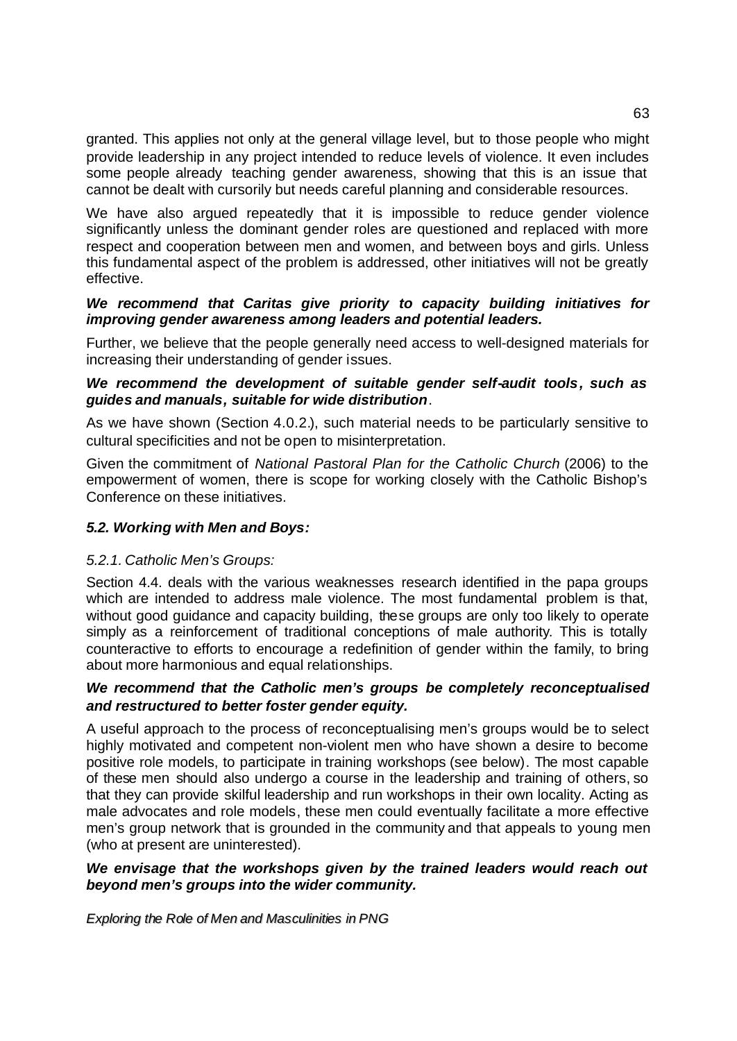granted. This applies not only at the general village level, but to those people who might provide leadership in any project intended to reduce levels of violence. It even includes some people already teaching gender awareness, showing that this is an issue that cannot be dealt with cursorily but needs careful planning and considerable resources.

We have also argued repeatedly that it is impossible to reduce gender violence significantly unless the dominant gender roles are questioned and replaced with more respect and cooperation between men and women, and between boys and girls. Unless this fundamental aspect of the problem is addressed, other initiatives will not be greatly effective.

***We recommend that Caritas give priority to capacity building initiatives for improving gender awareness among leaders and potential leaders.***

Further, we believe that the people generally need access to well-designed materials for increasing their understanding of gender issues.

***We recommend the development of suitable gender self-audit tools, such as guides and manuals, suitable for wide distribution***.

As we have shown (Section 4.0.2.), such material needs to be particularly sensitive to cultural specificities and not be open to misinterpretation.

Given the commitment of *National Pastoral Plan for the Catholic Church* (2006) to the empowerment of women, there is scope for working closely with the Catholic Bishop's Conference on these initiatives.

### *5.2. Working with Men and Boys:*

#### *5.2.1. Catholic Men's Groups:*

Section 4.4. deals with the various weaknesses research identified in the papa groups which are intended to address male violence. The most fundamental problem is that, without good guidance and capacity building, these groups are only too likely to operate simply as a reinforcement of traditional conceptions of male authority. This is totally counteractive to efforts to encourage a redefinition of gender within the family, to bring about more harmonious and equal relationships.

***We recommend that the Catholic men's groups be completely reconceptualised and restructured to better foster gender equity.***

A useful approach to the process of reconceptualising men's groups would be to select highly motivated and competent non-violent men who have shown a desire to become positive role models, to participate in training workshops (see below). The most capable of these men should also undergo a course in the leadership and training of others, so that they can provide skilful leadership and run workshops in their own locality. Acting as male advocates and role models, these men could eventually facilitate a more effective men's group network that is grounded in the community and that appeals to young men (who at present are uninterested).

***We envisage that the workshops given by the trained leaders would reach out beyond men's groups into the wider community.***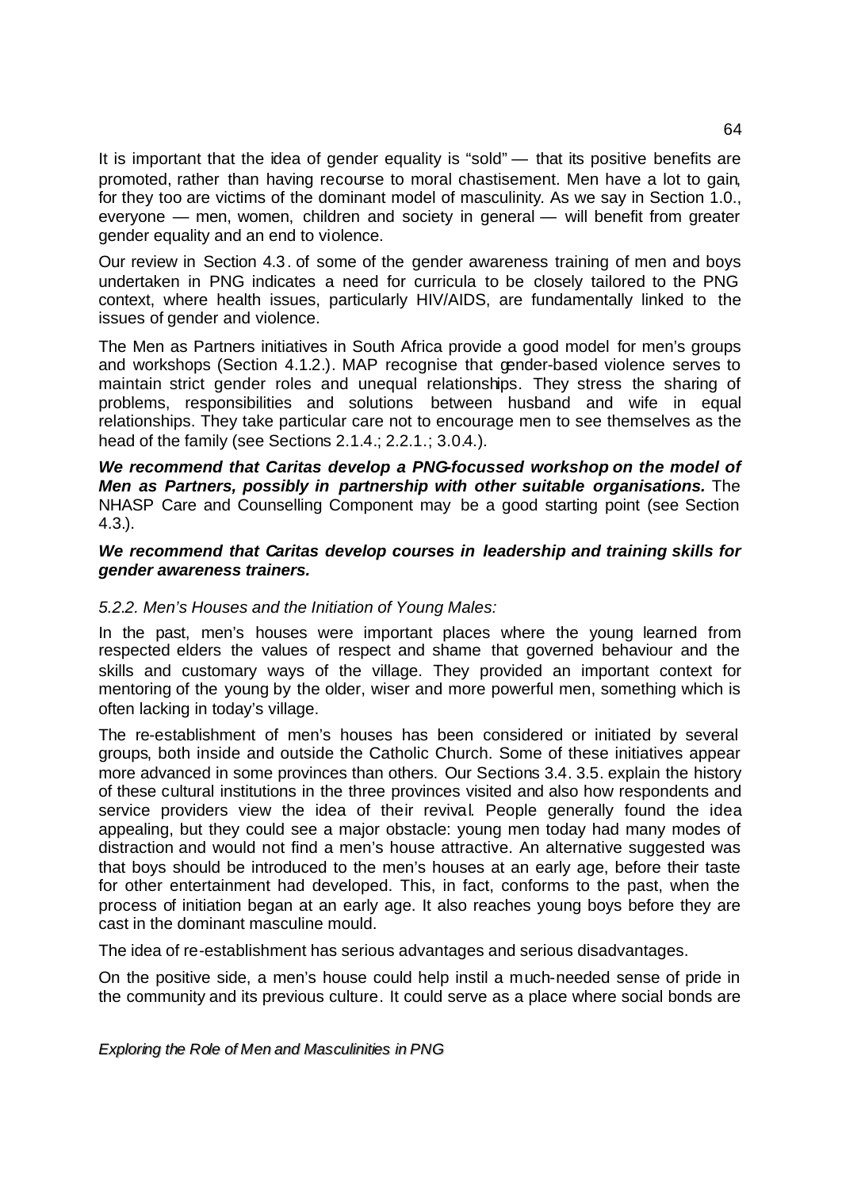It is important that the idea of gender equality is "sold" — that its positive benefits are promoted, rather than having recourse to moral chastisement. Men have a lot to gain, for they too are victims of the dominant model of masculinity. As we say in Section 1.0., everyone — men, women, children and society in general — will benefit from greater gender equality and an end to violence.

Our review in Section 4.3. of some of the gender awareness training of men and boys undertaken in PNG indicates a need for curricula to be closely tailored to the PNG context, where health issues, particularly HIV/AIDS, are fundamentally linked to the issues of gender and violence.

The Men as Partners initiatives in South Africa provide a good model for men's groups and workshops (Section 4.1.2.). MAP recognise that gender-based violence serves to maintain strict gender roles and unequal relationships. They stress the sharing of problems, responsibilities and solutions between husband and wife in equal relationships. They take particular care not to encourage men to see themselves as the head of the family (see Sections 2.1.4.; 2.2.1.; 3.0.4.).

***We recommend that Caritas develop a PNG-focussed workshop on the model of Men as Partners, possibly in partnership with other suitable organisations.*** The NHASP Care and Counselling Component may be a good starting point (see Section 4.3.).

***We recommend that Caritas develop courses in leadership and training skills for gender awareness trainers.***

*5.2.2. Men's Houses and the Initiation of Young Males:*

In the past, men's houses were important places where the young learned from respected elders the values of respect and shame that governed behaviour and the skills and customary ways of the village. They provided an important context for mentoring of the young by the older, wiser and more powerful men, something which is often lacking in today's village.

The re-establishment of men's houses has been considered or initiated by several groups, both inside and outside the Catholic Church. Some of these initiatives appear more advanced in some provinces than others. Our Sections 3.4. 3.5. explain the history of these cultural institutions in the three provinces visited and also how respondents and service providers view the idea of their revival. People generally found the idea appealing, but they could see a major obstacle: young men today had many modes of distraction and would not find a men's house attractive. An alternative suggested was that boys should be introduced to the men's houses at an early age, before their taste for other entertainment had developed. This, in fact, conforms to the past, when the process of initiation began at an early age. It also reaches young boys before they are cast in the dominant masculine mould.

The idea of re-establishment has serious advantages and serious disadvantages.

On the positive side, a men's house could help instil a much-needed sense of pride in the community and its previous culture. It could serve as a place where social bonds are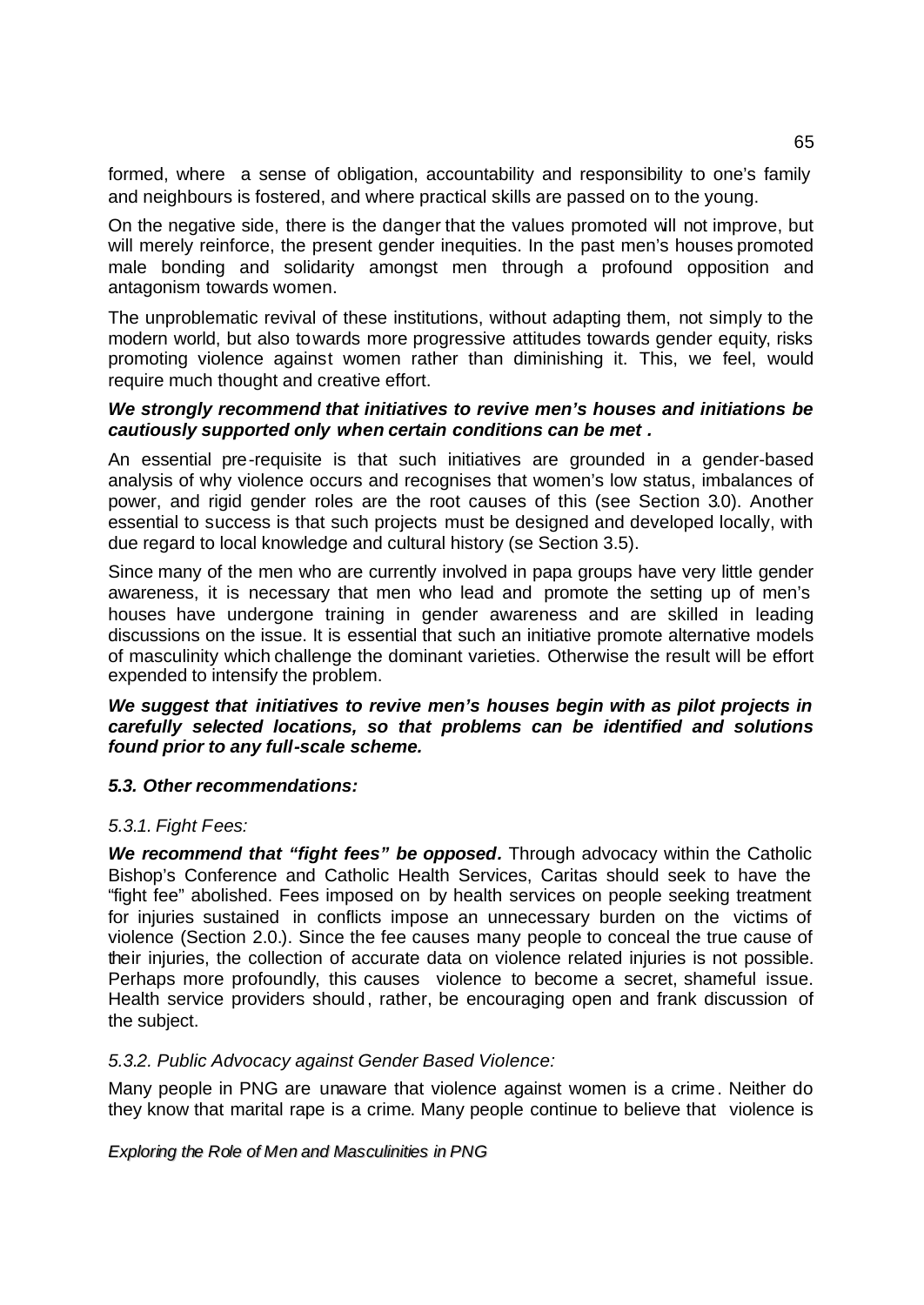formed, where a sense of obligation, accountability and responsibility to one's family and neighbours is fostered, and where practical skills are passed on to the young.

On the negative side, there is the danger that the values promoted will not improve, but will merely reinforce, the present gender inequities. In the past men's houses promoted male bonding and solidarity amongst men through a profound opposition and antagonism towards women.

The unproblematic revival of these institutions, without adapting them, not simply to the modern world, but also towards more progressive attitudes towards gender equity, risks promoting violence against women rather than diminishing it. This, we feel, would require much thought and creative effort.

***We strongly recommend that initiatives to revive men's houses and initiations be cautiously supported only when certain conditions can be met .***

An essential pre-requisite is that such initiatives are grounded in a gender-based analysis of why violence occurs and recognises that women's low status, imbalances of power, and rigid gender roles are the root causes of this (see Section 3.0). Another essential to success is that such projects must be designed and developed locally, with due regard to local knowledge and cultural history (se Section 3.5).

Since many of the men who are currently involved in papa groups have very little gender awareness, it is necessary that men who lead and promote the setting up of men's houses have undergone training in gender awareness and are skilled in leading discussions on the issue. It is essential that such an initiative promote alternative models of masculinity which challenge the dominant varieties. Otherwise the result will be effort expended to intensify the problem.

***We suggest that initiatives to revive men's houses begin with as pilot projects in carefully selected locations, so that problems can be identified and solutions found prior to any full-scale scheme.***

### *5.3. Other recommendations:*

#### *5.3.1. Fight Fees:*

***We recommend that "fight fees" be opposed.*** Through advocacy within the Catholic Bishop's Conference and Catholic Health Services, Caritas should seek to have the "fight fee" abolished. Fees imposed on by health services on people seeking treatment for injuries sustained in conflicts impose an unnecessary burden on the victims of violence (Section 2.0.). Since the fee causes many people to conceal the true cause of their injuries, the collection of accurate data on violence related injuries is not possible. Perhaps more profoundly, this causes violence to become a secret, shameful issue. Health service providers should, rather, be encouraging open and frank discussion of the subject.

#### *5.3.2. Public Advocacy against Gender Based Violence:*

Many people in PNG are unaware that violence against women is a crime. Neither do they know that marital rape is a crime. Many people continue to believe that violence is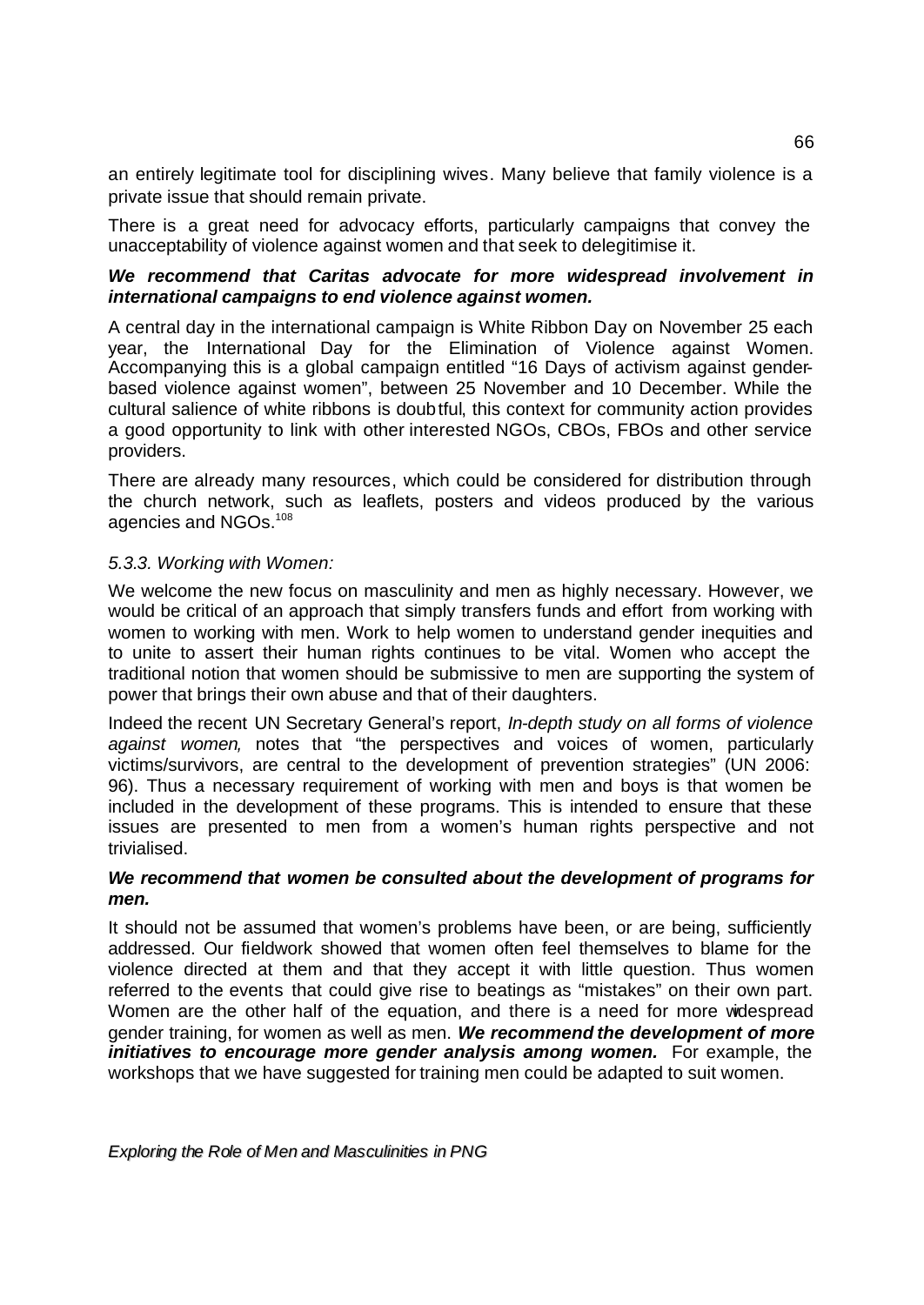an entirely legitimate tool for disciplining wives. Many believe that family violence is a private issue that should remain private.

There is a great need for advocacy efforts, particularly campaigns that convey the unacceptability of violence against women and that seek to delegitimise it.

***We recommend that Caritas advocate for more widespread involvement in international campaigns to end violence against women.***

A central day in the international campaign is White Ribbon Day on November 25 each year, the International Day for the Elimination of Violence against Women. Accompanying this is a global campaign entitled "16 Days of activism against gender-based violence against women", between 25 November and 10 December. While the cultural salience of white ribbons is doubtful, this context for community action provides a good opportunity to link with other interested NGOs, CBOs, FBOs and other service providers.

There are already many resources, which could be considered for distribution through the church network, such as leaflets, posters and videos produced by the various agencies and NGOs.[108]

*5.3.3. Working with Women:*

We welcome the new focus on masculinity and men as highly necessary. However, we would be critical of an approach that simply transfers funds and effort from working with women to working with men. Work to help women to understand gender inequities and to unite to assert their human rights continues to be vital. Women who accept the traditional notion that women should be submissive to men are supporting the system of power that brings their own abuse and that of their daughters.

Indeed the recent UN Secretary General's report, *In-depth study on all forms of violence against women,* notes that "the perspectives and voices of women, particularly victims/survivors, are central to the development of prevention strategies" (UN 2006: 96). Thus a necessary requirement of working with men and boys is that women be included in the development of these programs. This is intended to ensure that these issues are presented to men from a women's human rights perspective and not trivialised.

***We recommend that women be consulted about the development of programs for men.***

It should not be assumed that women's problems have been, or are being, sufficiently addressed. Our fieldwork showed that women often feel themselves to blame for the violence directed at them and that they accept it with little question. Thus women referred to the events that could give rise to beatings as "mistakes" on their own part. Women are the other half of the equation, and there is a need for more widespread gender training, for women as well as men. ***We recommend the development of more initiatives to encourage more gender analysis among women.*** For example, the workshops that we have suggested for training men could be adapted to suit women.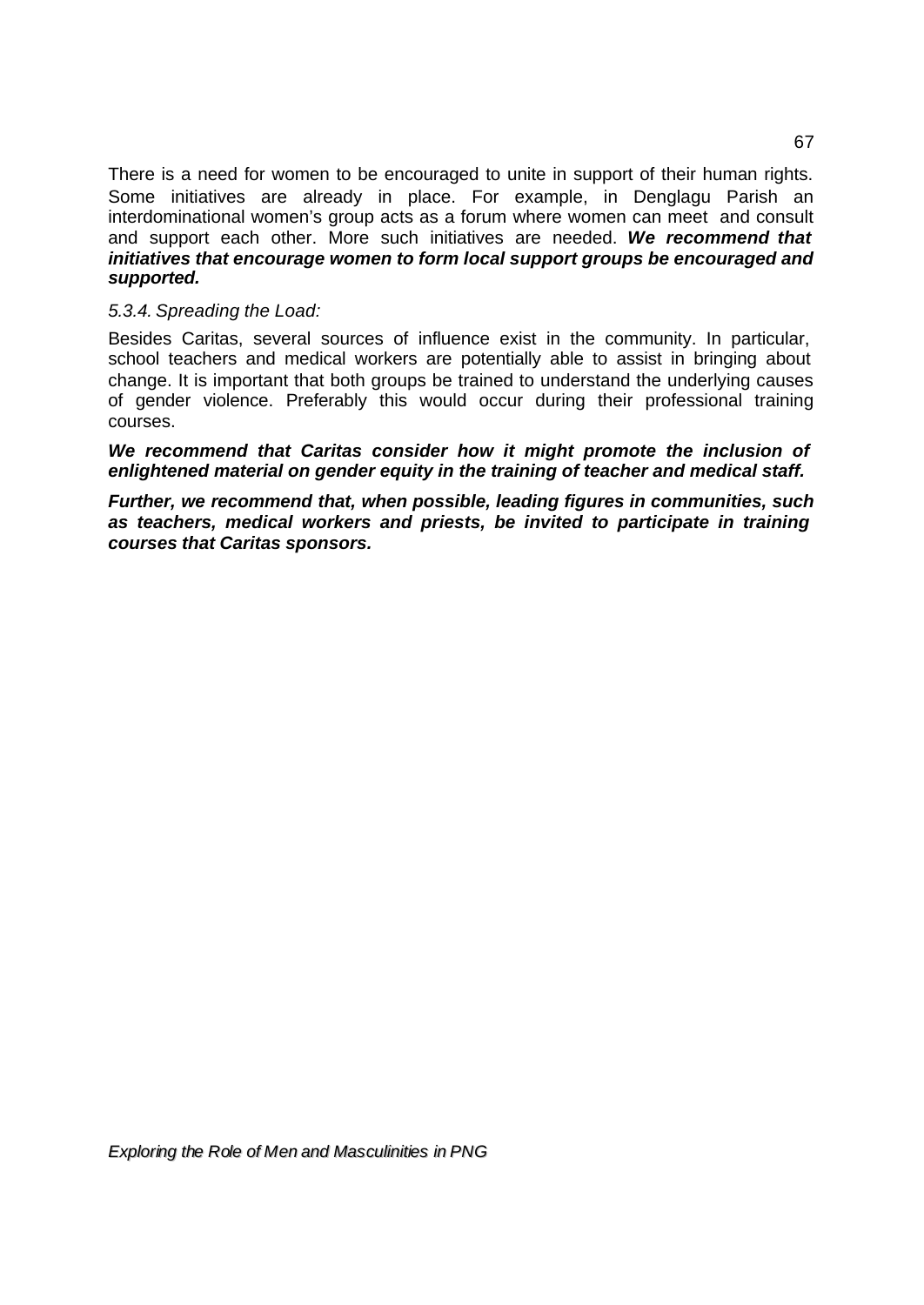There is a need for women to be encouraged to unite in support of their human rights. Some initiatives are already in place. For example, in Denglagu Parish an interdominational women's group acts as a forum where women can meet and consult and support each other. More such initiatives are needed. ***We recommend that initiatives that encourage women to form local support groups be encouraged and supported.***

*5.3.4. Spreading the Load:*

Besides Caritas, several sources of influence exist in the community. In particular, school teachers and medical workers are potentially able to assist in bringing about change. It is important that both groups be trained to understand the underlying causes of gender violence. Preferably this would occur during their professional training courses.

***We recommend that Caritas consider how it might promote the inclusion of enlightened material on gender equity in the training of teacher and medical staff.***

***Further, we recommend that, when possible, leading figures in communities, such as teachers, medical workers and priests, be invited to participate in training courses that Caritas sponsors.***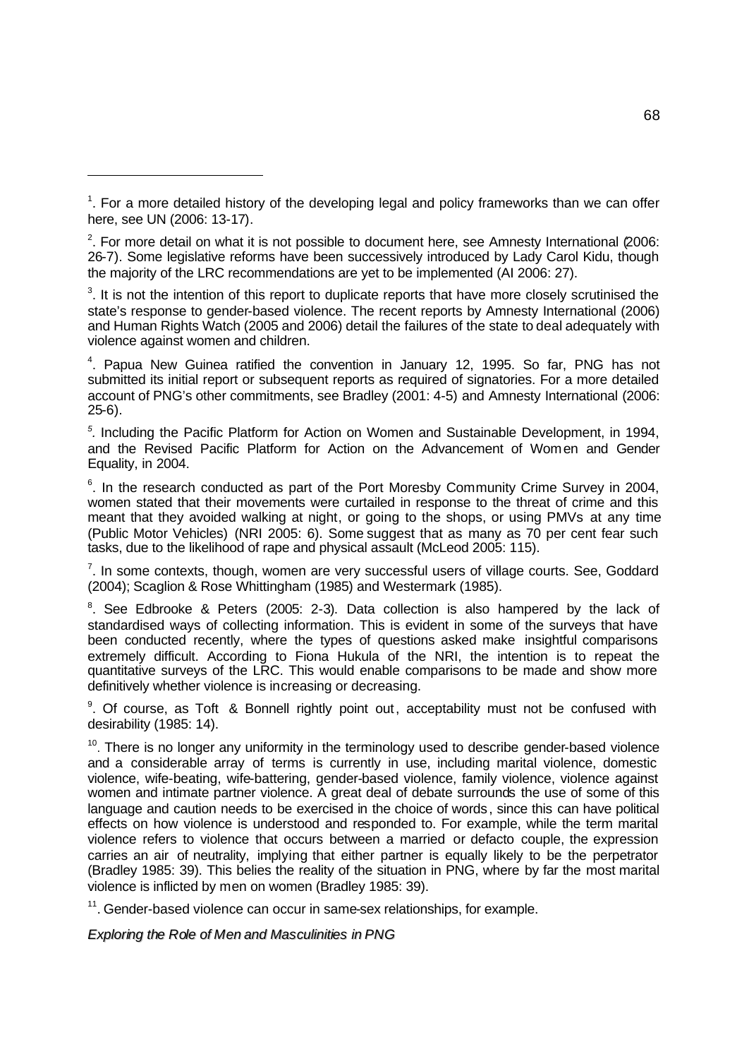[1]. For a more detailed history of the developing legal and policy frameworks than we can offer here, see UN (2006: 13-17).

[2]. For more detail on what it is not possible to document here, see Amnesty International (2006: 26-7). Some legislative reforms have been successively introduced by Lady Carol Kidu, though the majority of the LRC recommendations are yet to be implemented (AI 2006: 27).

[3]. It is not the intention of this report to duplicate reports that have more closely scrutinised the state's response to gender-based violence. The recent reports by Amnesty International (2006) and Human Rights Watch (2005 and 2006) detail the failures of the state to deal adequately with violence against women and children.

[4]. Papua New Guinea ratified the convention in January 12, 1995. So far, PNG has not submitted its initial report or subsequent reports as required of signatories. For a more detailed account of PNG's other commitments, see Bradley (2001: 4-5) and Amnesty International (2006: 25-6).

[5]. Including the Pacific Platform for Action on Women and Sustainable Development, in 1994, and the Revised Pacific Platform for Action on the Advancement of Women and Gender Equality, in 2004.

[6]. In the research conducted as part of the Port Moresby Community Crime Survey in 2004, women stated that their movements were curtailed in response to the threat of crime and this meant that they avoided walking at night, or going to the shops, or using PMVs at any time (Public Motor Vehicles) (NRI 2005: 6). Some suggest that as many as 70 per cent fear such tasks, due to the likelihood of rape and physical assault (McLeod 2005: 115).

[7]. In some contexts, though, women are very successful users of village courts. See, Goddard (2004); Scaglion & Rose Whittingham (1985) and Westermark (1985).

[8]. See Edbrooke & Peters (2005: 2-3). Data collection is also hampered by the lack of standardised ways of collecting information. This is evident in some of the surveys that have been conducted recently, where the types of questions asked make insightful comparisons extremely difficult. According to Fiona Hukula of the NRI, the intention is to repeat the quantitative surveys of the LRC. This would enable comparisons to be made and show more definitively whether violence is increasing or decreasing.

[9]. Of course, as Toft & Bonnell rightly point out, acceptability must not be confused with desirability (1985: 14).

[10]. There is no longer any uniformity in the terminology used to describe gender-based violence and a considerable array of terms is currently in use, including marital violence, domestic violence, wife-beating, wife-battering, gender-based violence, family violence, violence against women and intimate partner violence. A great deal of debate surrounds the use of some of this language and caution needs to be exercised in the choice of words, since this can have political effects on how violence is understood and responded to. For example, while the term marital violence refers to violence that occurs between a married or defacto couple, the expression carries an air of neutrality, implying that either partner is equally likely to be the perpetrator (Bradley 1985: 39). This belies the reality of the situation in PNG, where by far the most marital violence is inflicted by men on women (Bradley 1985: 39).

[11]. Gender-based violence can occur in same-sex relationships, for example.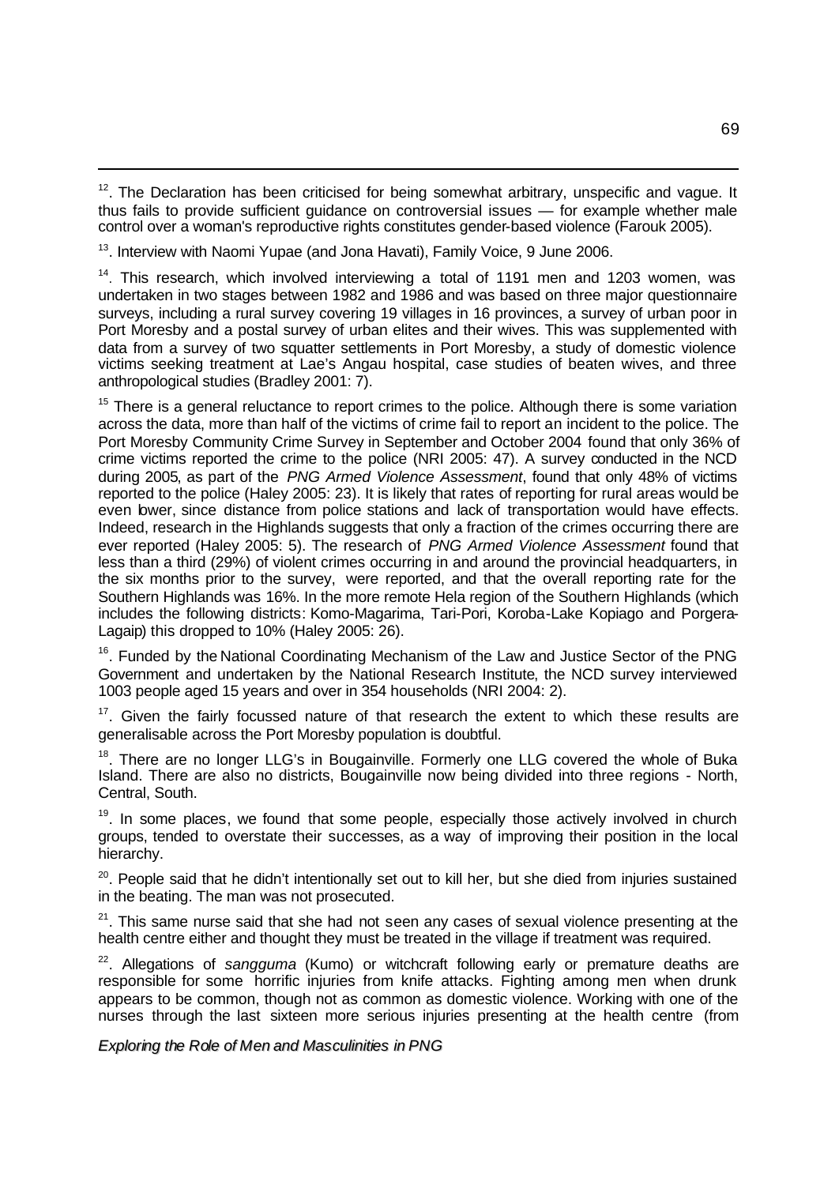[12]. The Declaration has been criticised for being somewhat arbitrary, unspecific and vague. It thus fails to provide sufficient guidance on controversial issues — for example whether male control over a woman's reproductive rights constitutes gender-based violence (Farouk 2005).

[13]. Interview with Naomi Yupae (and Jona Havati), Family Voice, 9 June 2006.

[14]. This research, which involved interviewing a total of 1191 men and 1203 women, was undertaken in two stages between 1982 and 1986 and was based on three major questionnaire surveys, including a rural survey covering 19 villages in 16 provinces, a survey of urban poor in Port Moresby and a postal survey of urban elites and their wives. This was supplemented with data from a survey of two squatter settlements in Port Moresby, a study of domestic violence victims seeking treatment at Lae's Angau hospital, case studies of beaten wives, and three anthropological studies (Bradley 2001: 7).

[15] There is a general reluctance to report crimes to the police. Although there is some variation across the data, more than half of the victims of crime fail to report an incident to the police. The Port Moresby Community Crime Survey in September and October 2004 found that only 36% of crime victims reported the crime to the police (NRI 2005: 47). A survey conducted in the NCD during 2005, as part of the *PNG Armed Violence Assessment*, found that only 48% of victims reported to the police (Haley 2005: 23). It is likely that rates of reporting for rural areas would be even lower, since distance from police stations and lack of transportation would have effects. Indeed, research in the Highlands suggests that only a fraction of the crimes occurring there are ever reported (Haley 2005: 5). The research of *PNG Armed Violence Assessment* found that less than a third (29%) of violent crimes occurring in and around the provincial headquarters, in the six months prior to the survey, were reported, and that the overall reporting rate for the Southern Highlands was 16%. In the more remote Hela region of the Southern Highlands (which includes the following districts: Komo-Magarima, Tari-Pori, Koroba-Lake Kopiago and Porgera-Lagaip) this dropped to 10% (Haley 2005: 26).

[16]. Funded by the National Coordinating Mechanism of the Law and Justice Sector of the PNG Government and undertaken by the National Research Institute, the NCD survey interviewed 1003 people aged 15 years and over in 354 households (NRI 2004: 2).

[17]. Given the fairly focussed nature of that research the extent to which these results are generalisable across the Port Moresby population is doubtful.

[18]. There are no longer LLG's in Bougainville. Formerly one LLG covered the whole of Buka Island. There are also no districts, Bougainville now being divided into three regions - North, Central, South.

[19]. In some places, we found that some people, especially those actively involved in church groups, tended to overstate their successes, as a way of improving their position in the local hierarchy.

[20]. People said that he didn't intentionally set out to kill her, but she died from injuries sustained in the beating. The man was not prosecuted.

[21]. This same nurse said that she had not seen any cases of sexual violence presenting at the health centre either and thought they must be treated in the village if treatment was required.

[22]. Allegations of *sangguma* (Kumo) or witchcraft following early or premature deaths are responsible for some horrific injuries from knife attacks. Fighting among men when drunk appears to be common, though not as common as domestic violence. Working with one of the nurses through the last sixteen more serious injuries presenting at the health centre (from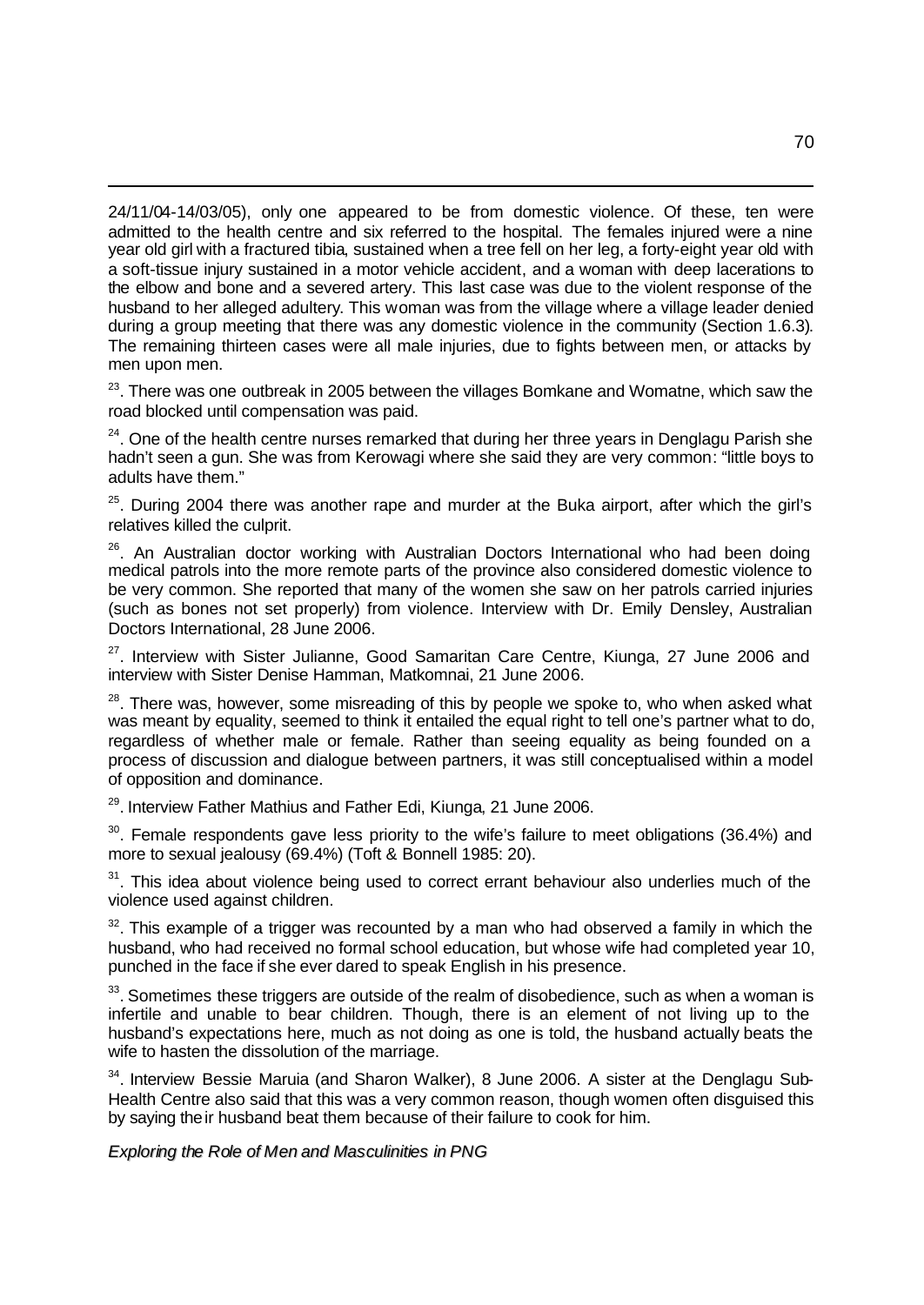24/11/04-14/03/05), only one appeared to be from domestic violence. Of these, ten were admitted to the health centre and six referred to the hospital. The females injured were a nine year old girl with a fractured tibia, sustained when a tree fell on her leg, a forty-eight year old with a soft-tissue injury sustained in a motor vehicle accident, and a woman with deep lacerations to the elbow and bone and a severed artery. This last case was due to the violent response of the husband to her alleged adultery. This woman was from the village where a village leader denied during a group meeting that there was any domestic violence in the community (Section 1.6.3). The remaining thirteen cases were all male injuries, due to fights between men, or attacks by men upon men.

[23]. There was one outbreak in 2005 between the villages Bomkane and Womatne, which saw the road blocked until compensation was paid.

[24]. One of the health centre nurses remarked that during her three years in Denglagu Parish she hadn't seen a gun. She was from Kerowagi where she said they are very common: "little boys to adults have them."

[25]. During 2004 there was another rape and murder at the Buka airport, after which the girl's relatives killed the culprit.

[26]. An Australian doctor working with Australian Doctors International who had been doing medical patrols into the more remote parts of the province also considered domestic violence to be very common. She reported that many of the women she saw on her patrols carried injuries (such as bones not set properly) from violence. Interview with Dr. Emily Densley, Australian Doctors International, 28 June 2006.

[27]. Interview with Sister Julianne, Good Samaritan Care Centre, Kiunga, 27 June 2006 and interview with Sister Denise Hamman, Matkomnai, 21 June 2006.

[28]. There was, however, some misreading of this by people we spoke to, who when asked what was meant by equality, seemed to think it entailed the equal right to tell one's partner what to do, regardless of whether male or female. Rather than seeing equality as being founded on a process of discussion and dialogue between partners, it was still conceptualised within a model of opposition and dominance.

[29]. Interview Father Mathius and Father Edi, Kiunga, 21 June 2006.

[30]. Female respondents gave less priority to the wife's failure to meet obligations (36.4%) and more to sexual jealousy (69.4%) (Toft & Bonnell 1985: 20).

[31]. This idea about violence being used to correct errant behaviour also underlies much of the violence used against children.

[32]. This example of a trigger was recounted by a man who had observed a family in which the husband, who had received no formal school education, but whose wife had completed year 10, punched in the face if she ever dared to speak English in his presence.

[33]. Sometimes these triggers are outside of the realm of disobedience, such as when a woman is infertile and unable to bear children. Though, there is an element of not living up to the husband's expectations here, much as not doing as one is told, the husband actually beats the wife to hasten the dissolution of the marriage.

[34]. Interview Bessie Maruia (and Sharon Walker), 8 June 2006. A sister at the Denglagu Sub-Health Centre also said that this was a very common reason, though women often disguised this by saying their husband beat them because of their failure to cook for him.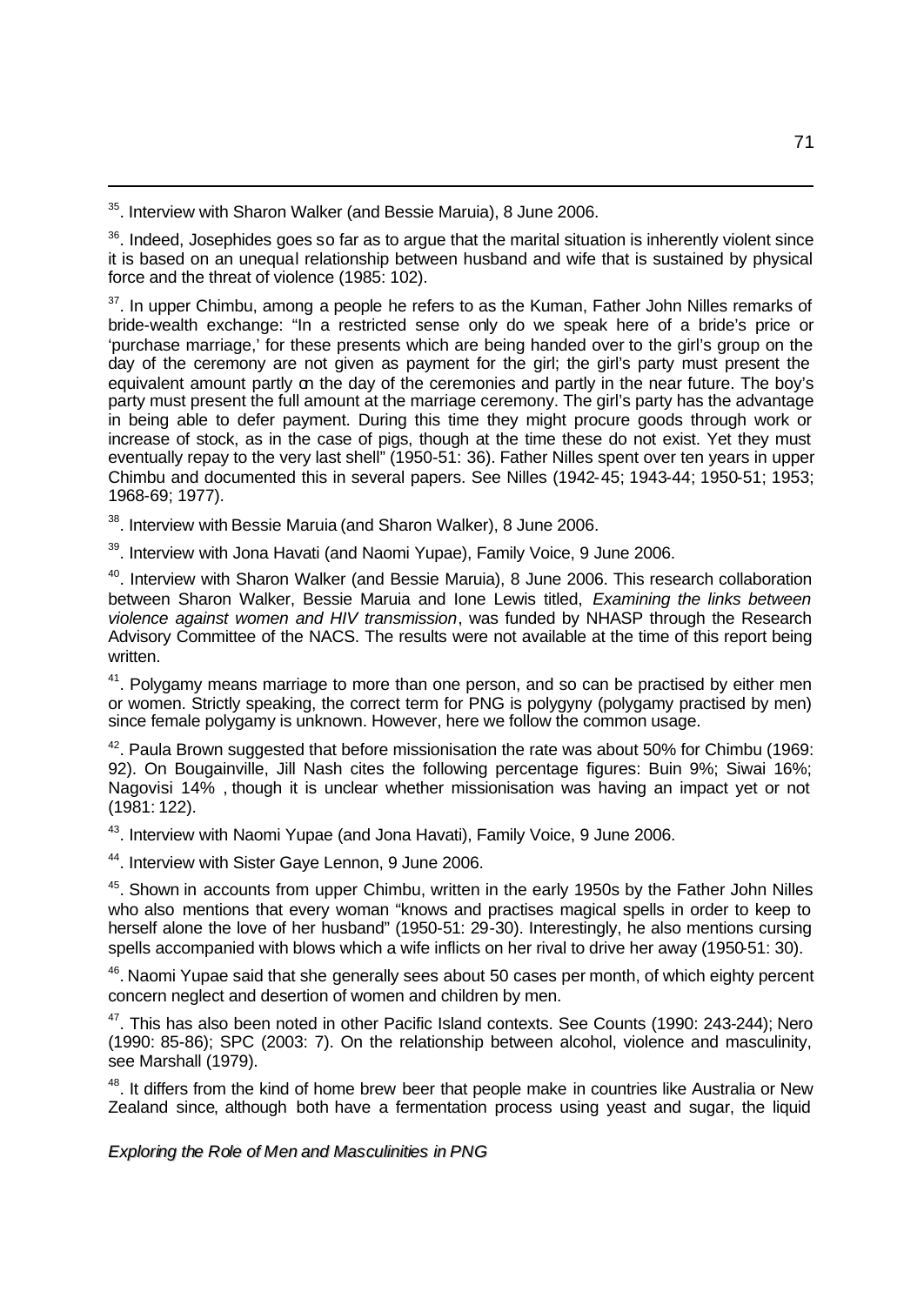[35]. Interview with Sharon Walker (and Bessie Maruia), 8 June 2006.

[36]. Indeed, Josephides goes so far as to argue that the marital situation is inherently violent since it is based on an unequal relationship between husband and wife that is sustained by physical force and the threat of violence (1985: 102).

[37]. In upper Chimbu, among a people he refers to as the Kuman, Father John Nilles remarks of bride-wealth exchange: "In a restricted sense only do we speak here of a bride's price or 'purchase marriage,' for these presents which are being handed over to the girl's group on the day of the ceremony are not given as payment for the girl; the girl's party must present the equivalent amount partly on the day of the ceremonies and partly in the near future. The boy's party must present the full amount at the marriage ceremony. The girl's party has the advantage in being able to defer payment. During this time they might procure goods through work or increase of stock, as in the case of pigs, though at the time these do not exist. Yet they must eventually repay to the very last shell" (1950-51: 36). Father Nilles spent over ten years in upper Chimbu and documented this in several papers. See Nilles (1942-45; 1943-44; 1950-51; 1953; 1968-69; 1977).

[38]. Interview with Bessie Maruia (and Sharon Walker), 8 June 2006.

[39]. Interview with Jona Havati (and Naomi Yupae), Family Voice, 9 June 2006.

[40]. Interview with Sharon Walker (and Bessie Maruia), 8 June 2006. This research collaboration between Sharon Walker, Bessie Maruia and Ione Lewis titled, *Examining the links between violence against women and HIV transmission*, was funded by NHASP through the Research Advisory Committee of the NACS. The results were not available at the time of this report being written.

[41]. Polygamy means marriage to more than one person, and so can be practised by either men or women. Strictly speaking, the correct term for PNG is polygyny (polygamy practised by men) since female polygamy is unknown. However, here we follow the common usage.

[42]. Paula Brown suggested that before missionisation the rate was about 50% for Chimbu (1969: 92). On Bougainville, Jill Nash cites the following percentage figures: Buin 9%; Siwai 16%; Nagovisi 14% , though it is unclear whether missionisation was having an impact yet or not (1981: 122).

[43]. Interview with Naomi Yupae (and Jona Havati), Family Voice, 9 June 2006.

[44]. Interview with Sister Gaye Lennon, 9 June 2006.

[45]. Shown in accounts from upper Chimbu, written in the early 1950s by the Father John Nilles who also mentions that every woman "knows and practises magical spells in order to keep to herself alone the love of her husband" (1950-51: 29-30). Interestingly, he also mentions cursing spells accompanied with blows which a wife inflicts on her rival to drive her away (1950-51: 30).

[46]. Naomi Yupae said that she generally sees about 50 cases per month, of which eighty percent concern neglect and desertion of women and children by men.

[47]. This has also been noted in other Pacific Island contexts. See Counts (1990: 243-244); Nero (1990: 85-86); SPC (2003: 7). On the relationship between alcohol, violence and masculinity, see Marshall (1979).

[48]. It differs from the kind of home brew beer that people make in countries like Australia or New Zealand since, although both have a fermentation process using yeast and sugar, the liquid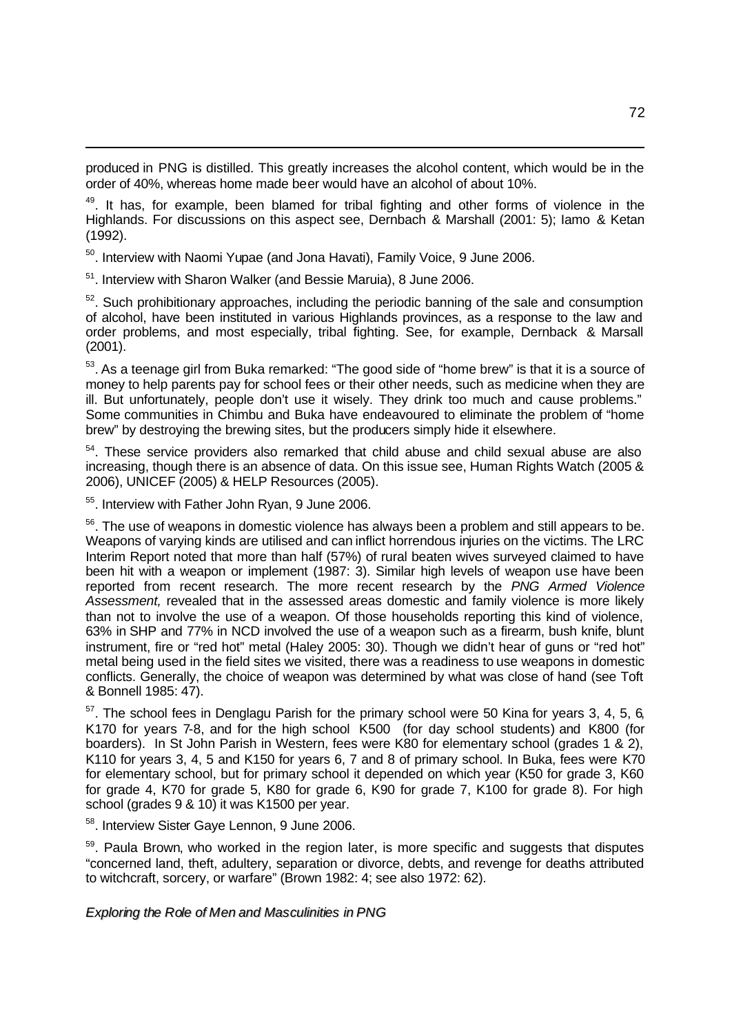produced in PNG is distilled. This greatly increases the alcohol content, which would be in the order of 40%, whereas home made beer would have an alcohol of about 10%.

[49]. It has, for example, been blamed for tribal fighting and other forms of violence in the Highlands. For discussions on this aspect see, Dernbach & Marshall (2001: 5); Iamo & Ketan (1992).

[50]. Interview with Naomi Yupae (and Jona Havati), Family Voice, 9 June 2006.

[51]. Interview with Sharon Walker (and Bessie Maruia), 8 June 2006.

[52]. Such prohibitionary approaches, including the periodic banning of the sale and consumption of alcohol, have been instituted in various Highlands provinces, as a response to the law and order problems, and most especially, tribal fighting. See, for example, Dernback & Marsall (2001).

[53]. As a teenage girl from Buka remarked: "The good side of "home brew" is that it is a source of money to help parents pay for school fees or their other needs, such as medicine when they are ill. But unfortunately, people don't use it wisely. They drink too much and cause problems." Some communities in Chimbu and Buka have endeavoured to eliminate the problem of "home brew" by destroying the brewing sites, but the producers simply hide it elsewhere.

[54]. These service providers also remarked that child abuse and child sexual abuse are also increasing, though there is an absence of data. On this issue see, Human Rights Watch (2005 & 2006), UNICEF (2005) & HELP Resources (2005).

[55]. Interview with Father John Ryan, 9 June 2006.

[56]. The use of weapons in domestic violence has always been a problem and still appears to be. Weapons of varying kinds are utilised and can inflict horrendous injuries on the victims. The LRC Interim Report noted that more than half (57%) of rural beaten wives surveyed claimed to have been hit with a weapon or implement (1987: 3). Similar high levels of weapon use have been reported from recent research. The more recent research by the *PNG Armed Violence Assessment,* revealed that in the assessed areas domestic and family violence is more likely than not to involve the use of a weapon. Of those households reporting this kind of violence, 63% in SHP and 77% in NCD involved the use of a weapon such as a firearm, bush knife, blunt instrument, fire or "red hot" metal (Haley 2005: 30). Though we didn't hear of guns or "red hot" metal being used in the field sites we visited, there was a readiness to use weapons in domestic conflicts. Generally, the choice of weapon was determined by what was close of hand (see Toft & Bonnell 1985: 47).

[57]. The school fees in Denglagu Parish for the primary school were 50 Kina for years 3, 4, 5, 6, K170 for years 7-8, and for the high school K500 (for day school students) and K800 (for boarders). In St John Parish in Western, fees were K80 for elementary school (grades 1 & 2), K110 for years 3, 4, 5 and K150 for years 6, 7 and 8 of primary school. In Buka, fees were K70 for elementary school, but for primary school it depended on which year (K50 for grade 3, K60 for grade 4, K70 for grade 5, K80 for grade 6, K90 for grade 7, K100 for grade 8). For high school (grades 9 & 10) it was K1500 per year.

[58]. Interview Sister Gaye Lennon, 9 June 2006.

[59]. Paula Brown, who worked in the region later, is more specific and suggests that disputes "concerned land, theft, adultery, separation or divorce, debts, and revenge for deaths attributed to witchcraft, sorcery, or warfare" (Brown 1982: 4; see also 1972: 62).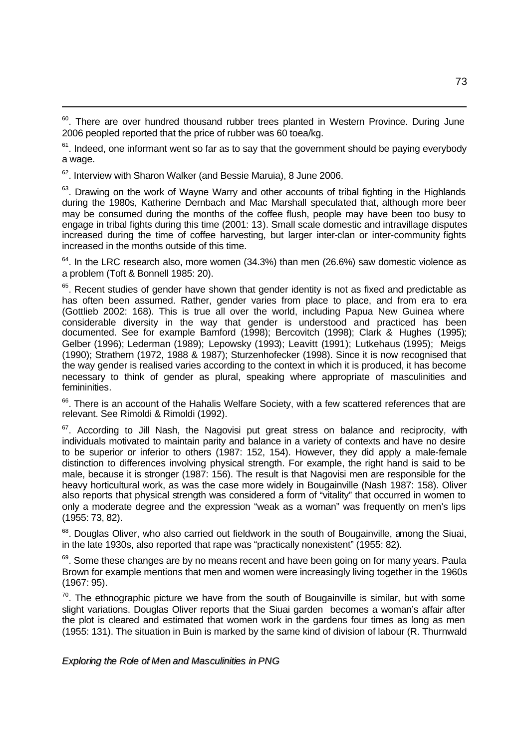[60]. There are over hundred thousand rubber trees planted in Western Province. During June 2006 peopled reported that the price of rubber was 60 toea/kg.

[61]. Indeed, one informant went so far as to say that the government should be paying everybody a wage.

[62]. Interview with Sharon Walker (and Bessie Maruia), 8 June 2006.

[63]. Drawing on the work of Wayne Warry and other accounts of tribal fighting in the Highlands during the 1980s, Katherine Dernbach and Mac Marshall speculated that, although more beer may be consumed during the months of the coffee flush, people may have been too busy to engage in tribal fights during this time (2001: 13). Small scale domestic and intravillage disputes increased during the time of coffee harvesting, but larger inter-clan or inter-community fights increased in the months outside of this time.

[64]. In the LRC research also, more women (34.3%) than men (26.6%) saw domestic violence as a problem (Toft & Bonnell 1985: 20).

[65]. Recent studies of gender have shown that gender identity is not as fixed and predictable as has often been assumed. Rather, gender varies from place to place, and from era to era (Gottlieb 2002: 168). This is true all over the world, including Papua New Guinea where considerable diversity in the way that gender is understood and practiced has been documented. See for example Bamford (1998); Bercovitch (1998); Clark & Hughes (1995); Gelber (1996); Lederman (1989); Lepowsky (1993); Leavitt (1991); Lutkehaus (1995); Meigs (1990); Strathern (1972, 1988 & 1987); Sturzenhofecker (1998). Since it is now recognised that the way gender is realised varies according to the context in which it is produced, it has become necessary to think of gender as plural, speaking where appropriate of masculinities and femininities.

[66]. There is an account of the Hahalis Welfare Society, with a few scattered references that are relevant. See Rimoldi & Rimoldi (1992).

[67]. According to Jill Nash, the Nagovisi put great stress on balance and reciprocity, with individuals motivated to maintain parity and balance in a variety of contexts and have no desire to be superior or inferior to others (1987: 152, 154). However, they did apply a male-female distinction to differences involving physical strength. For example, the right hand is said to be male, because it is stronger (1987: 156). The result is that Nagovisi men are responsible for the heavy horticultural work, as was the case more widely in Bougainville (Nash 1987: 158). Oliver also reports that physical strength was considered a form of "vitality" that occurred in women to only a moderate degree and the expression "weak as a woman" was frequently on men's lips (1955: 73, 82).

[68]. Douglas Oliver, who also carried out fieldwork in the south of Bougainville, among the Siuai, in the late 1930s, also reported that rape was "practically nonexistent" (1955: 82).

[69]. Some these changes are by no means recent and have been going on for many years. Paula Brown for example mentions that men and women were increasingly living together in the 1960s (1967: 95).

[70]. The ethnographic picture we have from the south of Bougainville is similar, but with some slight variations. Douglas Oliver reports that the Siuai garden becomes a woman's affair after the plot is cleared and estimated that women work in the gardens four times as long as men (1955: 131). The situation in Buin is marked by the same kind of division of labour (R. Thurnwald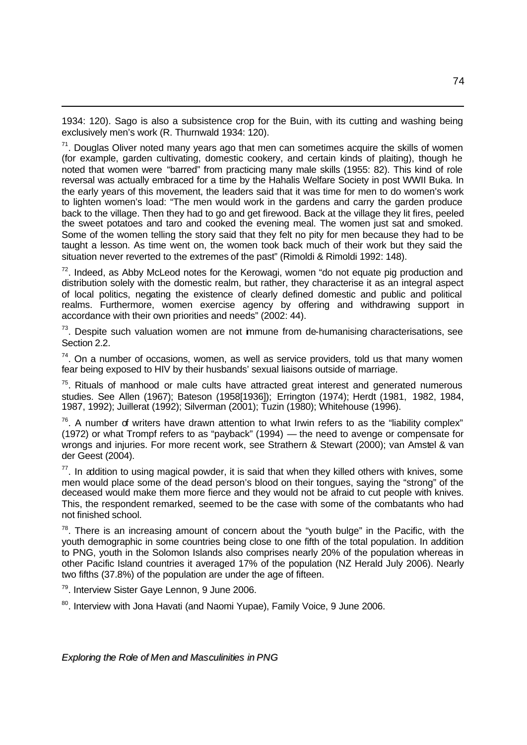1934: 120). Sago is also a subsistence crop for the Buin, with its cutting and washing being exclusively men's work (R. Thurnwald 1934: 120).

[71]. Douglas Oliver noted many years ago that men can sometimes acquire the skills of women (for example, garden cultivating, domestic cookery, and certain kinds of plaiting), though he noted that women were "barred" from practicing many male skills (1955: 82). This kind of role reversal was actually embraced for a time by the Hahalis Welfare Society in post WWII Buka. In the early years of this movement, the leaders said that it was time for men to do women's work to lighten women's load: "The men would work in the gardens and carry the garden produce back to the village. Then they had to go and get firewood. Back at the village they lit fires, peeled the sweet potatoes and taro and cooked the evening meal. The women just sat and smoked. Some of the women telling the story said that they felt no pity for men because they had to be taught a lesson. As time went on, the women took back much of their work but they said the situation never reverted to the extremes of the past" (Rimoldi & Rimoldi 1992: 148).

[72]. Indeed, as Abby McLeod notes for the Kerowagi, women "do not equate pig production and distribution solely with the domestic realm, but rather, they characterise it as an integral aspect of local politics, negating the existence of clearly defined domestic and public and political realms. Furthermore, women exercise agency by offering and withdrawing support in accordance with their own priorities and needs" (2002: 44).

[73]. Despite such valuation women are not immune from de-humanising characterisations, see Section 2.2.

[74]. On a number of occasions, women, as well as service providers, told us that many women fear being exposed to HIV by their husbands' sexual liaisons outside of marriage.

[75]. Rituals of manhood or male cults have attracted great interest and generated numerous studies. See Allen (1967); Bateson (1958[1936]); Errington (1974); Herdt (1981, 1982, 1984, 1987, 1992); Juillerat (1992); Silverman (2001); Tuzin (1980); Whitehouse (1996).

[76]. A number of writers have drawn attention to what Irwin refers to as the "liability complex" (1972) or what Trompf refers to as "payback" (1994) — the need to avenge or compensate for wrongs and injuries. For more recent work, see Strathern & Stewart (2000); van Amstel & van der Geest (2004).

[77]. In addition to using magical powder, it is said that when they killed others with knives, some men would place some of the dead person's blood on their tongues, saying the "strong" of the deceased would make them more fierce and they would not be afraid to cut people with knives. This, the respondent remarked, seemed to be the case with some of the combatants who had not finished school.

[78]. There is an increasing amount of concern about the "youth bulge" in the Pacific, with the youth demographic in some countries being close to one fifth of the total population. In addition to PNG, youth in the Solomon Islands also comprises nearly 20% of the population whereas in other Pacific Island countries it averaged 17% of the population (NZ Herald July 2006). Nearly two fifths (37.8%) of the population are under the age of fifteen.

[79]. Interview Sister Gaye Lennon, 9 June 2006.

[80]. Interview with Jona Havati (and Naomi Yupae), Family Voice, 9 June 2006.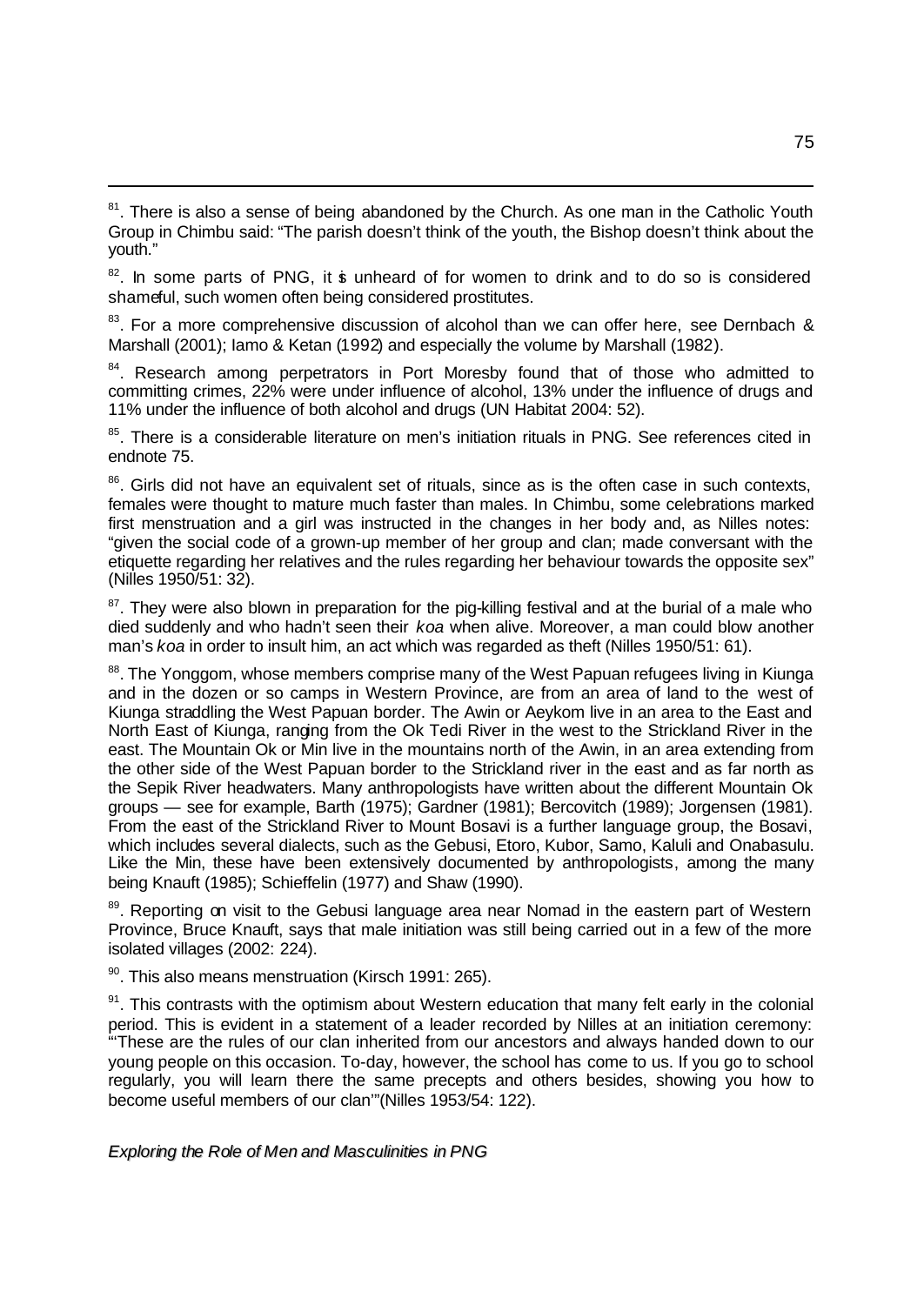[81]. There is also a sense of being abandoned by the Church. As one man in the Catholic Youth Group in Chimbu said: "The parish doesn't think of the youth, the Bishop doesn't think about the youth."

[82]. In some parts of PNG, it is unheard of for women to drink and to do so is considered shameful, such women often being considered prostitutes.

[83]. For a more comprehensive discussion of alcohol than we can offer here, see Dernbach & Marshall (2001); Iamo & Ketan (1992) and especially the volume by Marshall (1982).

[84]. Research among perpetrators in Port Moresby found that of those who admitted to committing crimes, 22% were under influence of alcohol, 13% under the influence of drugs and 11% under the influence of both alcohol and drugs (UN Habitat 2004: 52).

[85]. There is a considerable literature on men's initiation rituals in PNG. See references cited in endnote 75.

[86]. Girls did not have an equivalent set of rituals, since as is the often case in such contexts, females were thought to mature much faster than males. In Chimbu, some celebrations marked first menstruation and a girl was instructed in the changes in her body and, as Nilles notes: "given the social code of a grown-up member of her group and clan; made conversant with the etiquette regarding her relatives and the rules regarding her behaviour towards the opposite sex" (Nilles 1950/51: 32).

[87]. They were also blown in preparation for the pig-killing festival and at the burial of a male who died suddenly and who hadn't seen their *koa* when alive. Moreover, a man could blow another man's *koa* in order to insult him, an act which was regarded as theft (Nilles 1950/51: 61).

[88]. The Yonggom, whose members comprise many of the West Papuan refugees living in Kiunga and in the dozen or so camps in Western Province, are from an area of land to the west of Kiunga straddling the West Papuan border. The Awin or Aeykom live in an area to the East and North East of Kiunga, ranging from the Ok Tedi River in the west to the Strickland River in the east. The Mountain Ok or Min live in the mountains north of the Awin, in an area extending from the other side of the West Papuan border to the Strickland river in the east and as far north as the Sepik River headwaters. Many anthropologists have written about the different Mountain Ok groups — see for example, Barth (1975); Gardner (1981); Bercovitch (1989); Jorgensen (1981). From the east of the Strickland River to Mount Bosavi is a further language group, the Bosavi, which includes several dialects, such as the Gebusi, Etoro, Kubor, Samo, Kaluli and Onabasulu. Like the Min, these have been extensively documented by anthropologists, among the many being Knauft (1985); Schieffelin (1977) and Shaw (1990).

[89]. Reporting on visit to the Gebusi language area near Nomad in the eastern part of Western Province, Bruce Knauft, says that male initiation was still being carried out in a few of the more isolated villages (2002: 224).

[90]. This also means menstruation (Kirsch 1991: 265).

[91]. This contrasts with the optimism about Western education that many felt early in the colonial period. This is evident in a statement of a leader recorded by Nilles at an initiation ceremony: "'These are the rules of our clan inherited from our ancestors and always handed down to our young people on this occasion. To-day, however, the school has come to us. If you go to school regularly, you will learn there the same precepts and others besides, showing you how to become useful members of our clan'"(Nilles 1953/54: 122).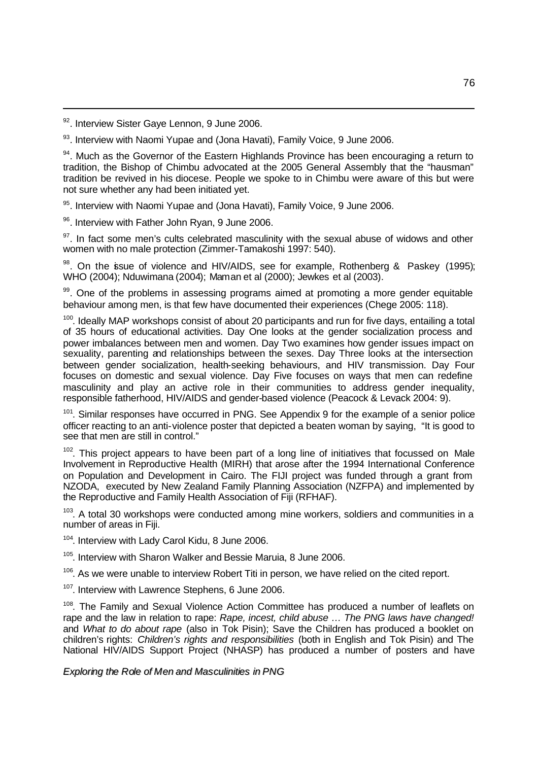[92]. Interview Sister Gaye Lennon, 9 June 2006.

[93]. Interview with Naomi Yupae and (Jona Havati), Family Voice, 9 June 2006.

[94]. Much as the Governor of the Eastern Highlands Province has been encouraging a return to tradition, the Bishop of Chimbu advocated at the 2005 General Assembly that the "hausman" tradition be revived in his diocese. People we spoke to in Chimbu were aware of this but were not sure whether any had been initiated yet.

[95]. Interview with Naomi Yupae and (Jona Havati), Family Voice, 9 June 2006.

[96]. Interview with Father John Ryan, 9 June 2006.

[97]. In fact some men's cults celebrated masculinity with the sexual abuse of widows and other women with no male protection (Zimmer-Tamakoshi 1997: 540).

[98]. On the issue of violence and HIV/AIDS, see for example, Rothenberg & Paskey (1995); WHO (2004); Nduwimana (2004); Maman et al (2000); Jewkes et al (2003).

[99]. One of the problems in assessing programs aimed at promoting a more gender equitable behaviour among men, is that few have documented their experiences (Chege 2005: 118).

[100]. Ideally MAP workshops consist of about 20 participants and run for five days, entailing a total of 35 hours of educational activities. Day One looks at the gender socialization process and power imbalances between men and women. Day Two examines how gender issues impact on sexuality, parenting and relationships between the sexes. Day Three looks at the intersection between gender socialization, health-seeking behaviours, and HIV transmission. Day Four focuses on domestic and sexual violence. Day Five focuses on ways that men can redefine masculinity and play an active role in their communities to address gender inequality, responsible fatherhood, HIV/AIDS and gender-based violence (Peacock & Levack 2004: 9).

[101]. Similar responses have occurred in PNG. See Appendix 9 for the example of a senior police officer reacting to an anti-violence poster that depicted a beaten woman by saying, "It is good to see that men are still in control."

[102]. This project appears to have been part of a long line of initiatives that focussed on Male Involvement in Reproductive Health (MIRH) that arose after the 1994 International Conference on Population and Development in Cairo. The FIJI project was funded through a grant from NZODA, executed by New Zealand Family Planning Association (NZFPA) and implemented by the Reproductive and Family Health Association of Fiji (RFHAF).

[103]. A total 30 workshops were conducted among mine workers, soldiers and communities in a number of areas in Fiji.

[104]. Interview with Lady Carol Kidu, 8 June 2006.

[105]. Interview with Sharon Walker and Bessie Maruia, 8 June 2006.

[106]. As we were unable to interview Robert Titi in person, we have relied on the cited report.

[107]. Interview with Lawrence Stephens, 6 June 2006.

[108]. The Family and Sexual Violence Action Committee has produced a number of leaflets on rape and the law in relation to rape: *Rape, incest, child abuse … The PNG laws have changed!* and *What to do about rape* (also in Tok Pisin); Save the Children has produced a booklet on children's rights: *Children's rights and responsibilities* (both in English and Tok Pisin) and The National HIV/AIDS Support Project (NHASP) has produced a number of posters and have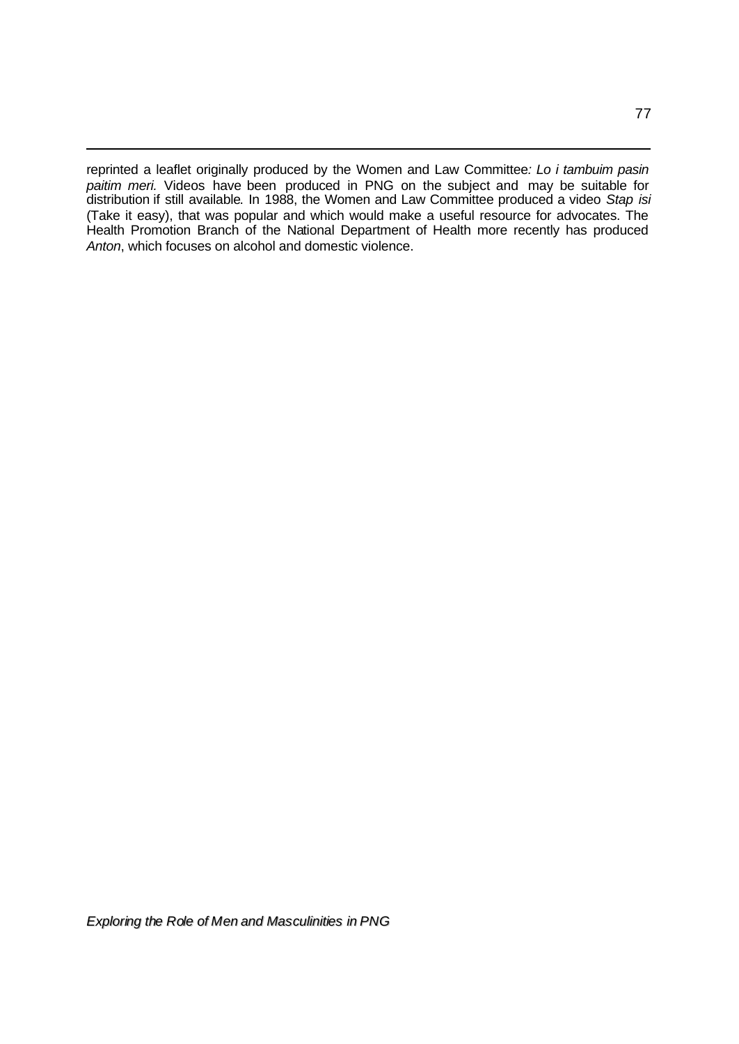reprinted a leaflet originally produced by the Women and Law Committee*: Lo i tambuim pasin paitim meri.* Videos have been produced in PNG on the subject and may be suitable for distribution if still available*.* In 1988, the Women and Law Committee produced a video *Stap isi* (Take it easy), that was popular and which would make a useful resource for advocates. The Health Promotion Branch of the National Department of Health more recently has produced *Anton*, which focuses on alcohol and domestic violence.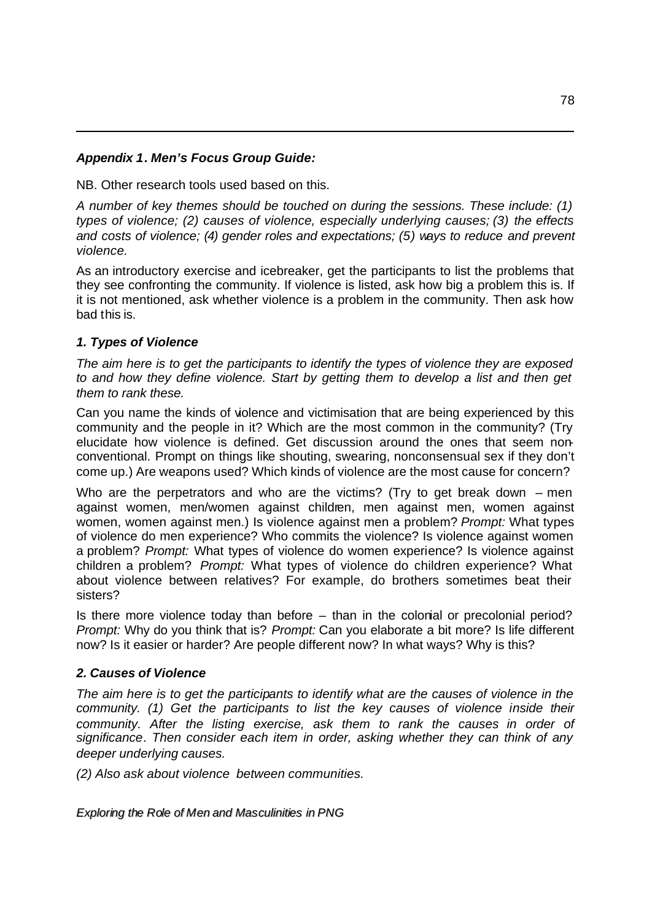### *Appendix 1. Men's Focus Group Guide:*

NB. Other research tools used based on this.

*A number of key themes should be touched on during the sessions. These include: (1) types of violence; (2) causes of violence, especially underlying causes; (3) the effects and costs of violence; (4) gender roles and expectations; (5) ways to reduce and prevent violence.*

As an introductory exercise and icebreaker, get the participants to list the problems that they see confronting the community. If violence is listed, ask how big a problem this is. If it is not mentioned, ask whether violence is a problem in the community. Then ask how bad this is.

#### *1. Types of Violence*

*The aim here is to get the participants to identify the types of violence they are exposed to and how they define violence. Start by getting them to develop a list and then get them to rank these.*

Can you name the kinds of violence and victimisation that are being experienced by this community and the people in it? Which are the most common in the community? (Try elucidate how violence is defined. Get discussion around the ones that seem non-conventional. Prompt on things like shouting, swearing, nonconsensual sex if they don't come up.) Are weapons used? Which kinds of violence are the most cause for concern?

Who are the perpetrators and who are the victims? (Try to get break down – men against women, men/women against children, men against men, women against women, women against men.) Is violence against men a problem? *Prompt:* What types of violence do men experience? Who commits the violence? Is violence against women a problem? *Prompt:* What types of violence do women experience? Is violence against children a problem? *Prompt:* What types of violence do children experience? What about violence between relatives? For example, do brothers sometimes beat their sisters?

Is there more violence today than before – than in the colonial or precolonial period? *Prompt:* Why do you think that is? *Prompt:* Can you elaborate a bit more? Is life different now? Is it easier or harder? Are people different now? In what ways? Why is this?

#### *2. Causes of Violence*

*The aim here is to get the participants to identify what are the causes of violence in the community. (1) Get the participants to list the key causes of violence inside their community. After the listing exercise, ask them to rank the causes in order of significance. Then consider each item in order, asking whether they can think of any deeper underlying causes.*

*(2) Also ask about violence between communities.*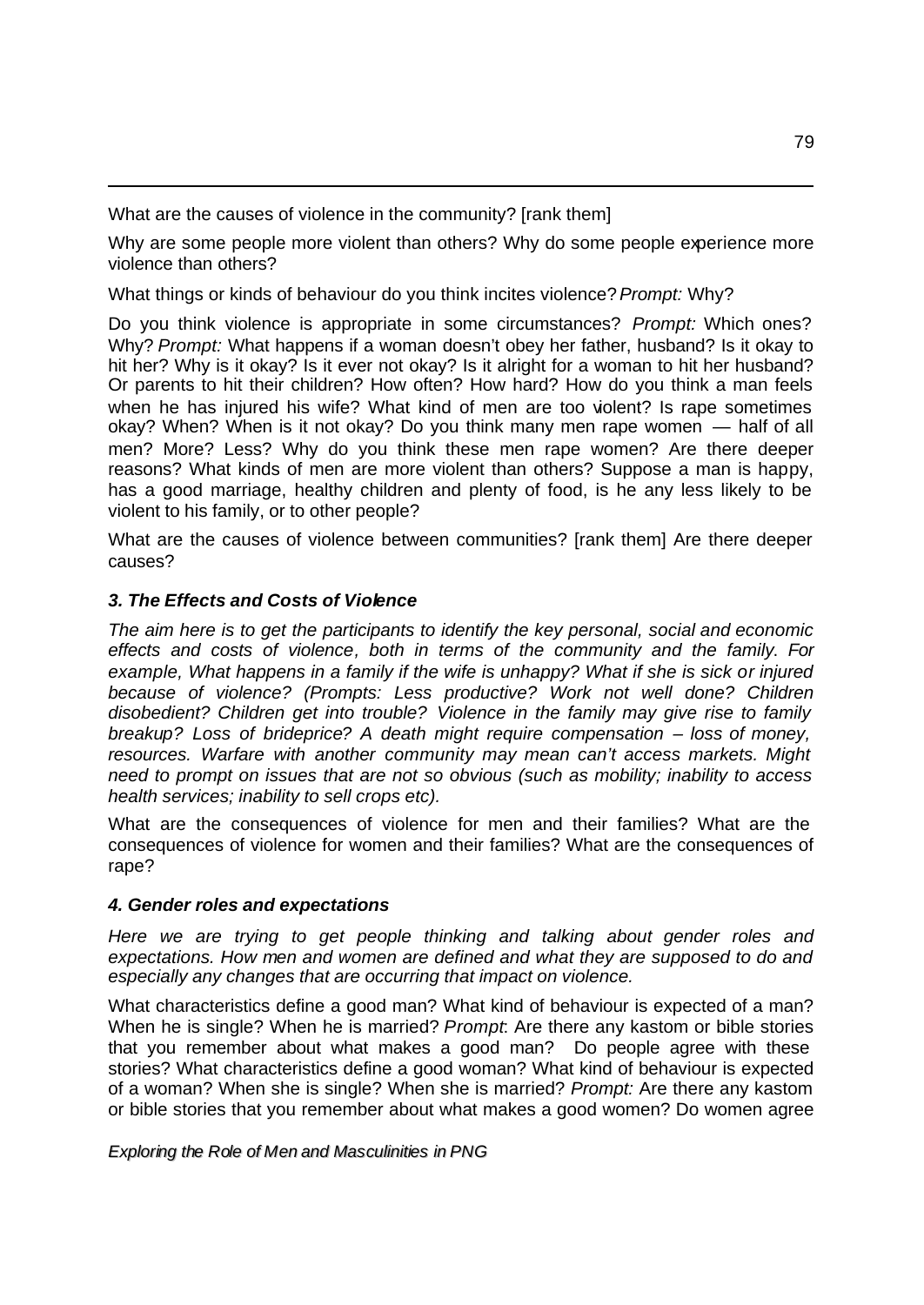What are the causes of violence in the community? [rank them]

Why are some people more violent than others? Why do some people experience more violence than others?

What things or kinds of behaviour do you think incites violence? *Prompt:* Why?

Do you think violence is appropriate in some circumstances? *Prompt:* Which ones? Why? *Prompt:* What happens if a woman doesn't obey her father, husband? Is it okay to hit her? Why is it okay? Is it ever not okay? Is it alright for a woman to hit her husband? Or parents to hit their children? How often? How hard? How do you think a man feels when he has injured his wife? What kind of men are too violent? Is rape sometimes okay? When? When is it not okay? Do you think many men rape women — half of all men? More? Less? Why do you think these men rape women? Are there deeper reasons? What kinds of men are more violent than others? Suppose a man is happy, has a good marriage, healthy children and plenty of food, is he any less likely to be violent to his family, or to other people?

What are the causes of violence between communities? [rank them] Are there deeper causes?

### *3. The Effects and Costs of Violence*

*The aim here is to get the participants to identify the key personal, social and economic effects and costs of violence, both in terms of the community and the family. For example, What happens in a family if the wife is unhappy? What if she is sick or injured because of violence? (Prompts: Less productive? Work not well done? Children disobedient? Children get into trouble? Violence in the family may give rise to family breakup? Loss of brideprice? A death might require compensation – loss of money, resources. Warfare with another community may mean can't access markets. Might need to prompt on issues that are not so obvious (such as mobility; inability to access health services; inability to sell crops etc).*

What are the consequences of violence for men and their families? What are the consequences of violence for women and their families? What are the consequences of rape?

### *4. Gender roles and expectations*

*Here we are trying to get people thinking and talking about gender roles and expectations. How men and women are defined and what they are supposed to do and especially any changes that are occurring that impact on violence.*

What characteristics define a good man? What kind of behaviour is expected of a man? When he is single? When he is married? *Prompt*: Are there any kastom or bible stories that you remember about what makes a good man? Do people agree with these stories? What characteristics define a good woman? What kind of behaviour is expected of a woman? When she is single? When she is married? *Prompt:* Are there any kastom or bible stories that you remember about what makes a good women? Do women agree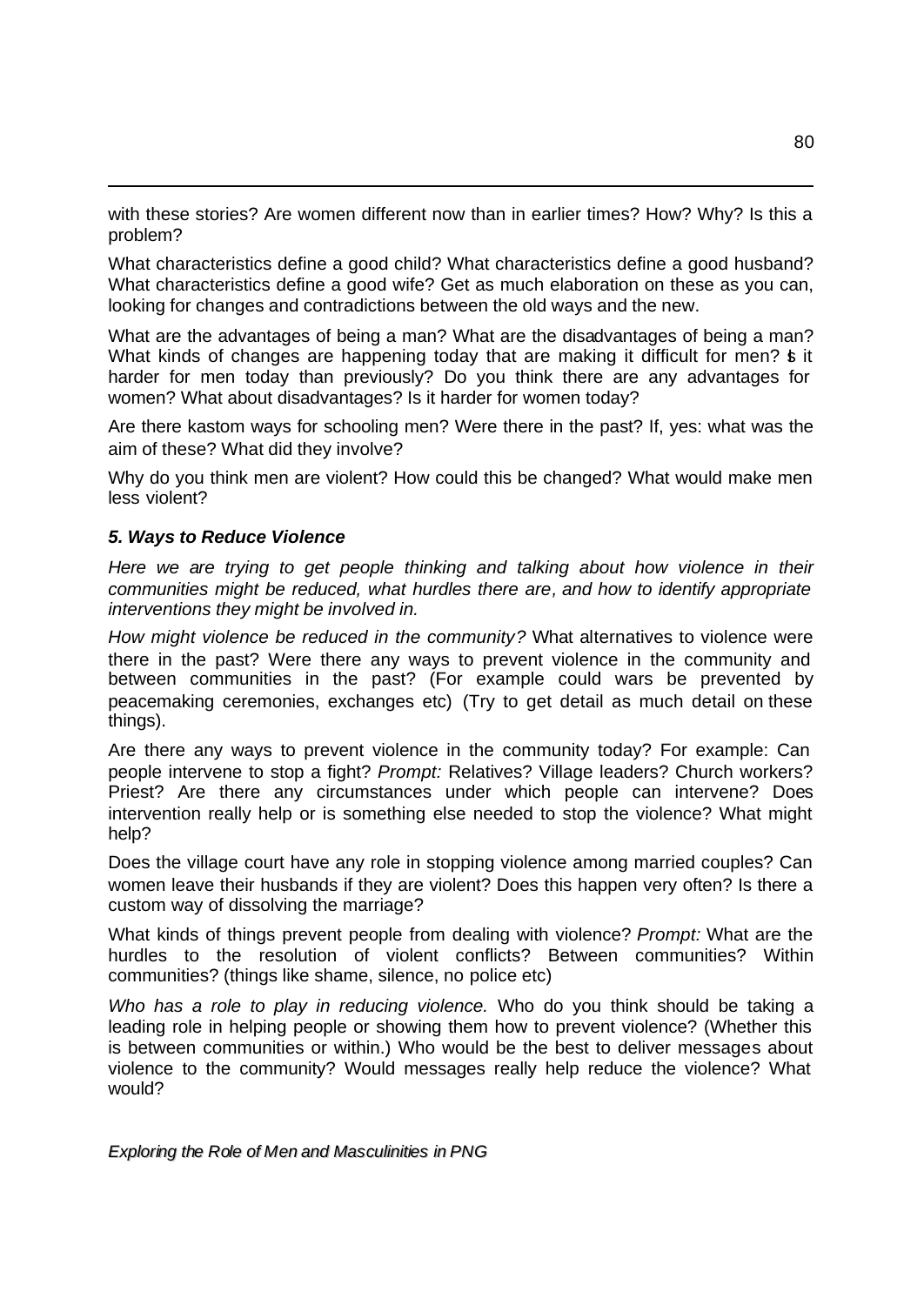with these stories? Are women different now than in earlier times? How? Why? Is this a problem?

What characteristics define a good child? What characteristics define a good husband? What characteristics define a good wife? Get as much elaboration on these as you can, looking for changes and contradictions between the old ways and the new.

What are the advantages of being a man? What are the disadvantages of being a man? What kinds of changes are happening today that are making it difficult for men? Is it harder for men today than previously? Do you think there are any advantages for women? What about disadvantages? Is it harder for women today?

Are there kastom ways for schooling men? Were there in the past? If, yes: what was the aim of these? What did they involve?

Why do you think men are violent? How could this be changed? What would make men less violent?

### *5. Ways to Reduce Violence*

*Here we are trying to get people thinking and talking about how violence in their communities might be reduced, what hurdles there are, and how to identify appropriate interventions they might be involved in.*

*How might violence be reduced in the community?* What alternatives to violence were there in the past? Were there any ways to prevent violence in the community and between communities in the past? (For example could wars be prevented by peacemaking ceremonies, exchanges etc) (Try to get detail as much detail on these things).

Are there any ways to prevent violence in the community today? For example: Can people intervene to stop a fight? *Prompt:* Relatives? Village leaders? Church workers? Priest? Are there any circumstances under which people can intervene? Does intervention really help or is something else needed to stop the violence? What might help?

Does the village court have any role in stopping violence among married couples? Can women leave their husbands if they are violent? Does this happen very often? Is there a custom way of dissolving the marriage?

What kinds of things prevent people from dealing with violence? *Prompt:* What are the hurdles to the resolution of violent conflicts? Between communities? Within communities? (things like shame, silence, no police etc)

*Who has a role to play in reducing violence.* Who do you think should be taking a leading role in helping people or showing them how to prevent violence? (Whether this is between communities or within.) Who would be the best to deliver messages about violence to the community? Would messages really help reduce the violence? What would?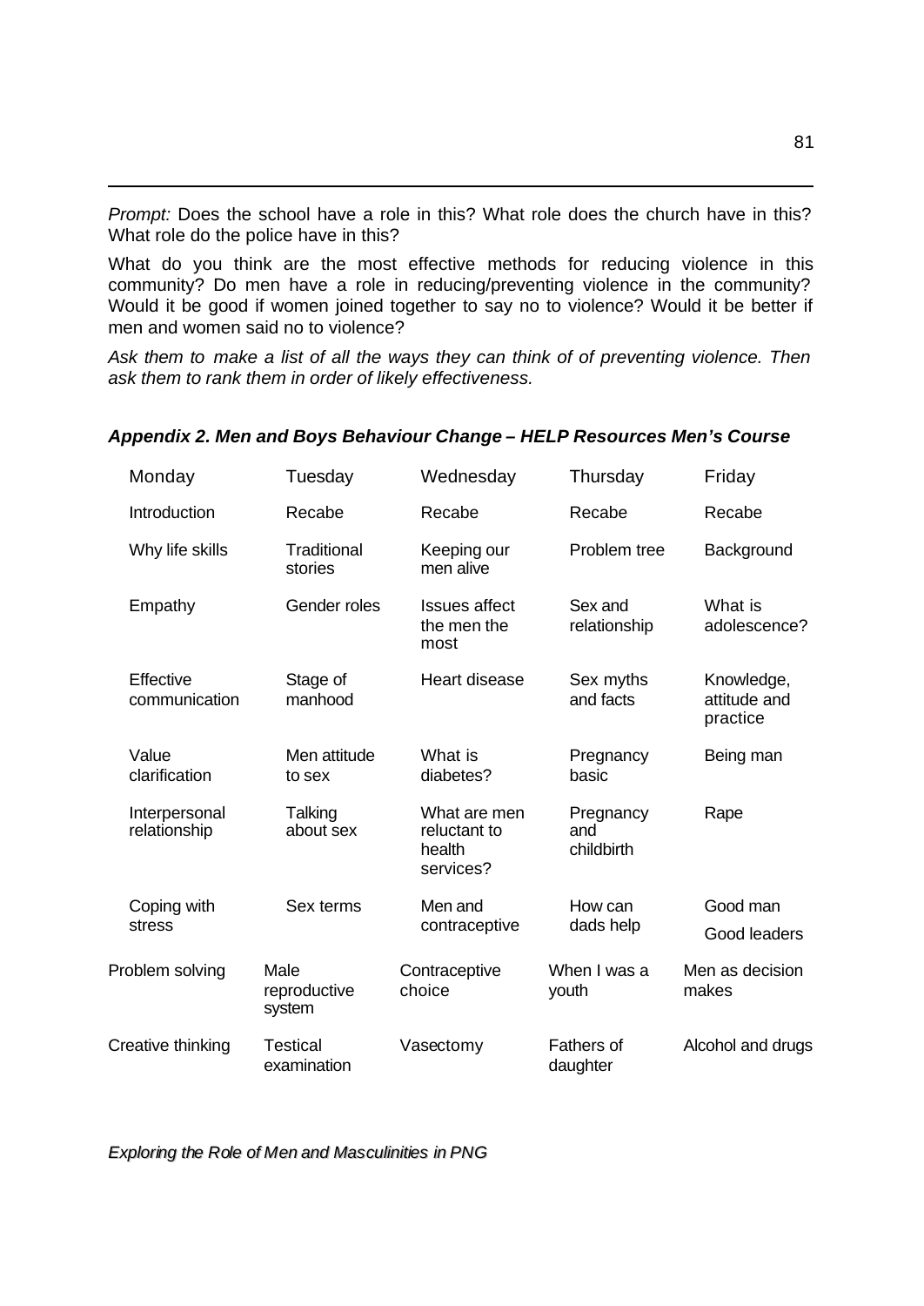*Prompt:* Does the school have a role in this? What role does the church have in this? What role do the police have in this?

What do you think are the most effective methods for reducing violence in this community? Do men have a role in reducing/preventing violence in the community? Would it be good if women joined together to say no to violence? Would it be better if men and women said no to violence?

*Ask them to make a list of all the ways they can think of of preventing violence. Then ask them to rank them in order of likely effectiveness.*

### *Appendix 2. Men and Boys Behaviour Change – HELP Resources Men's Course*

| Monday | Tuesday | Wednesday | Thursday | Friday |
|---|---|---|---|---|
| Introduction | Recabe | Recabe | Recabe | Recabe |
| Why life skills | Traditional stories | Keeping our men alive | Problem tree | Background |
| Empathy | Gender roles | Issues affect the men the most | Sex and relationship | What is adolescence? |
| Effective communication | Stage of manhood | Heart disease | Sex myths and facts | Knowledge, attitude and practice |
| Value clarification | Men attitude to sex | What is diabetes? | Pregnancy basic | Being man |
| Interpersonal relationship | Talking about sex | What are men reluctant to health services? | Pregnancy and childbirth | Rape |
| Coping with stress | Sex terms | Men and contraceptive | How can dads help | Good man<br>Good leaders |
| Problem solving | Male reproductive system | Contraceptive choice | When I was a youth | Men as decision makes |
| Creative thinking | Testical examination | Vasectomy | Fathers of daughter | Alcohol and drugs |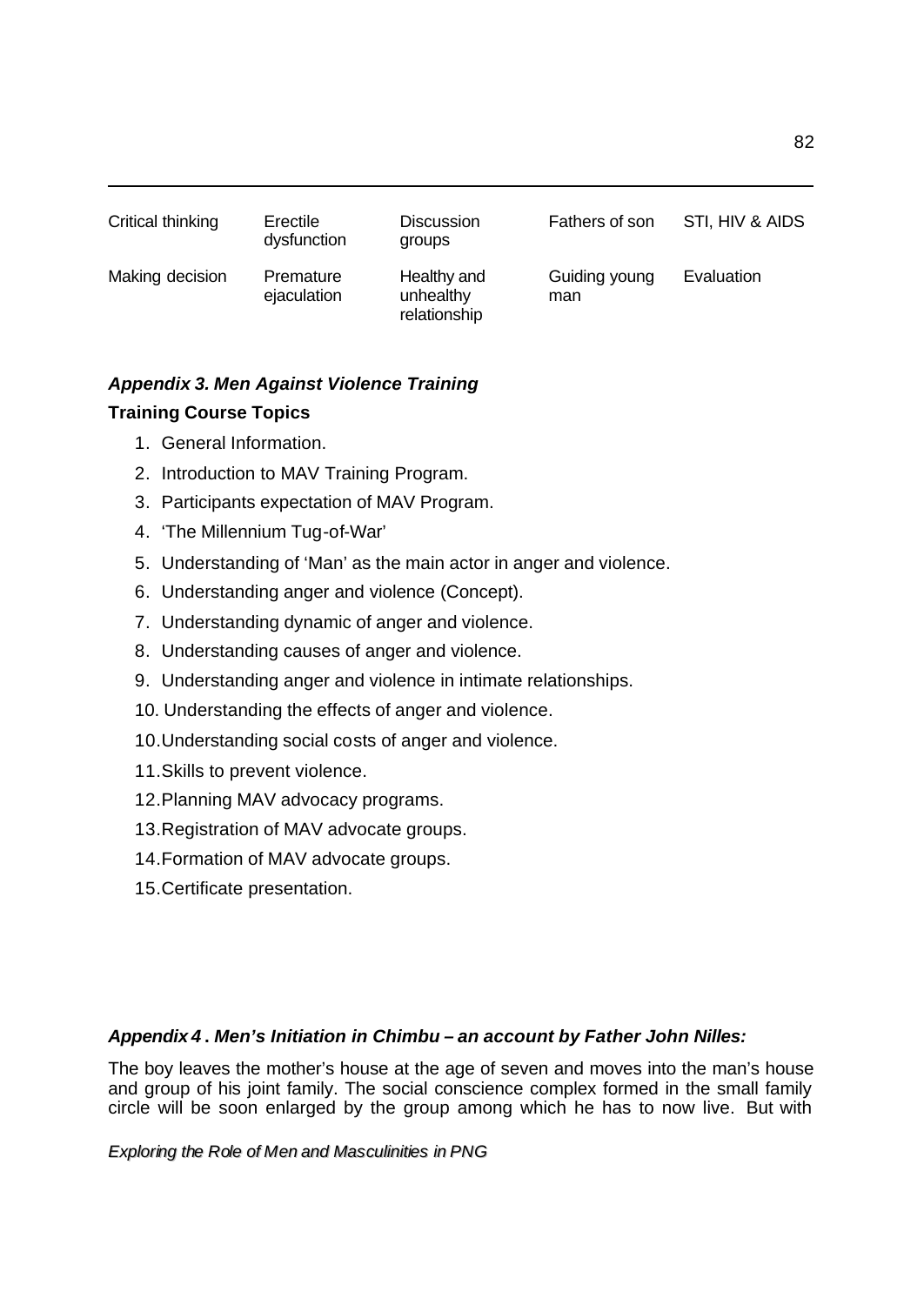| Critical thinking | Erectile dysfunction | Discussion groups | Fathers of son | STI, HIV & AIDS |
|---|---|---|---|---|
| Making decision | Premature ejaculation | Healthy and unhealthy relationship | Guiding young man | Evaluation |

### *Appendix 3. Men Against Violence Training*

**Training Course Topics**

1. General Information.
2. Introduction to MAV Training Program.
3. Participants expectation of MAV Program.
4. 'The Millennium Tug-of-War'
5. Understanding of 'Man' as the main actor in anger and violence.
6. Understanding anger and violence (Concept).
7. Understanding dynamic of anger and violence.
8. Understanding causes of anger and violence.
9. Understanding anger and violence in intimate relationships.
10. Understanding the effects of anger and violence.
10. Understanding social costs of anger and violence.
11. Skills to prevent violence.
12. Planning MAV advocacy programs.
13. Registration of MAV advocate groups.
14. Formation of MAV advocate groups.
15. Certificate presentation.

### *Appendix 4 . Men's Initiation in Chimbu – an account by Father John Nilles:*

The boy leaves the mother's house at the age of seven and moves into the man's house and group of his joint family. The social conscience complex formed in the small family circle will be soon enlarged by the group among which he has to now live. But with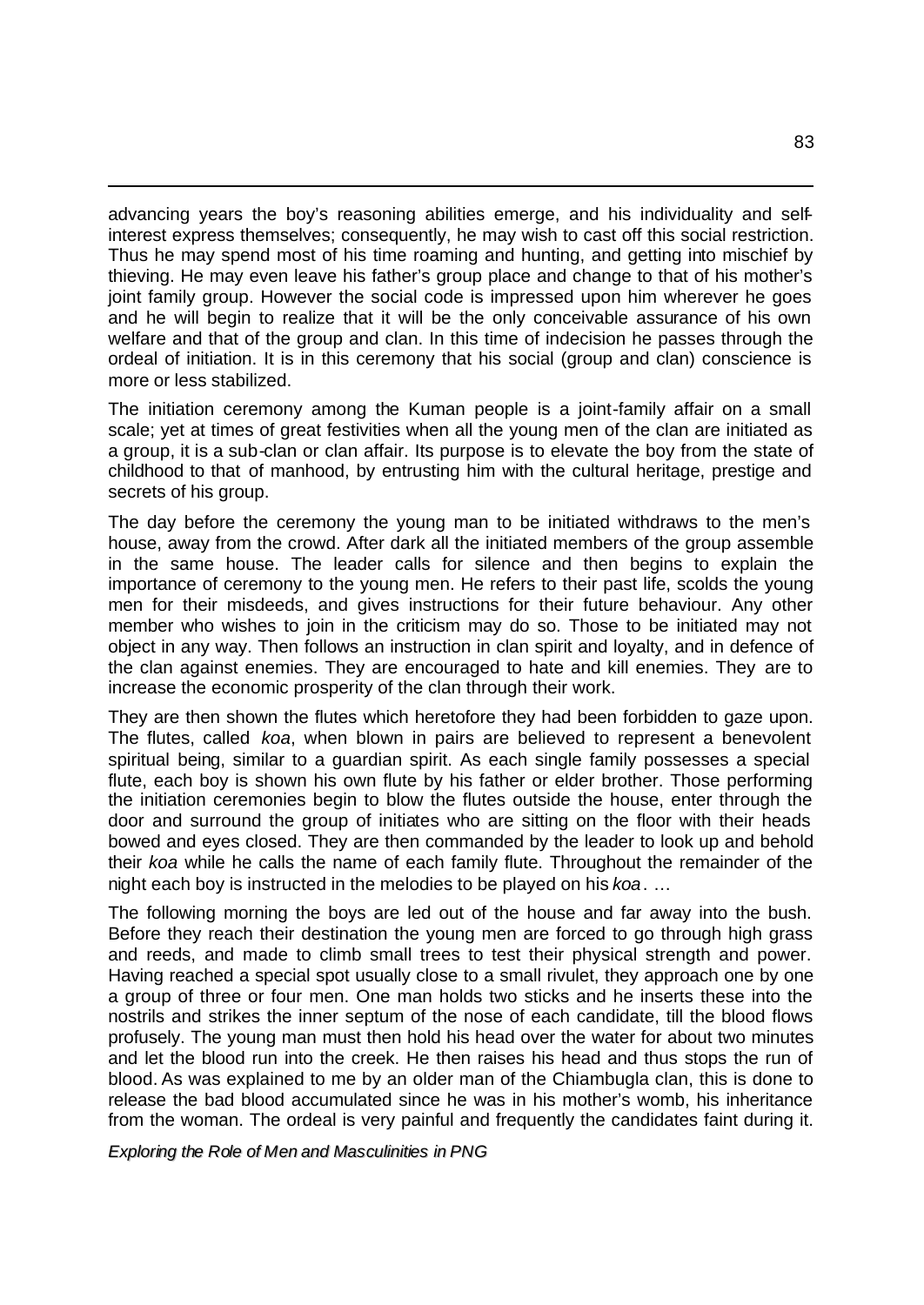advancing years the boy's reasoning abilities emerge, and his individuality and self-interest express themselves; consequently, he may wish to cast off this social restriction. Thus he may spend most of his time roaming and hunting, and getting into mischief by thieving. He may even leave his father's group place and change to that of his mother's joint family group. However the social code is impressed upon him wherever he goes and he will begin to realize that it will be the only conceivable assurance of his own welfare and that of the group and clan. In this time of indecision he passes through the ordeal of initiation. It is in this ceremony that his social (group and clan) conscience is more or less stabilized.

The initiation ceremony among the Kuman people is a joint-family affair on a small scale; yet at times of great festivities when all the young men of the clan are initiated as a group, it is a sub-clan or clan affair. Its purpose is to elevate the boy from the state of childhood to that of manhood, by entrusting him with the cultural heritage, prestige and secrets of his group.

The day before the ceremony the young man to be initiated withdraws to the men's house, away from the crowd. After dark all the initiated members of the group assemble in the same house. The leader calls for silence and then begins to explain the importance of ceremony to the young men. He refers to their past life, scolds the young men for their misdeeds, and gives instructions for their future behaviour. Any other member who wishes to join in the criticism may do so. Those to be initiated may not object in any way. Then follows an instruction in clan spirit and loyalty, and in defence of the clan against enemies. They are encouraged to hate and kill enemies. They are to increase the economic prosperity of the clan through their work.

They are then shown the flutes which heretofore they had been forbidden to gaze upon. The flutes, called *koa*, when blown in pairs are believed to represent a benevolent spiritual being, similar to a guardian spirit. As each single family possesses a special flute, each boy is shown his own flute by his father or elder brother. Those performing the initiation ceremonies begin to blow the flutes outside the house, enter through the door and surround the group of initiates who are sitting on the floor with their heads bowed and eyes closed. They are then commanded by the leader to look up and behold their *koa* while he calls the name of each family flute. Throughout the remainder of the night each boy is instructed in the melodies to be played on his *koa*. …

The following morning the boys are led out of the house and far away into the bush. Before they reach their destination the young men are forced to go through high grass and reeds, and made to climb small trees to test their physical strength and power. Having reached a special spot usually close to a small rivulet, they approach one by one a group of three or four men. One man holds two sticks and he inserts these into the nostrils and strikes the inner septum of the nose of each candidate, till the blood flows profusely. The young man must then hold his head over the water for about two minutes and let the blood run into the creek. He then raises his head and thus stops the run of blood. As was explained to me by an older man of the Chiambugla clan, this is done to release the bad blood accumulated since he was in his mother's womb, his inheritance from the woman. The ordeal is very painful and frequently the candidates faint during it.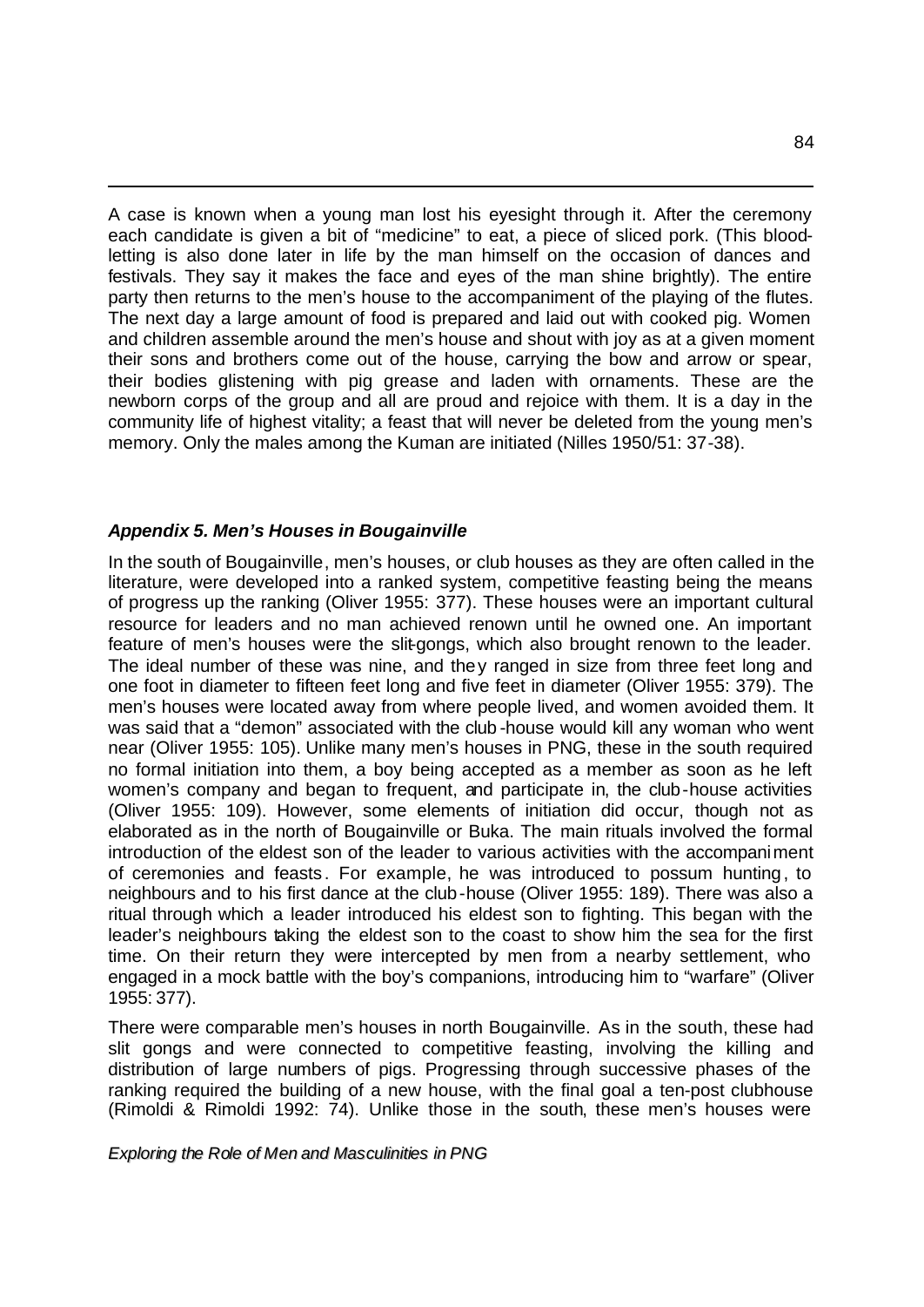A case is known when a young man lost his eyesight through it. After the ceremony each candidate is given a bit of "medicine" to eat, a piece of sliced pork. (This bloodletting is also done later in life by the man himself on the occasion of dances and festivals. They say it makes the face and eyes of the man shine brightly). The entire party then returns to the men's house to the accompaniment of the playing of the flutes. The next day a large amount of food is prepared and laid out with cooked pig. Women and children assemble around the men's house and shout with joy as at a given moment their sons and brothers come out of the house, carrying the bow and arrow or spear, their bodies glistening with pig grease and laden with ornaments. These are the newborn corps of the group and all are proud and rejoice with them. It is a day in the community life of highest vitality; a feast that will never be deleted from the young men's memory. Only the males among the Kuman are initiated (Nilles 1950/51: 37-38).

### *Appendix 5. Men's Houses in Bougainville*

In the south of Bougainville, men's houses, or club houses as they are often called in the literature, were developed into a ranked system, competitive feasting being the means of progress up the ranking (Oliver 1955: 377). These houses were an important cultural resource for leaders and no man achieved renown until he owned one. An important feature of men's houses were the slit-gongs, which also brought renown to the leader. The ideal number of these was nine, and they ranged in size from three feet long and one foot in diameter to fifteen feet long and five feet in diameter (Oliver 1955: 379). The men's houses were located away from where people lived, and women avoided them. It was said that a "demon" associated with the club-house would kill any woman who went near (Oliver 1955: 105). Unlike many men's houses in PNG, these in the south required no formal initiation into them, a boy being accepted as a member as soon as he left women's company and began to frequent, and participate in, the club-house activities (Oliver 1955: 109). However, some elements of initiation did occur, though not as elaborated as in the north of Bougainville or Buka. The main rituals involved the formal introduction of the eldest son of the leader to various activities with the accompaniment of ceremonies and feasts. For example, he was introduced to possum hunting, to neighbours and to his first dance at the club-house (Oliver 1955: 189). There was also a ritual through which a leader introduced his eldest son to fighting. This began with the leader's neighbours taking the eldest son to the coast to show him the sea for the first time. On their return they were intercepted by men from a nearby settlement, who engaged in a mock battle with the boy's companions, introducing him to "warfare" (Oliver 1955: 377).

There were comparable men's houses in north Bougainville. As in the south, these had slit gongs and were connected to competitive feasting, involving the killing and distribution of large numbers of pigs. Progressing through successive phases of the ranking required the building of a new house, with the final goal a ten-post clubhouse (Rimoldi & Rimoldi 1992: 74). Unlike those in the south, these men's houses were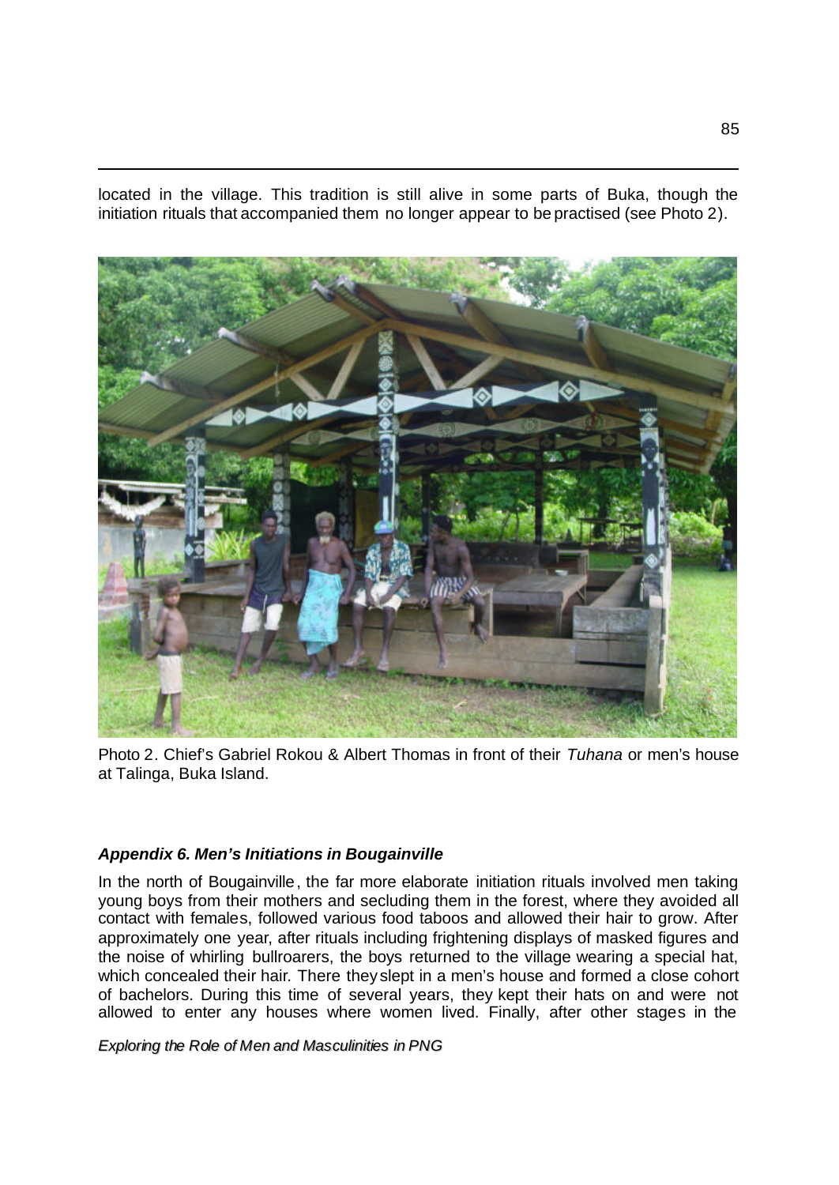located in the village. This tradition is still alive in some parts of Buka, though the initiation rituals that accompanied them no longer appear to be practised (see Photo 2).

Photo 2. Chief's Gabriel Rokou & Albert Thomas in front of their *Tuhana* or men's house at Talinga, Buka Island.

### *Appendix 6. Men's Initiations in Bougainville*

In the north of Bougainville, the far more elaborate initiation rituals involved men taking young boys from their mothers and secluding them in the forest, where they avoided all contact with females, followed various food taboos and allowed their hair to grow. After approximately one year, after rituals including frightening displays of masked figures and the noise of whirling bullroarers, the boys returned to the village wearing a special hat, which concealed their hair. There they slept in a men's house and formed a close cohort of bachelors. During this time of several years, they kept their hats on and were not allowed to enter any houses where women lived. Finally, after other stages in the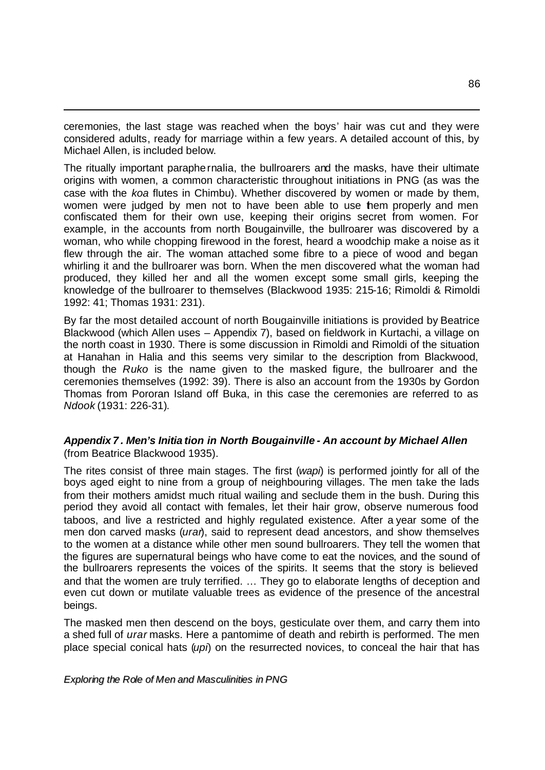ceremonies, the last stage was reached when the boys' hair was cut and they were considered adults, ready for marriage within a few years. A detailed account of this, by Michael Allen, is included below.

The ritually important paraphernalia, the bullroarers and the masks, have their ultimate origins with women, a common characteristic throughout initiations in PNG (as was the case with the *koa* flutes in Chimbu). Whether discovered by women or made by them, women were judged by men not to have been able to use them properly and men confiscated them for their own use, keeping their origins secret from women. For example, in the accounts from north Bougainville, the bullroarer was discovered by a woman, who while chopping firewood in the forest, heard a woodchip make a noise as it flew through the air. The woman attached some fibre to a piece of wood and began whirling it and the bullroarer was born. When the men discovered what the woman had produced, they killed her and all the women except some small girls, keeping the knowledge of the bullroarer to themselves (Blackwood 1935: 215-16; Rimoldi & Rimoldi 1992: 41; Thomas 1931: 231).

By far the most detailed account of north Bougainville initiations is provided by Beatrice Blackwood (which Allen uses – Appendix 7), based on fieldwork in Kurtachi, a village on the north coast in 1930. There is some discussion in Rimoldi and Rimoldi of the situation at Hanahan in Halia and this seems very similar to the description from Blackwood, though the *Ruko* is the name given to the masked figure, the bullroarer and the ceremonies themselves (1992: 39). There is also an account from the 1930s by Gordon Thomas from Pororan Island off Buka, in this case the ceremonies are referred to as *Ndook* (1931: 226-31).

### *Appendix 7. Men's Initiation in North Bougainville - An account by Michael Allen*

(from Beatrice Blackwood 1935).

The rites consist of three main stages. The first (*wapi*) is performed jointly for all of the boys aged eight to nine from a group of neighbouring villages. The men take the lads from their mothers amidst much ritual wailing and seclude them in the bush. During this period they avoid all contact with females, let their hair grow, observe numerous food taboos, and live a restricted and highly regulated existence. After a year some of the men don carved masks (*urar*), said to represent dead ancestors, and show themselves to the women at a distance while other men sound bullroarers. They tell the women that the figures are supernatural beings who have come to eat the novices, and the sound of the bullroarers represents the voices of the spirits. It seems that the story is believed and that the women are truly terrified. … They go to elaborate lengths of deception and even cut down or mutilate valuable trees as evidence of the presence of the ancestral beings.

The masked men then descend on the boys, gesticulate over them, and carry them into a shed full of *urar* masks. Here a pantomime of death and rebirth is performed. The men place special conical hats (*upi*) on the resurrected novices, to conceal the hair that has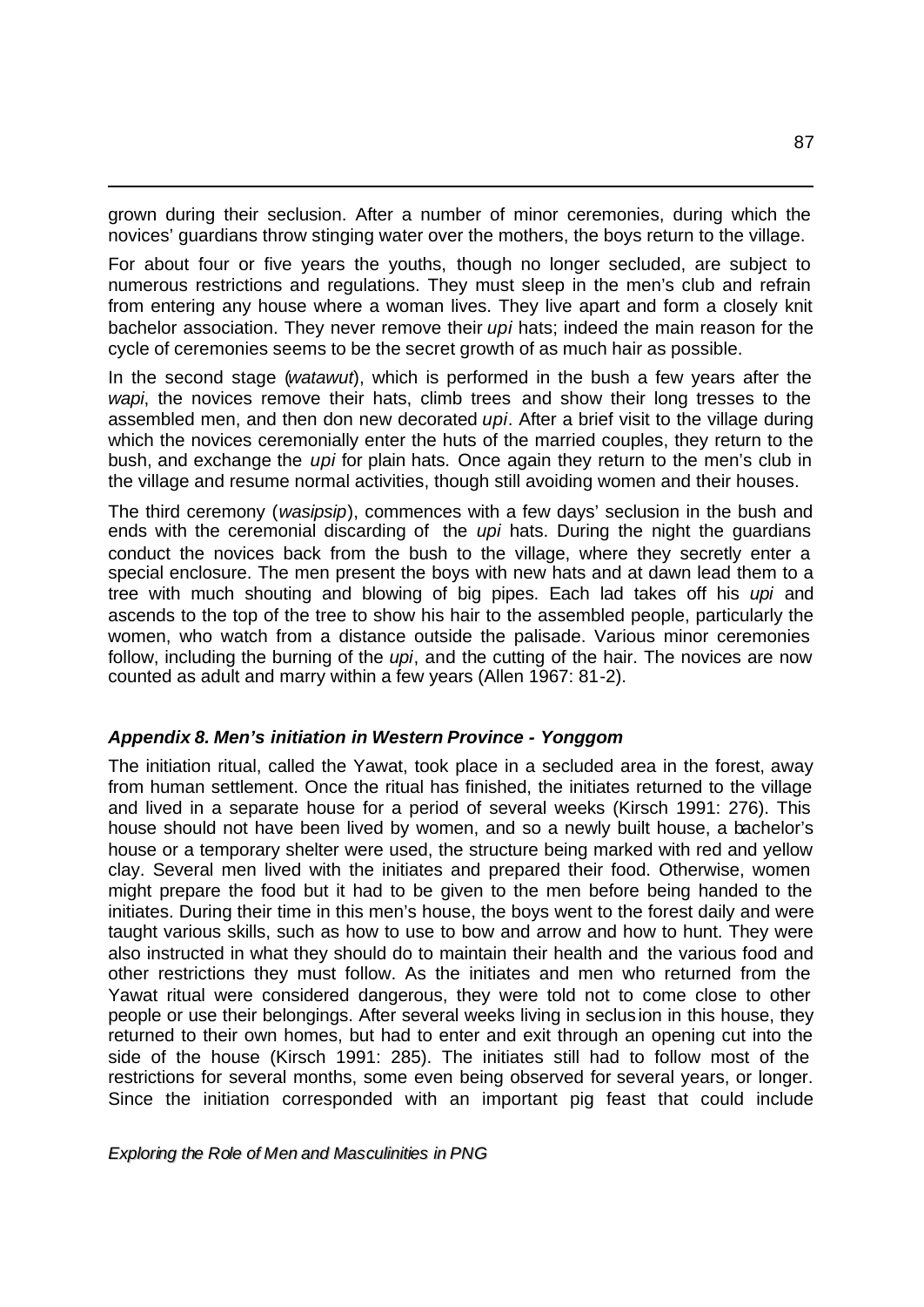grown during their seclusion. After a number of minor ceremonies, during which the novices' guardians throw stinging water over the mothers, the boys return to the village.

For about four or five years the youths, though no longer secluded, are subject to numerous restrictions and regulations. They must sleep in the men's club and refrain from entering any house where a woman lives. They live apart and form a closely knit bachelor association. They never remove their *upi* hats; indeed the main reason for the cycle of ceremonies seems to be the secret growth of as much hair as possible.

In the second stage (*watawut*), which is performed in the bush a few years after the *wapi*, the novices remove their hats, climb trees and show their long tresses to the assembled men, and then don new decorated *upi*. After a brief visit to the village during which the novices ceremonially enter the huts of the married couples, they return to the bush, and exchange the *upi* for plain hats. Once again they return to the men's club in the village and resume normal activities, though still avoiding women and their houses.

The third ceremony (*wasipsip*), commences with a few days' seclusion in the bush and ends with the ceremonial discarding of the *upi* hats. During the night the guardians conduct the novices back from the bush to the village, where they secretly enter a special enclosure. The men present the boys with new hats and at dawn lead them to a tree with much shouting and blowing of big pipes. Each lad takes off his *upi* and ascends to the top of the tree to show his hair to the assembled people, particularly the women, who watch from a distance outside the palisade. Various minor ceremonies follow, including the burning of the *upi*, and the cutting of the hair. The novices are now counted as adult and marry within a few years (Allen 1967: 81-2).

### *Appendix 8. Men's initiation in Western Province - Yonggom*

The initiation ritual, called the Yawat, took place in a secluded area in the forest, away from human settlement. Once the ritual has finished, the initiates returned to the village and lived in a separate house for a period of several weeks (Kirsch 1991: 276). This house should not have been lived by women, and so a newly built house, a bachelor's house or a temporary shelter were used, the structure being marked with red and yellow clay. Several men lived with the initiates and prepared their food. Otherwise, women might prepare the food but it had to be given to the men before being handed to the initiates. During their time in this men's house, the boys went to the forest daily and were taught various skills, such as how to use to bow and arrow and how to hunt. They were also instructed in what they should do to maintain their health and the various food and other restrictions they must follow. As the initiates and men who returned from the Yawat ritual were considered dangerous, they were told not to come close to other people or use their belongings. After several weeks living in seclusion in this house, they returned to their own homes, but had to enter and exit through an opening cut into the side of the house (Kirsch 1991: 285). The initiates still had to follow most of the restrictions for several months, some even being observed for several years, or longer. Since the initiation corresponded with an important pig feast that could include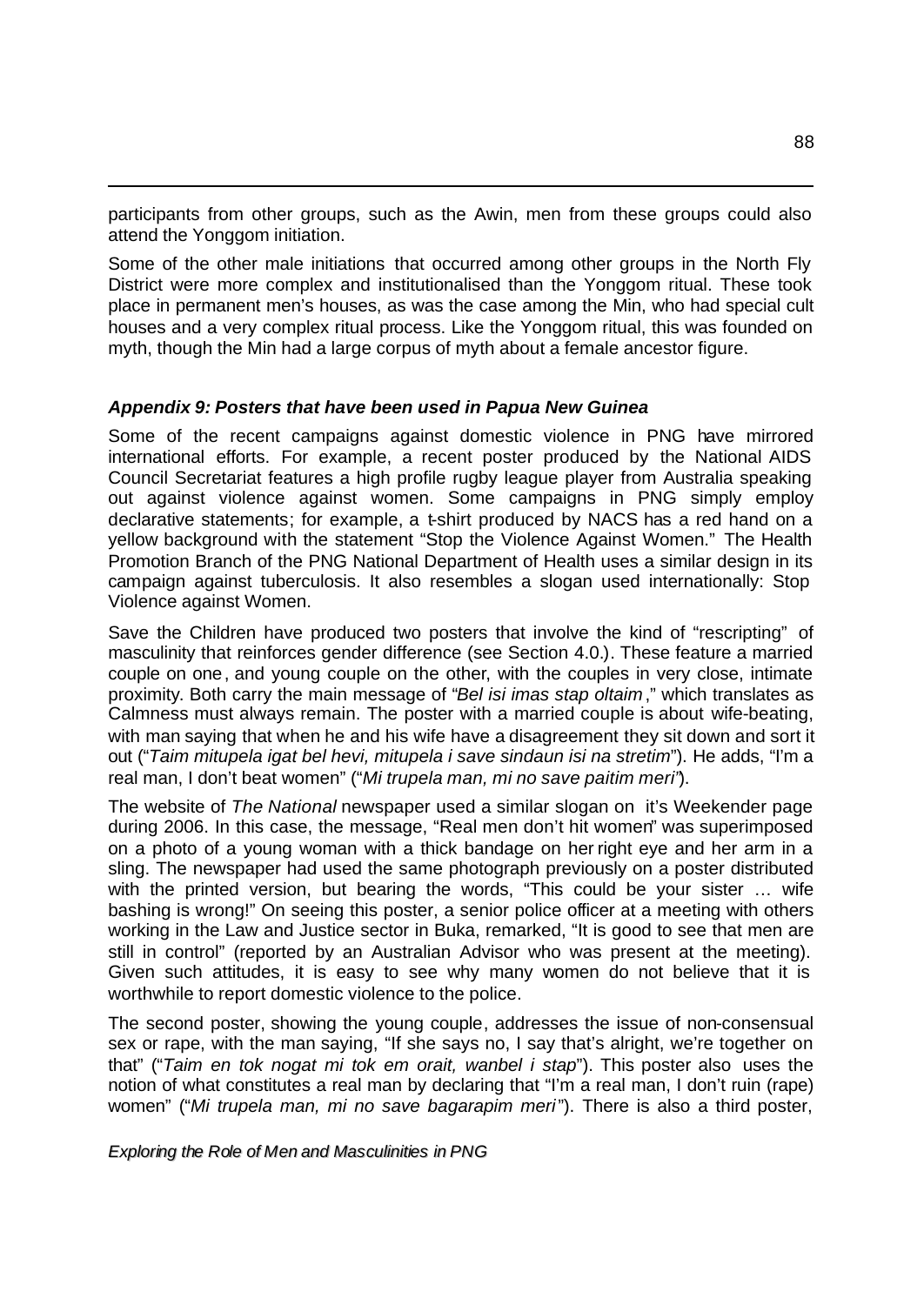participants from other groups, such as the Awin, men from these groups could also attend the Yonggom initiation.

Some of the other male initiations that occurred among other groups in the North Fly District were more complex and institutionalised than the Yonggom ritual. These took place in permanent men's houses, as was the case among the Min, who had special cult houses and a very complex ritual process. Like the Yonggom ritual, this was founded on myth, though the Min had a large corpus of myth about a female ancestor figure.

### *Appendix 9: Posters that have been used in Papua New Guinea*

Some of the recent campaigns against domestic violence in PNG have mirrored international efforts. For example, a recent poster produced by the National AIDS Council Secretariat features a high profile rugby league player from Australia speaking out against violence against women. Some campaigns in PNG simply employ declarative statements; for example, a t-shirt produced by NACS has a red hand on a yellow background with the statement "Stop the Violence Against Women." The Health Promotion Branch of the PNG National Department of Health uses a similar design in its campaign against tuberculosis. It also resembles a slogan used internationally: Stop Violence against Women.

Save the Children have produced two posters that involve the kind of "rescripting" of masculinity that reinforces gender difference (see Section 4.0.). These feature a married couple on one, and young couple on the other, with the couples in very close, intimate proximity. Both carry the main message of "*Bel isi imas stap oltaim*," which translates as Calmness must always remain. The poster with a married couple is about wife-beating, with man saying that when he and his wife have a disagreement they sit down and sort it out ("*Taim mitupela igat bel hevi, mitupela i save sindaun isi na stretim*"). He adds, "I'm a real man, I don't beat women" ("*Mi trupela man, mi no save paitim meri*").

The website of *The National* newspaper used a similar slogan on it's Weekender page during 2006. In this case, the message, "Real men don't hit women" was superimposed on a photo of a young woman with a thick bandage on her right eye and her arm in a sling. The newspaper had used the same photograph previously on a poster distributed with the printed version, but bearing the words, "This could be your sister … wife bashing is wrong!" On seeing this poster, a senior police officer at a meeting with others working in the Law and Justice sector in Buka, remarked, "It is good to see that men are still in control" (reported by an Australian Advisor who was present at the meeting). Given such attitudes, it is easy to see why many women do not believe that it is worthwhile to report domestic violence to the police.

The second poster, showing the young couple, addresses the issue of non-consensual sex or rape, with the man saying, "If she says no, I say that's alright, we're together on that" ("*Taim en tok nogat mi tok em orait, wanbel i stap*"). This poster also uses the notion of what constitutes a real man by declaring that "I'm a real man, I don't ruin (rape) women" ("*Mi trupela man, mi no save bagarapim meri*"). There is also a third poster,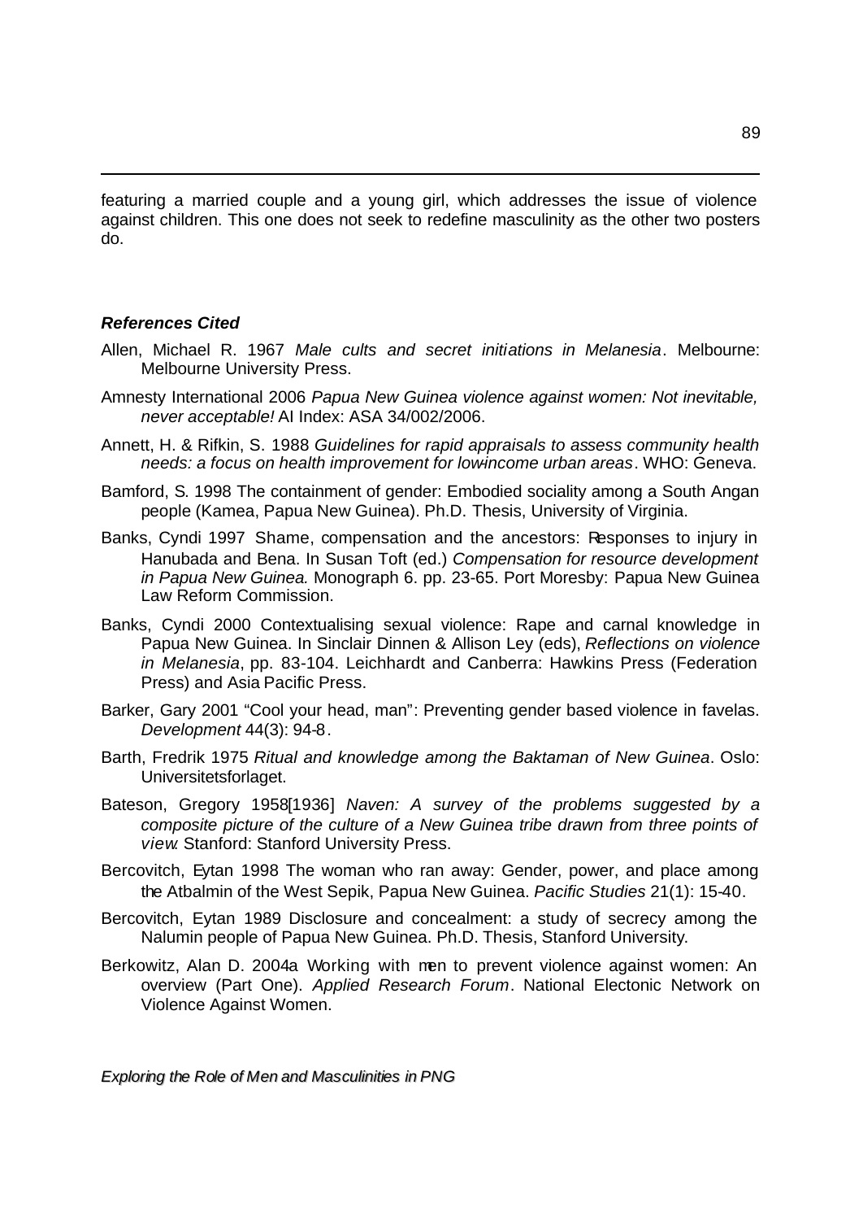featuring a married couple and a young girl, which addresses the issue of violence against children. This one does not seek to redefine masculinity as the other two posters do.

### *References Cited*

Allen, Michael R. 1967 *Male cults and secret initiations in Melanesia*. Melbourne: Melbourne University Press.

Amnesty International 2006 *Papua New Guinea violence against women: Not inevitable, never acceptable!* AI Index: ASA 34/002/2006.

Annett, H. & Rifkin, S. 1988 *Guidelines for rapid appraisals to assess community health needs: a focus on health improvement for low-income urban areas*. WHO: Geneva.

Bamford, S. 1998 The containment of gender: Embodied sociality among a South Angan people (Kamea, Papua New Guinea). Ph.D. Thesis, University of Virginia.

Banks, Cyndi 1997 Shame, compensation and the ancestors: Responses to injury in Hanubada and Bena. In Susan Toft (ed.) *Compensation for resource development in Papua New Guinea.* Monograph 6. pp. 23-65. Port Moresby: Papua New Guinea Law Reform Commission.

Banks, Cyndi 2000 Contextualising sexual violence: Rape and carnal knowledge in Papua New Guinea. In Sinclair Dinnen & Allison Ley (eds), *Reflections on violence in Melanesia*, pp. 83-104. Leichhardt and Canberra: Hawkins Press (Federation Press) and Asia Pacific Press.

Barker, Gary 2001 "Cool your head, man": Preventing gender based violence in favelas. *Development* 44(3): 94-8.

Barth, Fredrik 1975 *Ritual and knowledge among the Baktaman of New Guinea*. Oslo: Universitetsforlaget.

Bateson, Gregory 1958[1936] *Naven: A survey of the problems suggested by a composite picture of the culture of a New Guinea tribe drawn from three points of view*. Stanford: Stanford University Press.

Bercovitch, Eytan 1998 The woman who ran away: Gender, power, and place among the Atbalmin of the West Sepik, Papua New Guinea. *Pacific Studies* 21(1): 15-40.

Bercovitch, Eytan 1989 Disclosure and concealment: a study of secrecy among the Nalumin people of Papua New Guinea. Ph.D. Thesis, Stanford University.

Berkowitz, Alan D. 2004a Working with men to prevent violence against women: An overview (Part One). *Applied Research Forum*. National Electonic Network on Violence Against Women.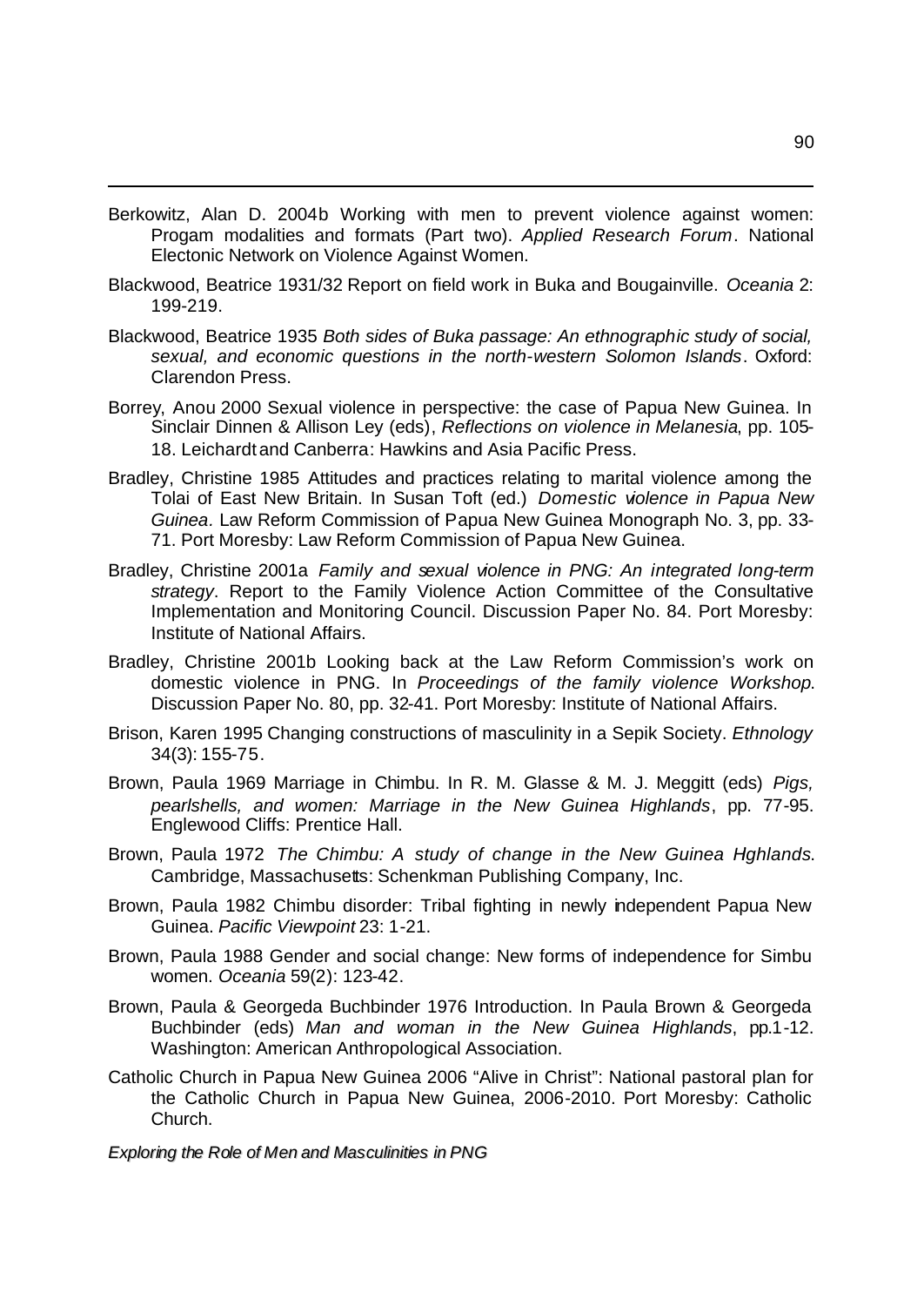Berkowitz, Alan D. 2004b Working with men to prevent violence against women: Progam modalities and formats (Part two). *Applied Research Forum*. National Electonic Network on Violence Against Women.

Blackwood, Beatrice 1931/32 Report on field work in Buka and Bougainville. *Oceania* 2: 199-219.

Blackwood, Beatrice 1935 *Both sides of Buka passage: An ethnographic study of social, sexual, and economic questions in the north-western Solomon Islands*. Oxford: Clarendon Press.

Borrey, Anou 2000 Sexual violence in perspective: the case of Papua New Guinea. In Sinclair Dinnen & Allison Ley (eds), *Reflections on violence in Melanesia*, pp. 105-18. Leichardt and Canberra: Hawkins and Asia Pacific Press.

Bradley, Christine 1985 Attitudes and practices relating to marital violence among the Tolai of East New Britain. In Susan Toft (ed.) *Domestic violence in Papua New Guinea.* Law Reform Commission of Papua New Guinea Monograph No. 3, pp. 33-71. Port Moresby: Law Reform Commission of Papua New Guinea.

Bradley, Christine 2001a *Family and sexual violence in PNG: An integrated long-term strategy*. Report to the Family Violence Action Committee of the Consultative Implementation and Monitoring Council. Discussion Paper No. 84. Port Moresby: Institute of National Affairs.

Bradley, Christine 2001b Looking back at the Law Reform Commission's work on domestic violence in PNG. In *Proceedings of the family violence Workshop*. Discussion Paper No. 80, pp. 32-41. Port Moresby: Institute of National Affairs.

Brison, Karen 1995 Changing constructions of masculinity in a Sepik Society. *Ethnology* 34(3): 155-75.

Brown, Paula 1969 Marriage in Chimbu. In R. M. Glasse & M. J. Meggitt (eds) *Pigs, pearlshells, and women: Marriage in the New Guinea Highlands*, pp. 77-95. Englewood Cliffs: Prentice Hall.

Brown, Paula 1972 *The Chimbu: A study of change in the New Guinea Hghlands*. Cambridge, Massachusetts: Schenkman Publishing Company, Inc.

Brown, Paula 1982 Chimbu disorder: Tribal fighting in newly independent Papua New Guinea. *Pacific Viewpoint* 23: 1-21.

Brown, Paula 1988 Gender and social change: New forms of independence for Simbu women. *Oceania* 59(2): 123-42.

Brown, Paula & Georgeda Buchbinder 1976 Introduction. In Paula Brown & Georgeda Buchbinder (eds) *Man and woman in the New Guinea Highlands*, pp.1-12. Washington: American Anthropological Association.

Catholic Church in Papua New Guinea 2006 "Alive in Christ": National pastoral plan for the Catholic Church in Papua New Guinea, 2006-2010. Port Moresby: Catholic Church.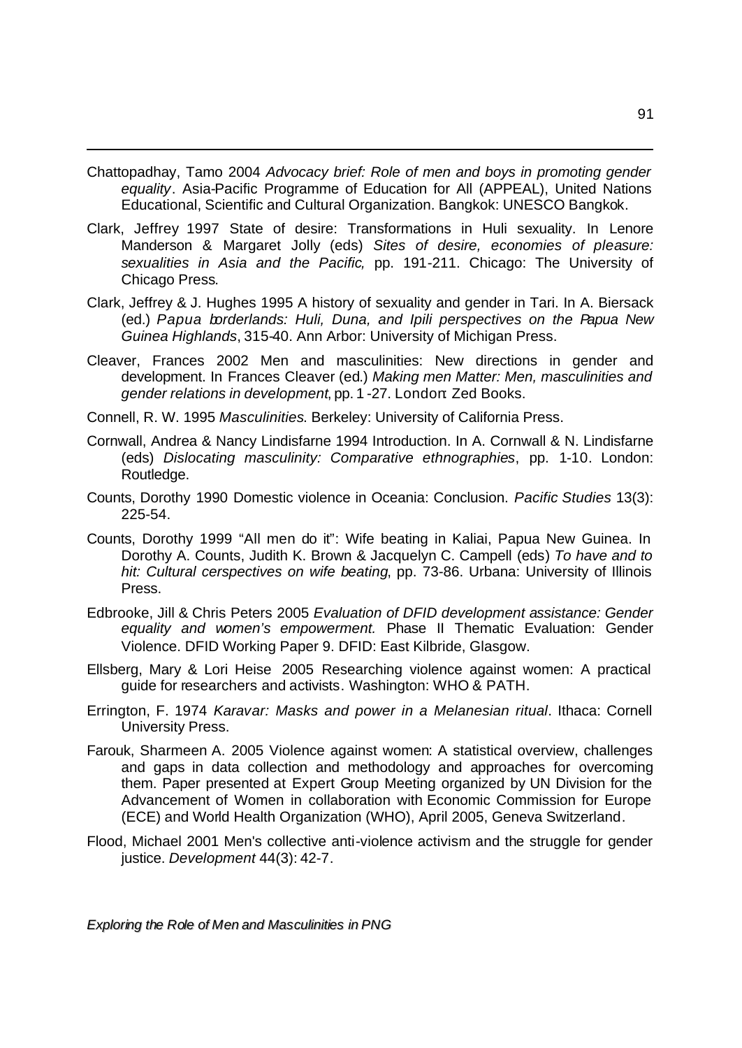Chattopadhay, Tamo 2004 *Advocacy brief: Role of men and boys in promoting gender equality*. Asia-Pacific Programme of Education for All (APPEAL), United Nations Educational, Scientific and Cultural Organization. Bangkok: UNESCO Bangkok.

Clark, Jeffrey 1997 State of desire: Transformations in Huli sexuality. In Lenore Manderson & Margaret Jolly (eds) *Sites of desire, economies of pleasure: sexualities in Asia and the Pacific,* pp. 191-211. Chicago: The University of Chicago Press.

Clark, Jeffrey & J. Hughes 1995 A history of sexuality and gender in Tari. In A. Biersack (ed.) *Papua borderlands: Huli, Duna, and Ipili perspectives on the Papua New Guinea Highlands*, 315-40. Ann Arbor: University of Michigan Press.

Cleaver, Frances 2002 Men and masculinities: New directions in gender and development. In Frances Cleaver (ed.) *Making men Matter: Men, masculinities and gender relations in development*, pp. 1-27. London: Zed Books.

Connell, R. W. 1995 *Masculinities*. Berkeley: University of California Press.

Cornwall, Andrea & Nancy Lindisfarne 1994 Introduction. In A. Cornwall & N. Lindisfarne (eds) *Dislocating masculinity: Comparative ethnographies*, pp. 1-10. London: Routledge.

Counts, Dorothy 1990 Domestic violence in Oceania: Conclusion. *Pacific Studies* 13(3): 225-54.

Counts, Dorothy 1999 "All men do it": Wife beating in Kaliai, Papua New Guinea. In Dorothy A. Counts, Judith K. Brown & Jacquelyn C. Campell (eds) *To have and to hit: Cultural cerspectives on wife beating*, pp. 73-86. Urbana: University of Illinois Press.

Edbrooke, Jill & Chris Peters 2005 *Evaluation of DFID development assistance: Gender equality and women's empowerment.* Phase II Thematic Evaluation: Gender Violence. DFID Working Paper 9. DFID: East Kilbride, Glasgow.

Ellsberg, Mary & Lori Heise 2005 Researching violence against women: A practical guide for researchers and activists. Washington: WHO & PATH.

Errington, F. 1974 *Karavar: Masks and power in a Melanesian ritual*. Ithaca: Cornell University Press.

Farouk, Sharmeen A. 2005 Violence against women: A statistical overview, challenges and gaps in data collection and methodology and approaches for overcoming them. Paper presented at Expert Group Meeting organized by UN Division for the Advancement of Women in collaboration with Economic Commission for Europe (ECE) and World Health Organization (WHO), April 2005, Geneva Switzerland.

Flood, Michael 2001 Men's collective anti-violence activism and the struggle for gender justice. *Development* 44(3): 42-7.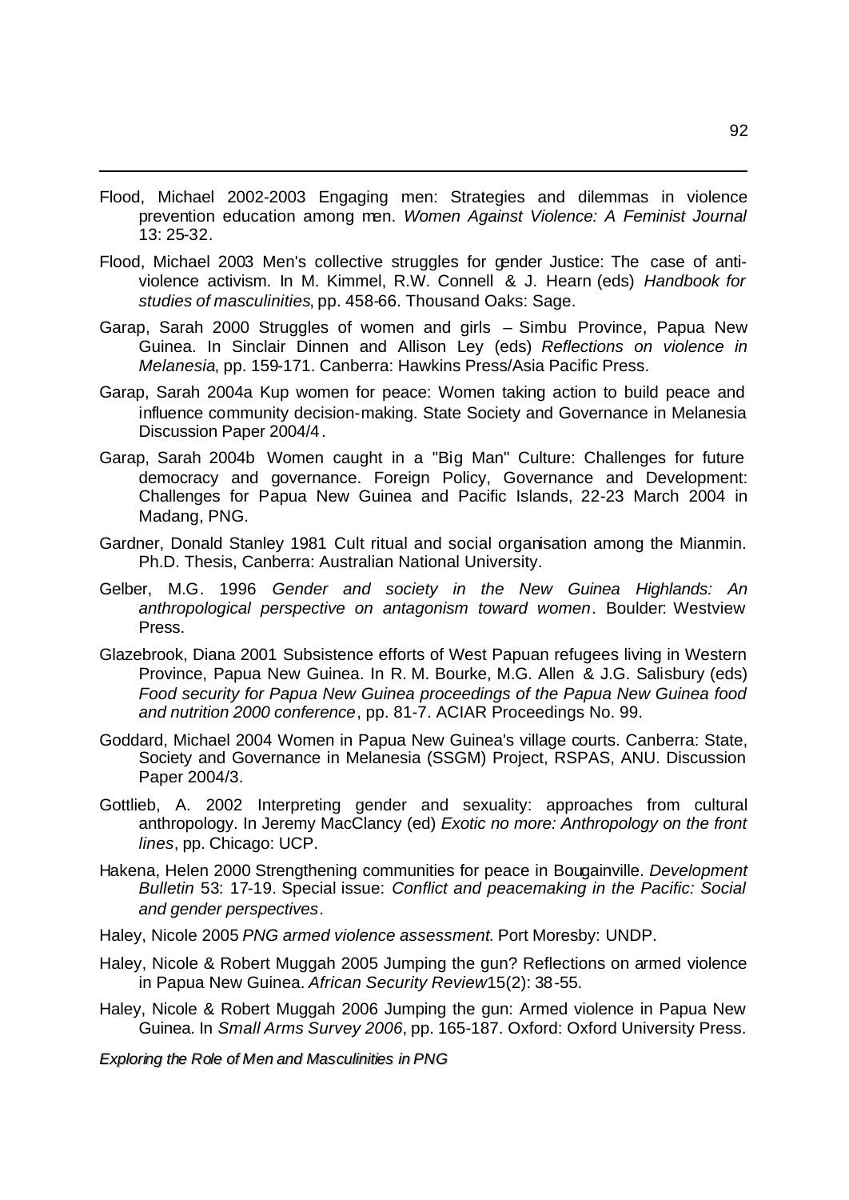Flood, Michael 2002-2003 Engaging men: Strategies and dilemmas in violence prevention education among men. *Women Against Violence: A Feminist Journal* 13: 25-32.

Flood, Michael 2003 Men's collective struggles for gender Justice: The case of anti-violence activism. In M. Kimmel, R.W. Connell & J. Hearn (eds) *Handbook for studies of masculinities*, pp. 458-66. Thousand Oaks: Sage.

Garap, Sarah 2000 Struggles of women and girls – Simbu Province, Papua New Guinea. In Sinclair Dinnen and Allison Ley (eds) *Reflections on violence in Melanesia*, pp. 159-171. Canberra: Hawkins Press/Asia Pacific Press.

Garap, Sarah 2004a Kup women for peace: Women taking action to build peace and influence community decision-making. State Society and Governance in Melanesia Discussion Paper 2004/4.

Garap, Sarah 2004b Women caught in a "Big Man" Culture: Challenges for future democracy and governance. Foreign Policy, Governance and Development: Challenges for Papua New Guinea and Pacific Islands, 22-23 March 2004 in Madang, PNG.

Gardner, Donald Stanley 1981 Cult ritual and social organisation among the Mianmin. Ph.D. Thesis, Canberra: Australian National University.

Gelber, M.G. 1996 *Gender and society in the New Guinea Highlands: An anthropological perspective on antagonism toward women*. Boulder: Westview Press.

Glazebrook, Diana 2001 Subsistence efforts of West Papuan refugees living in Western Province, Papua New Guinea. In R. M. Bourke, M.G. Allen & J.G. Salisbury (eds) *Food security for Papua New Guinea proceedings of the Papua New Guinea food and nutrition 2000 conference*, pp. 81-7. ACIAR Proceedings No. 99.

Goddard, Michael 2004 Women in Papua New Guinea's village courts. Canberra: State, Society and Governance in Melanesia (SSGM) Project, RSPAS, ANU. Discussion Paper 2004/3.

Gottlieb, A. 2002 Interpreting gender and sexuality: approaches from cultural anthropology. In Jeremy MacClancy (ed) *Exotic no more: Anthropology on the front lines*, pp. Chicago: UCP.

Hakena, Helen 2000 Strengthening communities for peace in Bougainville. *Development Bulletin* 53: 17-19. Special issue: *Conflict and peacemaking in the Pacific: Social and gender perspectives*.

Haley, Nicole 2005 *PNG armed violence assessment*. Port Moresby: UNDP.

Haley, Nicole & Robert Muggah 2005 Jumping the gun? Reflections on armed violence in Papua New Guinea. *African Security Review* 15(2): 38-55.

Haley, Nicole & Robert Muggah 2006 Jumping the gun: Armed violence in Papua New Guinea. In *Small Arms Survey 2006*, pp. 165-187. Oxford: Oxford University Press.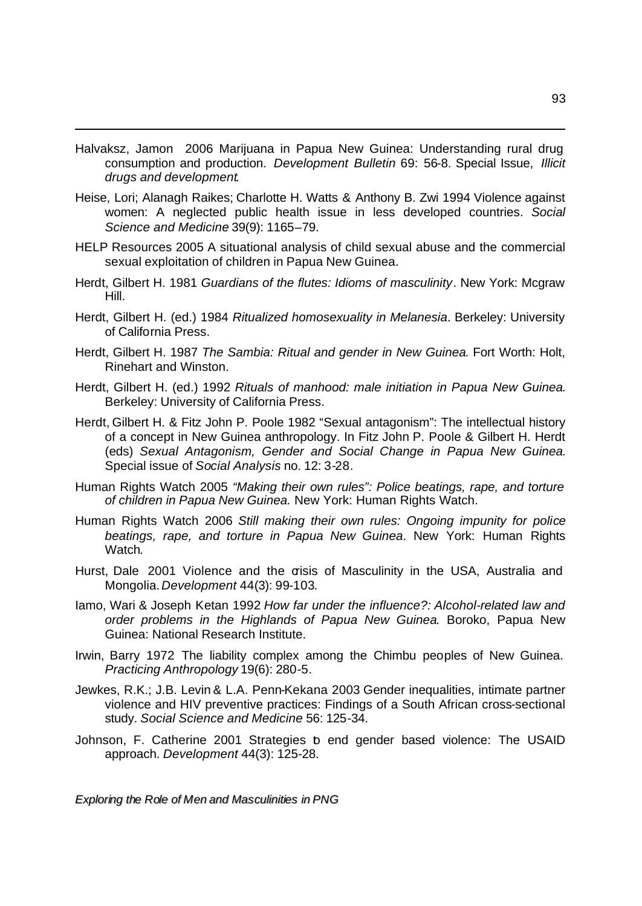Halvaksz, Jamon 2006 Marijuana in Papua New Guinea: Understanding rural drug consumption and production. *Development Bulletin* 69: 56-8. Special Issue, *Illicit drugs and development*.

Heise, Lori; Alanagh Raikes; Charlotte H. Watts & Anthony B. Zwi 1994 Violence against women: A neglected public health issue in less developed countries. *Social Science and Medicine* 39(9): 1165–79.

HELP Resources 2005 A situational analysis of child sexual abuse and the commercial sexual exploitation of children in Papua New Guinea.

Herdt, Gilbert H. 1981 *Guardians of the flutes: Idioms of masculinity*. New York: Mcgraw Hill.

Herdt, Gilbert H. (ed.) 1984 *Ritualized homosexuality in Melanesia*. Berkeley: University of California Press.

Herdt, Gilbert H. 1987 *The Sambia: Ritual and gender in New Guinea*. Fort Worth: Holt, Rinehart and Winston.

Herdt, Gilbert H. (ed.) 1992 *Rituals of manhood: male initiation in Papua New Guinea*. Berkeley: University of California Press.

Herdt, Gilbert H. & Fitz John P. Poole 1982 "Sexual antagonism": The intellectual history of a concept in New Guinea anthropology. In Fitz John P. Poole & Gilbert H. Herdt (eds) *Sexual Antagonism, Gender and Social Change in Papua New Guinea*. Special issue of *Social Analysis* no. 12: 3-28.

Human Rights Watch 2005 *"Making their own rules": Police beatings, rape, and torture of children in Papua New Guinea.* New York: Human Rights Watch.

Human Rights Watch 2006 *Still making their own rules: Ongoing impunity for police beatings, rape, and torture in Papua New Guinea*. New York: Human Rights Watch.

Hurst, Dale 2001 Violence and the crisis of Masculinity in the USA, Australia and Mongolia. *Development* 44(3): 99-103.

Iamo, Wari & Joseph Ketan 1992 *How far under the influence?: Alcohol-related law and order problems in the Highlands of Papua New Guinea*. Boroko, Papua New Guinea: National Research Institute.

Irwin, Barry 1972 The liability complex among the Chimbu peoples of New Guinea. *Practicing Anthropology* 19(6): 280-5.

Jewkes, R.K.; J.B. Levin & L.A. Penn-Kekana 2003 Gender inequalities, intimate partner violence and HIV preventive practices: Findings of a South African cross-sectional study. *Social Science and Medicine* 56: 125-34.

Johnson, F. Catherine 2001 Strategies to end gender based violence: The USAID approach. *Development* 44(3): 125-28.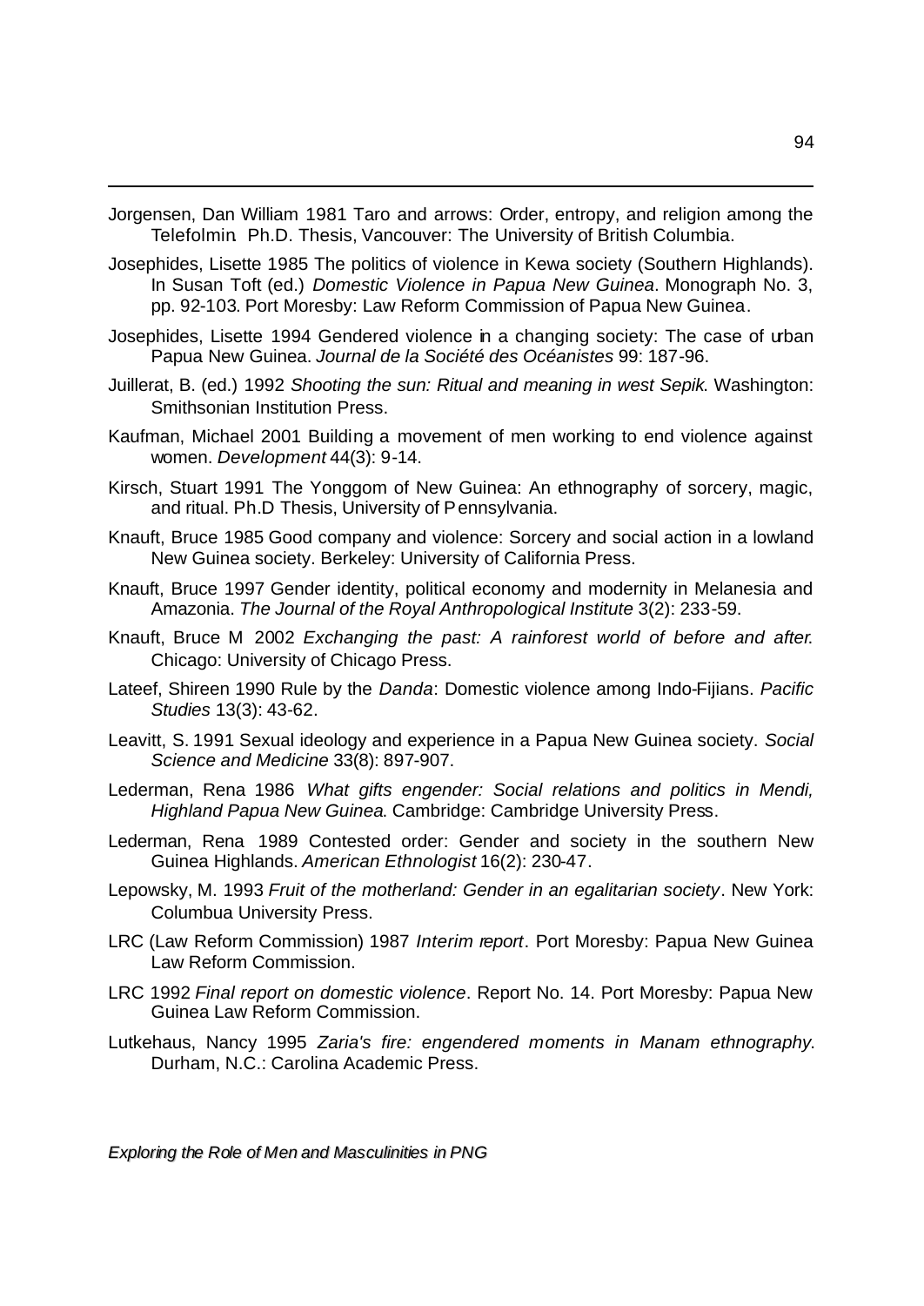Jorgensen, Dan William 1981 Taro and arrows: Order, entropy, and religion among the Telefolmin. Ph.D. Thesis, Vancouver: The University of British Columbia.

Josephides, Lisette 1985 The politics of violence in Kewa society (Southern Highlands). In Susan Toft (ed.) *Domestic Violence in Papua New Guinea*. Monograph No. 3, pp. 92-103. Port Moresby: Law Reform Commission of Papua New Guinea.

Josephides, Lisette 1994 Gendered violence in a changing society: The case of urban Papua New Guinea. *Journal de la Société des Océanistes* 99: 187-96.

Juillerat, B. (ed.) 1992 *Shooting the sun: Ritual and meaning in west Sepik*. Washington: Smithsonian Institution Press.

Kaufman, Michael 2001 Building a movement of men working to end violence against women. *Development* 44(3): 9-14.

Kirsch, Stuart 1991 The Yonggom of New Guinea: An ethnography of sorcery, magic, and ritual. Ph.D Thesis, University of Pennsylvania.

Knauft, Bruce 1985 Good company and violence: Sorcery and social action in a lowland New Guinea society. Berkeley: University of California Press.

Knauft, Bruce 1997 Gender identity, political economy and modernity in Melanesia and Amazonia. *The Journal of the Royal Anthropological Institute* 3(2): 233-59.

Knauft, Bruce M 2002 *Exchanging the past: A rainforest world of before and after*. Chicago: University of Chicago Press.

Lateef, Shireen 1990 Rule by the *Danda*: Domestic violence among Indo-Fijians. *Pacific Studies* 13(3): 43-62.

Leavitt, S. 1991 Sexual ideology and experience in a Papua New Guinea society. *Social Science and Medicine* 33(8): 897-907.

Lederman, Rena 1986 *What gifts engender: Social relations and politics in Mendi, Highland Papua New Guinea*. Cambridge: Cambridge University Press.

Lederman, Rena 1989 Contested order: Gender and society in the southern New Guinea Highlands. *American Ethnologist* 16(2): 230-47.

Lepowsky, M. 1993 *Fruit of the motherland: Gender in an egalitarian society*. New York: Columbua University Press.

LRC (Law Reform Commission) 1987 *Interim report*. Port Moresby: Papua New Guinea Law Reform Commission.

LRC 1992 *Final report on domestic violence*. Report No. 14. Port Moresby: Papua New Guinea Law Reform Commission.

Lutkehaus, Nancy 1995 *Zaria's fire: engendered moments in Manam ethnography*. Durham, N.C.: Carolina Academic Press.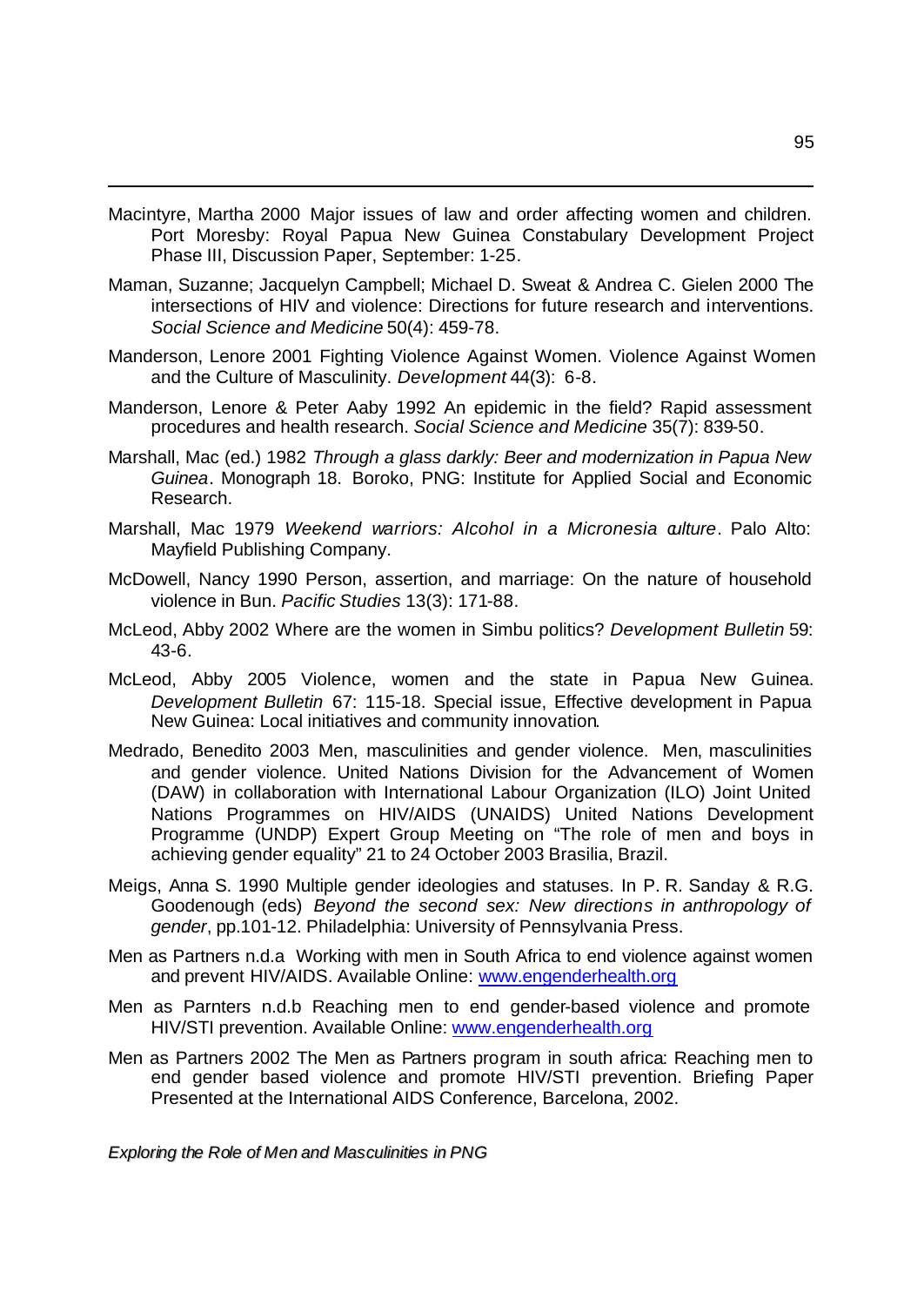Macintyre, Martha 2000 Major issues of law and order affecting women and children. Port Moresby: Royal Papua New Guinea Constabulary Development Project Phase III, Discussion Paper, September: 1-25.

Maman, Suzanne; Jacquelyn Campbell; Michael D. Sweat & Andrea C. Gielen 2000 The intersections of HIV and violence: Directions for future research and interventions. *Social Science and Medicine* 50(4): 459-78.

Manderson, Lenore 2001 Fighting Violence Against Women. Violence Against Women and the Culture of Masculinity. *Development* 44(3): 6-8.

Manderson, Lenore & Peter Aaby 1992 An epidemic in the field? Rapid assessment procedures and health research. *Social Science and Medicine* 35(7): 839-50.

Marshall, Mac (ed.) 1982 *Through a glass darkly: Beer and modernization in Papua New Guinea*. Monograph 18. Boroko, PNG: Institute for Applied Social and Economic Research.

Marshall, Mac 1979 *Weekend warriors: Alcohol in a Micronesia culture*. Palo Alto: Mayfield Publishing Company.

McDowell, Nancy 1990 Person, assertion, and marriage: On the nature of household violence in Bun. *Pacific Studies* 13(3): 171-88.

McLeod, Abby 2002 Where are the women in Simbu politics? *Development Bulletin* 59: 43-6.

McLeod, Abby 2005 Violence, women and the state in Papua New Guinea. *Development Bulletin* 67: 115-18. Special issue, Effective development in Papua New Guinea: Local initiatives and community innovation.

Medrado, Benedito 2003 Men, masculinities and gender violence. Men, masculinities and gender violence. United Nations Division for the Advancement of Women (DAW) in collaboration with International Labour Organization (ILO) Joint United Nations Programmes on HIV/AIDS (UNAIDS) United Nations Development Programme (UNDP) Expert Group Meeting on "The role of men and boys in achieving gender equality" 21 to 24 October 2003 Brasilia, Brazil.

Meigs, Anna S. 1990 Multiple gender ideologies and statuses. In P. R. Sanday & R.G. Goodenough (eds) *Beyond the second sex: New directions in anthropology of gender*, pp.101-12. Philadelphia: University of Pennsylvania Press.

Men as Partners n.d.a Working with men in South Africa to end violence against women and prevent HIV/AIDS. Available Online: www.engenderhealth.org

Men as Parnters n.d.b Reaching men to end gender-based violence and promote HIV/STI prevention. Available Online: www.engenderhealth.org

Men as Partners 2002 The Men as Partners program in south africa: Reaching men to end gender based violence and promote HIV/STI prevention. Briefing Paper Presented at the International AIDS Conference, Barcelona, 2002.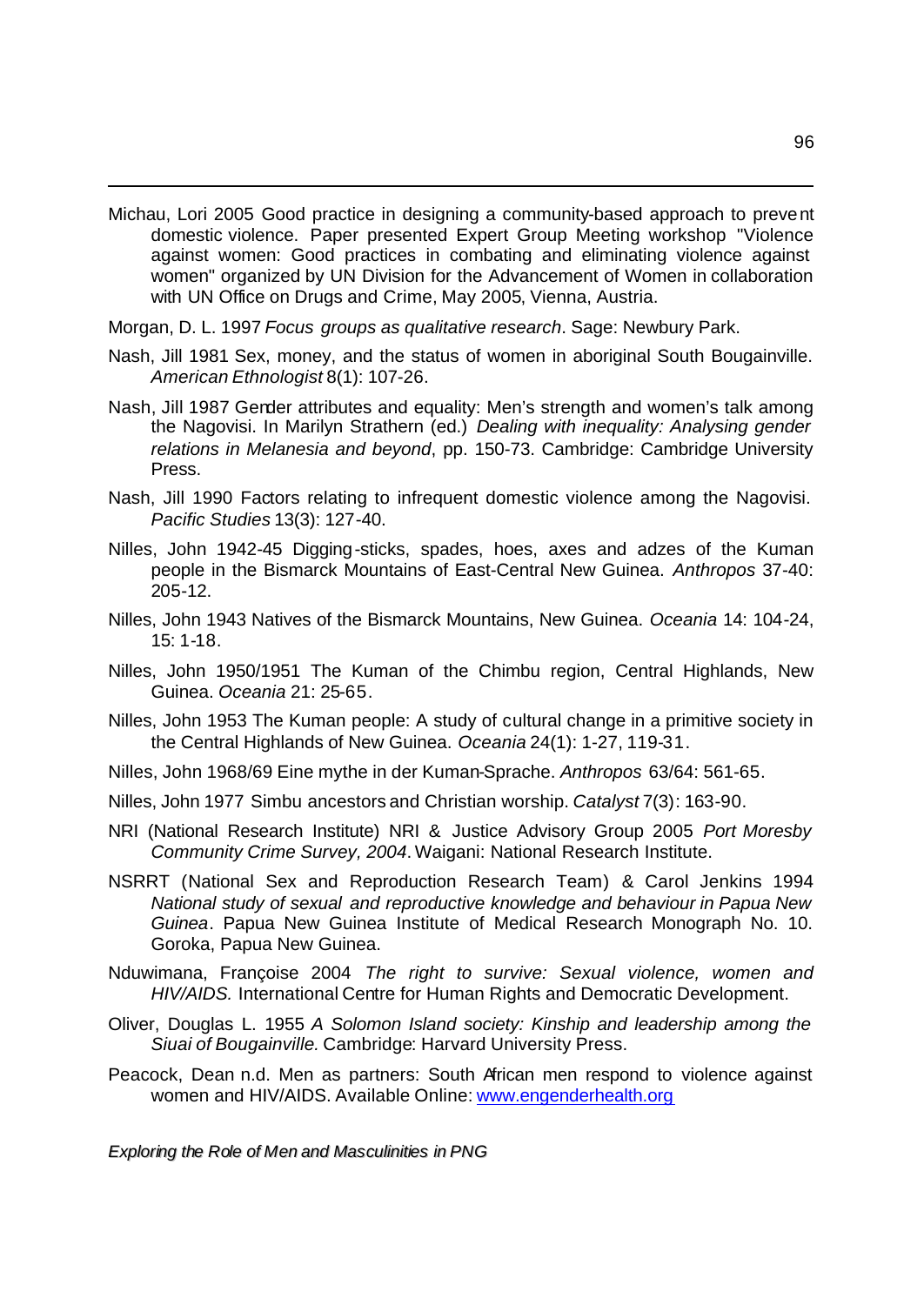Michau, Lori 2005 Good practice in designing a community-based approach to prevent domestic violence. Paper presented Expert Group Meeting workshop "Violence against women: Good practices in combating and eliminating violence against women" organized by UN Division for the Advancement of Women in collaboration with UN Office on Drugs and Crime, May 2005, Vienna, Austria.

Morgan, D. L. 1997 *Focus groups as qualitative research*. Sage: Newbury Park.

Nash, Jill 1981 Sex, money, and the status of women in aboriginal South Bougainville. *American Ethnologist* 8(1): 107-26.

Nash, Jill 1987 Gender attributes and equality: Men's strength and women's talk among the Nagovisi. In Marilyn Strathern (ed.) *Dealing with inequality: Analysing gender relations in Melanesia and beyond*, pp. 150-73. Cambridge: Cambridge University Press.

Nash, Jill 1990 Factors relating to infrequent domestic violence among the Nagovisi. *Pacific Studies* 13(3): 127-40.

Nilles, John 1942-45 Digging-sticks, spades, hoes, axes and adzes of the Kuman people in the Bismarck Mountains of East-Central New Guinea. *Anthropos* 37-40: 205-12.

Nilles, John 1943 Natives of the Bismarck Mountains, New Guinea. *Oceania* 14: 104-24, 15: 1-18.

Nilles, John 1950/1951 The Kuman of the Chimbu region, Central Highlands, New Guinea. *Oceania* 21: 25-65.

Nilles, John 1953 The Kuman people: A study of cultural change in a primitive society in the Central Highlands of New Guinea. *Oceania* 24(1): 1-27, 119-31.

Nilles, John 1968/69 Eine mythe in der Kuman-Sprache. *Anthropos* 63/64: 561-65.

Nilles, John 1977 Simbu ancestors and Christian worship. *Catalyst* 7(3): 163-90.

NRI (National Research Institute) NRI & Justice Advisory Group 2005 *Port Moresby Community Crime Survey, 2004*. Waigani: National Research Institute.

NSRRT (National Sex and Reproduction Research Team) & Carol Jenkins 1994 *National study of sexual and reproductive knowledge and behaviour in Papua New Guinea*. Papua New Guinea Institute of Medical Research Monograph No. 10. Goroka, Papua New Guinea.

Nduwimana, Françoise 2004 *The right to survive: Sexual violence, women and HIV/AIDS.* International Centre for Human Rights and Democratic Development.

Oliver, Douglas L. 1955 *A Solomon Island society: Kinship and leadership among the Siuai of Bougainville.* Cambridge: Harvard University Press.

Peacock, Dean n.d. Men as partners: South African men respond to violence against women and HIV/AIDS. Available Online: www.engenderhealth.org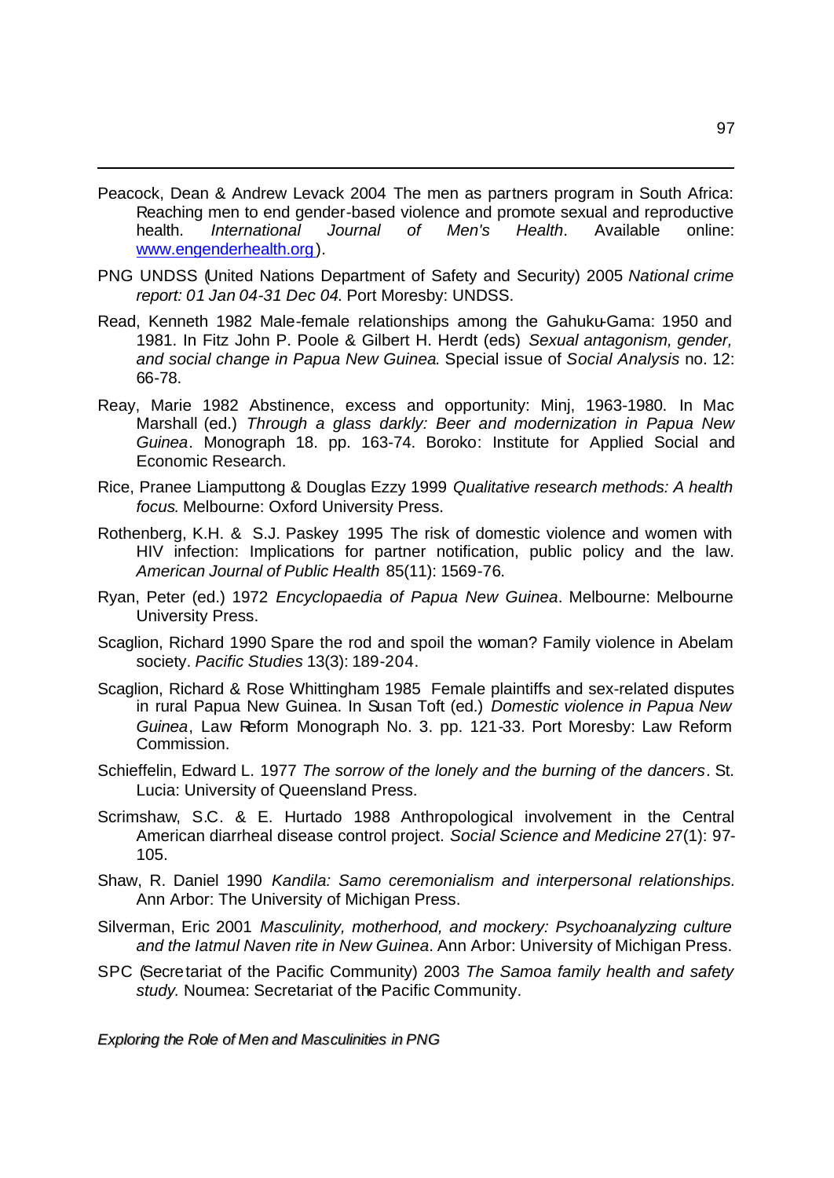Peacock, Dean & Andrew Levack 2004 The men as partners program in South Africa: Reaching men to end gender-based violence and promote sexual and reproductive health. *International Journal of Men's Health*. Available online: www.engenderhealth.org).

PNG UNDSS (United Nations Department of Safety and Security) 2005 *National crime report: 01 Jan 04-31 Dec 04*. Port Moresby: UNDSS.

Read, Kenneth 1982 Male-female relationships among the Gahuku-Gama: 1950 and 1981. In Fitz John P. Poole & Gilbert H. Herdt (eds) *Sexual antagonism, gender, and social change in Papua New Guinea*. Special issue of *Social Analysis* no. 12: 66-78.

Reay, Marie 1982 Abstinence, excess and opportunity: Minj, 1963-1980. In Mac Marshall (ed.) *Through a glass darkly: Beer and modernization in Papua New Guinea*. Monograph 18. pp. 163-74. Boroko: Institute for Applied Social and Economic Research.

Rice, Pranee Liamputtong & Douglas Ezzy 1999 *Qualitative research methods: A health focus*. Melbourne: Oxford University Press.

Rothenberg, K.H. & S.J. Paskey 1995 The risk of domestic violence and women with HIV infection: Implications for partner notification, public policy and the law. *American Journal of Public Health* 85(11): 1569-76.

Ryan, Peter (ed.) 1972 *Encyclopaedia of Papua New Guinea*. Melbourne: Melbourne University Press.

Scaglion, Richard 1990 Spare the rod and spoil the woman? Family violence in Abelam society. *Pacific Studies* 13(3): 189-204.

Scaglion, Richard & Rose Whittingham 1985 Female plaintiffs and sex-related disputes in rural Papua New Guinea. In Susan Toft (ed.) *Domestic violence in Papua New Guinea*, Law Reform Monograph No. 3. pp. 121-33. Port Moresby: Law Reform Commission.

Schieffelin, Edward L. 1977 *The sorrow of the lonely and the burning of the dancers*. St. Lucia: University of Queensland Press.

Scrimshaw, S.C. & E. Hurtado 1988 Anthropological involvement in the Central American diarrheal disease control project. *Social Science and Medicine* 27(1): 97-105.

Shaw, R. Daniel 1990 *Kandila: Samo ceremonialism and interpersonal relationships.* Ann Arbor: The University of Michigan Press.

Silverman, Eric 2001 *Masculinity, motherhood, and mockery: Psychoanalyzing culture and the Iatmul Naven rite in New Guinea*. Ann Arbor: University of Michigan Press.

SPC (Secretariat of the Pacific Community) 2003 *The Samoa family health and safety study*. Noumea: Secretariat of the Pacific Community.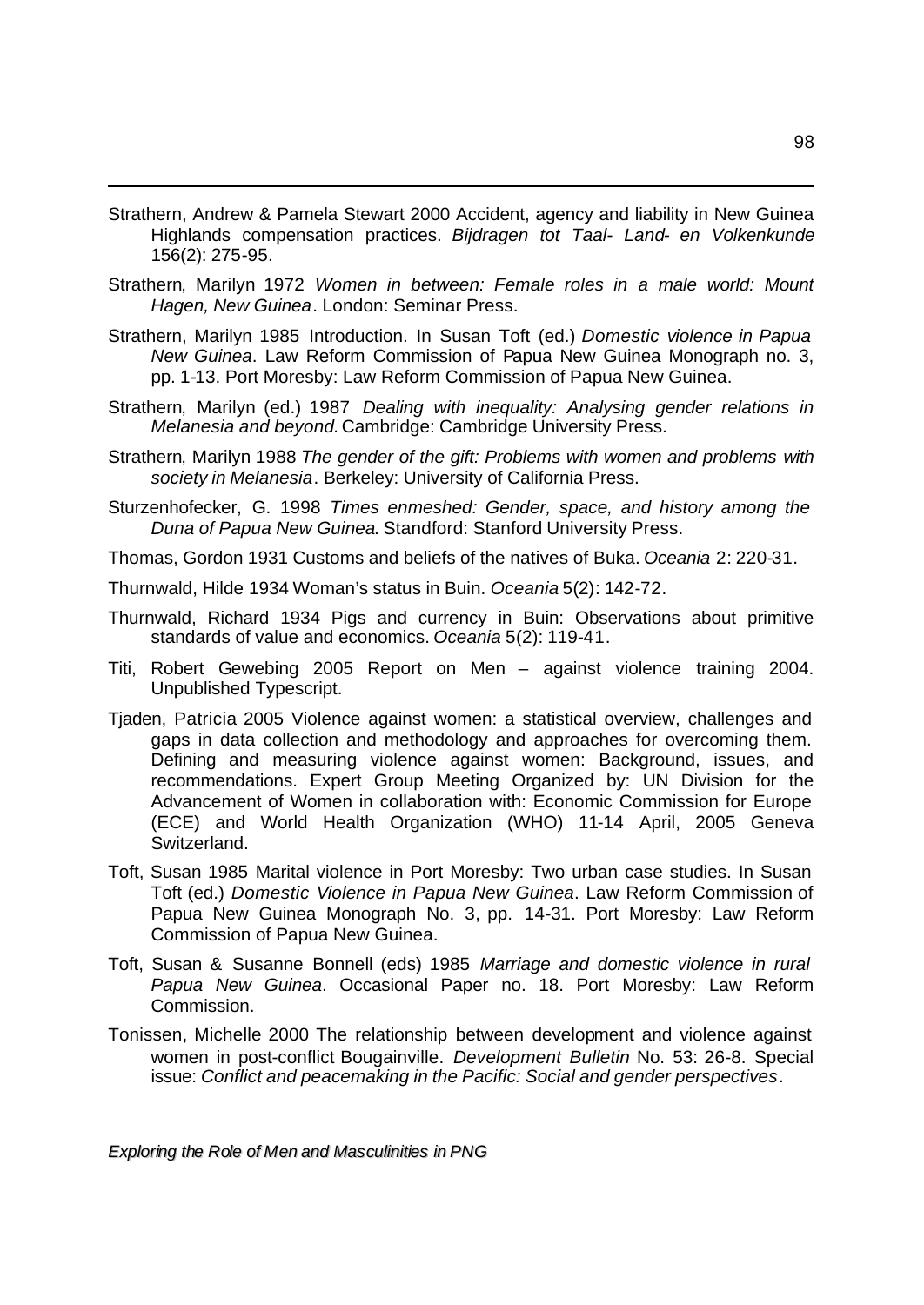Strathern, Andrew & Pamela Stewart 2000 Accident, agency and liability in New Guinea Highlands compensation practices. *Bijdragen tot Taal- Land- en Volkenkunde* 156(2): 275-95.

Strathern, Marilyn 1972 *Women in between: Female roles in a male world: Mount Hagen, New Guinea*. London: Seminar Press.

Strathern, Marilyn 1985 Introduction. In Susan Toft (ed.) *Domestic violence in Papua New Guinea*. Law Reform Commission of Papua New Guinea Monograph no. 3, pp. 1-13. Port Moresby: Law Reform Commission of Papua New Guinea.

Strathern, Marilyn (ed.) 1987 *Dealing with inequality: Analysing gender relations in Melanesia and beyond.* Cambridge: Cambridge University Press.

Strathern, Marilyn 1988 *The gender of the gift: Problems with women and problems with society in Melanesia*. Berkeley: University of California Press.

Sturzenhofecker, G. 1998 *Times enmeshed: Gender, space, and history among the Duna of Papua New Guinea*. Standford: Stanford University Press.

Thomas, Gordon 1931 Customs and beliefs of the natives of Buka. *Oceania* 2: 220-31.

Thurnwald, Hilde 1934 Woman's status in Buin. *Oceania* 5(2): 142-72.

Thurnwald, Richard 1934 Pigs and currency in Buin: Observations about primitive standards of value and economics. *Oceania* 5(2): 119-41.

Titi, Robert Gewebing 2005 Report on Men – against violence training 2004. Unpublished Typescript.

Tjaden, Patricia 2005 Violence against women: a statistical overview, challenges and gaps in data collection and methodology and approaches for overcoming them. Defining and measuring violence against women: Background, issues, and recommendations. Expert Group Meeting Organized by: UN Division for the Advancement of Women in collaboration with: Economic Commission for Europe (ECE) and World Health Organization (WHO) 11-14 April, 2005 Geneva Switzerland.

Toft, Susan 1985 Marital violence in Port Moresby: Two urban case studies. In Susan Toft (ed.) *Domestic Violence in Papua New Guinea*. Law Reform Commission of Papua New Guinea Monograph No. 3, pp. 14-31. Port Moresby: Law Reform Commission of Papua New Guinea.

Toft, Susan & Susanne Bonnell (eds) 1985 *Marriage and domestic violence in rural Papua New Guinea*. Occasional Paper no. 18. Port Moresby: Law Reform Commission.

Tonissen, Michelle 2000 The relationship between development and violence against women in post-conflict Bougainville. *Development Bulletin* No. 53: 26-8. Special issue: *Conflict and peacemaking in the Pacific: Social and gender perspectives*.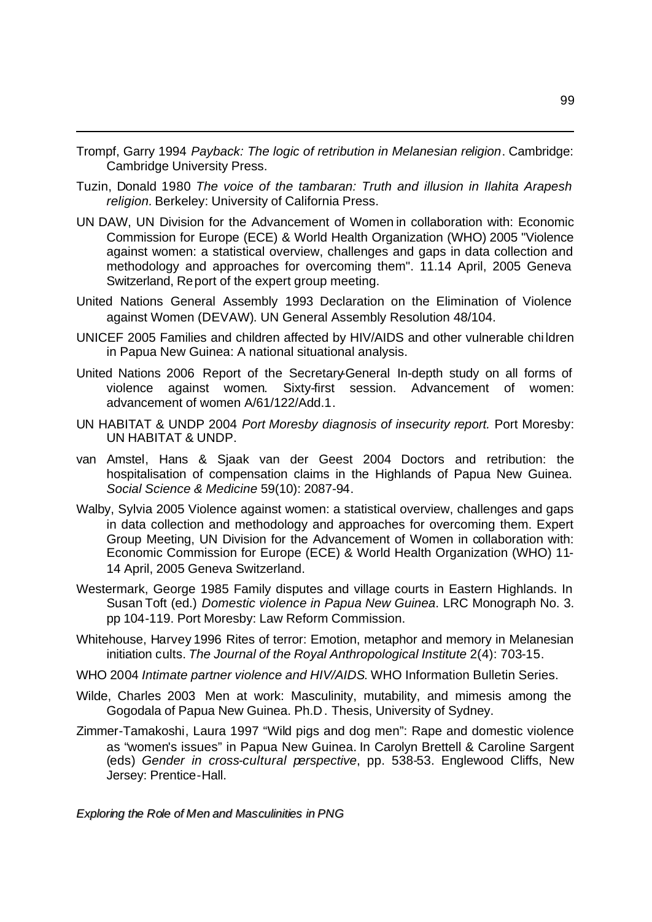Trompf, Garry 1994 *Payback: The logic of retribution in Melanesian religion*. Cambridge: Cambridge University Press.

Tuzin, Donald 1980 *The voice of the tambaran: Truth and illusion in Ilahita Arapesh religion*. Berkeley: University of California Press.

UN DAW, UN Division for the Advancement of Women in collaboration with: Economic Commission for Europe (ECE) & World Health Organization (WHO) 2005 "Violence against women: a statistical overview, challenges and gaps in data collection and methodology and approaches for overcoming them". 11.14 April, 2005 Geneva Switzerland, Report of the expert group meeting.

United Nations General Assembly 1993 Declaration on the Elimination of Violence against Women (DEVAW). UN General Assembly Resolution 48/104.

UNICEF 2005 Families and children affected by HIV/AIDS and other vulnerable children in Papua New Guinea: A national situational analysis.

United Nations 2006 Report of the Secretary-General In-depth study on all forms of violence against women. Sixty-first session. Advancement of women: advancement of women A/61/122/Add.1.

UN HABITAT & UNDP 2004 *Port Moresby diagnosis of insecurity report.* Port Moresby: UN HABITAT & UNDP.

van Amstel, Hans & Sjaak van der Geest 2004 Doctors and retribution: the hospitalisation of compensation claims in the Highlands of Papua New Guinea. *Social Science & Medicine* 59(10): 2087-94.

Walby, Sylvia 2005 Violence against women: a statistical overview, challenges and gaps in data collection and methodology and approaches for overcoming them. Expert Group Meeting, UN Division for the Advancement of Women in collaboration with: Economic Commission for Europe (ECE) & World Health Organization (WHO) 11-14 April, 2005 Geneva Switzerland.

Westermark, George 1985 Family disputes and village courts in Eastern Highlands. In Susan Toft (ed.) *Domestic violence in Papua New Guinea*. LRC Monograph No. 3. pp 104-119. Port Moresby: Law Reform Commission.

Whitehouse, Harvey 1996 Rites of terror: Emotion, metaphor and memory in Melanesian initiation cults. *The Journal of the Royal Anthropological Institute* 2(4): 703-15.

WHO 2004 *Intimate partner violence and HIV/AIDS*. WHO Information Bulletin Series.

Wilde, Charles 2003 Men at work: Masculinity, mutability, and mimesis among the Gogodala of Papua New Guinea. Ph.D. Thesis, University of Sydney.

Zimmer-Tamakoshi, Laura 1997 "Wild pigs and dog men": Rape and domestic violence as "women's issues" in Papua New Guinea. In Carolyn Brettell & Caroline Sargent (eds) *Gender in cross-cultural perspective*, pp. 538-53. Englewood Cliffs, New Jersey: Prentice-Hall.